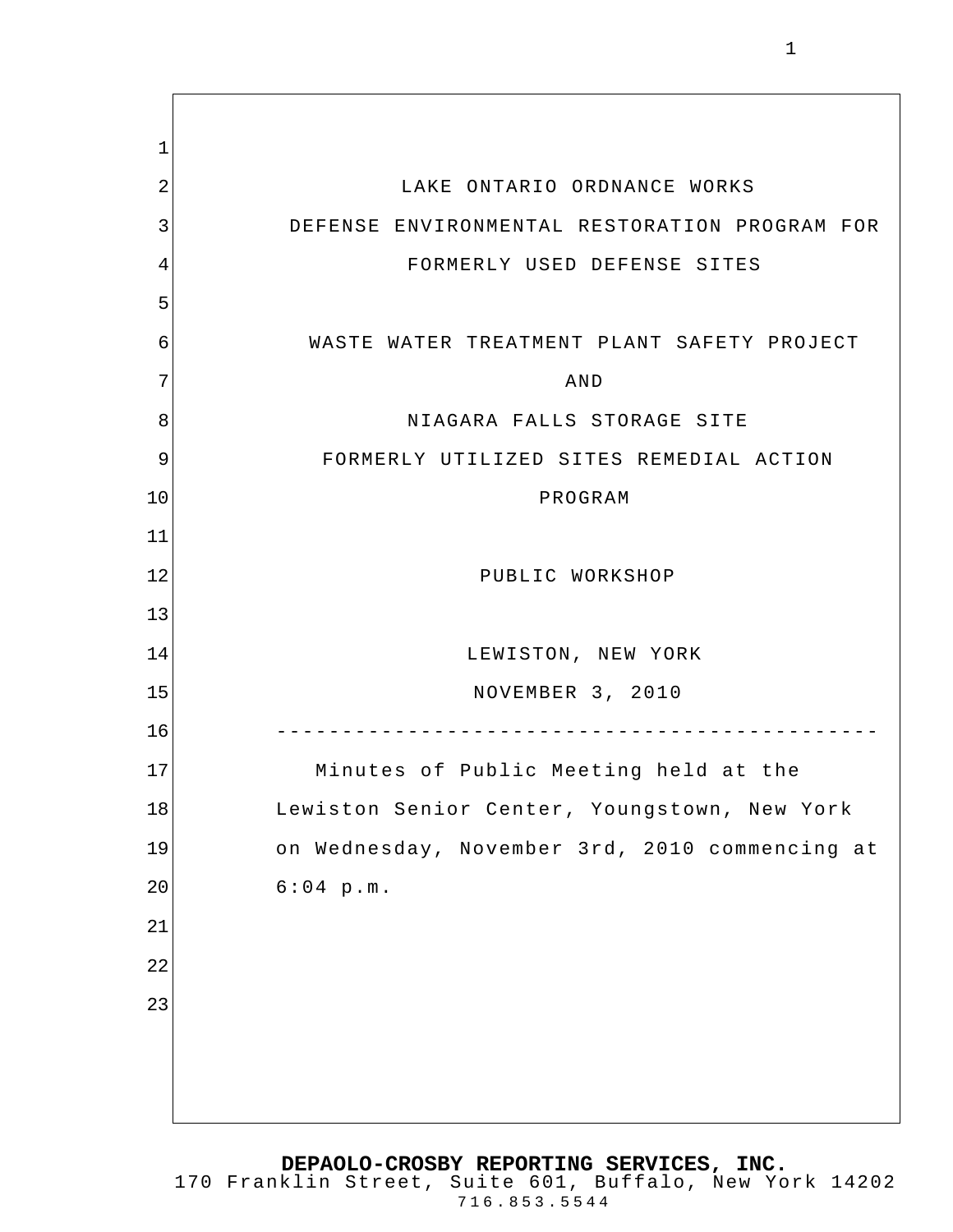LAKE ONTARIO ORDNANCE WORKS

DEFENSE ENVIRONMENTAL RESTORATION PROGRAM FOR

FORMERLY USED DEFENSE SITES

WASTE WATER TREATMENT PLANT SAFETY PROJECT

AND

NIAGARA FALLS STORAGE SITE

FORMERLY UTILIZED SITES REMEDIAL ACTION

PROGRAM

PUBLIC WORKSHOP

LEWISTON, NEW YORK

NOVEMBER 3, 2010

---

Minutes of Public Meeting held at the Lewiston Senior Center, Youngstown, New York on Wednesday, November 3rd, 2010 commencing at 6:04 p.m.

**DEPAOLO-CROSBY REPORTING SERVICES, INC.**
170 Franklin Street, Suite 601, Buffalo, New York 14202
716.853.5544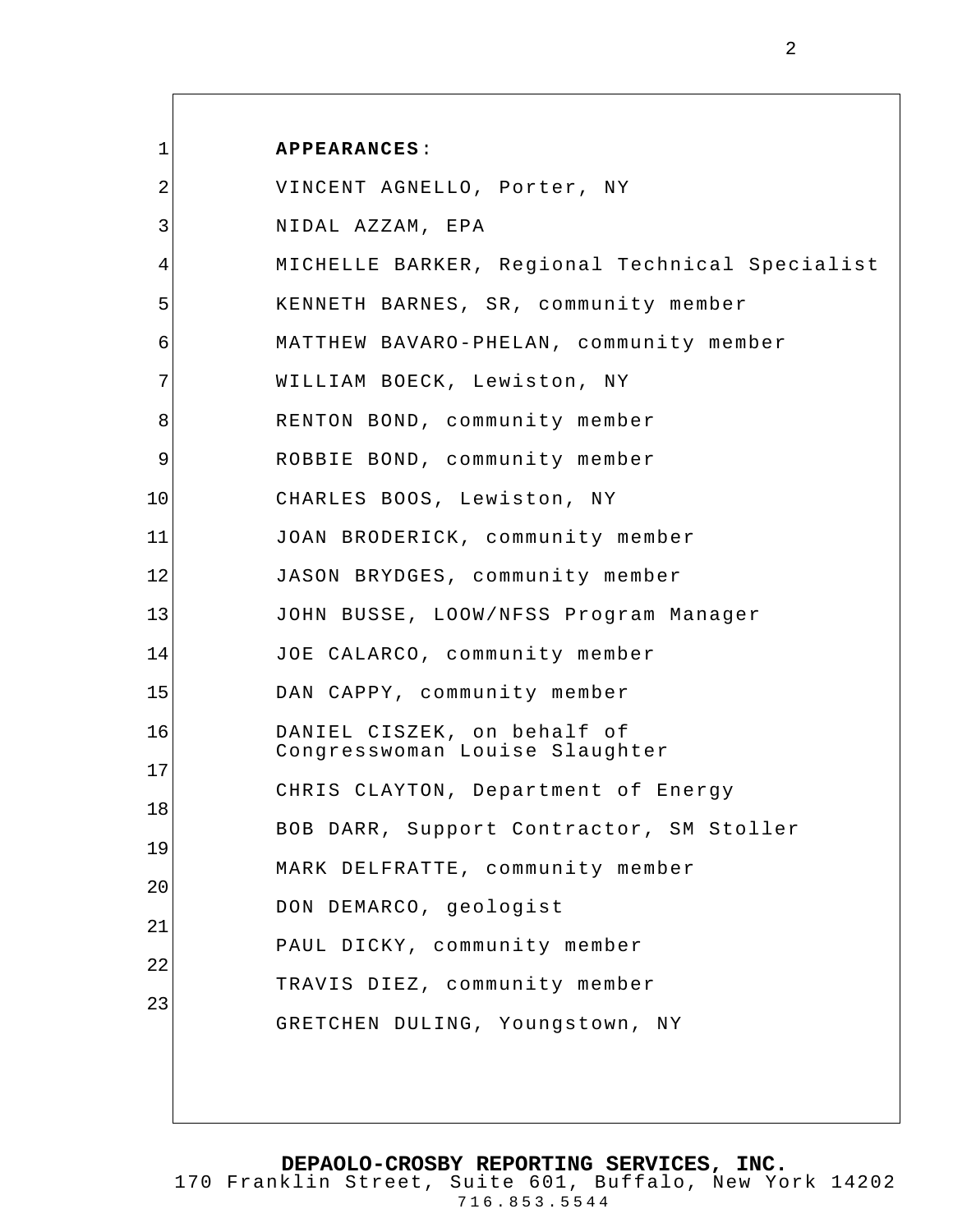**APPEARANCES**:

VINCENT AGNELLO, Porter, NY

NIDAL AZZAM, EPA

MICHELLE BARKER, Regional Technical Specialist

KENNETH BARNES, SR, community member

MATTHEW BAVARO-PHELAN, community member

WILLIAM BOECK, Lewiston, NY

RENTON BOND, community member

ROBBIE BOND, community member

CHARLES BOOS, Lewiston, NY

JOAN BRODERICK, community member

JASON BRYDGES, community member

JOHN BUSSE, LOOW/NFSS Program Manager

JOE CALARCO, community member

DAN CAPPY, community member

DANIEL CISZEK, on behalf of Congresswoman Louise Slaughter

CHRIS CLAYTON, Department of Energy

BOB DARR, Support Contractor, SM Stoller

MARK DELFRATTE, community member

DON DEMARCO, geologist

PAUL DICKY, community member

TRAVIS DIEZ, community member

GRETCHEN DULING, Youngstown, NY

**DEPAOLO-CROSBY REPORTING SERVICES, INC.**
170 Franklin Street, Suite 601, Buffalo, New York 14202
716.853.5544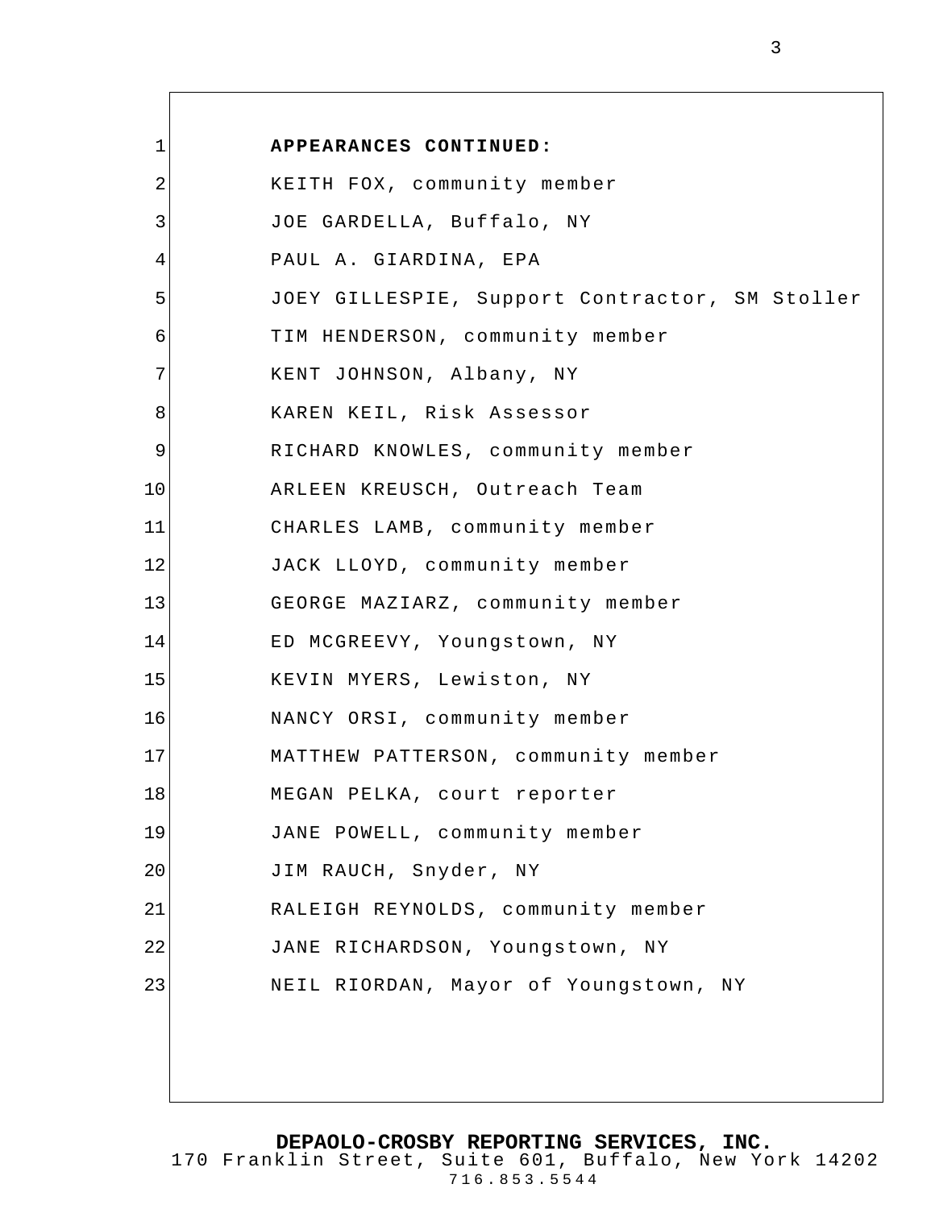**APPEARANCES CONTINUED:**

KEITH FOX, community member
JOE GARDELLA, Buffalo, NY
PAUL A. GIARDINA, EPA
JOEY GILLESPIE, Support Contractor, SM Stoller
TIM HENDERSON, community member
KENT JOHNSON, Albany, NY
KAREN KEIL, Risk Assessor
RICHARD KNOWLES, community member
ARLEEN KREUSCH, Outreach Team
CHARLES LAMB, community member
JACK LLOYD, community member
GEORGE MAZIARZ, community member
ED MCGREEVY, Youngstown, NY
KEVIN MYERS, Lewiston, NY
NANCY ORSI, community member
MATTHEW PATTERSON, community member
MEGAN PELKA, court reporter
JANE POWELL, community member
JIM RAUCH, Snyder, NY
RALEIGH REYNOLDS, community member
JANE RICHARDSON, Youngstown, NY
NEIL RIORDAN, Mayor of Youngstown, NY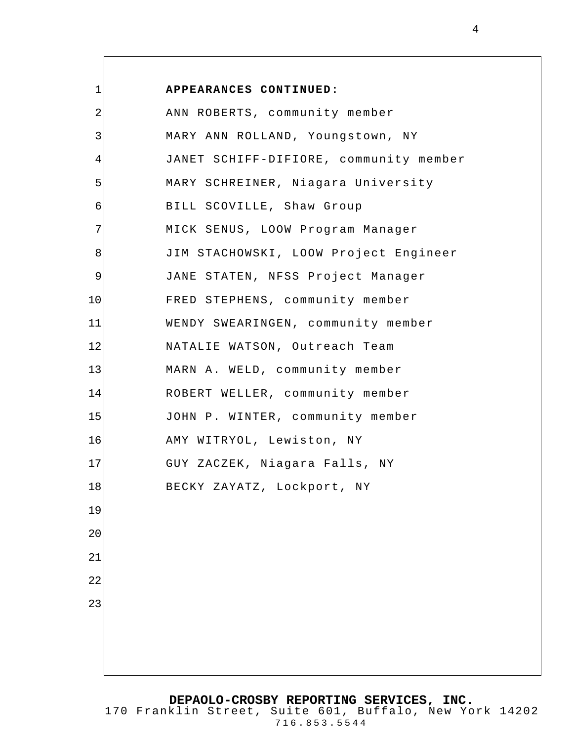**APPEARANCES CONTINUED:**

ANN ROBERTS, community member

MARY ANN ROLLAND, Youngstown, NY

JANET SCHIFF-DIFIORE, community member

MARY SCHREINER, Niagara University

BILL SCOVILLE, Shaw Group

MICK SENUS, LOOW Program Manager

JIM STACHOWSKI, LOOW Project Engineer

JANE STATEN, NFSS Project Manager

FRED STEPHENS, community member

WENDY SWEARINGEN, community member

NATALIE WATSON, Outreach Team

MARN A. WELD, community member

ROBERT WELLER, community member

JOHN P. WINTER, community member

AMY WITRYOL, Lewiston, NY

GUY ZACZEK, Niagara Falls, NY

BECKY ZAYATZ, Lockport, NY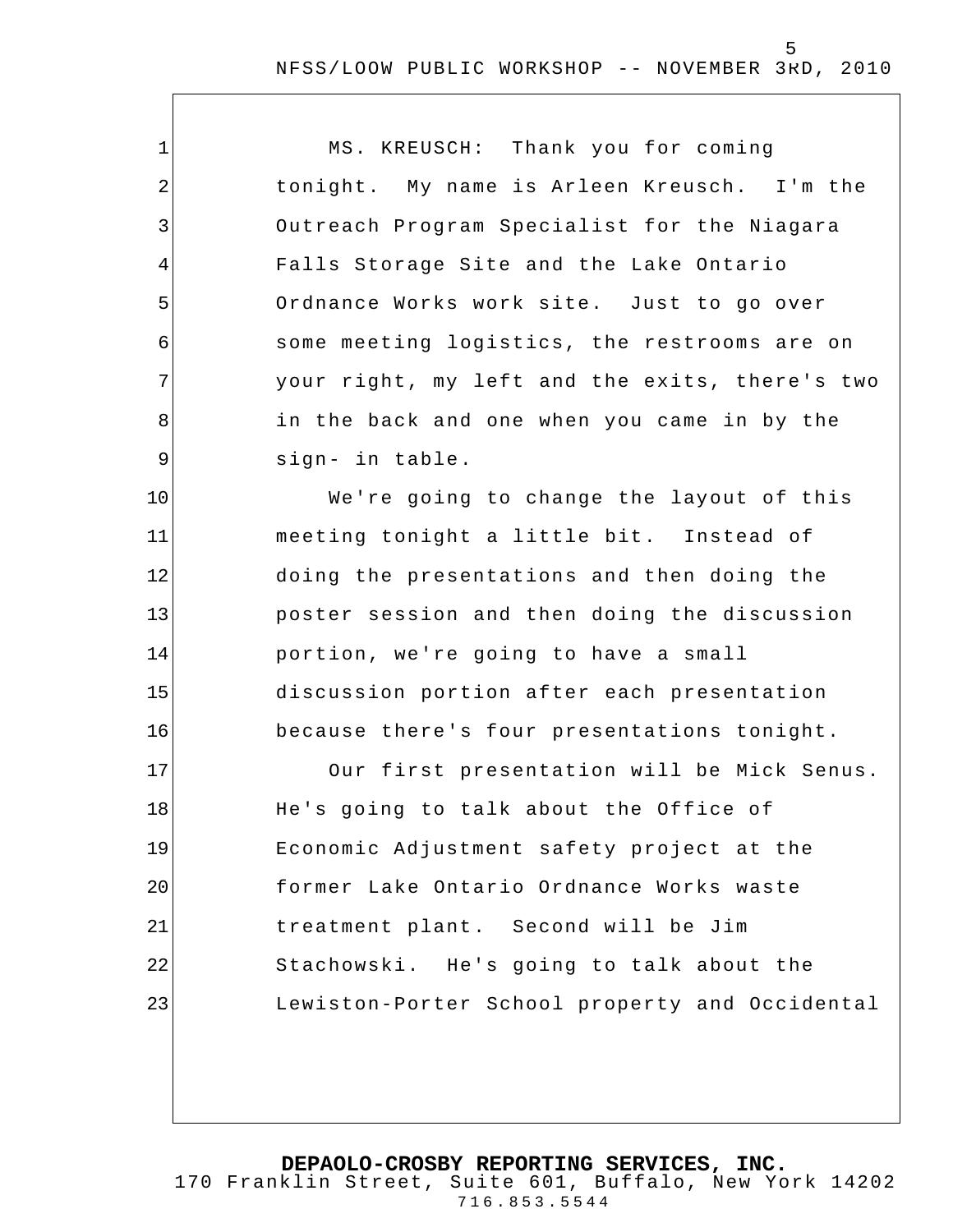MS. KREUSCH: Thank you for coming tonight. My name is Arleen Kreusch. I'm the Outreach Program Specialist for the Niagara Falls Storage Site and the Lake Ontario Ordnance Works work site. Just to go over some meeting logistics, the restrooms are on your right, my left and the exits, there's two in the back and one when you came in by the sign- in table.

We're going to change the layout of this meeting tonight a little bit. Instead of doing the presentations and then doing the poster session and then doing the discussion portion, we're going to have a small discussion portion after each presentation because there's four presentations tonight.

Our first presentation will be Mick Senus. He's going to talk about the Office of Economic Adjustment safety project at the former Lake Ontario Ordnance Works waste treatment plant. Second will be Jim Stachowski. He's going to talk about the Lewiston-Porter School property and Occidental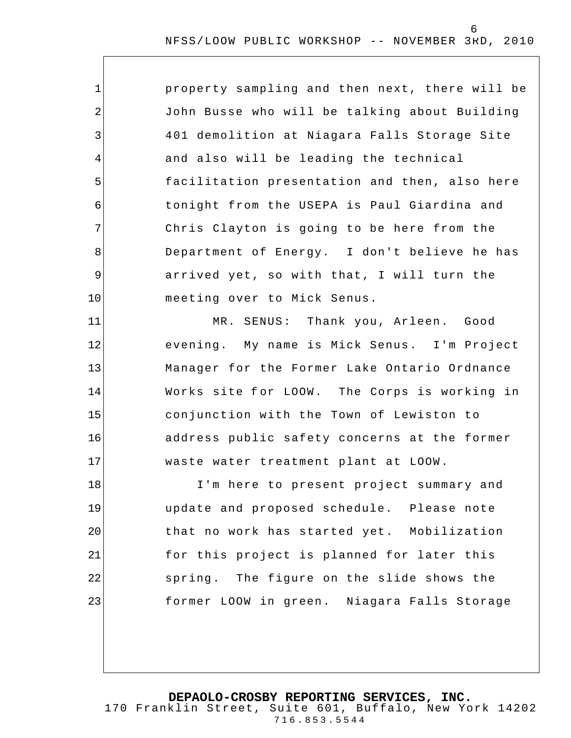property sampling and then next, there will be John Busse who will be talking about Building 401 demolition at Niagara Falls Storage Site and also will be leading the technical facilitation presentation and then, also here tonight from the USEPA is Paul Giardina and Chris Clayton is going to be here from the Department of Energy. I don't believe he has arrived yet, so with that, I will turn the meeting over to Mick Senus.

MR. SENUS: Thank you, Arleen. Good evening. My name is Mick Senus. I'm Project Manager for the Former Lake Ontario Ordnance Works site for LOOW. The Corps is working in conjunction with the Town of Lewiston to address public safety concerns at the former waste water treatment plant at LOOW.

I'm here to present project summary and update and proposed schedule. Please note that no work has started yet. Mobilization for this project is planned for later this spring. The figure on the slide shows the former LOOW in green. Niagara Falls Storage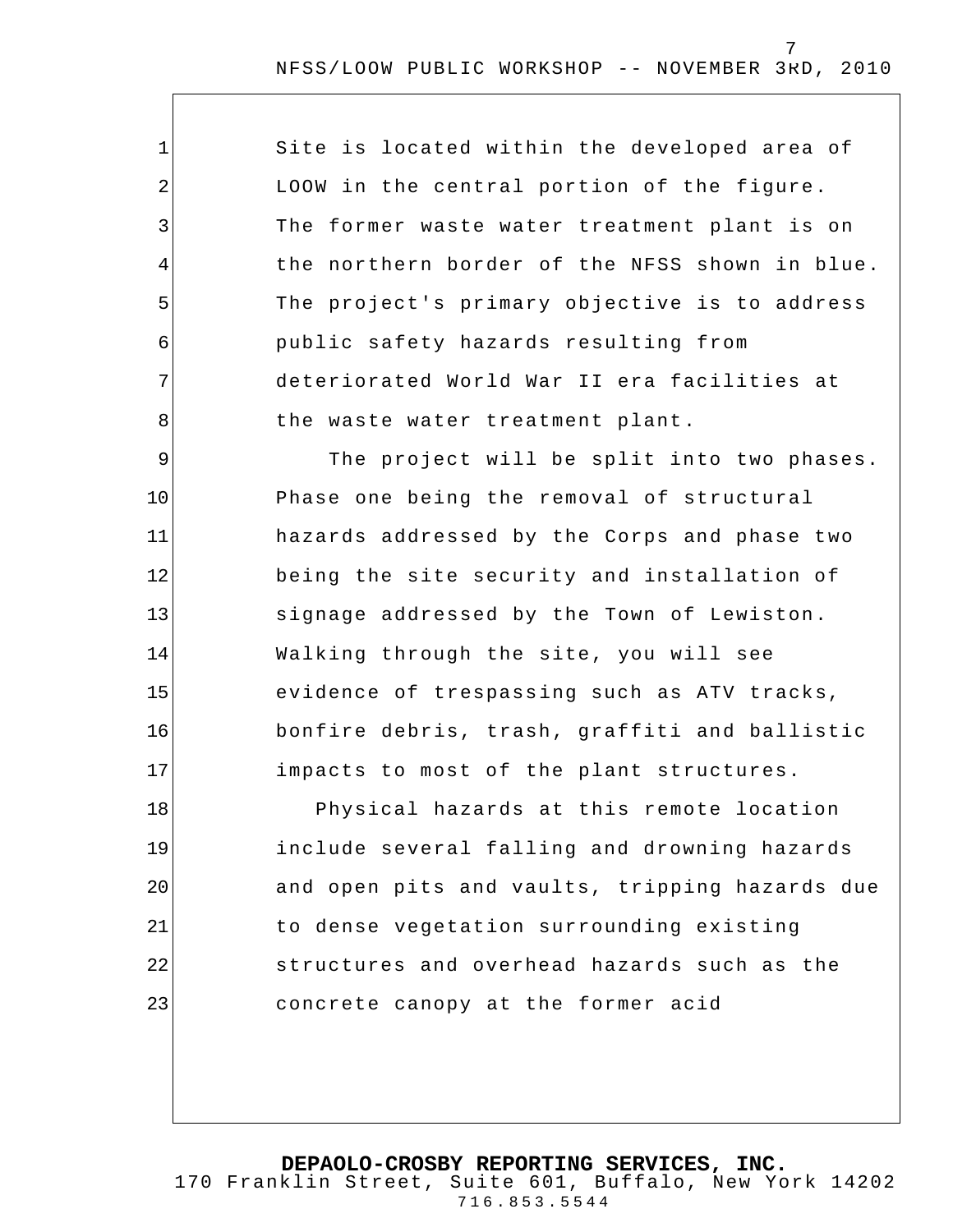Site is located within the developed area of LOOW in the central portion of the figure. The former waste water treatment plant is on the northern border of the NFSS shown in blue. The project's primary objective is to address public safety hazards resulting from deteriorated World War II era facilities at the waste water treatment plant.

The project will be split into two phases. Phase one being the removal of structural hazards addressed by the Corps and phase two being the site security and installation of signage addressed by the Town of Lewiston. Walking through the site, you will see evidence of trespassing such as ATV tracks, bonfire debris, trash, graffiti and ballistic impacts to most of the plant structures.

Physical hazards at this remote location include several falling and drowning hazards and open pits and vaults, tripping hazards due to dense vegetation surrounding existing structures and overhead hazards such as the concrete canopy at the former acid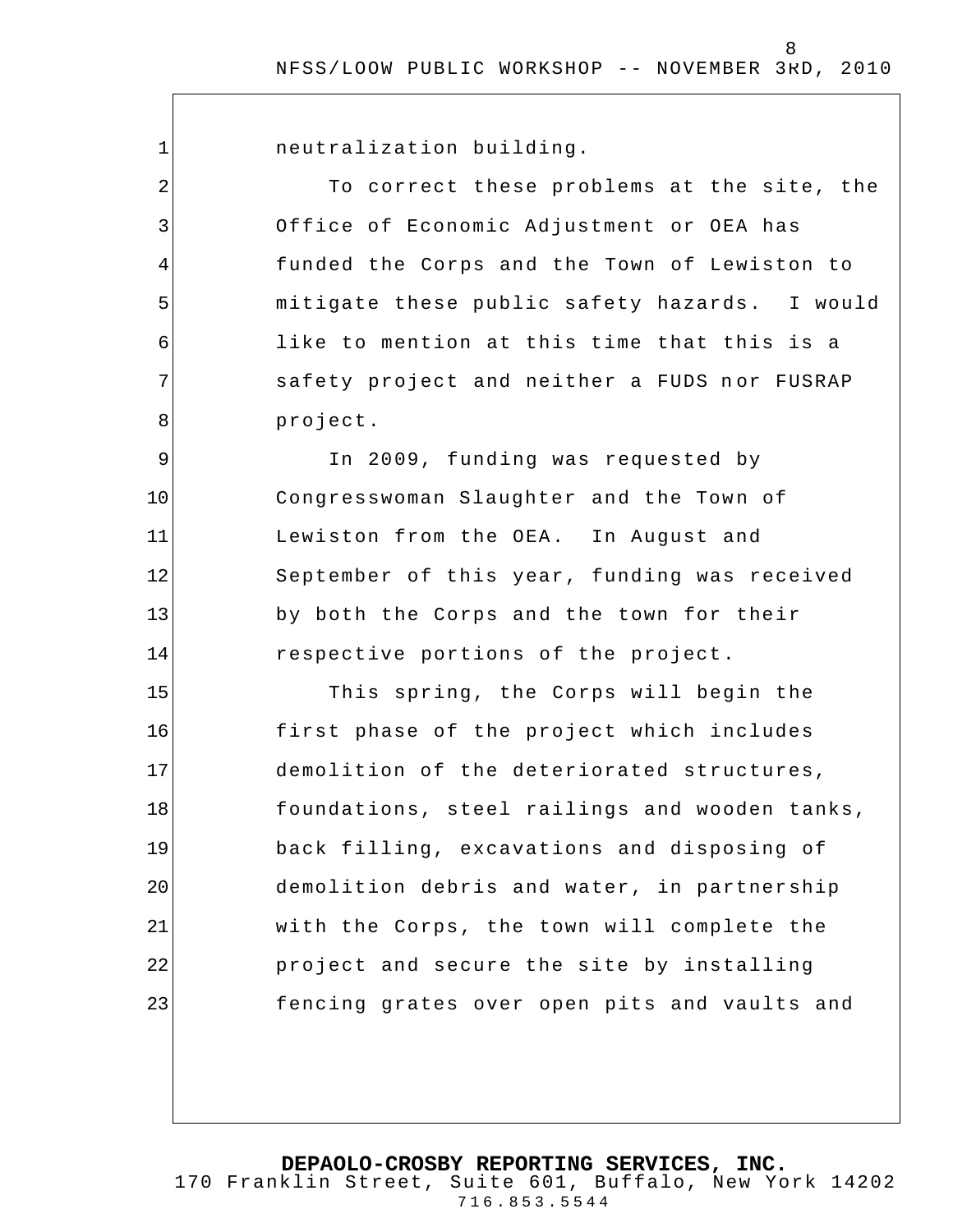neutralization building.

To correct these problems at the site, the Office of Economic Adjustment or OEA has funded the Corps and the Town of Lewiston to mitigate these public safety hazards. I would like to mention at this time that this is a safety project and neither a FUDS nor FUSRAP project.

In 2009, funding was requested by Congresswoman Slaughter and the Town of Lewiston from the OEA. In August and September of this year, funding was received by both the Corps and the town for their respective portions of the project.

This spring, the Corps will begin the first phase of the project which includes demolition of the deteriorated structures, foundations, steel railings and wooden tanks, back filling, excavations and disposing of demolition debris and water, in partnership with the Corps, the town will complete the project and secure the site by installing fencing grates over open pits and vaults and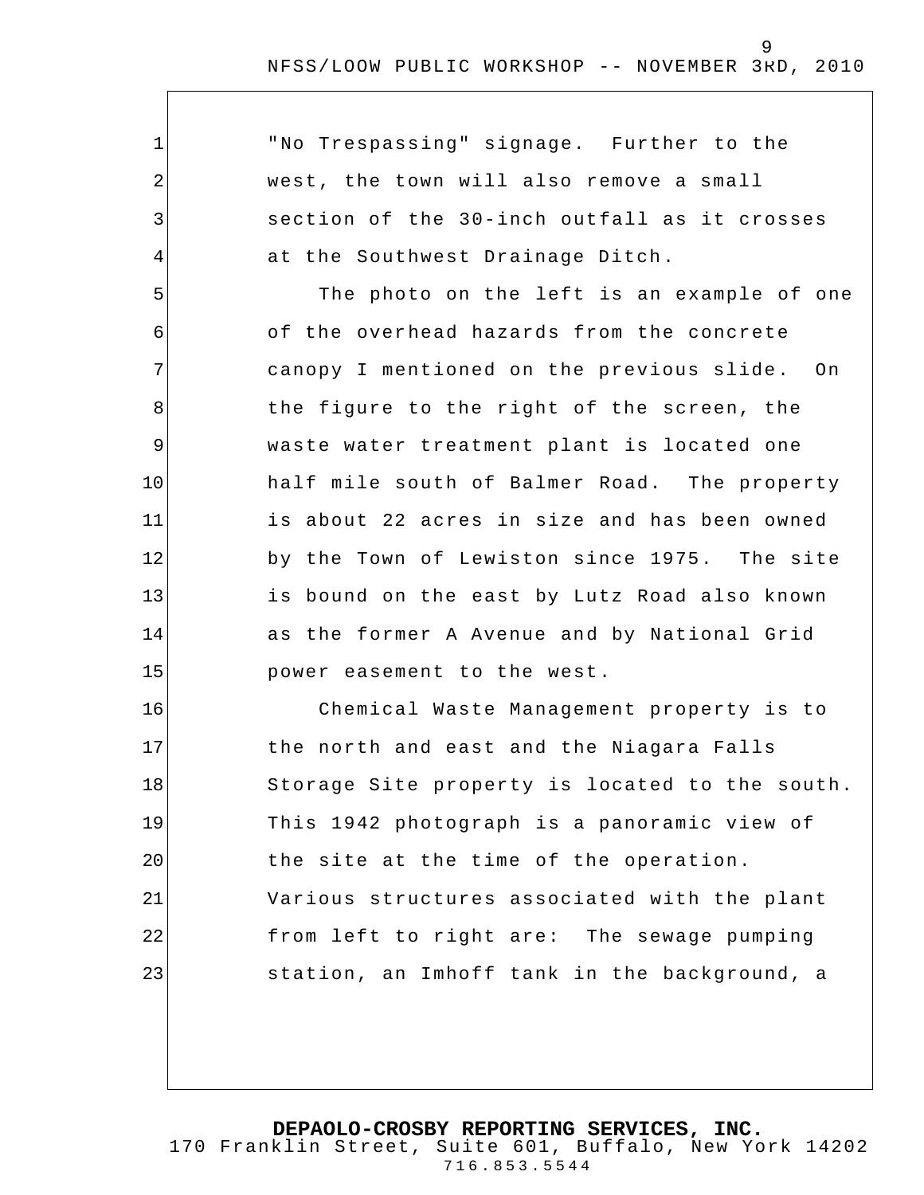"No Trespassing" signage. Further to the west, the town will also remove a small section of the 30-inch outfall as it crosses at the Southwest Drainage Ditch.

The photo on the left is an example of one of the overhead hazards from the concrete canopy I mentioned on the previous slide. On the figure to the right of the screen, the waste water treatment plant is located one half mile south of Balmer Road. The property is about 22 acres in size and has been owned by the Town of Lewiston since 1975. The site is bound on the east by Lutz Road also known as the former A Avenue and by National Grid power easement to the west.

Chemical Waste Management property is to the north and east and the Niagara Falls Storage Site property is located to the south. This 1942 photograph is a panoramic view of the site at the time of the operation. Various structures associated with the plant from left to right are: The sewage pumping station, an Imhoff tank in the background, a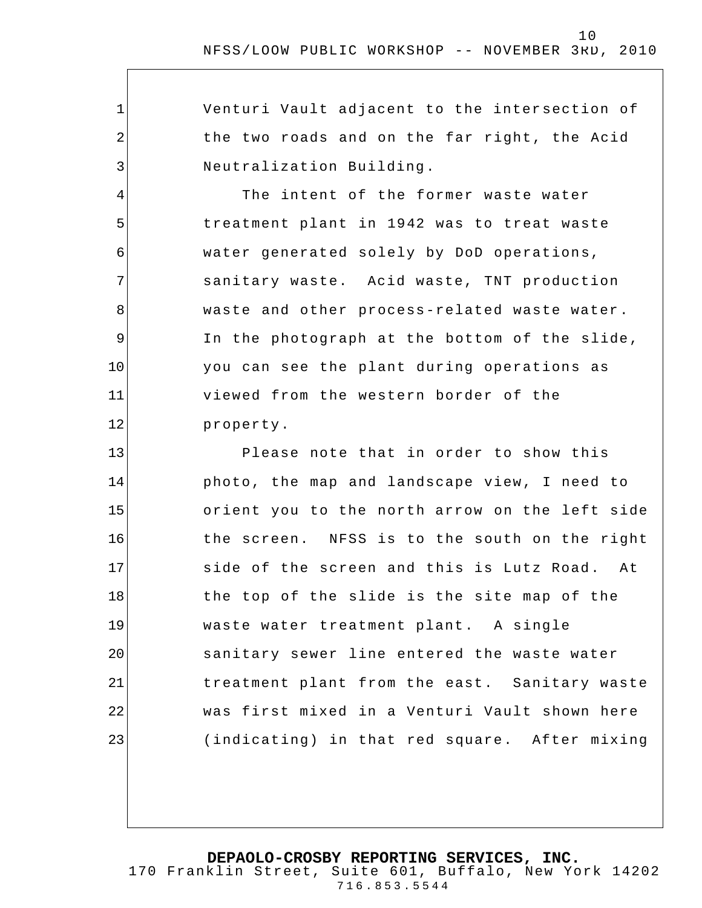Venturi Vault adjacent to the intersection of the two roads and on the far right, the Acid Neutralization Building.

The intent of the former waste water treatment plant in 1942 was to treat waste water generated solely by DoD operations, sanitary waste. Acid waste, TNT production waste and other process-related waste water. In the photograph at the bottom of the slide, you can see the plant during operations as viewed from the western border of the property.

Please note that in order to show this photo, the map and landscape view, I need to orient you to the north arrow on the left side the screen. NFSS is to the south on the right side of the screen and this is Lutz Road. At the top of the slide is the site map of the waste water treatment plant. A single sanitary sewer line entered the waste water treatment plant from the east. Sanitary waste was first mixed in a Venturi Vault shown here (indicating) in that red square. After mixing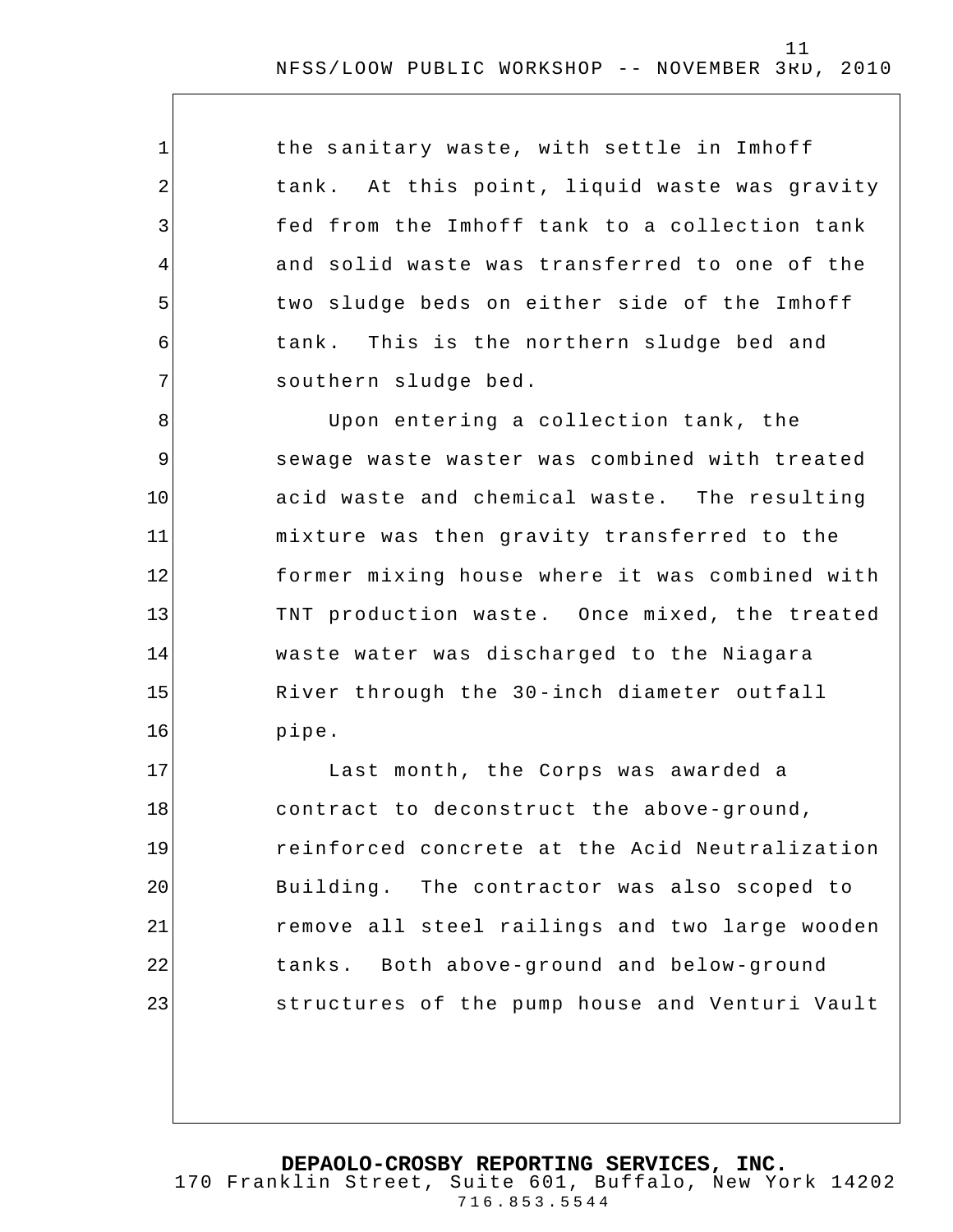the sanitary waste, with settle in Imhoff tank. At this point, liquid waste was gravity fed from the Imhoff tank to a collection tank and solid waste was transferred to one of the two sludge beds on either side of the Imhoff tank. This is the northern sludge bed and southern sludge bed.

Upon entering a collection tank, the sewage waste waster was combined with treated acid waste and chemical waste. The resulting mixture was then gravity transferred to the former mixing house where it was combined with TNT production waste. Once mixed, the treated waste water was discharged to the Niagara River through the 30-inch diameter outfall pipe.

Last month, the Corps was awarded a contract to deconstruct the above-ground, reinforced concrete at the Acid Neutralization Building. The contractor was also scoped to remove all steel railings and two large wooden tanks. Both above-ground and below-ground structures of the pump house and Venturi Vault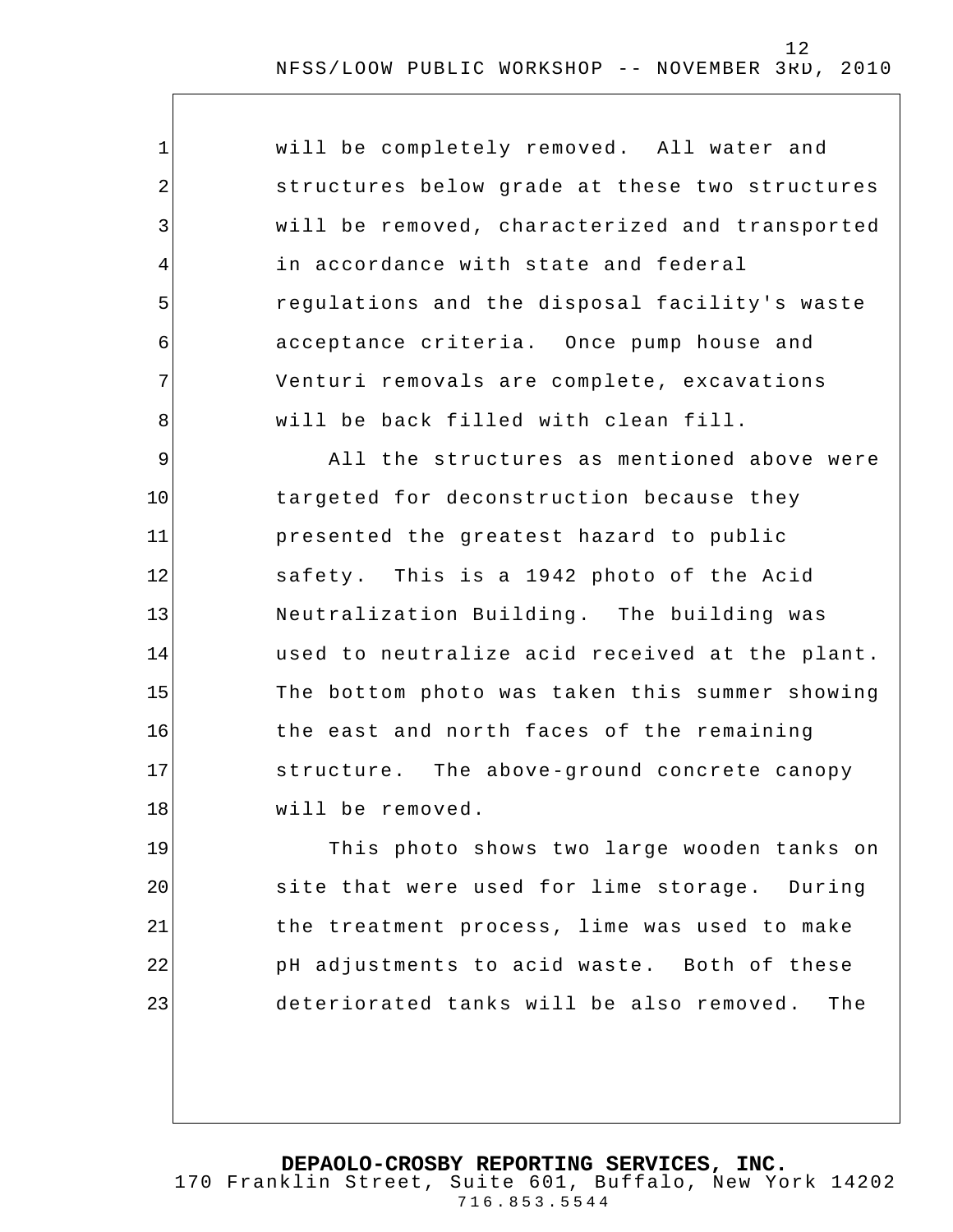will be completely removed. All water and structures below grade at these two structures will be removed, characterized and transported in accordance with state and federal regulations and the disposal facility's waste acceptance criteria. Once pump house and Venturi removals are complete, excavations will be back filled with clean fill.

All the structures as mentioned above were targeted for deconstruction because they presented the greatest hazard to public safety. This is a 1942 photo of the Acid Neutralization Building. The building was used to neutralize acid received at the plant. The bottom photo was taken this summer showing the east and north faces of the remaining structure. The above-ground concrete canopy will be removed.

This photo shows two large wooden tanks on site that were used for lime storage. During the treatment process, lime was used to make pH adjustments to acid waste. Both of these deteriorated tanks will be also removed. The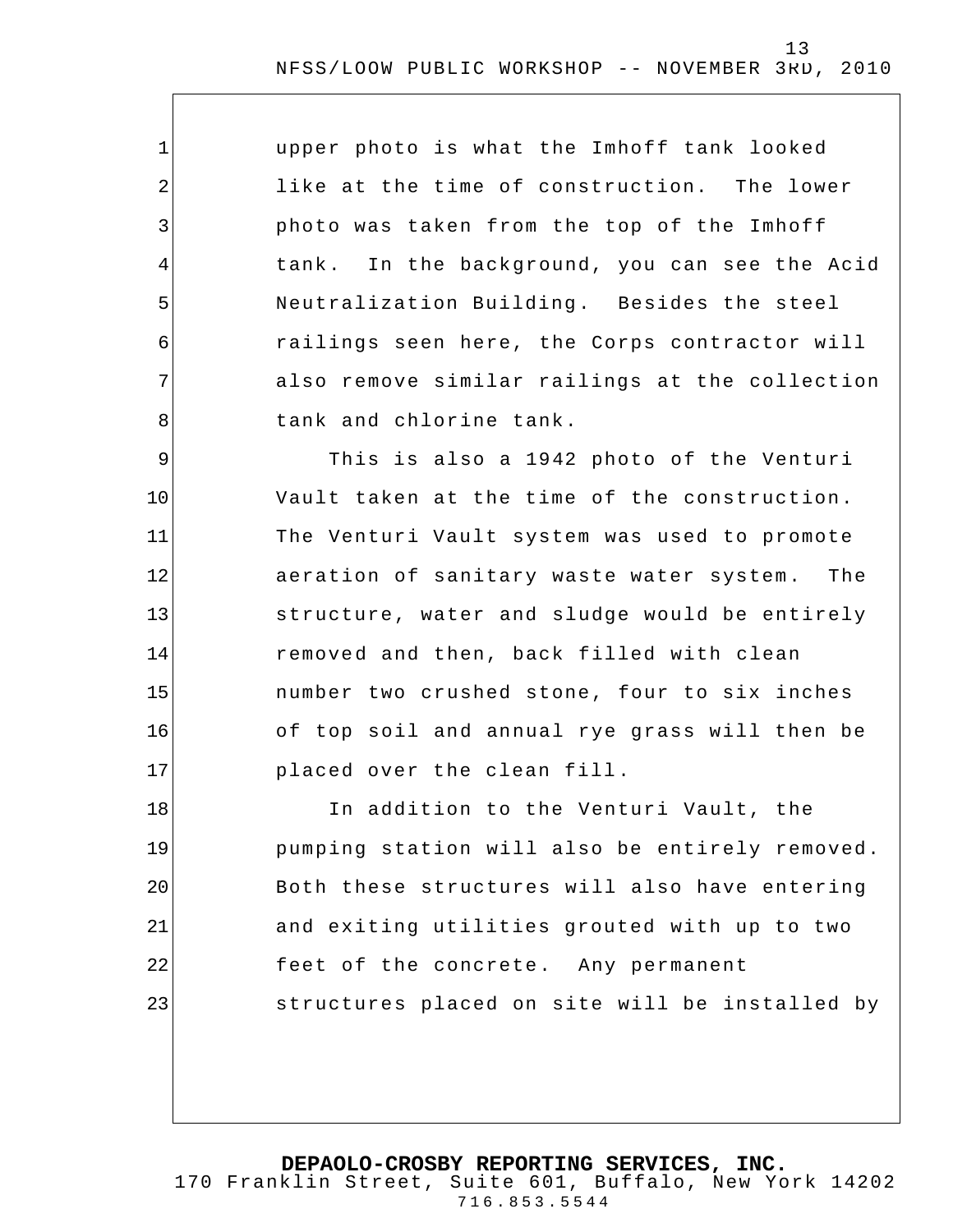upper photo is what the Imhoff tank looked like at the time of construction. The lower photo was taken from the top of the Imhoff tank. In the background, you can see the Acid Neutralization Building. Besides the steel railings seen here, the Corps contractor will also remove similar railings at the collection tank and chlorine tank.

This is also a 1942 photo of the Venturi Vault taken at the time of the construction. The Venturi Vault system was used to promote aeration of sanitary waste water system. The structure, water and sludge would be entirely removed and then, back filled with clean number two crushed stone, four to six inches of top soil and annual rye grass will then be placed over the clean fill.

In addition to the Venturi Vault, the pumping station will also be entirely removed. Both these structures will also have entering and exiting utilities grouted with up to two feet of the concrete. Any permanent structures placed on site will be installed by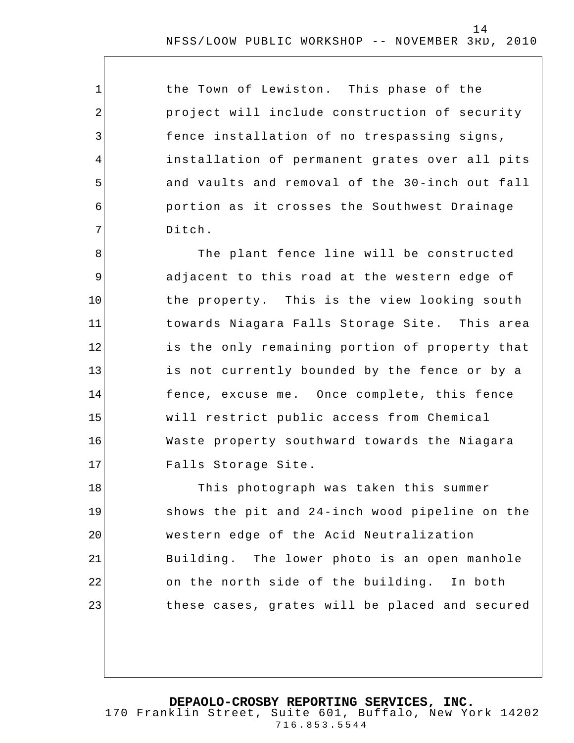the Town of Lewiston. This phase of the project will include construction of security fence installation of no trespassing signs, installation of permanent grates over all pits and vaults and removal of the 30-inch out fall portion as it crosses the Southwest Drainage Ditch.

The plant fence line will be constructed adjacent to this road at the western edge of the property. This is the view looking south towards Niagara Falls Storage Site. This area is the only remaining portion of property that is not currently bounded by the fence or by a fence, excuse me. Once complete, this fence will restrict public access from Chemical Waste property southward towards the Niagara Falls Storage Site.

This photograph was taken this summer shows the pit and 24-inch wood pipeline on the western edge of the Acid Neutralization Building. The lower photo is an open manhole on the north side of the building. In both these cases, grates will be placed and secured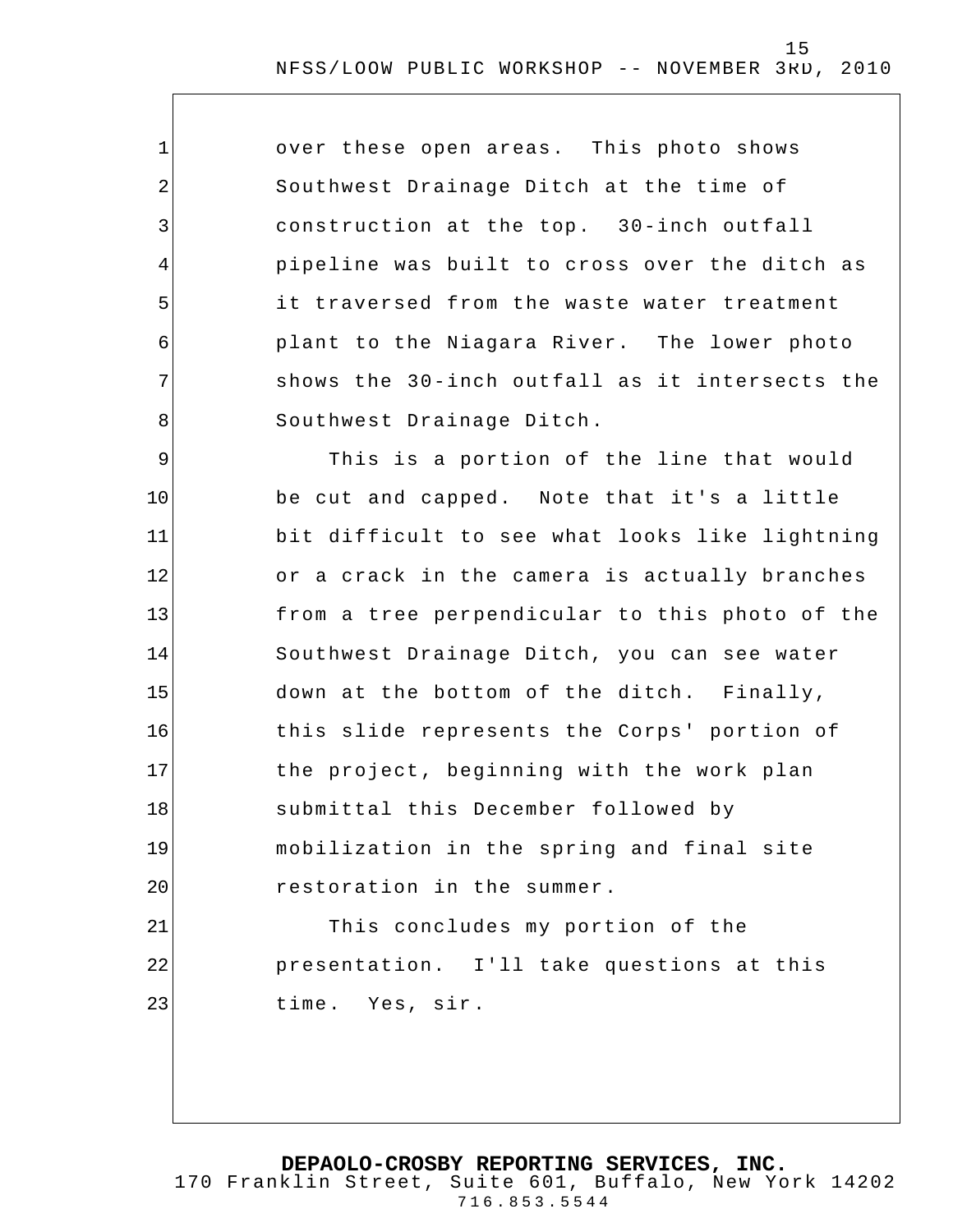over these open areas. This photo shows Southwest Drainage Ditch at the time of construction at the top. 30-inch outfall pipeline was built to cross over the ditch as it traversed from the waste water treatment plant to the Niagara River. The lower photo shows the 30-inch outfall as it intersects the Southwest Drainage Ditch.

This is a portion of the line that would be cut and capped. Note that it's a little bit difficult to see what looks like lightning or a crack in the camera is actually branches from a tree perpendicular to this photo of the Southwest Drainage Ditch, you can see water down at the bottom of the ditch. Finally, this slide represents the Corps' portion of the project, beginning with the work plan submittal this December followed by mobilization in the spring and final site restoration in the summer.

This concludes my portion of the presentation. I'll take questions at this time. Yes, sir.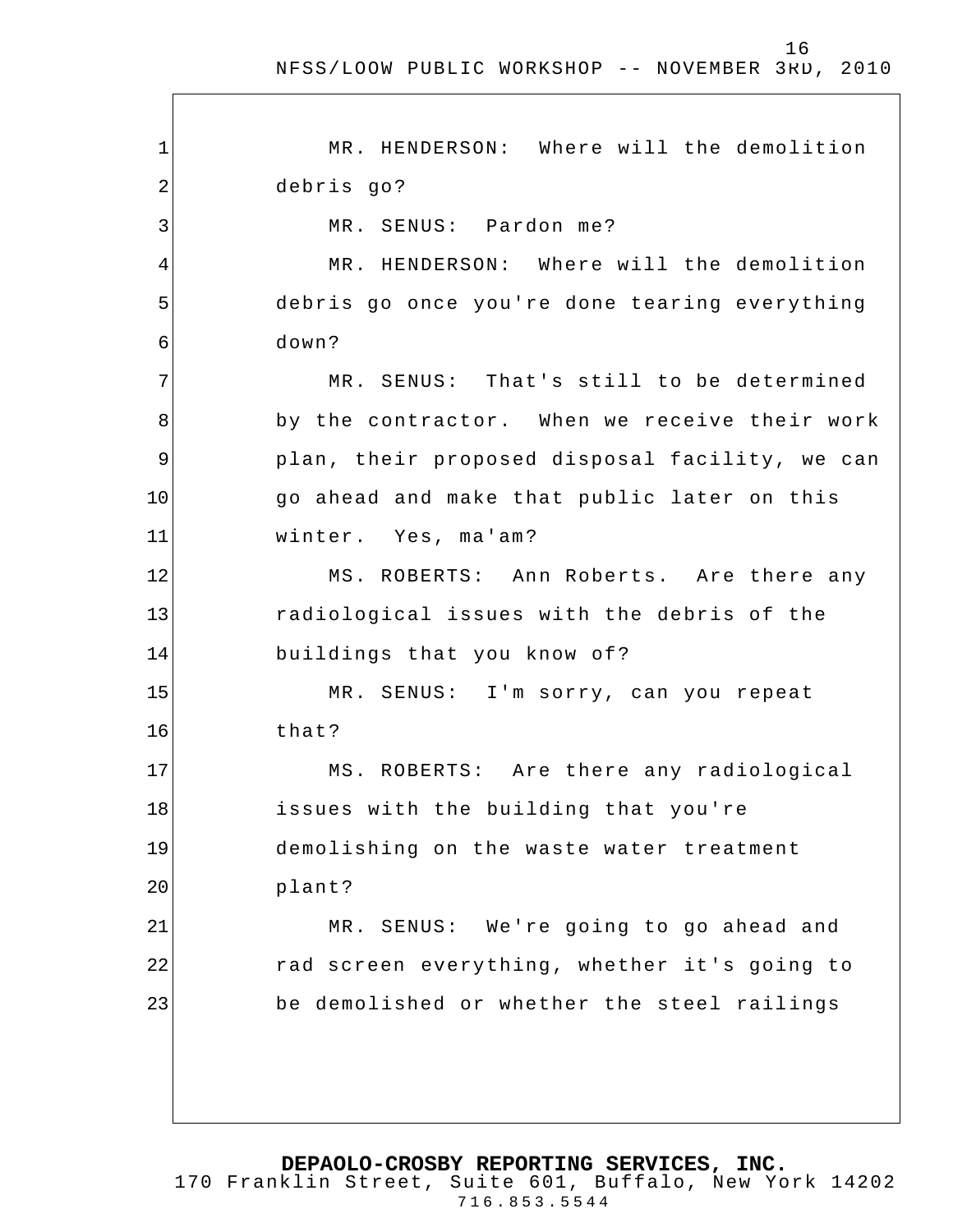MR. HENDERSON: Where will the demolition debris go?

MR. SENUS: Pardon me?

MR. HENDERSON: Where will the demolition debris go once you're done tearing everything down?

MR. SENUS: That's still to be determined by the contractor. When we receive their work plan, their proposed disposal facility, we can go ahead and make that public later on this winter. Yes, ma'am?

MS. ROBERTS: Ann Roberts. Are there any radiological issues with the debris of the buildings that you know of?

MR. SENUS: I'm sorry, can you repeat that?

MS. ROBERTS: Are there any radiological issues with the building that you're demolishing on the waste water treatment plant?

MR. SENUS: We're going to go ahead and rad screen everything, whether it's going to be demolished or whether the steel railings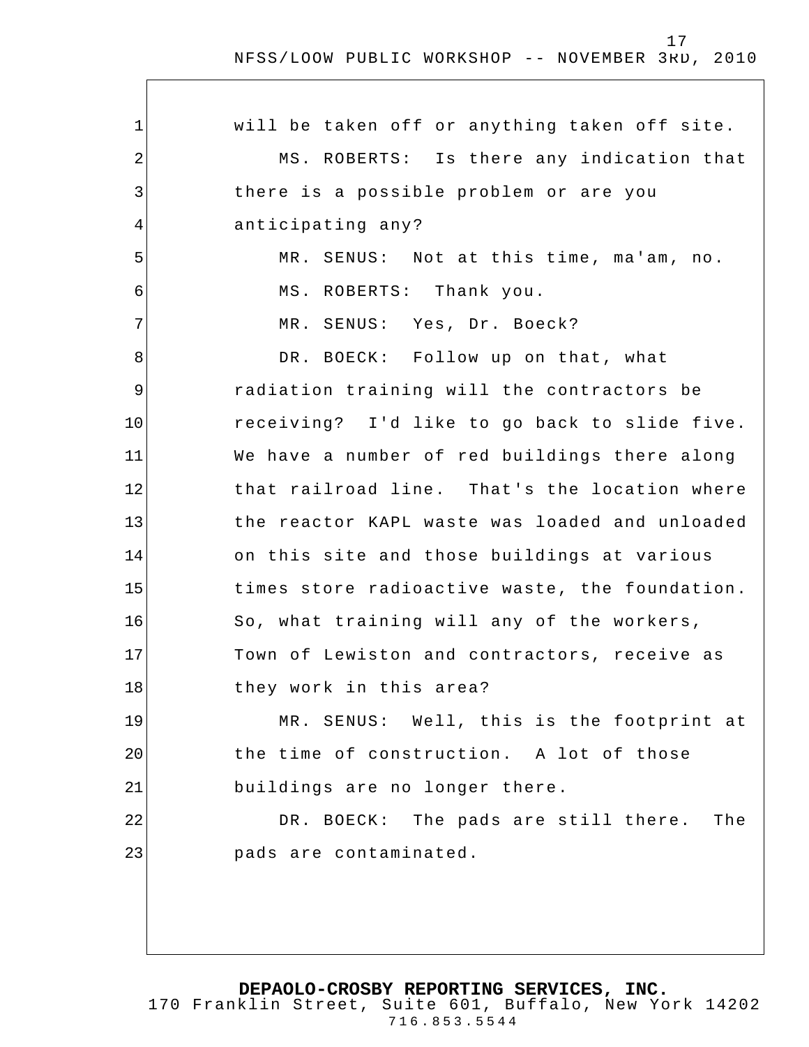will be taken off or anything taken off site.

MS. ROBERTS: Is there any indication that there is a possible problem or are you anticipating any?

MR. SENUS: Not at this time, ma'am, no.

MS. ROBERTS: Thank you.

MR. SENUS: Yes, Dr. Boeck?

DR. BOECK: Follow up on that, what radiation training will the contractors be receiving? I'd like to go back to slide five. We have a number of red buildings there along that railroad line. That's the location where the reactor KAPL waste was loaded and unloaded on this site and those buildings at various times store radioactive waste, the foundation. So, what training will any of the workers, Town of Lewiston and contractors, receive as they work in this area?

MR. SENUS: Well, this is the footprint at the time of construction. A lot of those buildings are no longer there.

DR. BOECK: The pads are still there. The pads are contaminated.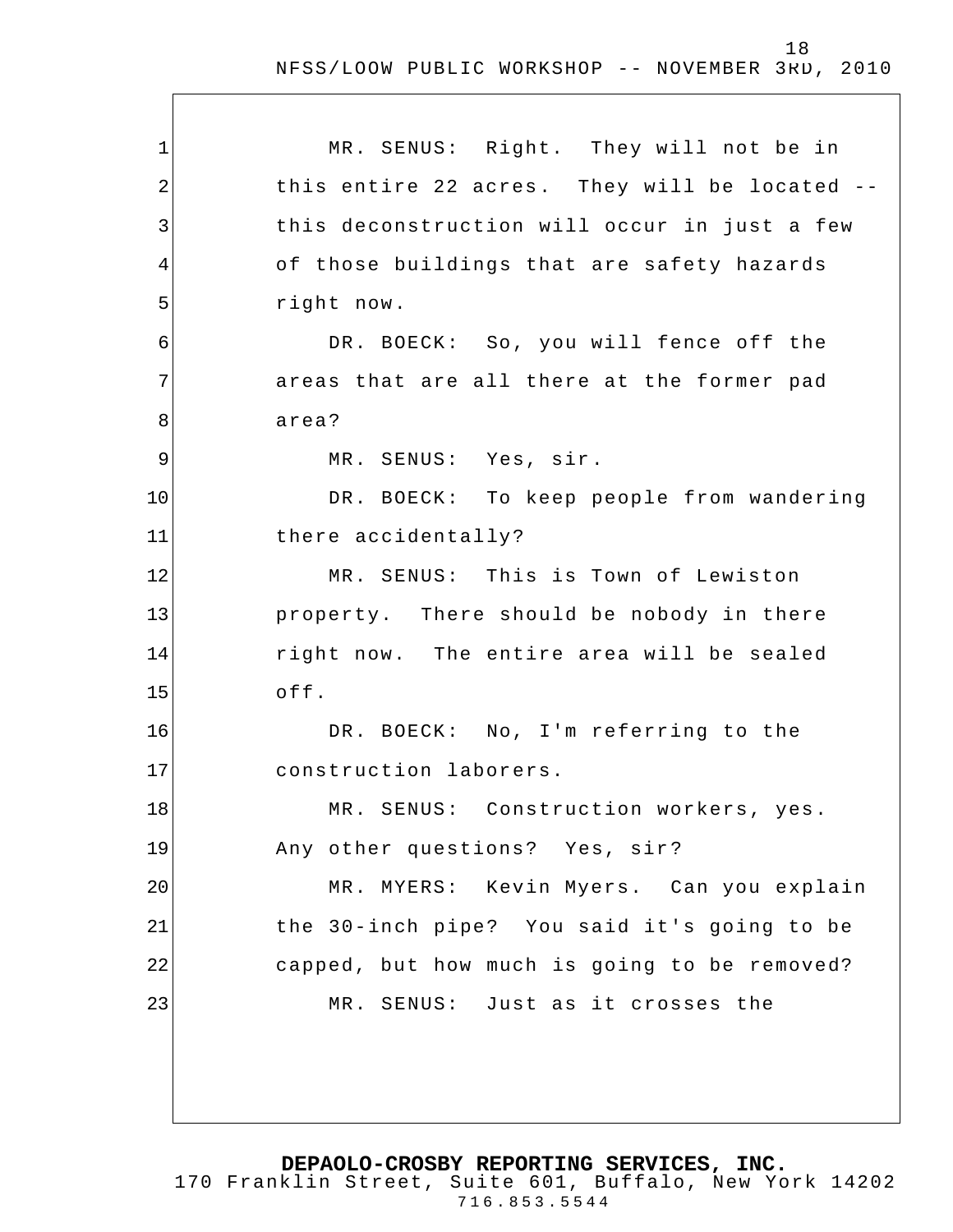MR. SENUS: Right. They will not be in this entire 22 acres. They will be located -- this deconstruction will occur in just a few of those buildings that are safety hazards right now.

DR. BOECK: So, you will fence off the areas that are all there at the former pad area?

MR. SENUS: Yes, sir.

DR. BOECK: To keep people from wandering there accidentally?

MR. SENUS: This is Town of Lewiston property. There should be nobody in there right now. The entire area will be sealed off.

DR. BOECK: No, I'm referring to the construction laborers.

MR. SENUS: Construction workers, yes. Any other questions? Yes, sir?

MR. MYERS: Kevin Myers. Can you explain the 30-inch pipe? You said it's going to be capped, but how much is going to be removed?

MR. SENUS: Just as it crosses the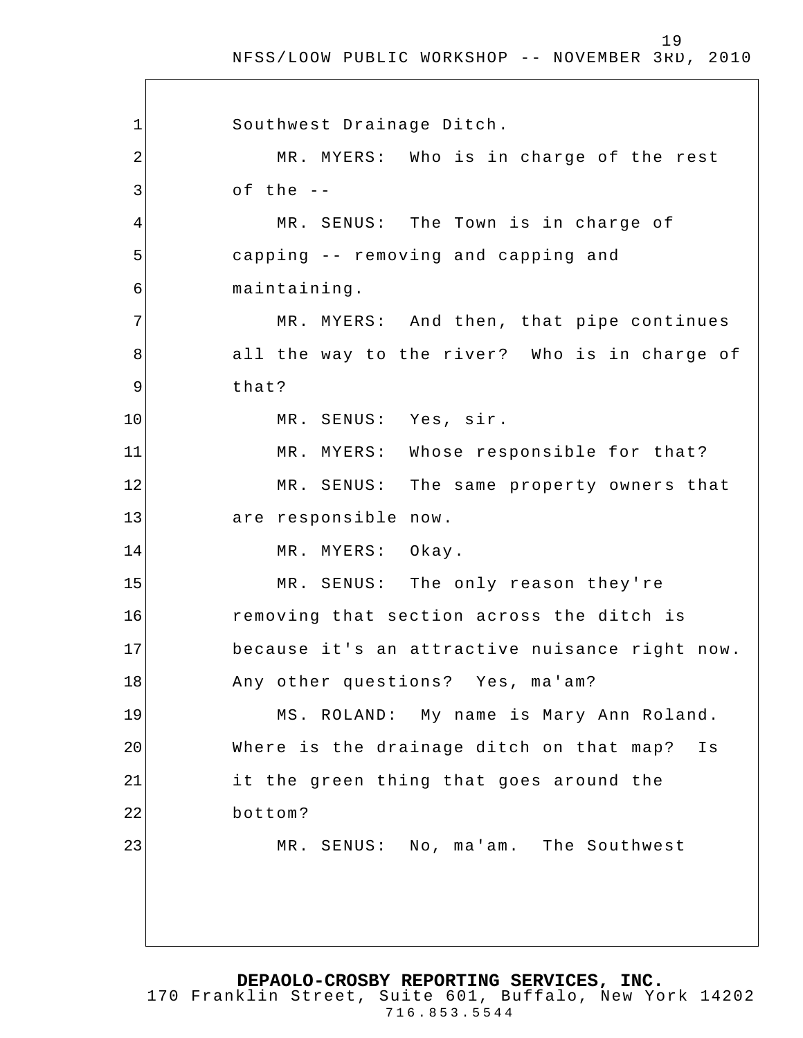Southwest Drainage Ditch.

MR. MYERS: Who is in charge of the rest of the --

MR. SENUS: The Town is in charge of capping -- removing and capping and maintaining.

MR. MYERS: And then, that pipe continues all the way to the river? Who is in charge of that?

MR. SENUS: Yes, sir.

MR. MYERS: Whose responsible for that?

MR. SENUS: The same property owners that are responsible now.

MR. MYERS: Okay.

MR. SENUS: The only reason they're removing that section across the ditch is because it's an attractive nuisance right now. Any other questions? Yes, ma'am?

MS. ROLAND: My name is Mary Ann Roland. Where is the drainage ditch on that map? Is it the green thing that goes around the bottom?

MR. SENUS: No, ma'am. The Southwest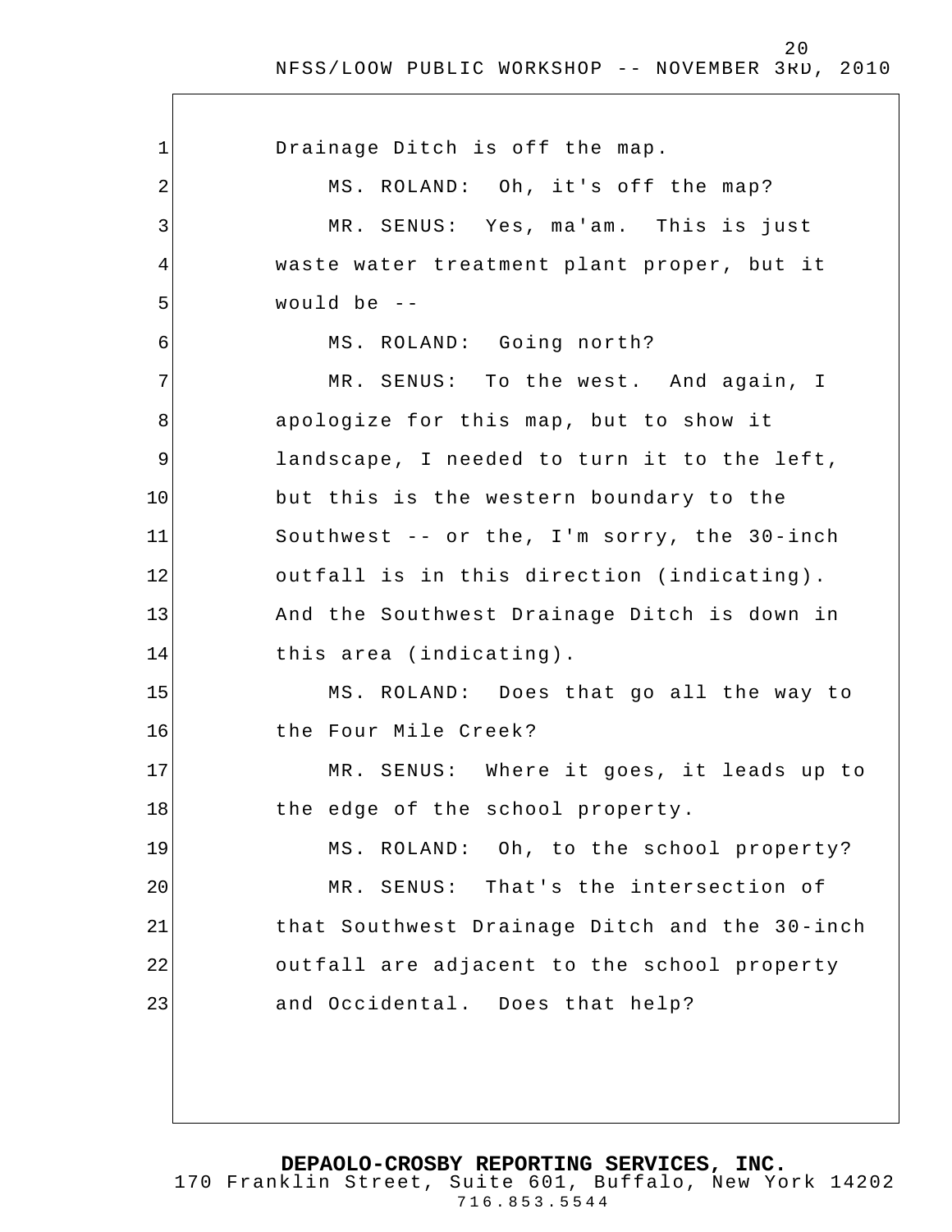Drainage Ditch is off the map.

MS. ROLAND: Oh, it's off the map?

MR. SENUS: Yes, ma'am. This is just waste water treatment plant proper, but it would be --

MS. ROLAND: Going north?

MR. SENUS: To the west. And again, I apologize for this map, but to show it landscape, I needed to turn it to the left, but this is the western boundary to the Southwest -- or the, I'm sorry, the 30-inch outfall is in this direction (indicating). And the Southwest Drainage Ditch is down in this area (indicating).

MS. ROLAND: Does that go all the way to the Four Mile Creek?

MR. SENUS: Where it goes, it leads up to the edge of the school property.

MS. ROLAND: Oh, to the school property?

MR. SENUS: That's the intersection of that Southwest Drainage Ditch and the 30-inch outfall are adjacent to the school property and Occidental. Does that help?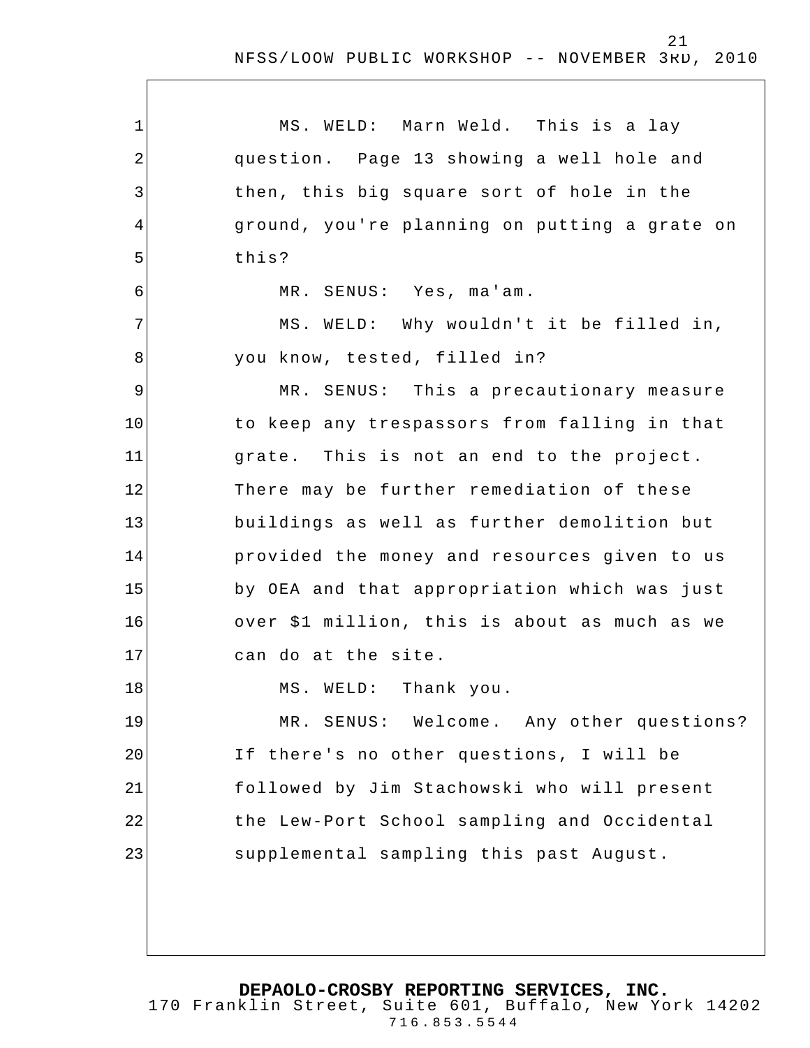MS. WELD: Marn Weld. This is a lay question. Page 13 showing a well hole and then, this big square sort of hole in the ground, you're planning on putting a grate on this?

MR. SENUS: Yes, ma'am.

MS. WELD: Why wouldn't it be filled in, you know, tested, filled in?

MR. SENUS: This a precautionary measure to keep any trespassors from falling in that grate. This is not an end to the project. There may be further remediation of these buildings as well as further demolition but provided the money and resources given to us by OEA and that appropriation which was just over $1 million, this is about as much as we can do at the site.

MS. WELD: Thank you.

MR. SENUS: Welcome. Any other questions? If there's no other questions, I will be followed by Jim Stachowski who will present the Lew-Port School sampling and Occidental supplemental sampling this past August.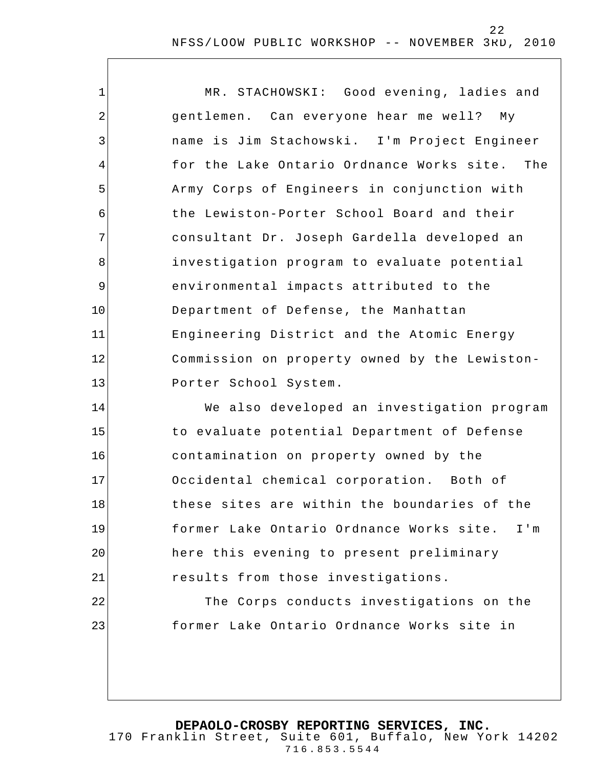MR. STACHOWSKI: Good evening, ladies and gentlemen. Can everyone hear me well? My name is Jim Stachowski. I'm Project Engineer for the Lake Ontario Ordnance Works site. The Army Corps of Engineers in conjunction with the Lewiston-Porter School Board and their consultant Dr. Joseph Gardella developed an investigation program to evaluate potential environmental impacts attributed to the Department of Defense, the Manhattan Engineering District and the Atomic Energy Commission on property owned by the Lewiston-Porter School System.

We also developed an investigation program to evaluate potential Department of Defense contamination on property owned by the Occidental chemical corporation. Both of these sites are within the boundaries of the former Lake Ontario Ordnance Works site. I'm here this evening to present preliminary results from those investigations.

The Corps conducts investigations on the former Lake Ontario Ordnance Works site in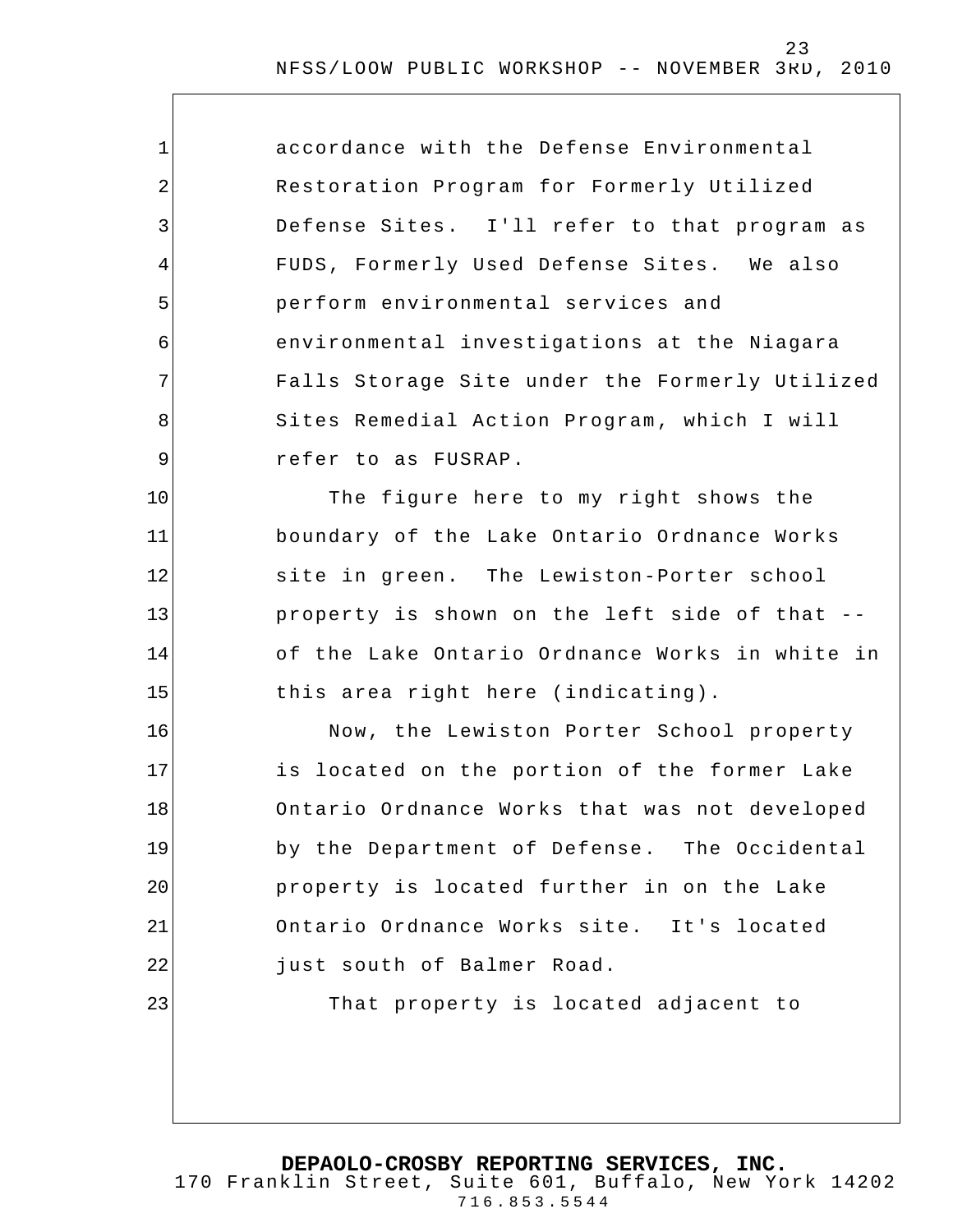accordance with the Defense Environmental Restoration Program for Formerly Utilized Defense Sites. I'll refer to that program as FUDS, Formerly Used Defense Sites. We also perform environmental services and environmental investigations at the Niagara Falls Storage Site under the Formerly Utilized Sites Remedial Action Program, which I will refer to as FUSRAP.

The figure here to my right shows the boundary of the Lake Ontario Ordnance Works site in green. The Lewiston-Porter school property is shown on the left side of that -- of the Lake Ontario Ordnance Works in white in this area right here (indicating).

Now, the Lewiston Porter School property is located on the portion of the former Lake Ontario Ordnance Works that was not developed by the Department of Defense. The Occidental property is located further in on the Lake Ontario Ordnance Works site. It's located just south of Balmer Road.

That property is located adjacent to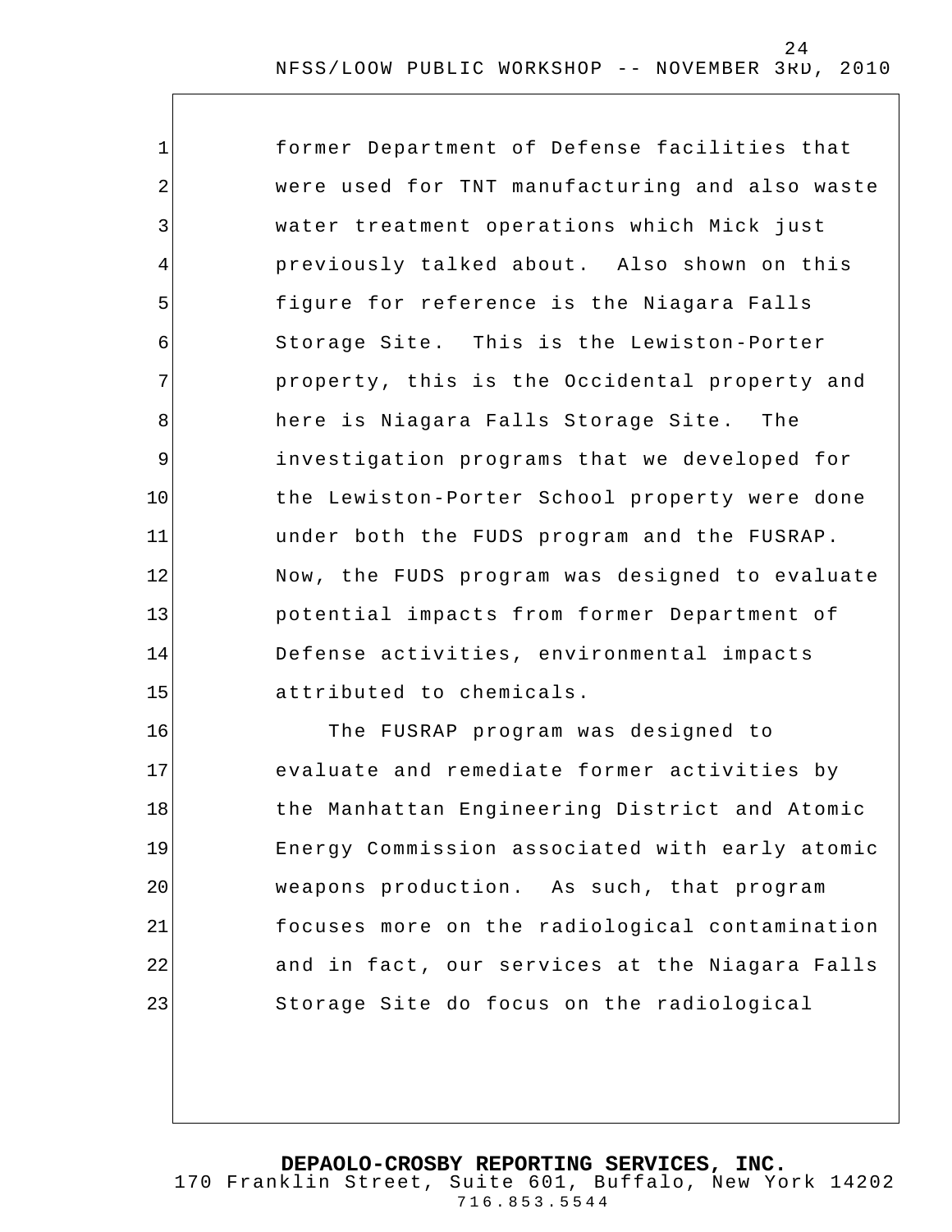former Department of Defense facilities that were used for TNT manufacturing and also waste water treatment operations which Mick just previously talked about. Also shown on this figure for reference is the Niagara Falls Storage Site. This is the Lewiston-Porter property, this is the Occidental property and here is Niagara Falls Storage Site. The investigation programs that we developed for the Lewiston-Porter School property were done under both the FUDS program and the FUSRAP. Now, the FUDS program was designed to evaluate potential impacts from former Department of Defense activities, environmental impacts attributed to chemicals.

The FUSRAP program was designed to evaluate and remediate former activities by the Manhattan Engineering District and Atomic Energy Commission associated with early atomic weapons production. As such, that program focuses more on the radiological contamination and in fact, our services at the Niagara Falls Storage Site do focus on the radiological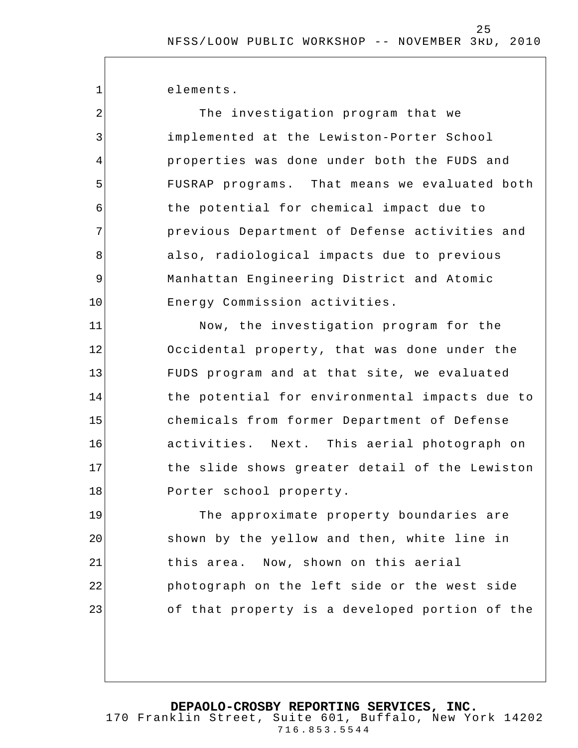elements.

The investigation program that we implemented at the Lewiston-Porter School properties was done under both the FUDS and FUSRAP programs. That means we evaluated both the potential for chemical impact due to previous Department of Defense activities and also, radiological impacts due to previous Manhattan Engineering District and Atomic Energy Commission activities.

Now, the investigation program for the Occidental property, that was done under the FUDS program and at that site, we evaluated the potential for environmental impacts due to chemicals from former Department of Defense activities. Next. This aerial photograph on the slide shows greater detail of the Lewiston Porter school property.

The approximate property boundaries are shown by the yellow and then, white line in this area. Now, shown on this aerial photograph on the left side or the west side of that property is a developed portion of the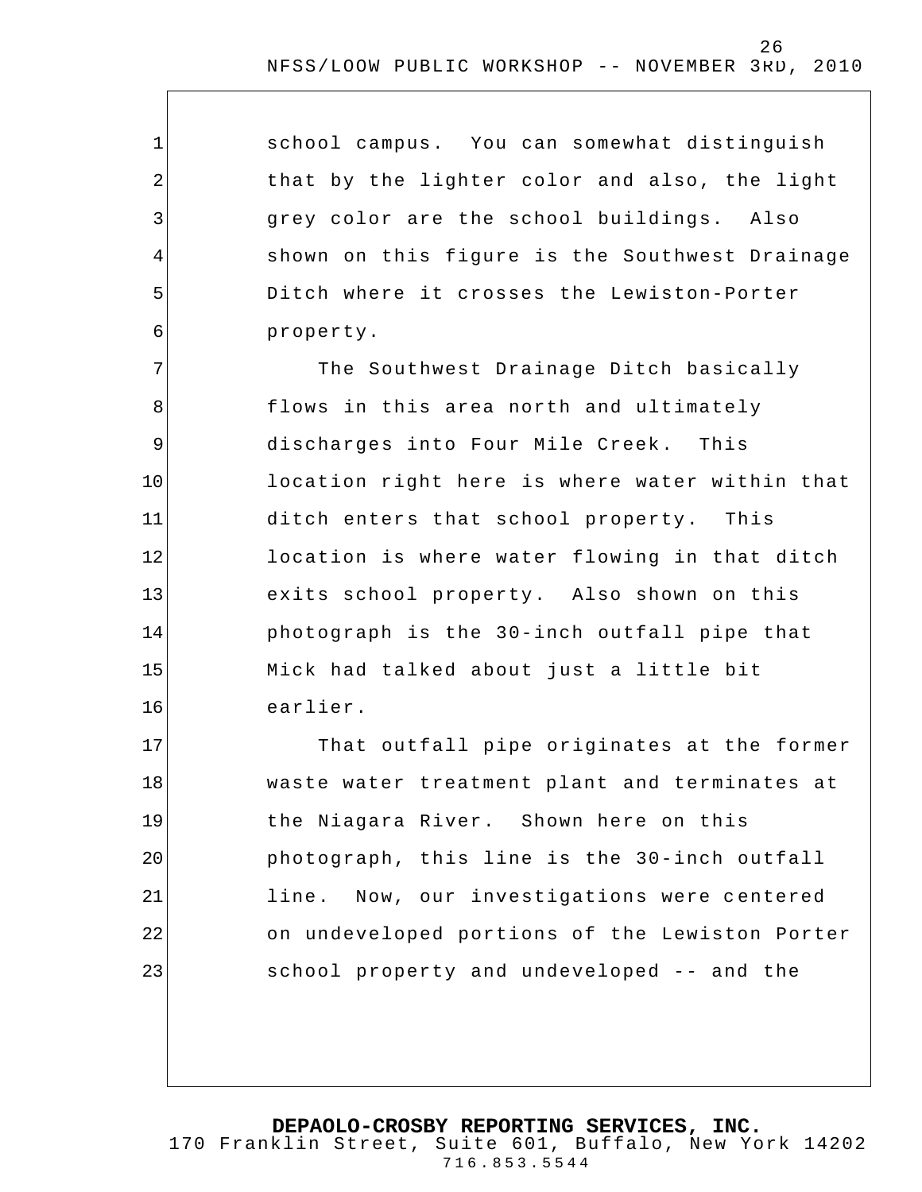school campus. You can somewhat distinguish that by the lighter color and also, the light grey color are the school buildings. Also shown on this figure is the Southwest Drainage Ditch where it crosses the Lewiston-Porter property.

The Southwest Drainage Ditch basically flows in this area north and ultimately discharges into Four Mile Creek. This location right here is where water within that ditch enters that school property. This location is where water flowing in that ditch exits school property. Also shown on this photograph is the 30-inch outfall pipe that Mick had talked about just a little bit earlier.

That outfall pipe originates at the former waste water treatment plant and terminates at the Niagara River. Shown here on this photograph, this line is the 30-inch outfall line. Now, our investigations were centered on undeveloped portions of the Lewiston Porter school property and undeveloped -- and the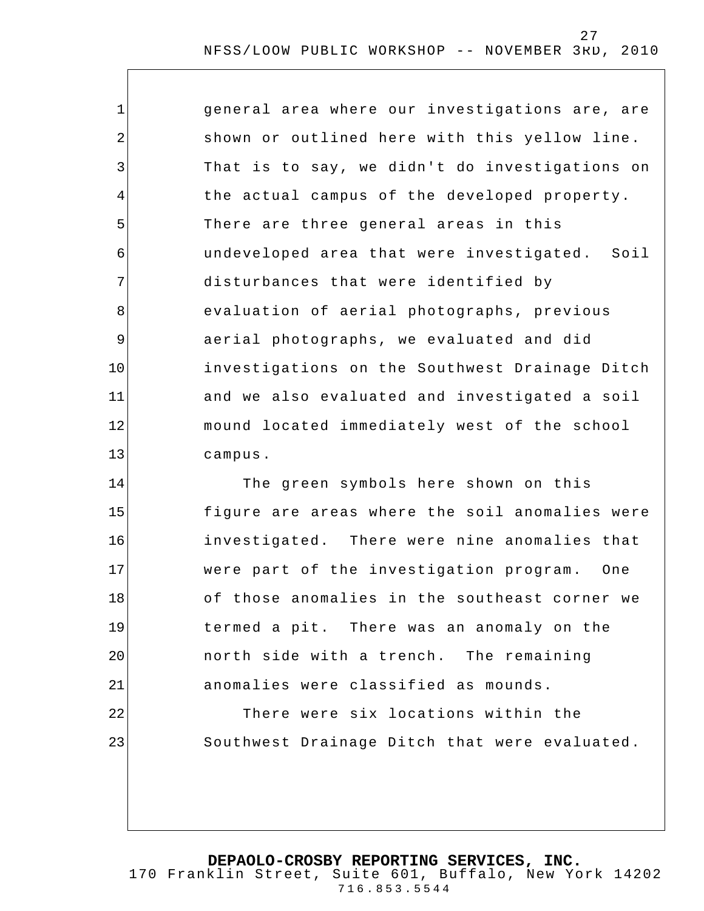general area where our investigations are, are shown or outlined here with this yellow line. That is to say, we didn't do investigations on the actual campus of the developed property. There are three general areas in this undeveloped area that were investigated. Soil disturbances that were identified by evaluation of aerial photographs, previous aerial photographs, we evaluated and did investigations on the Southwest Drainage Ditch and we also evaluated and investigated a soil mound located immediately west of the school campus.

The green symbols here shown on this figure are areas where the soil anomalies were investigated. There were nine anomalies that were part of the investigation program. One of those anomalies in the southeast corner we termed a pit. There was an anomaly on the north side with a trench. The remaining anomalies were classified as mounds.

There were six locations within the Southwest Drainage Ditch that were evaluated.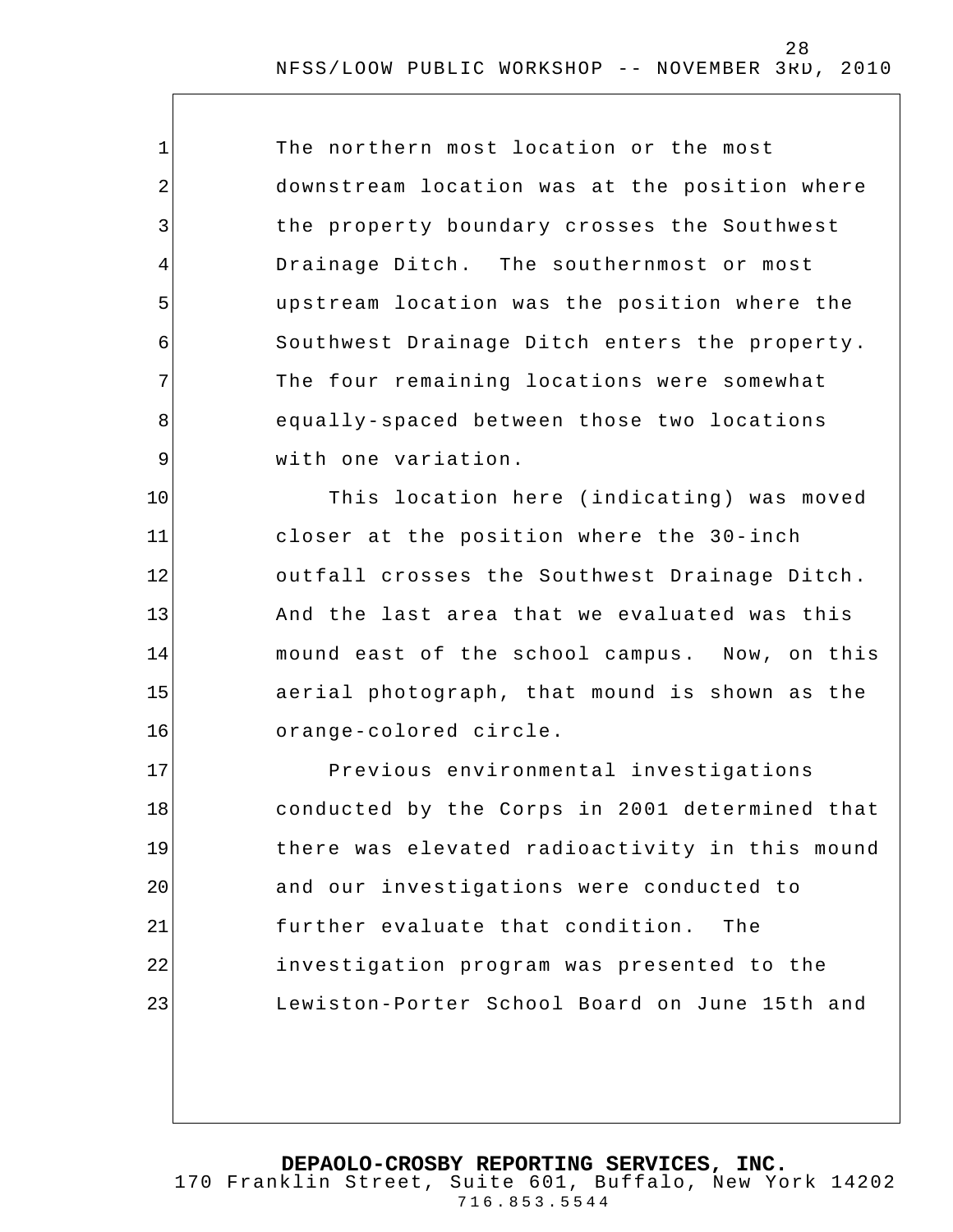The northern most location or the most downstream location was at the position where the property boundary crosses the Southwest Drainage Ditch. The southernmost or most upstream location was the position where the Southwest Drainage Ditch enters the property. The four remaining locations were somewhat equally-spaced between those two locations with one variation.

This location here (indicating) was moved closer at the position where the 30-inch outfall crosses the Southwest Drainage Ditch. And the last area that we evaluated was this mound east of the school campus. Now, on this aerial photograph, that mound is shown as the orange-colored circle.

Previous environmental investigations conducted by the Corps in 2001 determined that there was elevated radioactivity in this mound and our investigations were conducted to further evaluate that condition. The investigation program was presented to the Lewiston-Porter School Board on June 15th and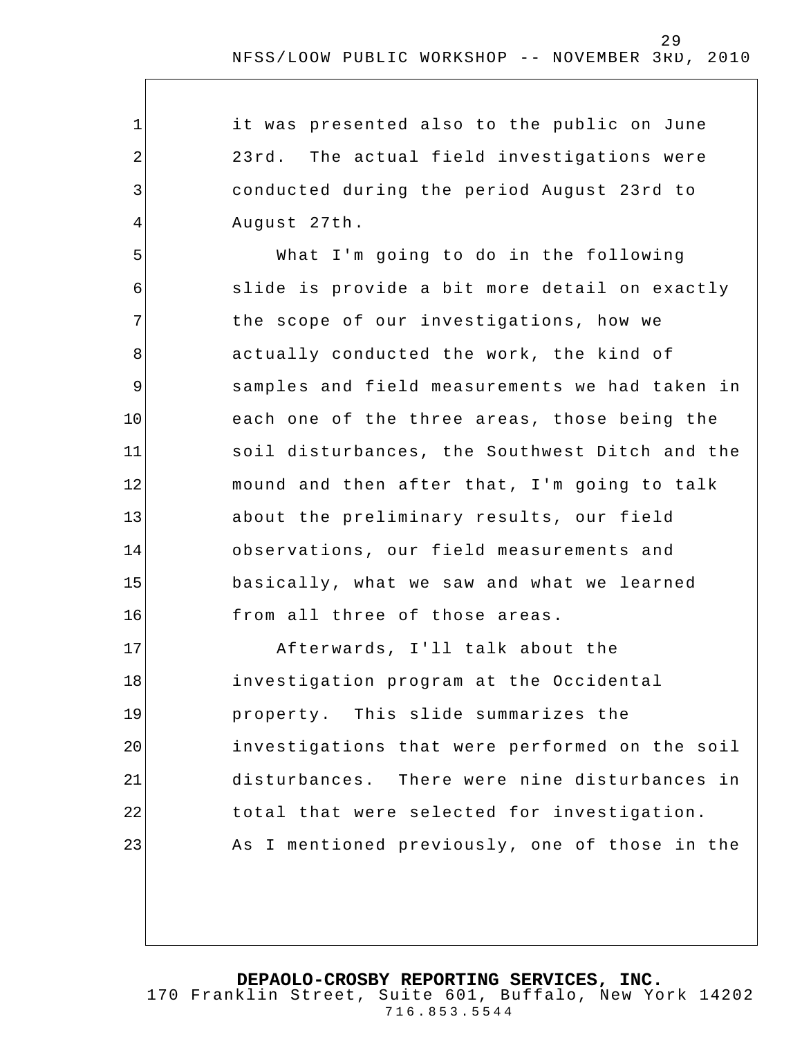it was presented also to the public on June 23rd. The actual field investigations were conducted during the period August 23rd to August 27th.

What I'm going to do in the following slide is provide a bit more detail on exactly the scope of our investigations, how we actually conducted the work, the kind of samples and field measurements we had taken in each one of the three areas, those being the soil disturbances, the Southwest Ditch and the mound and then after that, I'm going to talk about the preliminary results, our field observations, our field measurements and basically, what we saw and what we learned from all three of those areas.

Afterwards, I'll talk about the investigation program at the Occidental property. This slide summarizes the investigations that were performed on the soil disturbances. There were nine disturbances in total that were selected for investigation. As I mentioned previously, one of those in the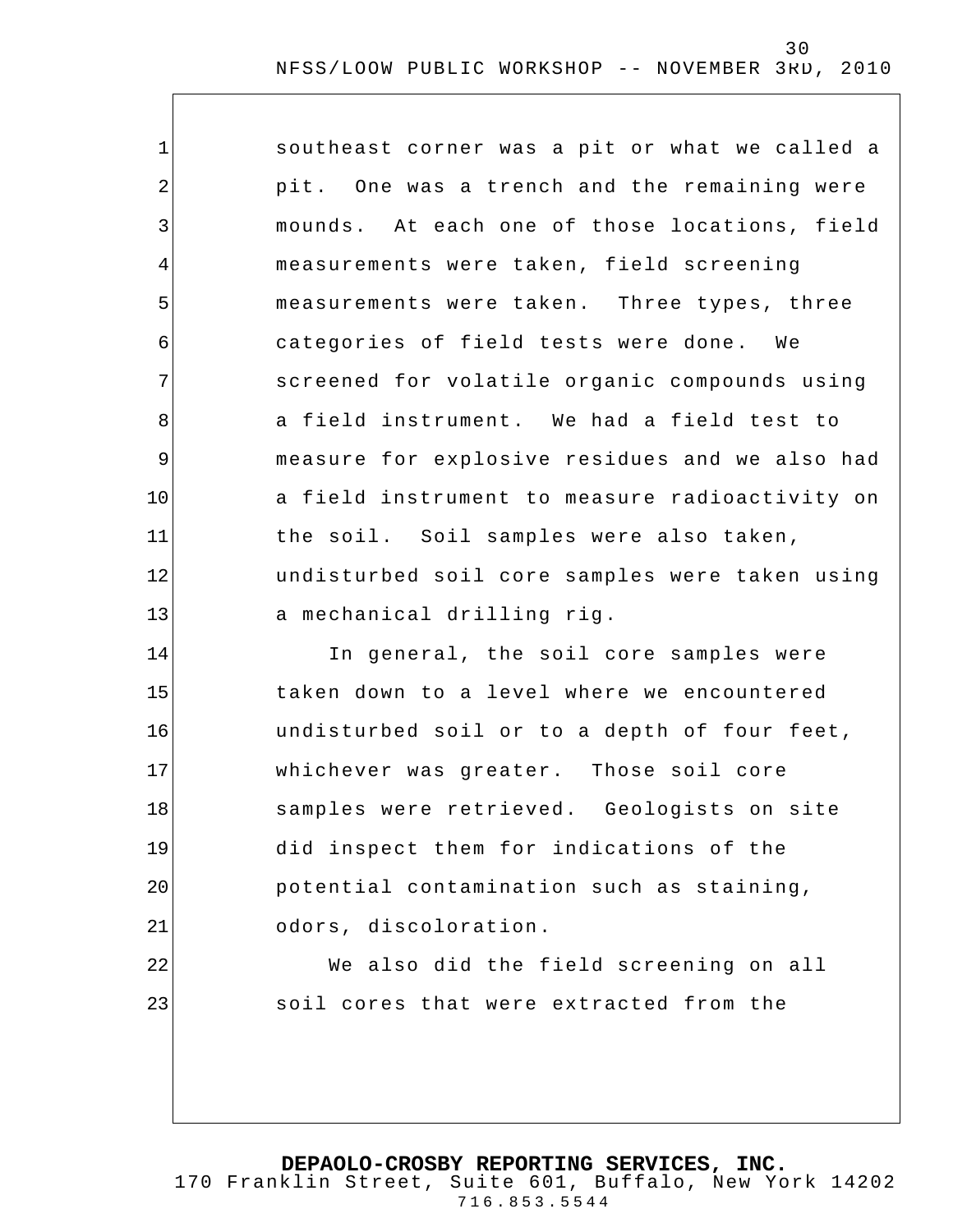southeast corner was a pit or what we called a pit. One was a trench and the remaining were mounds. At each one of those locations, field measurements were taken, field screening measurements were taken. Three types, three categories of field tests were done. We screened for volatile organic compounds using a field instrument. We had a field test to measure for explosive residues and we also had a field instrument to measure radioactivity on the soil. Soil samples were also taken, undisturbed soil core samples were taken using a mechanical drilling rig.

In general, the soil core samples were taken down to a level where we encountered undisturbed soil or to a depth of four feet, whichever was greater. Those soil core samples were retrieved. Geologists on site did inspect them for indications of the potential contamination such as staining, odors, discoloration.

We also did the field screening on all soil cores that were extracted from the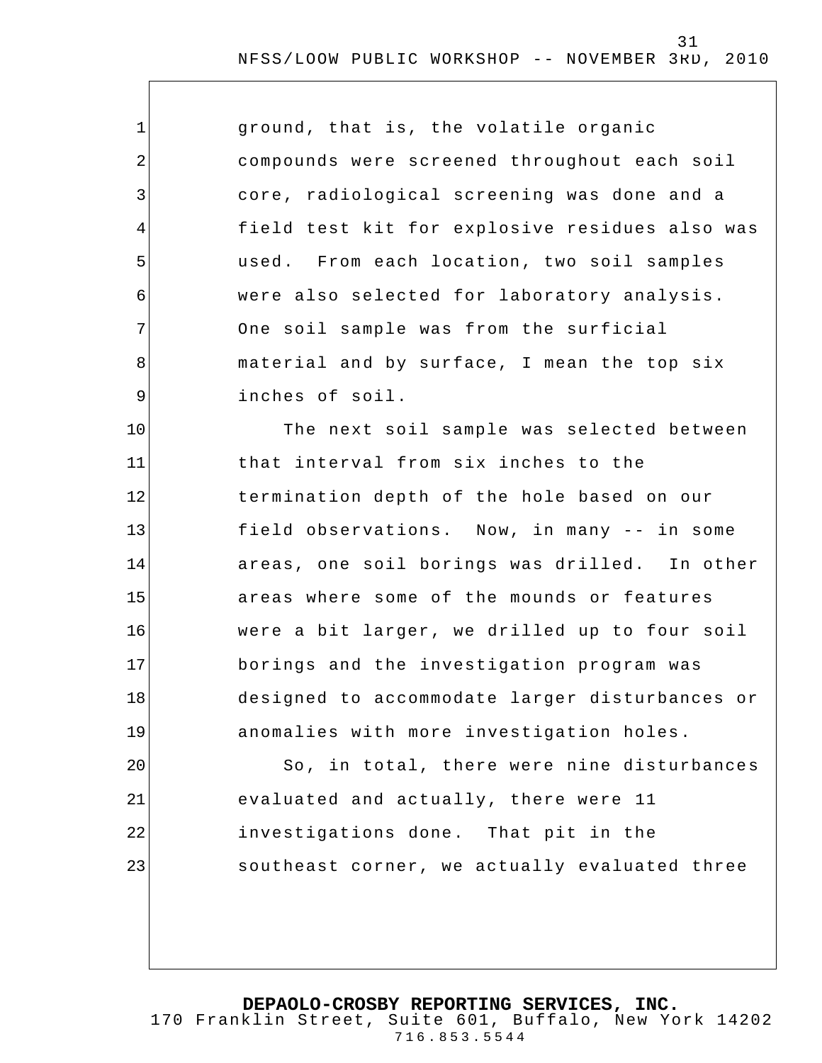ground, that is, the volatile organic compounds were screened throughout each soil core, radiological screening was done and a field test kit for explosive residues also was used. From each location, two soil samples were also selected for laboratory analysis. One soil sample was from the surficial material and by surface, I mean the top six inches of soil.

The next soil sample was selected between that interval from six inches to the termination depth of the hole based on our field observations. Now, in many -- in some areas, one soil borings was drilled. In other areas where some of the mounds or features were a bit larger, we drilled up to four soil borings and the investigation program was designed to accommodate larger disturbances or anomalies with more investigation holes.

So, in total, there were nine disturbances evaluated and actually, there were 11 investigations done. That pit in the southeast corner, we actually evaluated three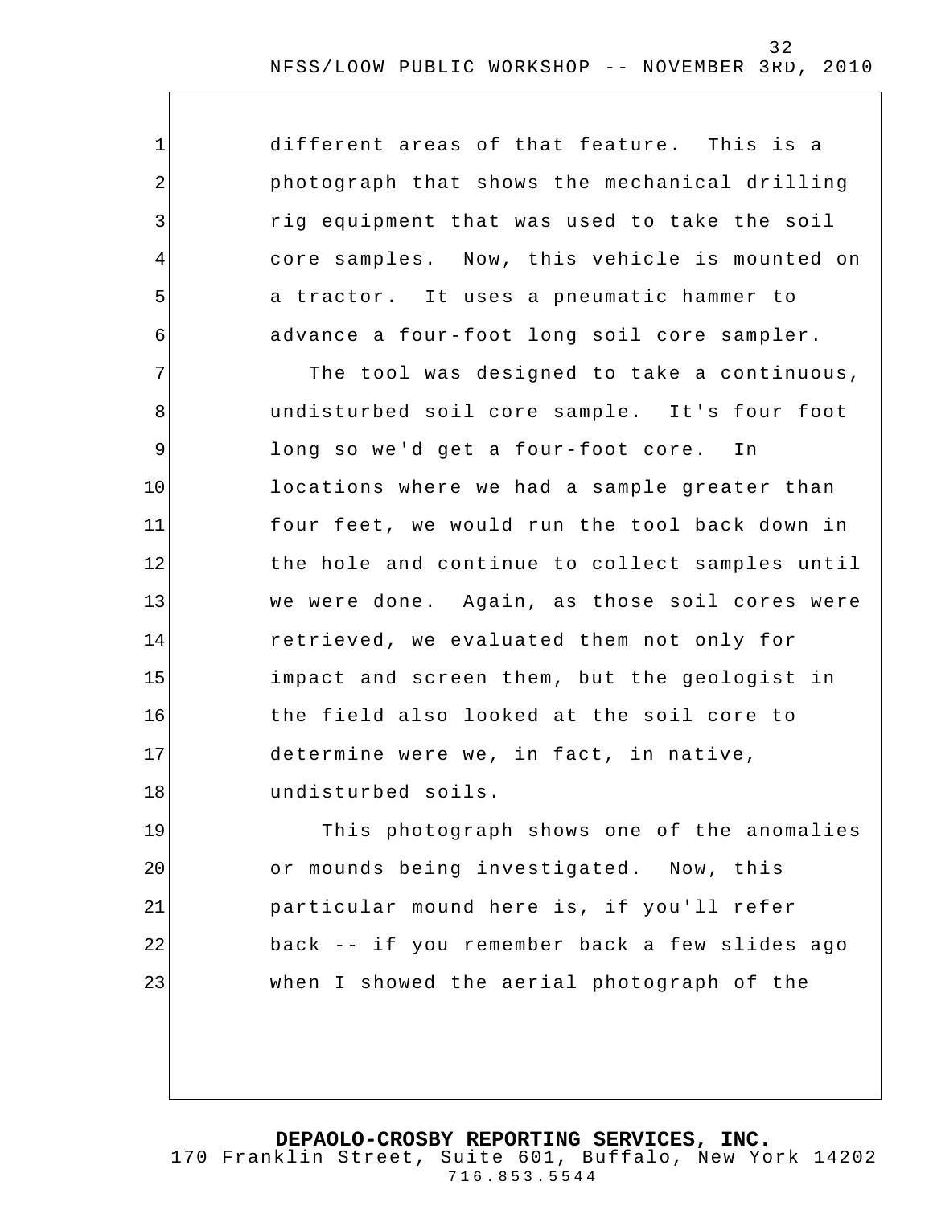different areas of that feature. This is a photograph that shows the mechanical drilling rig equipment that was used to take the soil core samples. Now, this vehicle is mounted on a tractor. It uses a pneumatic hammer to advance a four-foot long soil core sampler.

The tool was designed to take a continuous, undisturbed soil core sample. It's four foot long so we'd get a four-foot core. In locations where we had a sample greater than four feet, we would run the tool back down in the hole and continue to collect samples until we were done. Again, as those soil cores were retrieved, we evaluated them not only for impact and screen them, but the geologist in the field also looked at the soil core to determine were we, in fact, in native, undisturbed soils.

This photograph shows one of the anomalies or mounds being investigated. Now, this particular mound here is, if you'll refer back -- if you remember back a few slides ago when I showed the aerial photograph of the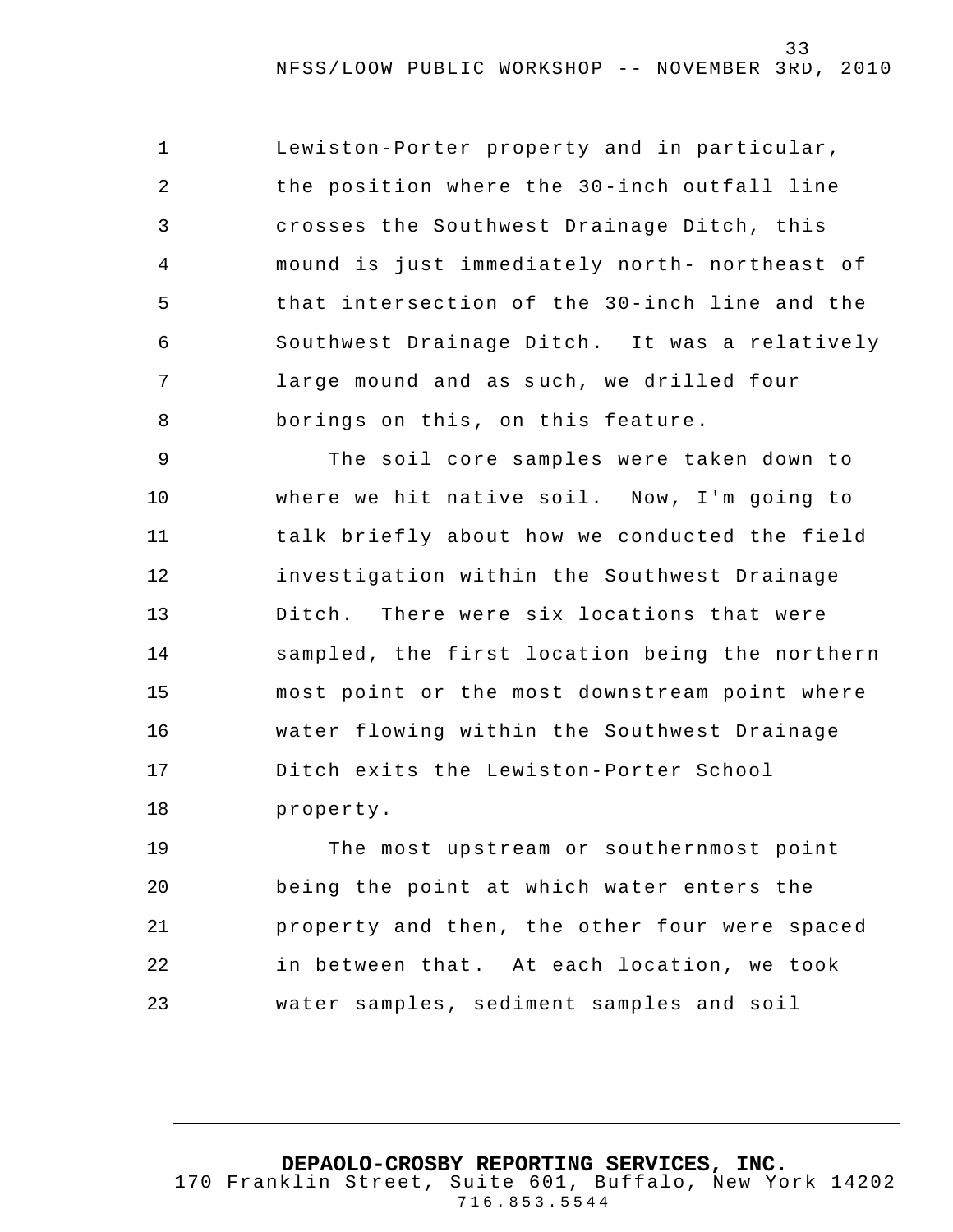Lewiston-Porter property and in particular, the position where the 30-inch outfall line crosses the Southwest Drainage Ditch, this mound is just immediately north- northeast of that intersection of the 30-inch line and the Southwest Drainage Ditch. It was a relatively large mound and as such, we drilled four borings on this, on this feature.

The soil core samples were taken down to where we hit native soil. Now, I'm going to talk briefly about how we conducted the field investigation within the Southwest Drainage Ditch. There were six locations that were sampled, the first location being the northern most point or the most downstream point where water flowing within the Southwest Drainage Ditch exits the Lewiston-Porter School property.

The most upstream or southernmost point being the point at which water enters the property and then, the other four were spaced in between that. At each location, we took water samples, sediment samples and soil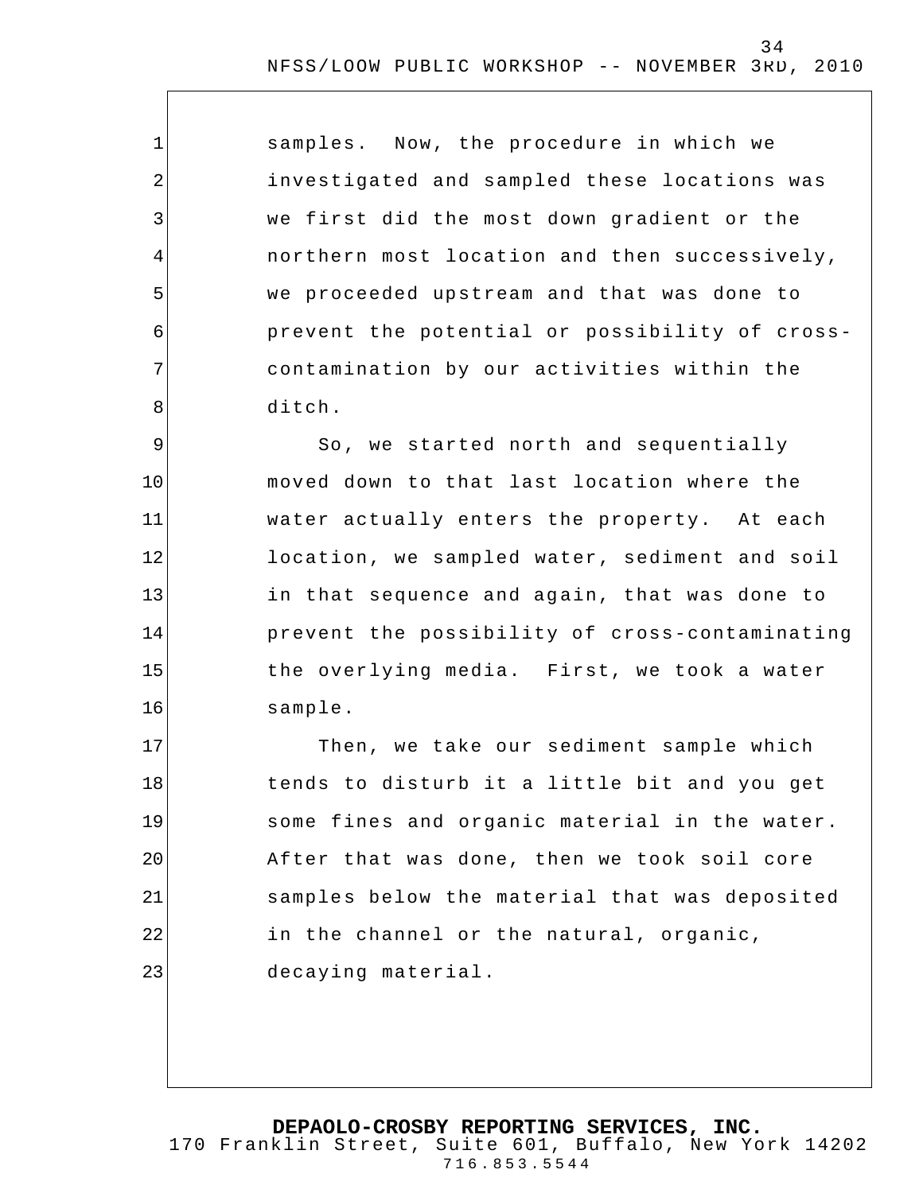samples. Now, the procedure in which we investigated and sampled these locations was we first did the most down gradient or the northern most location and then successively, we proceeded upstream and that was done to prevent the potential or possibility of cross-contamination by our activities within the ditch.

So, we started north and sequentially moved down to that last location where the water actually enters the property. At each location, we sampled water, sediment and soil in that sequence and again, that was done to prevent the possibility of cross-contaminating the overlying media. First, we took a water sample.

Then, we take our sediment sample which tends to disturb it a little bit and you get some fines and organic material in the water. After that was done, then we took soil core samples below the material that was deposited in the channel or the natural, organic, decaying material.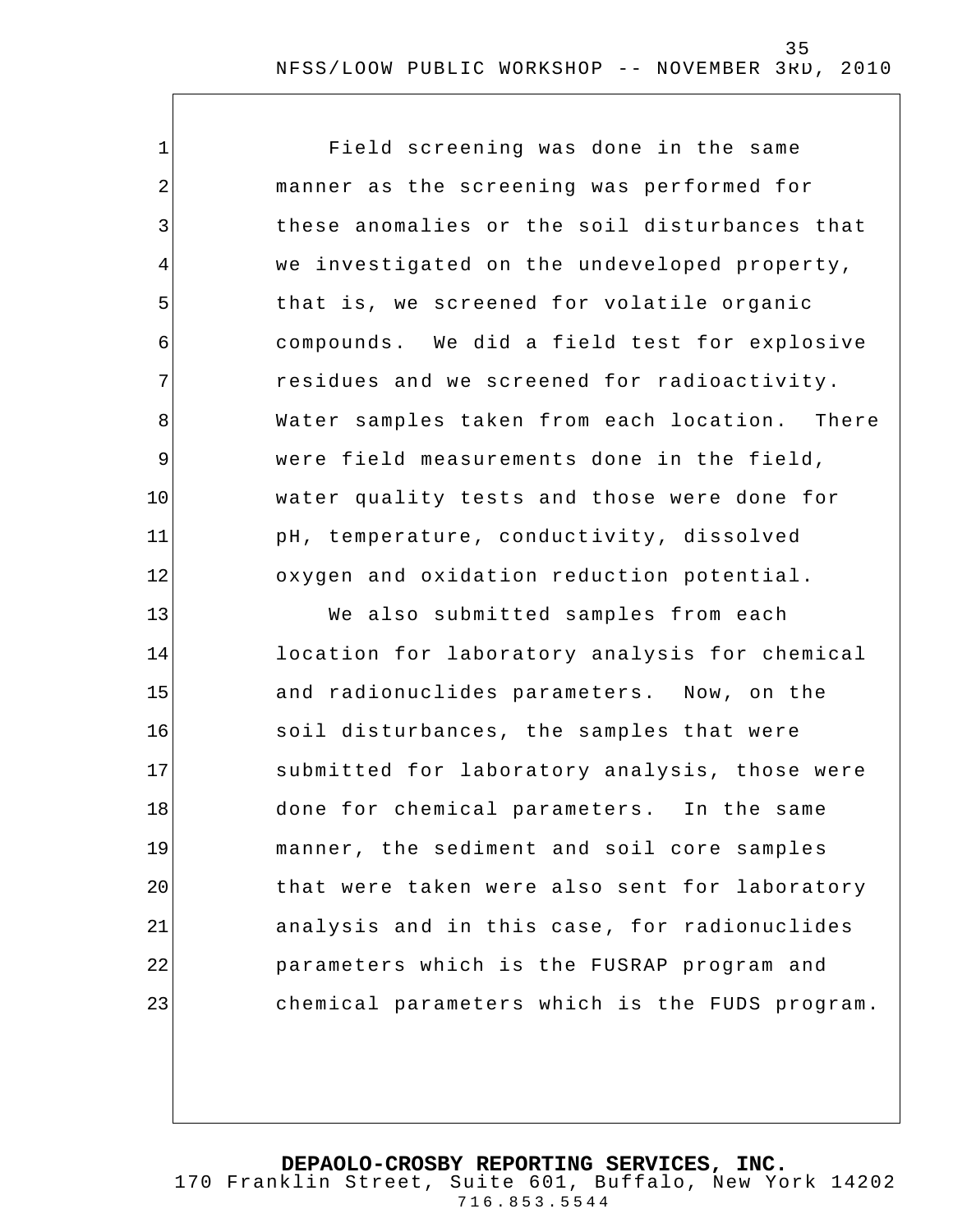Field screening was done in the same manner as the screening was performed for these anomalies or the soil disturbances that we investigated on the undeveloped property, that is, we screened for volatile organic compounds. We did a field test for explosive residues and we screened for radioactivity. Water samples taken from each location. There were field measurements done in the field, water quality tests and those were done for pH, temperature, conductivity, dissolved oxygen and oxidation reduction potential.

We also submitted samples from each location for laboratory analysis for chemical and radionuclides parameters. Now, on the soil disturbances, the samples that were submitted for laboratory analysis, those were done for chemical parameters. In the same manner, the sediment and soil core samples that were taken were also sent for laboratory analysis and in this case, for radionuclides parameters which is the FUSRAP program and chemical parameters which is the FUDS program.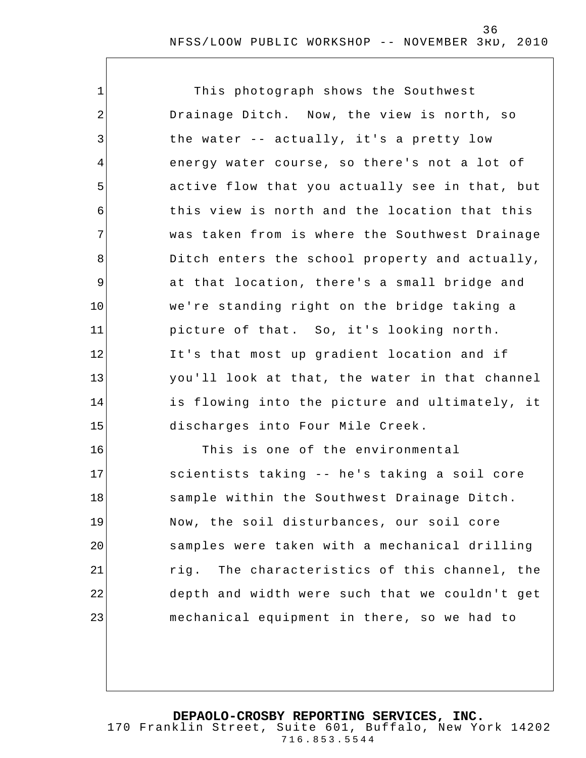This photograph shows the Southwest Drainage Ditch. Now, the view is north, so the water -- actually, it's a pretty low energy water course, so there's not a lot of active flow that you actually see in that, but this view is north and the location that this was taken from is where the Southwest Drainage Ditch enters the school property and actually, at that location, there's a small bridge and we're standing right on the bridge taking a picture of that. So, it's looking north. It's that most up gradient location and if you'll look at that, the water in that channel is flowing into the picture and ultimately, it discharges into Four Mile Creek.

This is one of the environmental scientists taking -- he's taking a soil core sample within the Southwest Drainage Ditch. Now, the soil disturbances, our soil core samples were taken with a mechanical drilling rig. The characteristics of this channel, the depth and width were such that we couldn't get mechanical equipment in there, so we had to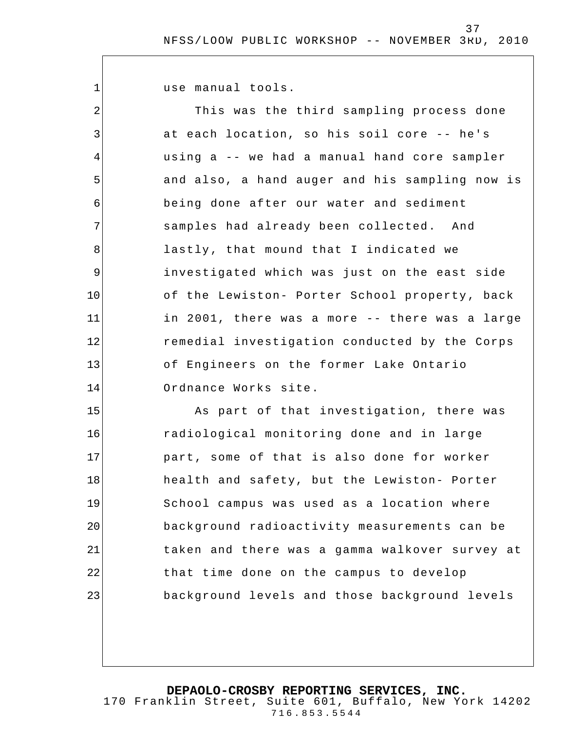use manual tools.

This was the third sampling process done at each location, so his soil core -- he's using a -- we had a manual hand core sampler and also, a hand auger and his sampling now is being done after our water and sediment samples had already been collected. And lastly, that mound that I indicated we investigated which was just on the east side of the Lewiston- Porter School property, back in 2001, there was a more -- there was a large remedial investigation conducted by the Corps of Engineers on the former Lake Ontario Ordnance Works site.

As part of that investigation, there was radiological monitoring done and in large part, some of that is also done for worker health and safety, but the Lewiston- Porter School campus was used as a location where background radioactivity measurements can be taken and there was a gamma walkover survey at that time done on the campus to develop background levels and those background levels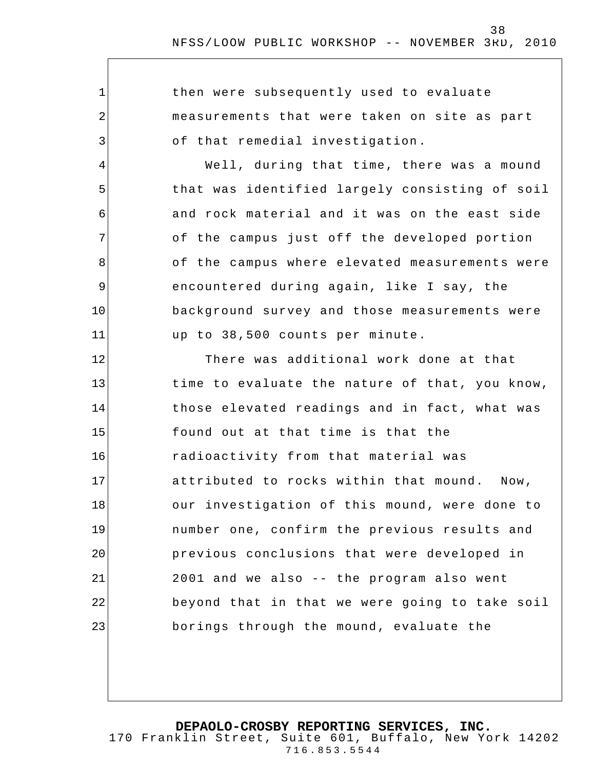then were subsequently used to evaluate measurements that were taken on site as part of that remedial investigation.

Well, during that time, there was a mound that was identified largely consisting of soil and rock material and it was on the east side of the campus just off the developed portion of the campus where elevated measurements were encountered during again, like I say, the background survey and those measurements were up to 38,500 counts per minute.

There was additional work done at that time to evaluate the nature of that, you know, those elevated readings and in fact, what was found out at that time is that the radioactivity from that material was attributed to rocks within that mound. Now, our investigation of this mound, were done to number one, confirm the previous results and previous conclusions that were developed in 2001 and we also -- the program also went beyond that in that we were going to take soil borings through the mound, evaluate the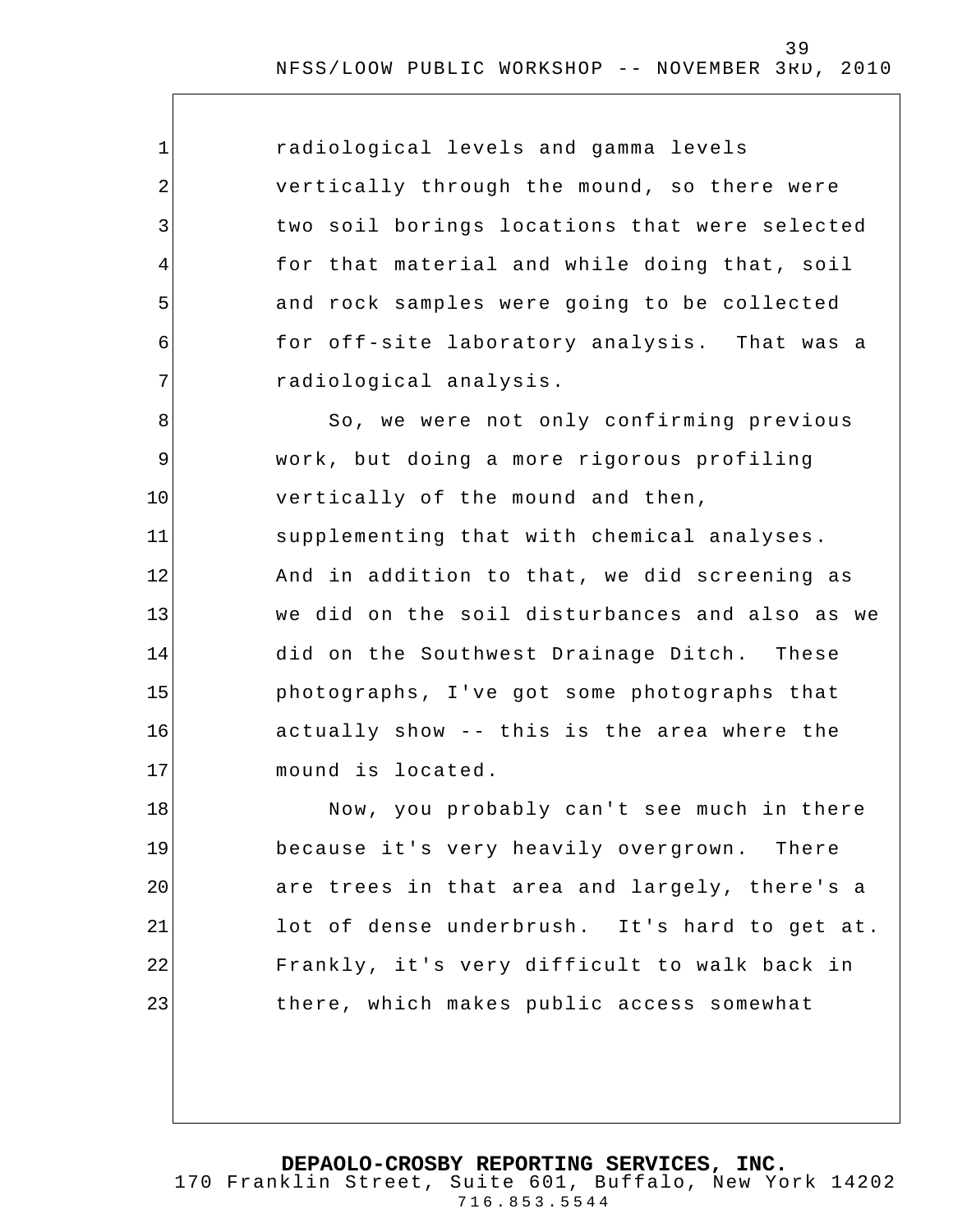radiological levels and gamma levels vertically through the mound, so there were two soil borings locations that were selected for that material and while doing that, soil and rock samples were going to be collected for off-site laboratory analysis. That was a radiological analysis.

So, we were not only confirming previous work, but doing a more rigorous profiling vertically of the mound and then, supplementing that with chemical analyses. And in addition to that, we did screening as we did on the soil disturbances and also as we did on the Southwest Drainage Ditch. These photographs, I've got some photographs that actually show -- this is the area where the mound is located.

Now, you probably can't see much in there because it's very heavily overgrown. There are trees in that area and largely, there's a lot of dense underbrush. It's hard to get at. Frankly, it's very difficult to walk back in there, which makes public access somewhat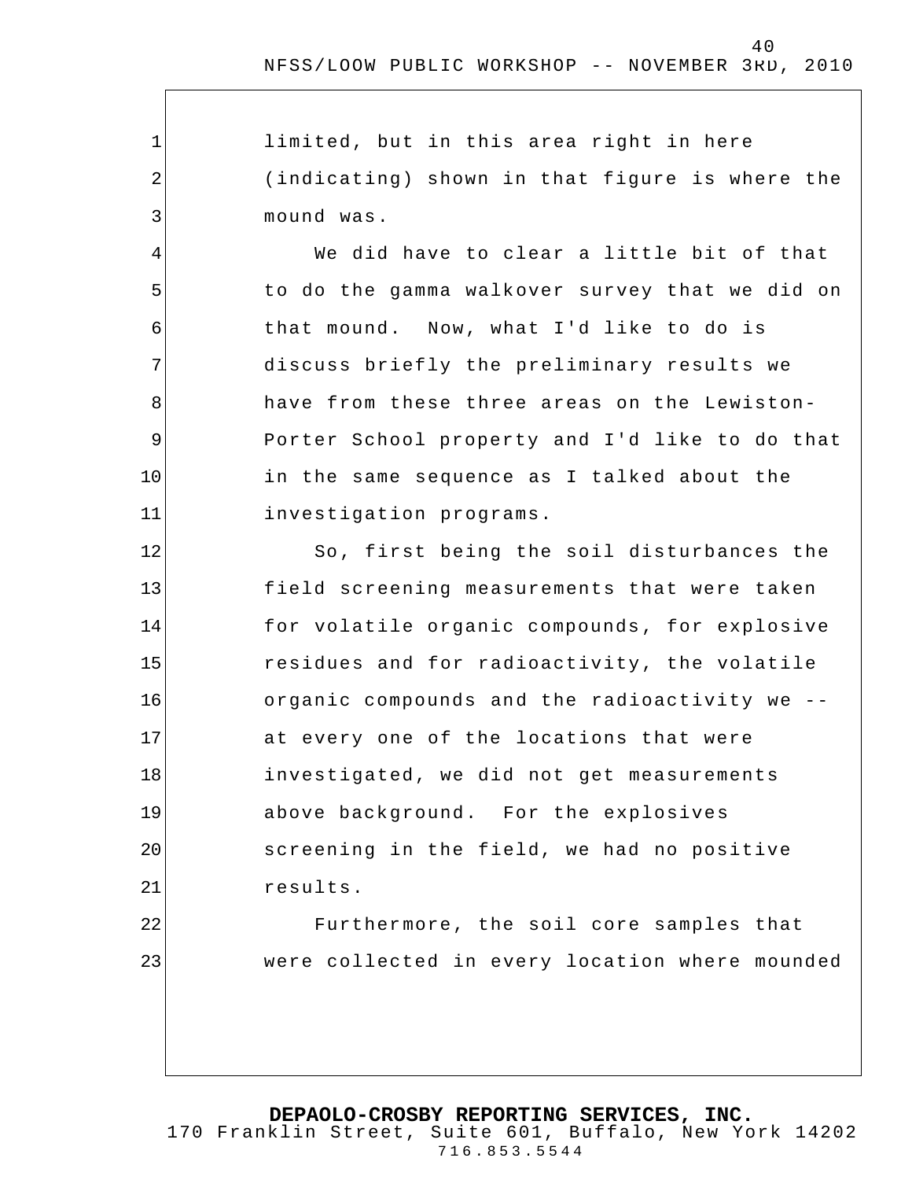limited, but in this area right in here (indicating) shown in that figure is where the mound was.

We did have to clear a little bit of that to do the gamma walkover survey that we did on that mound. Now, what I'd like to do is discuss briefly the preliminary results we have from these three areas on the Lewiston-Porter School property and I'd like to do that in the same sequence as I talked about the investigation programs.

So, first being the soil disturbances the field screening measurements that were taken for volatile organic compounds, for explosive residues and for radioactivity, the volatile organic compounds and the radioactivity we -- at every one of the locations that were investigated, we did not get measurements above background. For the explosives screening in the field, we had no positive results.

Furthermore, the soil core samples that were collected in every location where mounded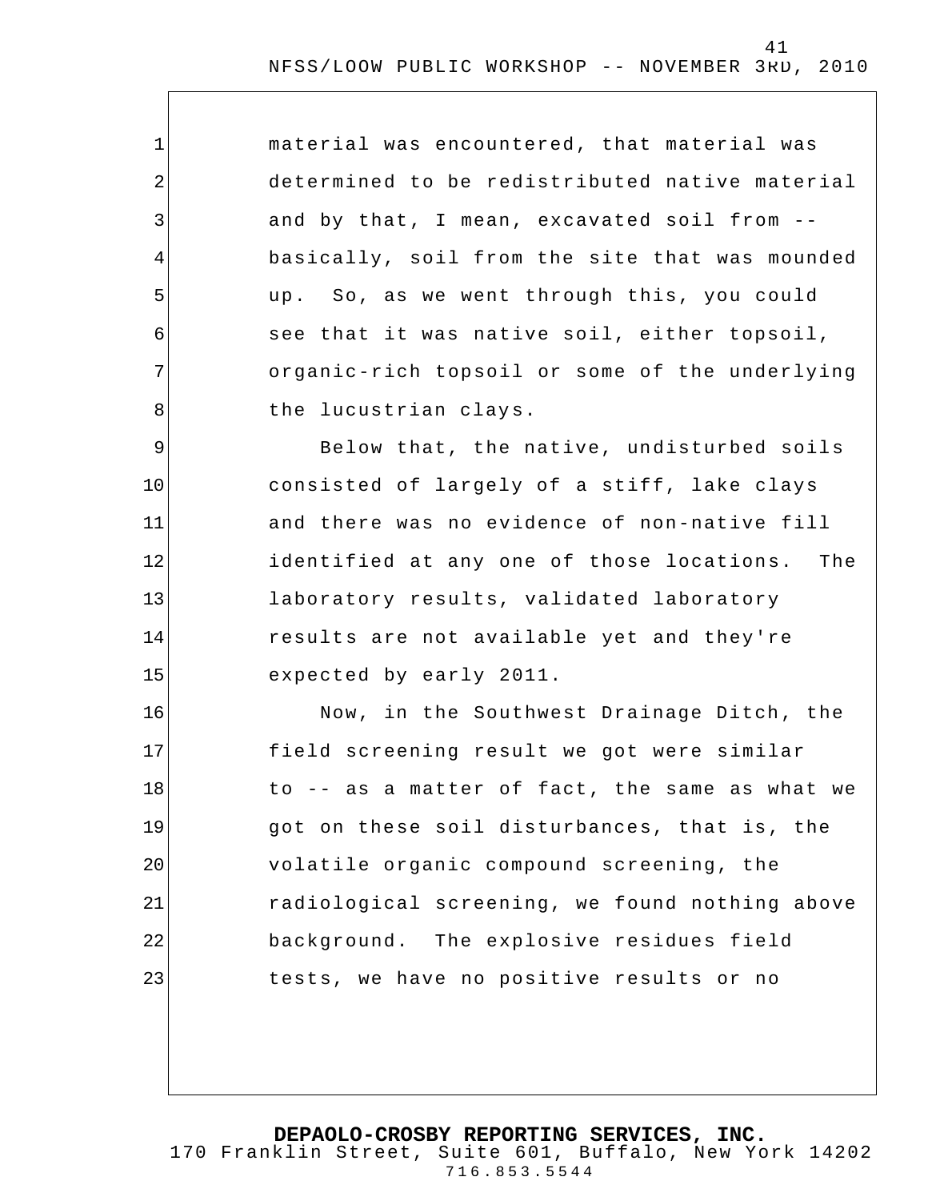material was encountered, that material was determined to be redistributed native material and by that, I mean, excavated soil from -- basically, soil from the site that was mounded up. So, as we went through this, you could see that it was native soil, either topsoil, organic-rich topsoil or some of the underlying the lucustrian clays.

Below that, the native, undisturbed soils consisted of largely of a stiff, lake clays and there was no evidence of non-native fill identified at any one of those locations. The laboratory results, validated laboratory results are not available yet and they're expected by early 2011.

Now, in the Southwest Drainage Ditch, the field screening result we got were similar to -- as a matter of fact, the same as what we got on these soil disturbances, that is, the volatile organic compound screening, the radiological screening, we found nothing above background. The explosive residues field tests, we have no positive results or no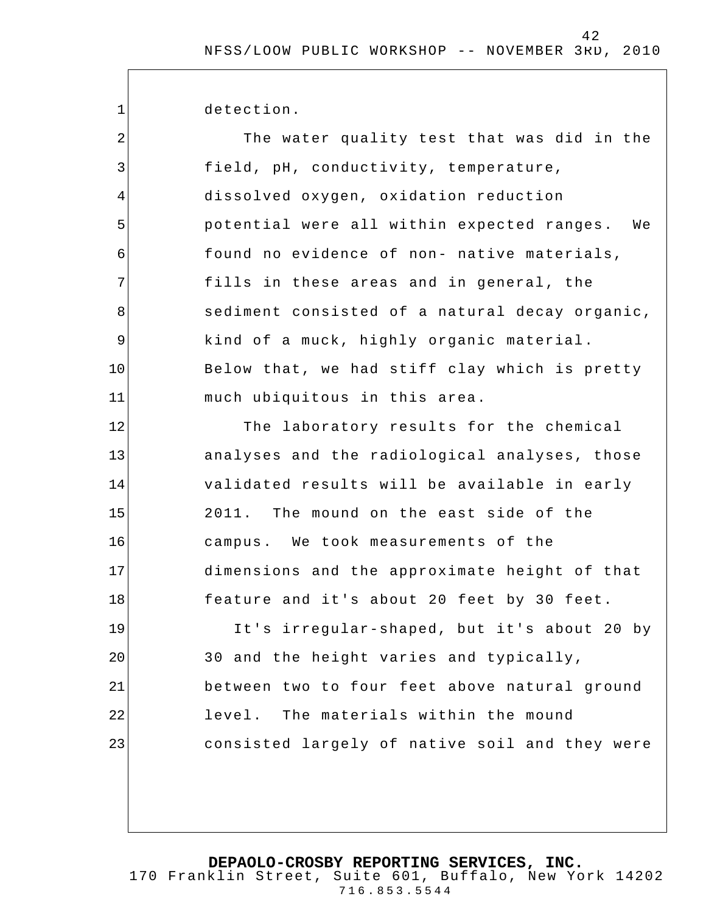detection.

The water quality test that was did in the field, pH, conductivity, temperature, dissolved oxygen, oxidation reduction potential were all within expected ranges. We found no evidence of non- native materials, fills in these areas and in general, the sediment consisted of a natural decay organic, kind of a muck, highly organic material. Below that, we had stiff clay which is pretty much ubiquitous in this area.

The laboratory results for the chemical analyses and the radiological analyses, those validated results will be available in early 2011. The mound on the east side of the campus. We took measurements of the dimensions and the approximate height of that feature and it's about 20 feet by 30 feet.

It's irregular-shaped, but it's about 20 by 30 and the height varies and typically, between two to four feet above natural ground level. The materials within the mound consisted largely of native soil and they were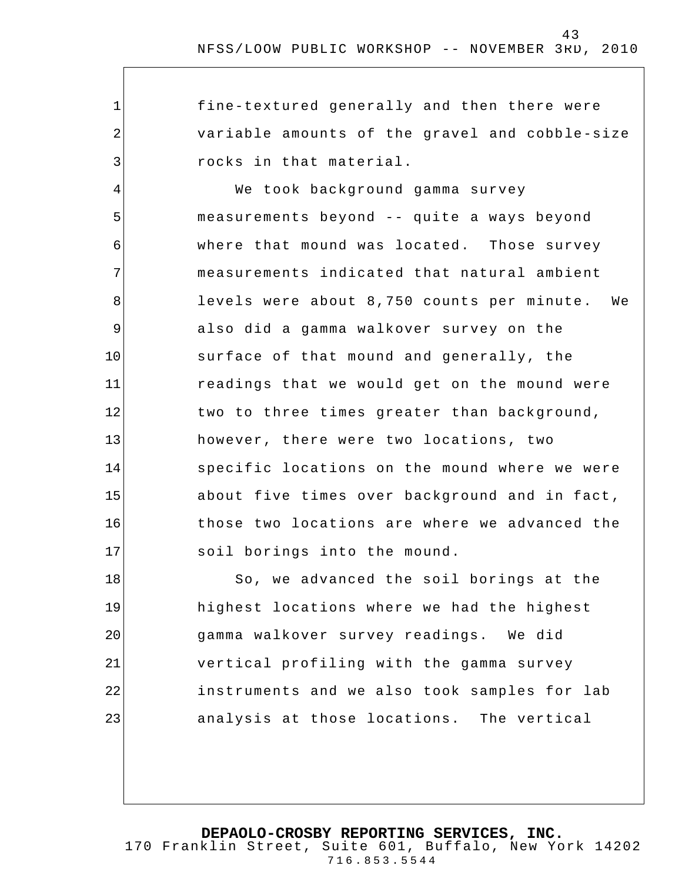fine-textured generally and then there were variable amounts of the gravel and cobble-size rocks in that material.

We took background gamma survey measurements beyond -- quite a ways beyond where that mound was located. Those survey measurements indicated that natural ambient levels were about 8,750 counts per minute. We also did a gamma walkover survey on the surface of that mound and generally, the readings that we would get on the mound were two to three times greater than background, however, there were two locations, two specific locations on the mound where we were about five times over background and in fact, those two locations are where we advanced the soil borings into the mound.

So, we advanced the soil borings at the highest locations where we had the highest gamma walkover survey readings. We did vertical profiling with the gamma survey instruments and we also took samples for lab analysis at those locations. The vertical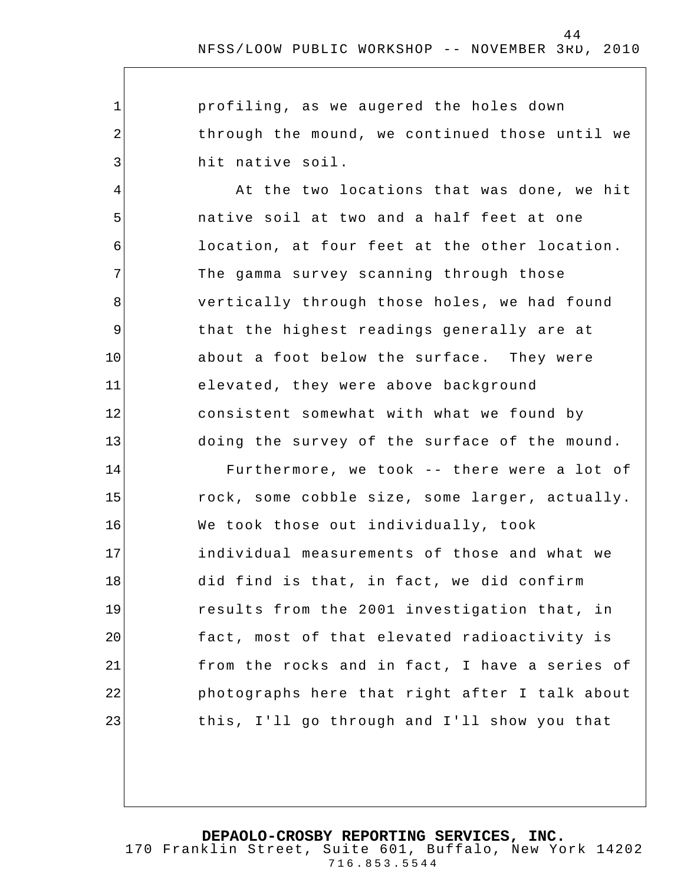profiling, as we augered the holes down through the mound, we continued those until we hit native soil.

At the two locations that was done, we hit native soil at two and a half feet at one location, at four feet at the other location. The gamma survey scanning through those vertically through those holes, we had found that the highest readings generally are at about a foot below the surface. They were elevated, they were above background consistent somewhat with what we found by doing the survey of the surface of the mound.

Furthermore, we took -- there were a lot of rock, some cobble size, some larger, actually. We took those out individually, took individual measurements of those and what we did find is that, in fact, we did confirm results from the 2001 investigation that, in fact, most of that elevated radioactivity is from the rocks and in fact, I have a series of photographs here that right after I talk about this, I'll go through and I'll show you that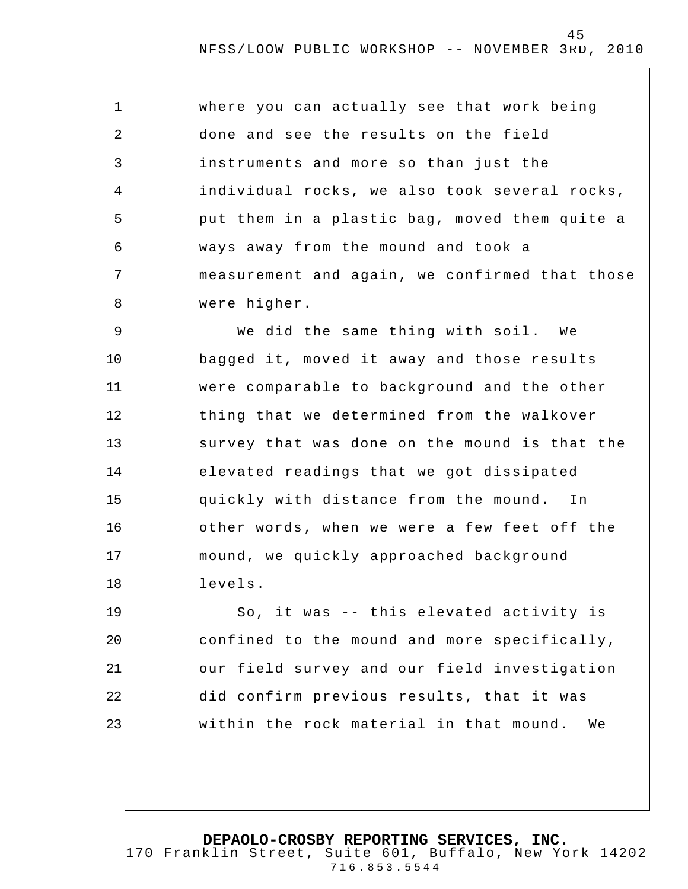where you can actually see that work being done and see the results on the field instruments and more so than just the individual rocks, we also took several rocks, put them in a plastic bag, moved them quite a ways away from the mound and took a measurement and again, we confirmed that those were higher.

We did the same thing with soil. We bagged it, moved it away and those results were comparable to background and the other thing that we determined from the walkover survey that was done on the mound is that the elevated readings that we got dissipated quickly with distance from the mound. In other words, when we were a few feet off the mound, we quickly approached background levels.

So, it was -- this elevated activity is confined to the mound and more specifically, our field survey and our field investigation did confirm previous results, that it was within the rock material in that mound. We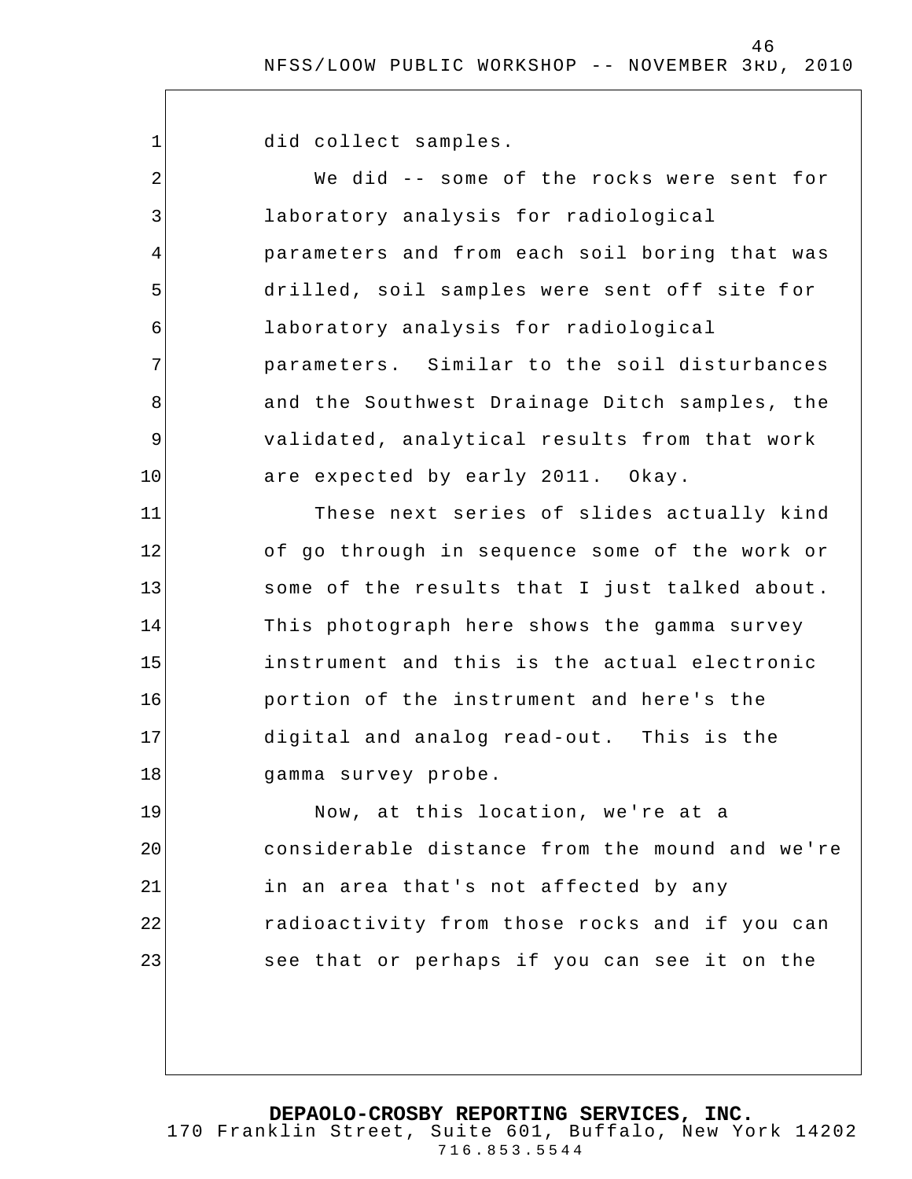did collect samples.

We did -- some of the rocks were sent for laboratory analysis for radiological parameters and from each soil boring that was drilled, soil samples were sent off site for laboratory analysis for radiological parameters. Similar to the soil disturbances and the Southwest Drainage Ditch samples, the validated, analytical results from that work are expected by early 2011. Okay.

These next series of slides actually kind of go through in sequence some of the work or some of the results that I just talked about. This photograph here shows the gamma survey instrument and this is the actual electronic portion of the instrument and here's the digital and analog read-out. This is the gamma survey probe.

Now, at this location, we're at a considerable distance from the mound and we're in an area that's not affected by any radioactivity from those rocks and if you can see that or perhaps if you can see it on the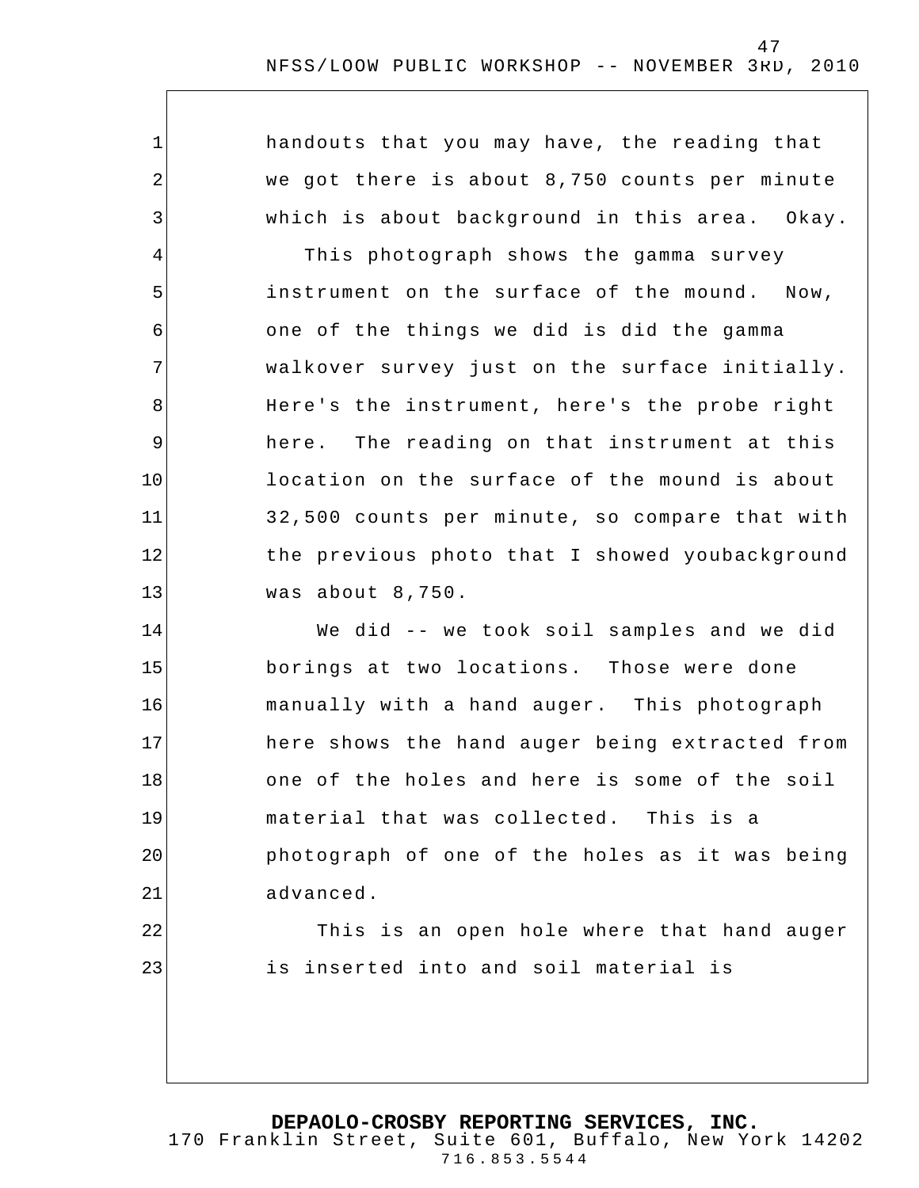handouts that you may have, the reading that we got there is about 8,750 counts per minute which is about background in this area. Okay.

This photograph shows the gamma survey instrument on the surface of the mound. Now, one of the things we did is did the gamma walkover survey just on the surface initially. Here's the instrument, here's the probe right here. The reading on that instrument at this location on the surface of the mound is about 32,500 counts per minute, so compare that with the previous photo that I showed youbackground was about 8,750.

We did -- we took soil samples and we did borings at two locations. Those were done manually with a hand auger. This photograph here shows the hand auger being extracted from one of the holes and here is some of the soil material that was collected. This is a photograph of one of the holes as it was being advanced.

This is an open hole where that hand auger is inserted into and soil material is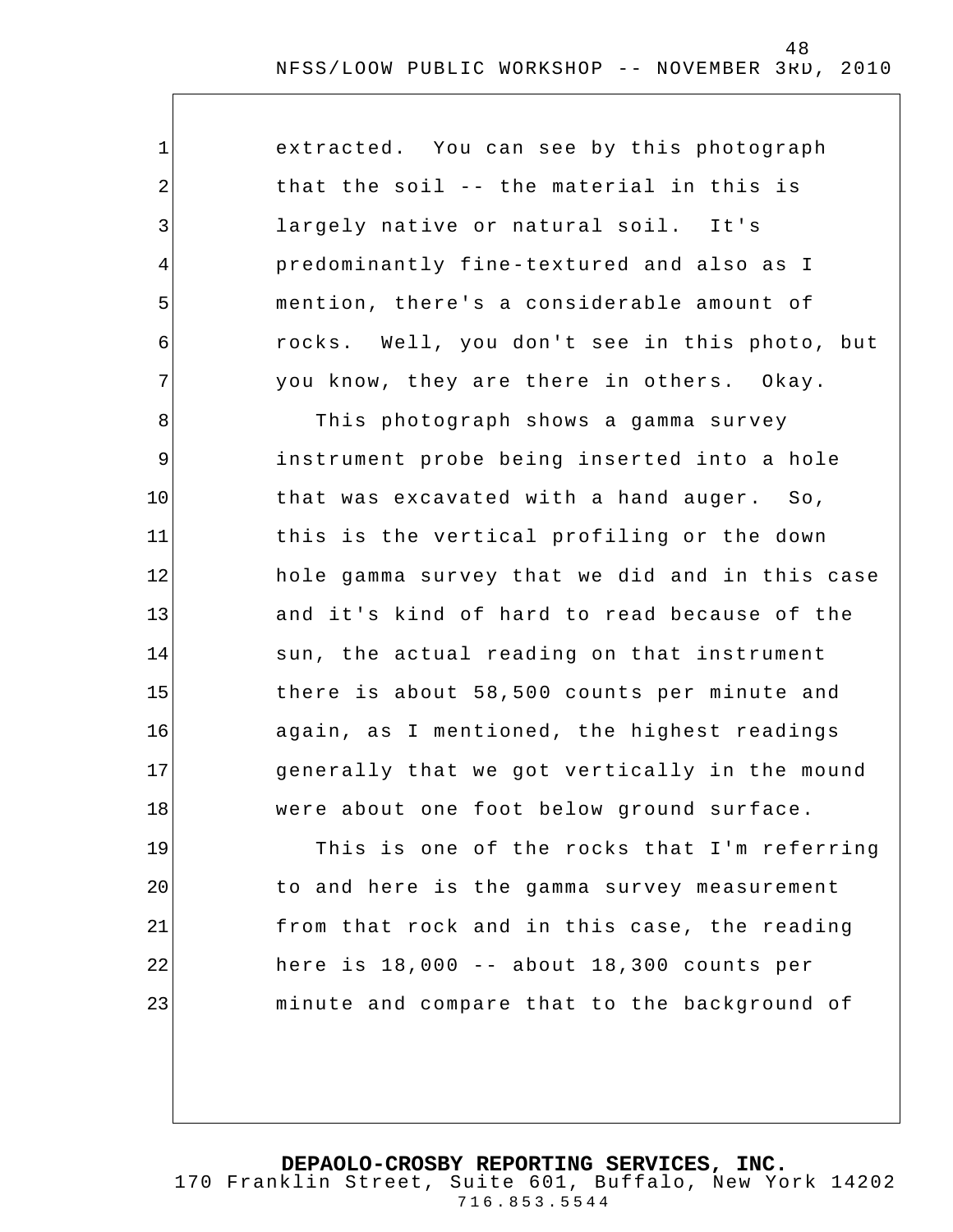extracted. You can see by this photograph that the soil -- the material in this is largely native or natural soil. It's predominantly fine-textured and also as I mention, there's a considerable amount of rocks. Well, you don't see in this photo, but you know, they are there in others. Okay.

This photograph shows a gamma survey instrument probe being inserted into a hole that was excavated with a hand auger. So, this is the vertical profiling or the down hole gamma survey that we did and in this case and it's kind of hard to read because of the sun, the actual reading on that instrument there is about 58,500 counts per minute and again, as I mentioned, the highest readings generally that we got vertically in the mound were about one foot below ground surface.

This is one of the rocks that I'm referring to and here is the gamma survey measurement from that rock and in this case, the reading here is 18,000 -- about 18,300 counts per minute and compare that to the background of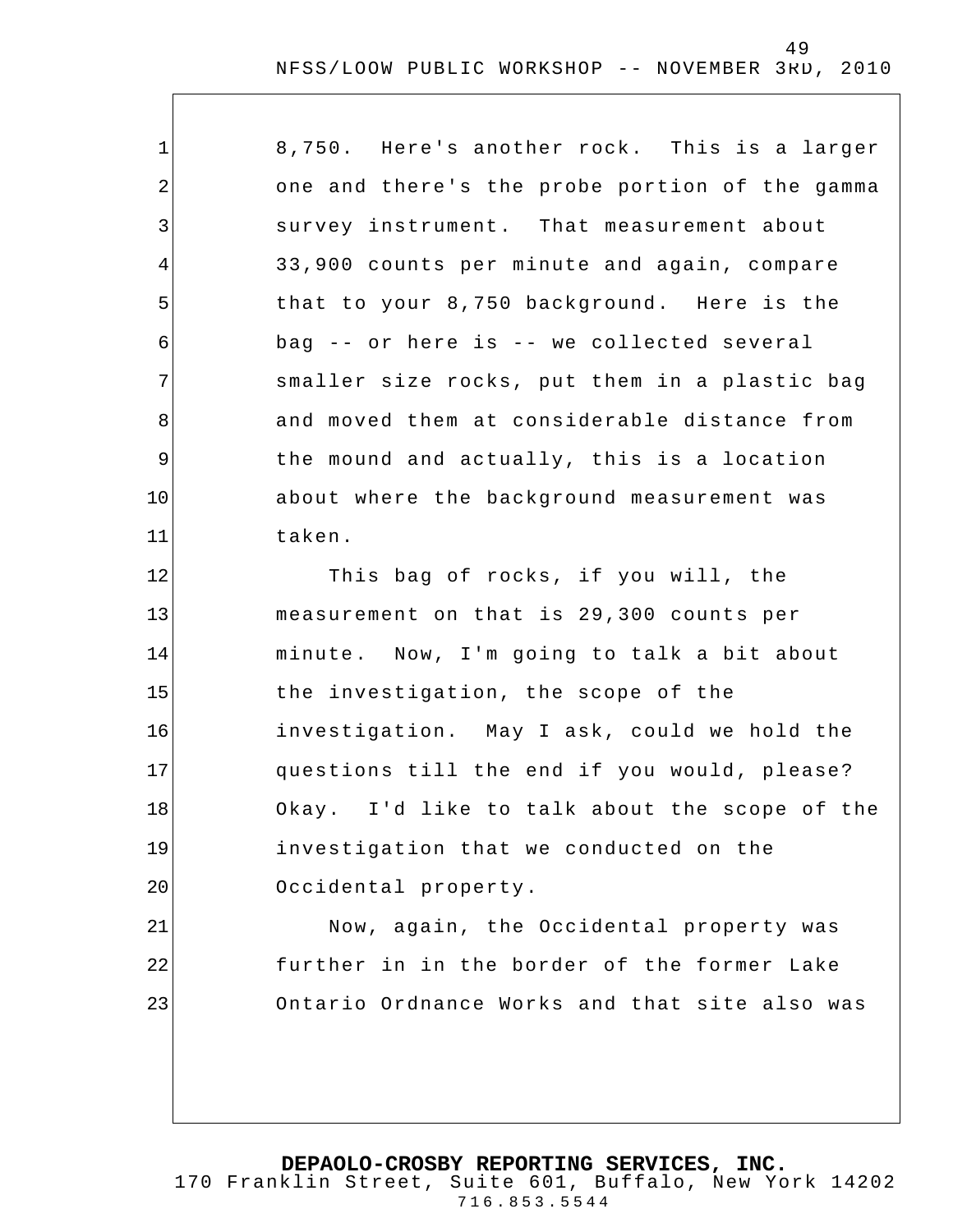8,750. Here's another rock. This is a larger one and there's the probe portion of the gamma survey instrument. That measurement about 33,900 counts per minute and again, compare that to your 8,750 background. Here is the bag -- or here is -- we collected several smaller size rocks, put them in a plastic bag and moved them at considerable distance from the mound and actually, this is a location about where the background measurement was taken.

This bag of rocks, if you will, the measurement on that is 29,300 counts per minute. Now, I'm going to talk a bit about the investigation, the scope of the investigation. May I ask, could we hold the questions till the end if you would, please? Okay. I'd like to talk about the scope of the investigation that we conducted on the Occidental property.

Now, again, the Occidental property was further in in the border of the former Lake Ontario Ordnance Works and that site also was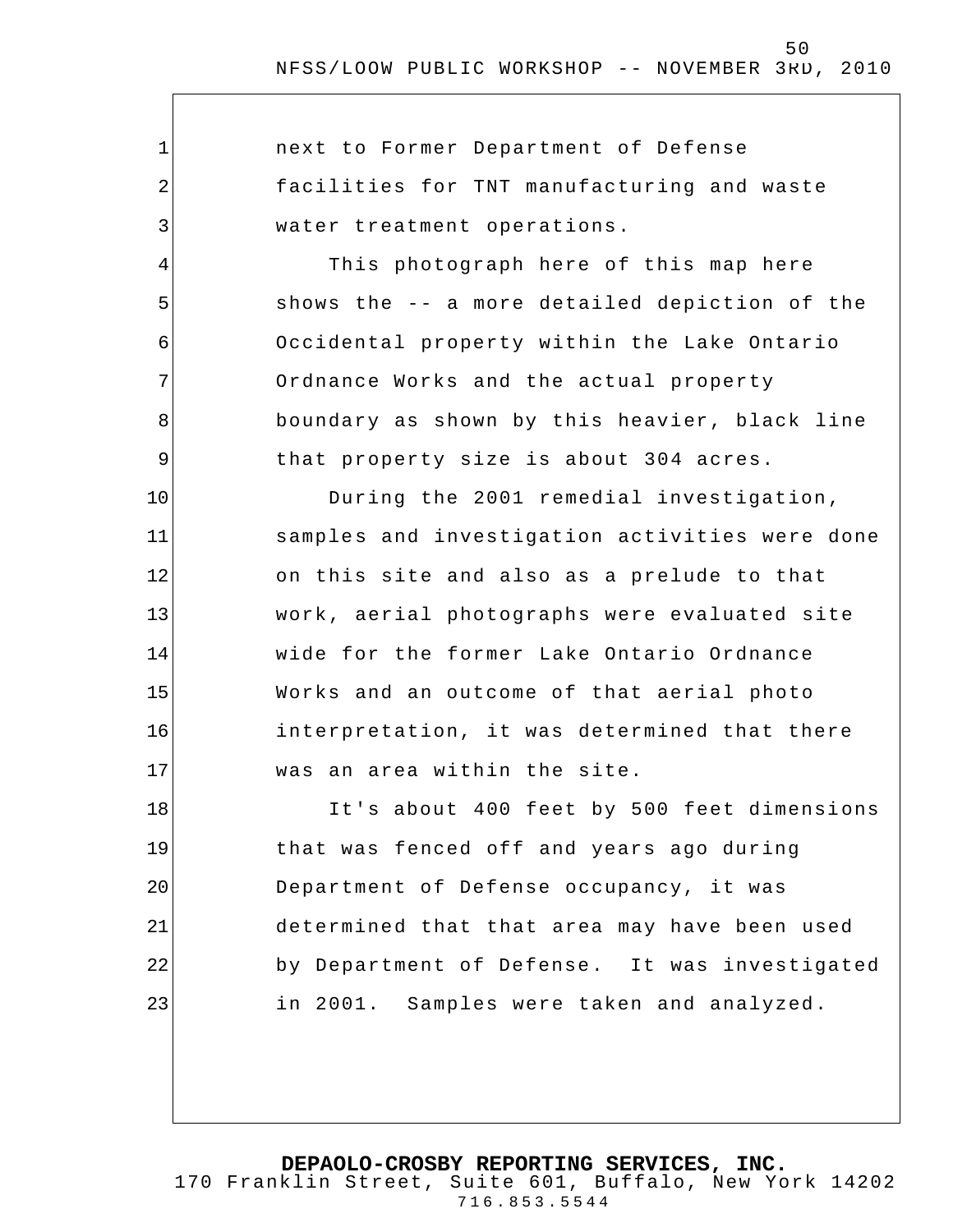next to Former Department of Defense facilities for TNT manufacturing and waste water treatment operations.

This photograph here of this map here shows the -- a more detailed depiction of the Occidental property within the Lake Ontario Ordnance Works and the actual property boundary as shown by this heavier, black line that property size is about 304 acres.

During the 2001 remedial investigation, samples and investigation activities were done on this site and also as a prelude to that work, aerial photographs were evaluated site wide for the former Lake Ontario Ordnance Works and an outcome of that aerial photo interpretation, it was determined that there was an area within the site.

It's about 400 feet by 500 feet dimensions that was fenced off and years ago during Department of Defense occupancy, it was determined that that area may have been used by Department of Defense. It was investigated in 2001. Samples were taken and analyzed.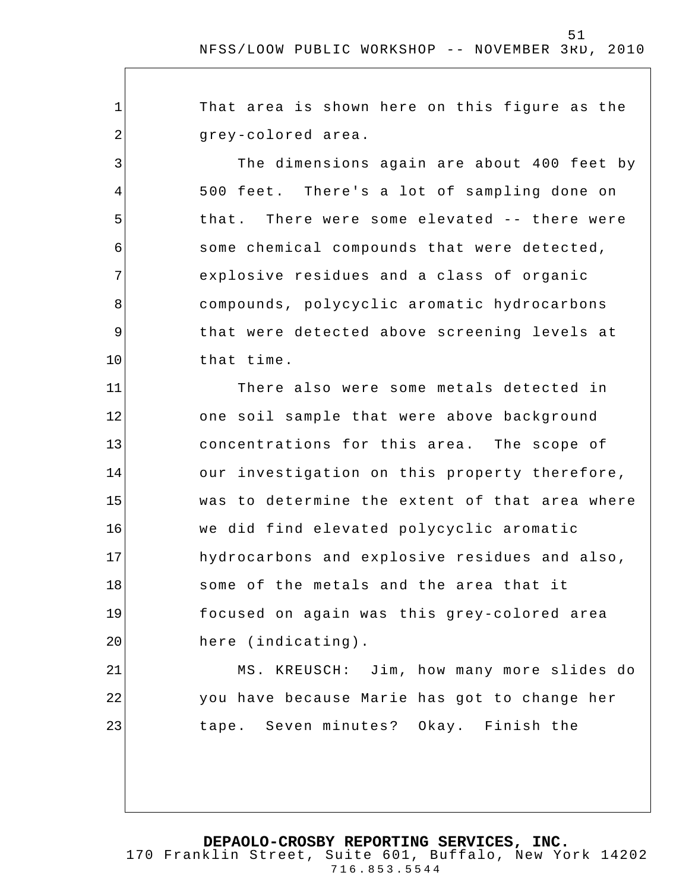That area is shown here on this figure as the grey-colored area.

The dimensions again are about 400 feet by 500 feet. There's a lot of sampling done on that. There were some elevated -- there were some chemical compounds that were detected, explosive residues and a class of organic compounds, polycyclic aromatic hydrocarbons that were detected above screening levels at that time.

There also were some metals detected in one soil sample that were above background concentrations for this area. The scope of our investigation on this property therefore, was to determine the extent of that area where we did find elevated polycyclic aromatic hydrocarbons and explosive residues and also, some of the metals and the area that it focused on again was this grey-colored area here (indicating).

MS. KREUSCH: Jim, how many more slides do you have because Marie has got to change her tape. Seven minutes? Okay. Finish the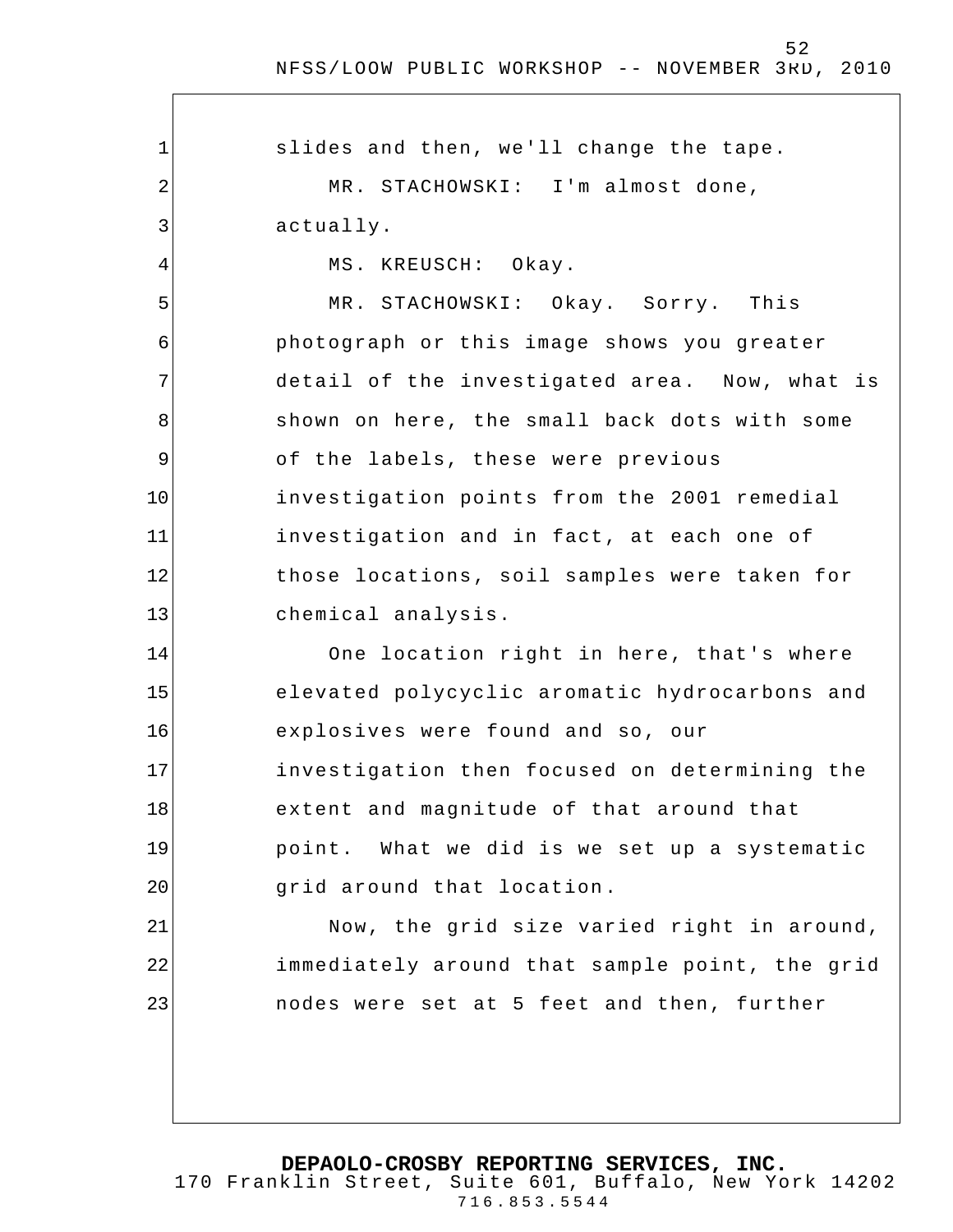slides and then, we'll change the tape.

MR. STACHOWSKI: I'm almost done, actually.

MS. KREUSCH: Okay.

MR. STACHOWSKI: Okay. Sorry. This photograph or this image shows you greater detail of the investigated area. Now, what is shown on here, the small back dots with some of the labels, these were previous investigation points from the 2001 remedial investigation and in fact, at each one of those locations, soil samples were taken for chemical analysis.

One location right in here, that's where elevated polycyclic aromatic hydrocarbons and explosives were found and so, our investigation then focused on determining the extent and magnitude of that around that point. What we did is we set up a systematic grid around that location.

Now, the grid size varied right in around, immediately around that sample point, the grid nodes were set at 5 feet and then, further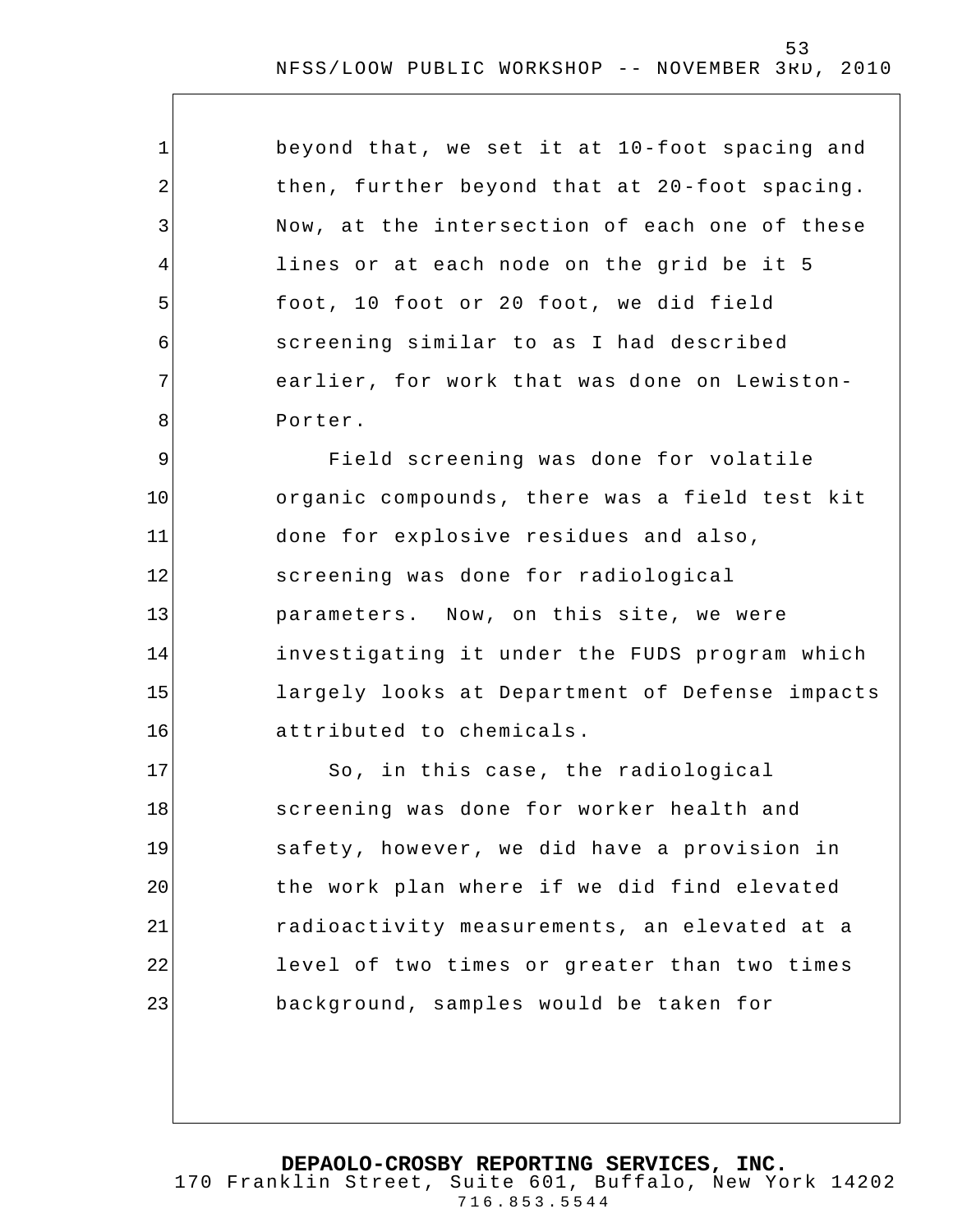beyond that, we set it at 10-foot spacing and then, further beyond that at 20-foot spacing. Now, at the intersection of each one of these lines or at each node on the grid be it 5 foot, 10 foot or 20 foot, we did field screening similar to as I had described earlier, for work that was done on Lewiston-Porter.

Field screening was done for volatile organic compounds, there was a field test kit done for explosive residues and also, screening was done for radiological parameters. Now, on this site, we were investigating it under the FUDS program which largely looks at Department of Defense impacts attributed to chemicals.

So, in this case, the radiological screening was done for worker health and safety, however, we did have a provision in the work plan where if we did find elevated radioactivity measurements, an elevated at a level of two times or greater than two times background, samples would be taken for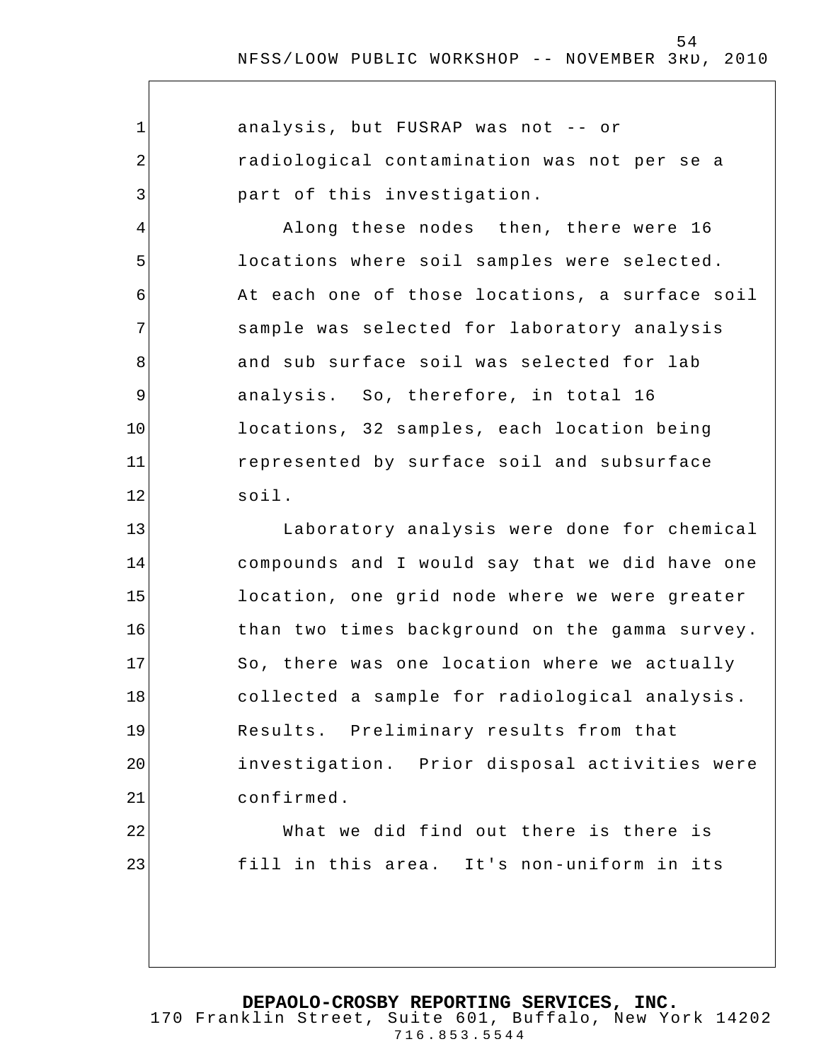analysis, but FUSRAP was not -- or radiological contamination was not per se a part of this investigation.

Along these nodes then, there were 16 locations where soil samples were selected. At each one of those locations, a surface soil sample was selected for laboratory analysis and sub surface soil was selected for lab analysis. So, therefore, in total 16 locations, 32 samples, each location being represented by surface soil and subsurface soil.

Laboratory analysis were done for chemical compounds and I would say that we did have one location, one grid node where we were greater than two times background on the gamma survey. So, there was one location where we actually collected a sample for radiological analysis. Results. Preliminary results from that investigation. Prior disposal activities were confirmed.

What we did find out there is there is fill in this area. It's non-uniform in its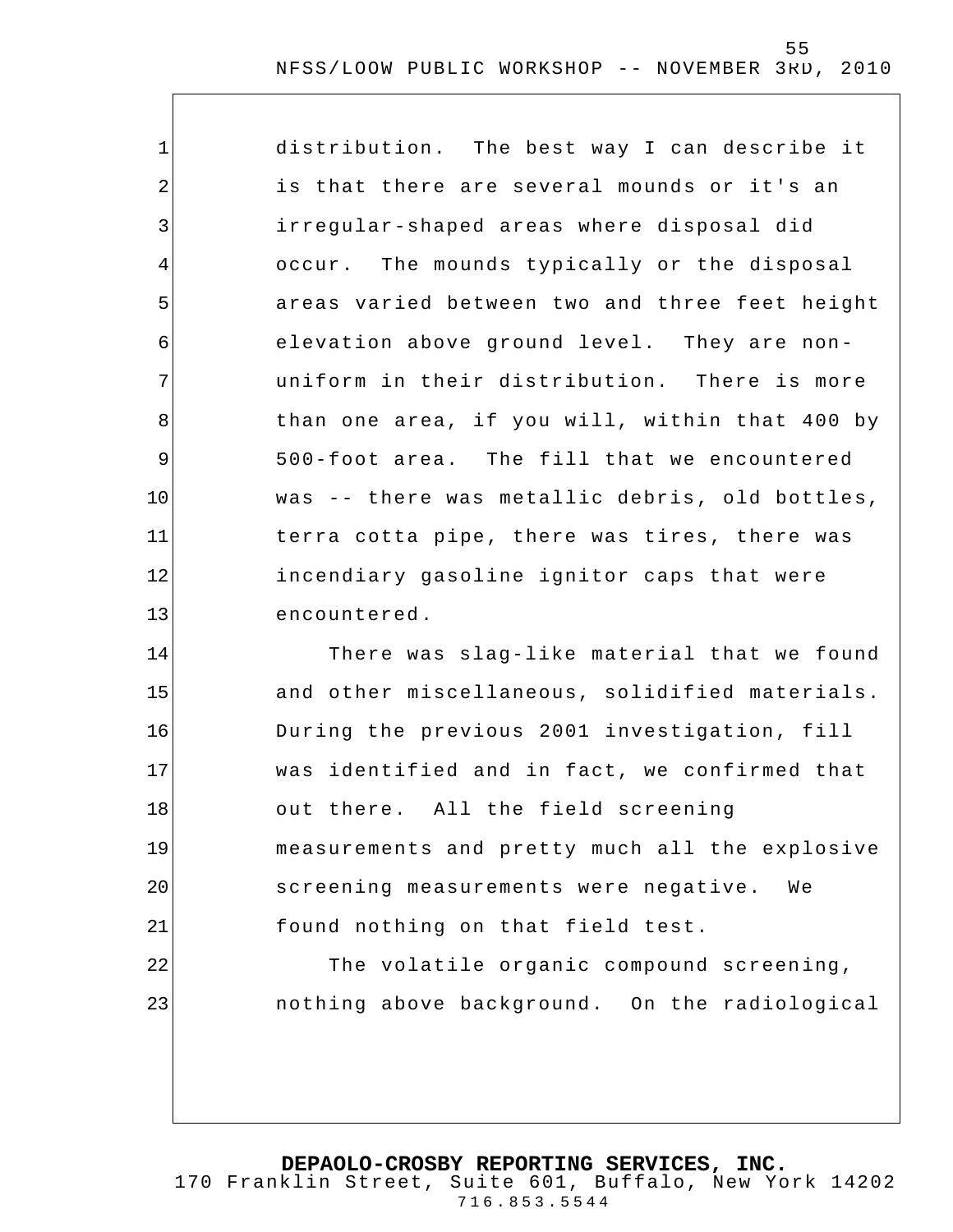distribution. The best way I can describe it is that there are several mounds or it's an irregular-shaped areas where disposal did occur. The mounds typically or the disposal areas varied between two and three feet height elevation above ground level. They are non-uniform in their distribution. There is more than one area, if you will, within that 400 by 500-foot area. The fill that we encountered was -- there was metallic debris, old bottles, terra cotta pipe, there was tires, there was incendiary gasoline ignitor caps that were encountered.

There was slag-like material that we found and other miscellaneous, solidified materials. During the previous 2001 investigation, fill was identified and in fact, we confirmed that out there. All the field screening measurements and pretty much all the explosive screening measurements were negative. We found nothing on that field test.

The volatile organic compound screening, nothing above background. On the radiological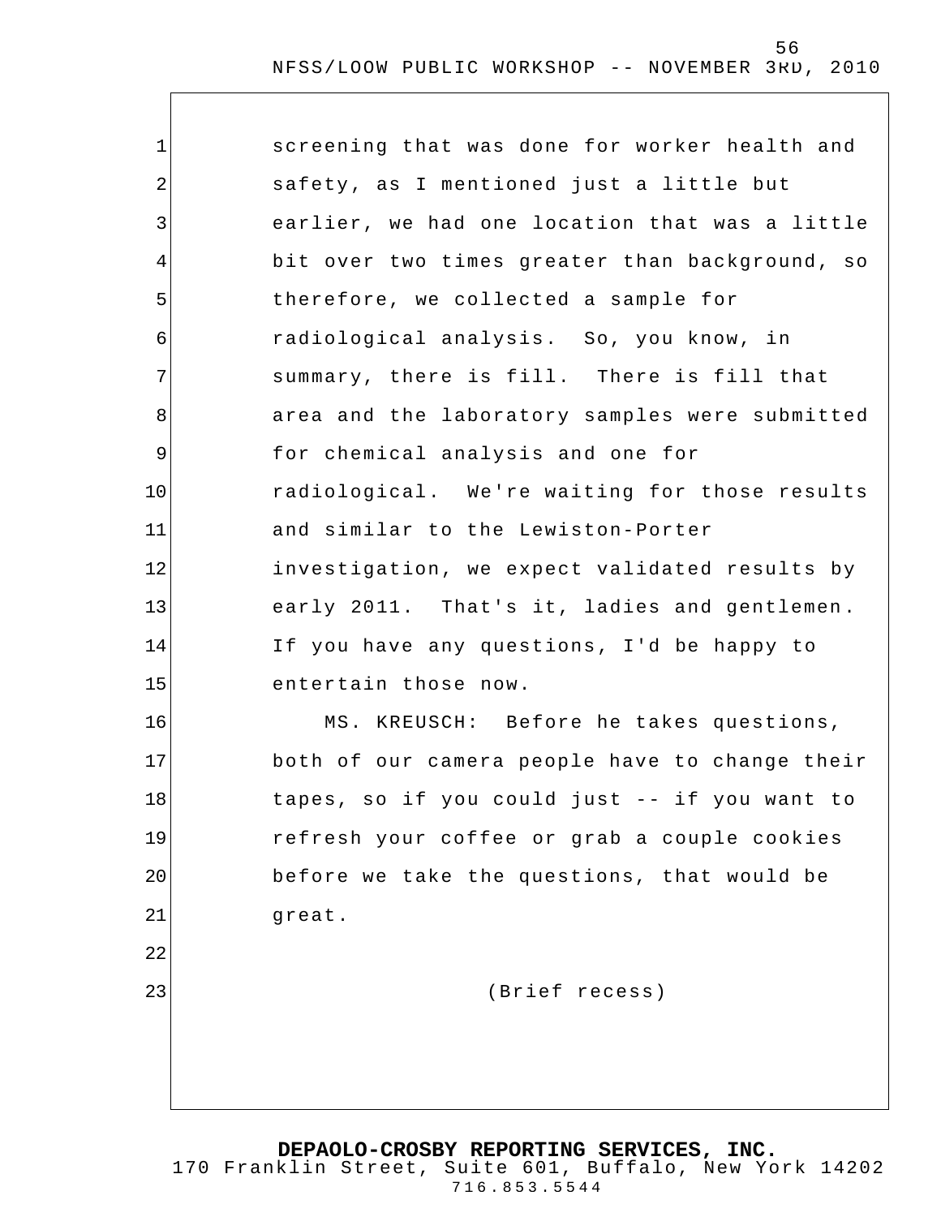screening that was done for worker health and safety, as I mentioned just a little but earlier, we had one location that was a little bit over two times greater than background, so therefore, we collected a sample for radiological analysis. So, you know, in summary, there is fill. There is fill that area and the laboratory samples were submitted for chemical analysis and one for radiological. We're waiting for those results and similar to the Lewiston-Porter investigation, we expect validated results by early 2011. That's it, ladies and gentlemen. If you have any questions, I'd be happy to entertain those now.

MS. KREUSCH: Before he takes questions, both of our camera people have to change their tapes, so if you could just -- if you want to refresh your coffee or grab a couple cookies before we take the questions, that would be great.

(Brief recess)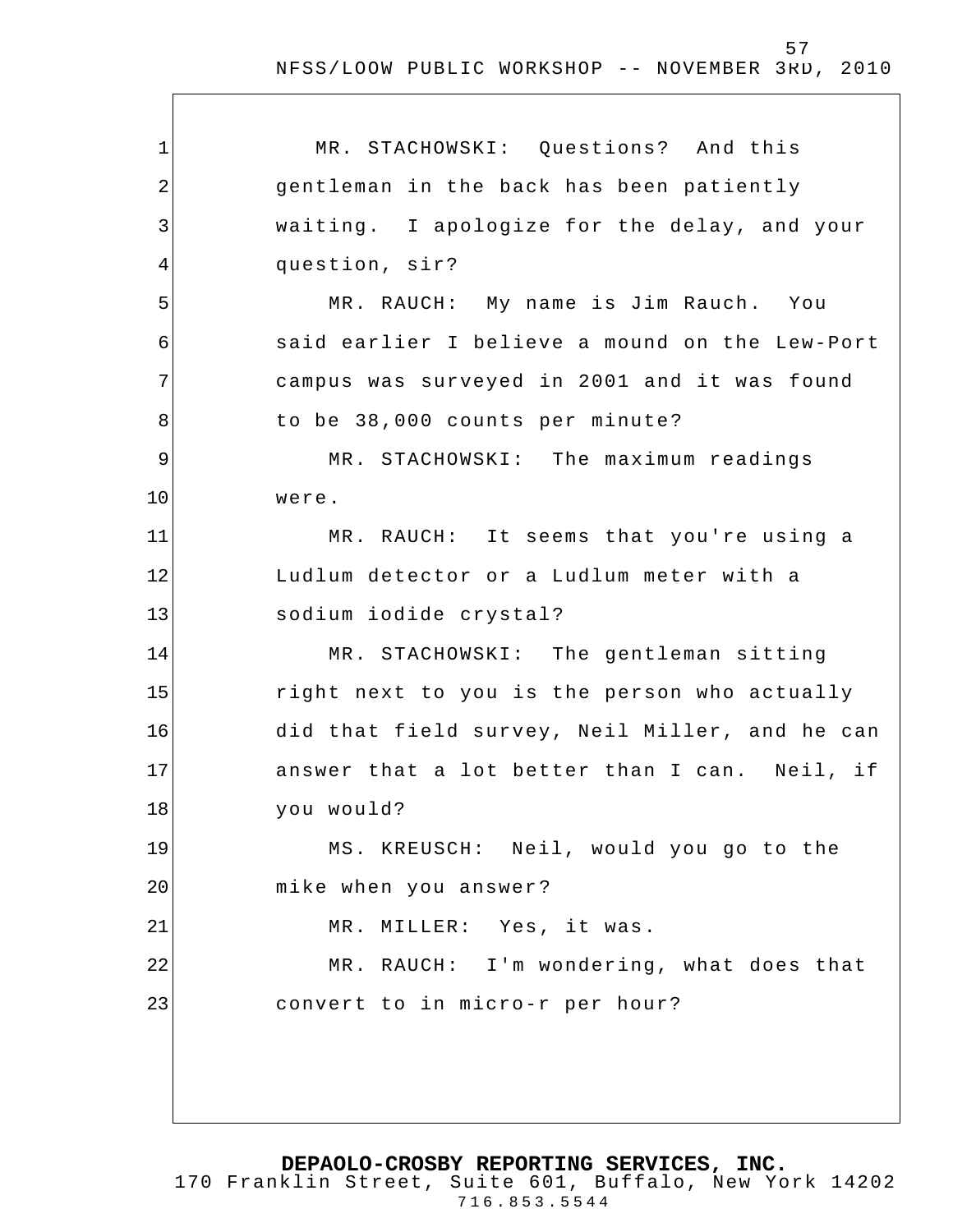MR. STACHOWSKI: Questions? And this gentleman in the back has been patiently waiting. I apologize for the delay, and your question, sir?

MR. RAUCH: My name is Jim Rauch. You said earlier I believe a mound on the Lew-Port campus was surveyed in 2001 and it was found to be 38,000 counts per minute?

MR. STACHOWSKI: The maximum readings were.

MR. RAUCH: It seems that you're using a Ludlum detector or a Ludlum meter with a sodium iodide crystal?

MR. STACHOWSKI: The gentleman sitting right next to you is the person who actually did that field survey, Neil Miller, and he can answer that a lot better than I can. Neil, if you would?

MS. KREUSCH: Neil, would you go to the mike when you answer?

MR. MILLER: Yes, it was.

MR. RAUCH: I'm wondering, what does that convert to in micro-r per hour?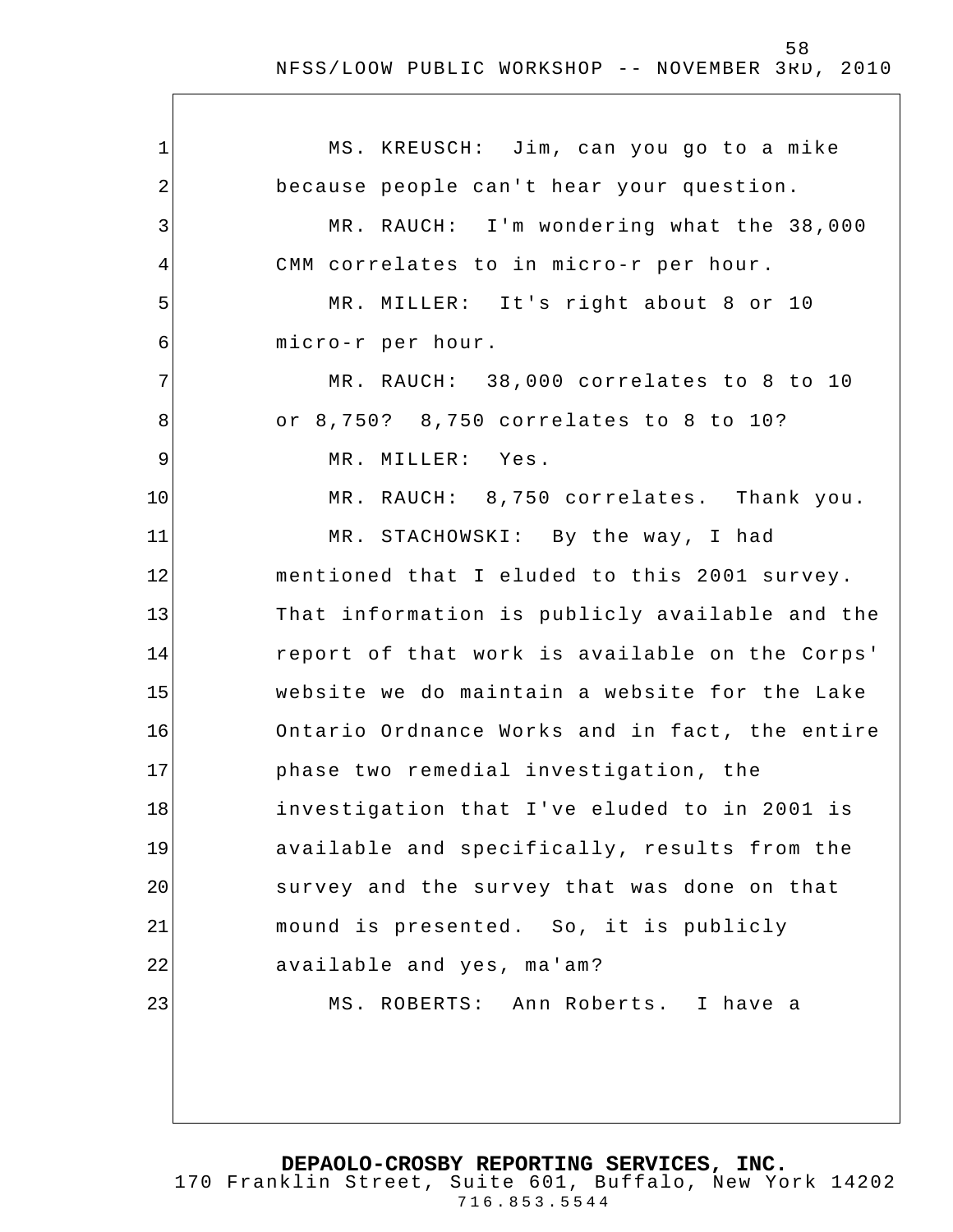MS. KREUSCH: Jim, can you go to a mike because people can't hear your question.

MR. RAUCH: I'm wondering what the 38,000 CMM correlates to in micro-r per hour.

MR. MILLER: It's right about 8 or 10 micro-r per hour.

MR. RAUCH: 38,000 correlates to 8 to 10 or 8,750? 8,750 correlates to 8 to 10?

MR. MILLER: Yes.

MR. RAUCH: 8,750 correlates. Thank you.

MR. STACHOWSKI: By the way, I had mentioned that I eluded to this 2001 survey. That information is publicly available and the report of that work is available on the Corps' website we do maintain a website for the Lake Ontario Ordnance Works and in fact, the entire phase two remedial investigation, the investigation that I've eluded to in 2001 is available and specifically, results from the survey and the survey that was done on that mound is presented. So, it is publicly available and yes, ma'am?

MS. ROBERTS: Ann Roberts. I have a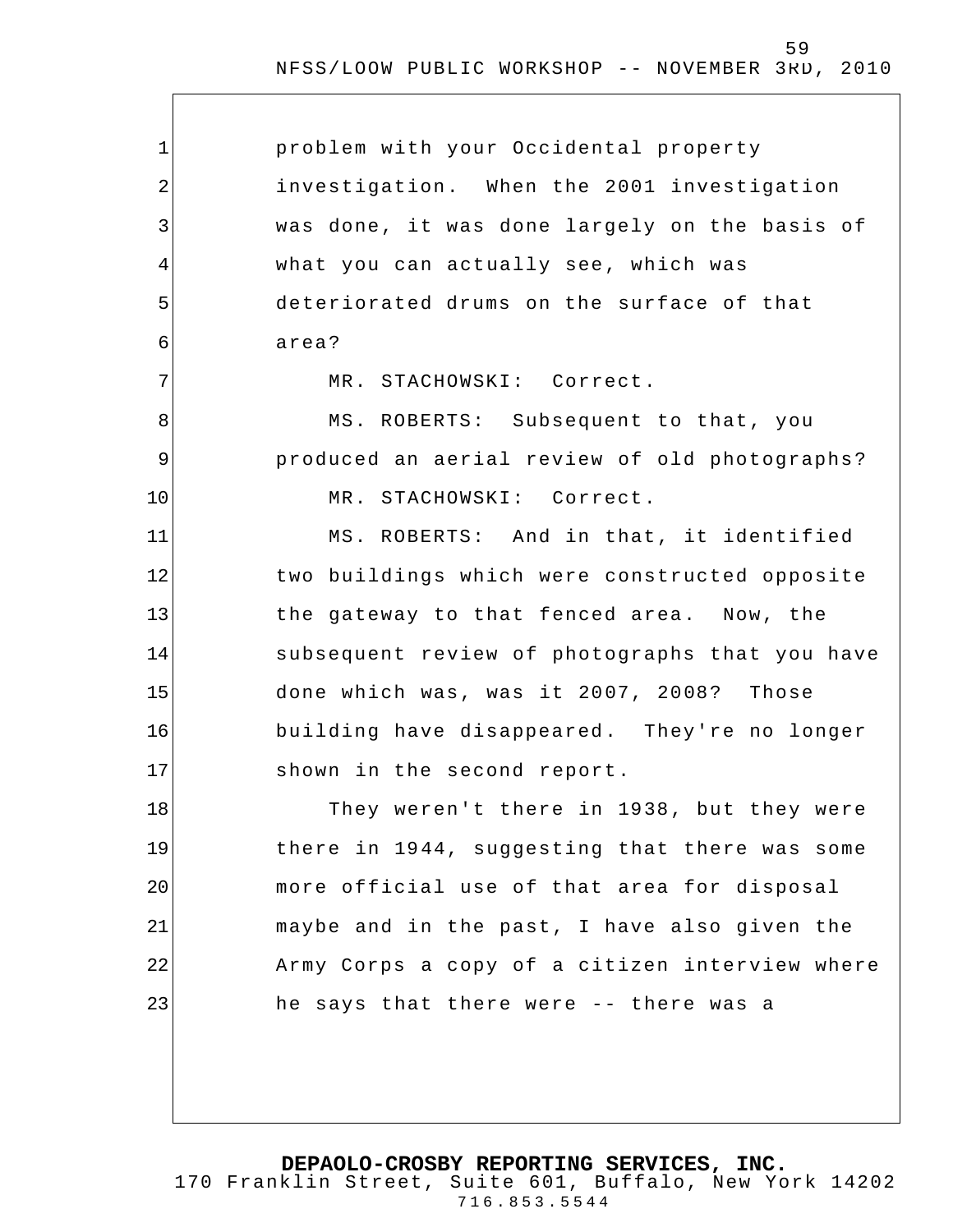problem with your Occidental property investigation. When the 2001 investigation was done, it was done largely on the basis of what you can actually see, which was deteriorated drums on the surface of that area?

MR. STACHOWSKI: Correct.

MS. ROBERTS: Subsequent to that, you produced an aerial review of old photographs?

MR. STACHOWSKI: Correct.

MS. ROBERTS: And in that, it identified two buildings which were constructed opposite the gateway to that fenced area. Now, the subsequent review of photographs that you have done which was, was it 2007, 2008? Those building have disappeared. They're no longer shown in the second report.

They weren't there in 1938, but they were there in 1944, suggesting that there was some more official use of that area for disposal maybe and in the past, I have also given the Army Corps a copy of a citizen interview where he says that there were -- there was a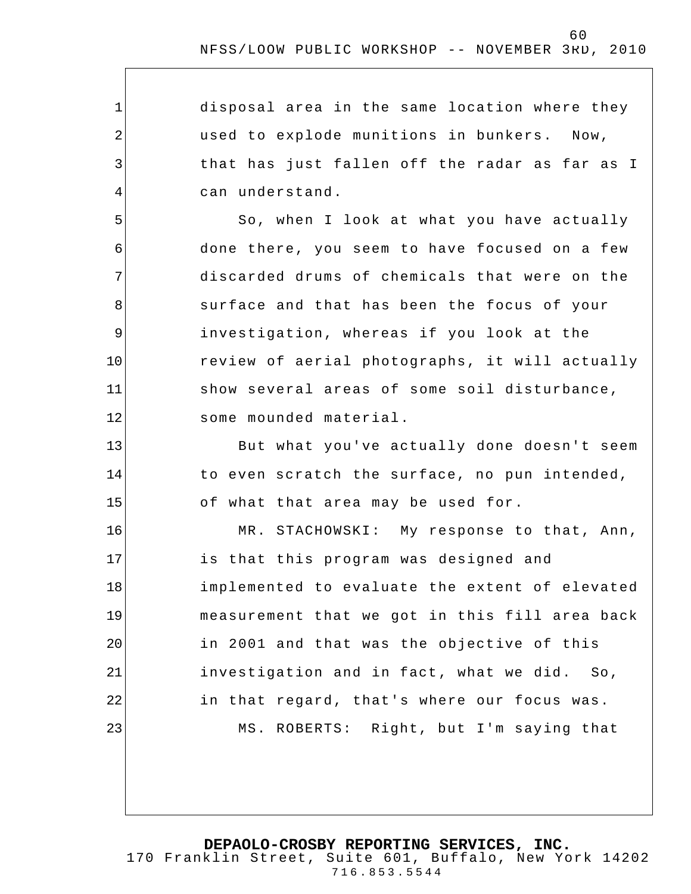disposal area in the same location where they used to explode munitions in bunkers. Now, that has just fallen off the radar as far as I can understand.

So, when I look at what you have actually done there, you seem to have focused on a few discarded drums of chemicals that were on the surface and that has been the focus of your investigation, whereas if you look at the review of aerial photographs, it will actually show several areas of some soil disturbance, some mounded material.

But what you've actually done doesn't seem to even scratch the surface, no pun intended, of what that area may be used for.

MR. STACHOWSKI: My response to that, Ann, is that this program was designed and implemented to evaluate the extent of elevated measurement that we got in this fill area back in 2001 and that was the objective of this investigation and in fact, what we did. So, in that regard, that's where our focus was.

MS. ROBERTS: Right, but I'm saying that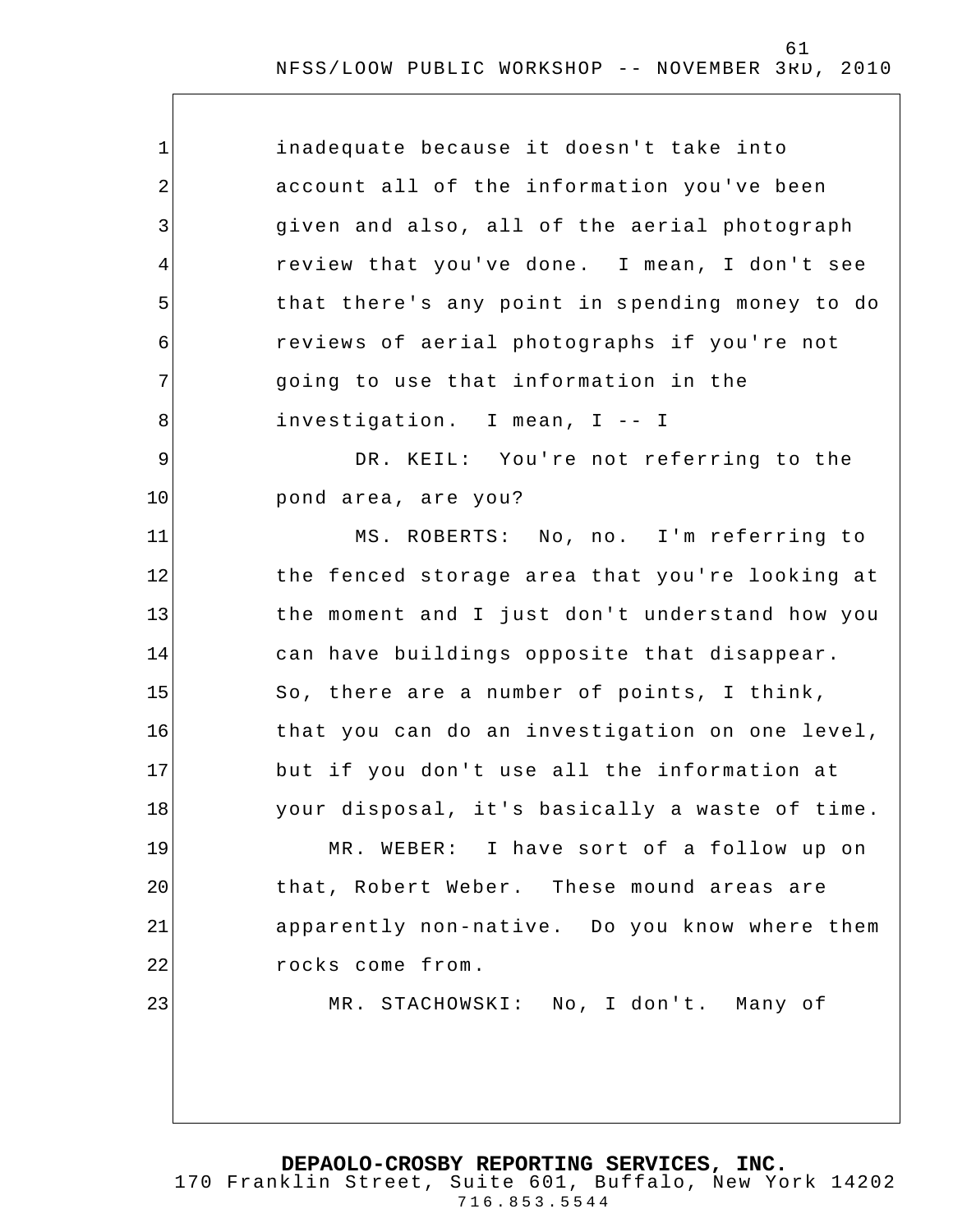inadequate because it doesn't take into account all of the information you've been given and also, all of the aerial photograph review that you've done. I mean, I don't see that there's any point in spending money to do reviews of aerial photographs if you're not going to use that information in the investigation. I mean, I -- I

DR. KEIL: You're not referring to the pond area, are you?

MS. ROBERTS: No, no. I'm referring to the fenced storage area that you're looking at the moment and I just don't understand how you can have buildings opposite that disappear. So, there are a number of points, I think, that you can do an investigation on one level, but if you don't use all the information at your disposal, it's basically a waste of time.

MR. WEBER: I have sort of a follow up on that, Robert Weber. These mound areas are apparently non-native. Do you know where them rocks come from.

MR. STACHOWSKI: No, I don't. Many of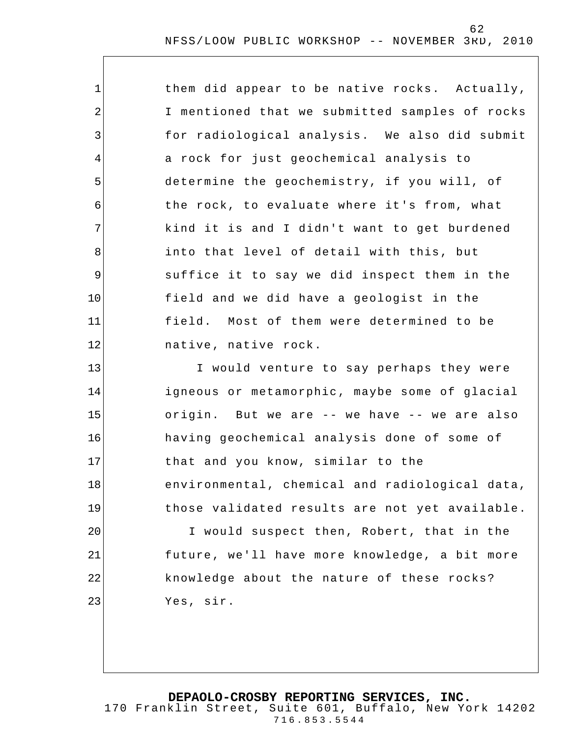them did appear to be native rocks. Actually, I mentioned that we submitted samples of rocks for radiological analysis. We also did submit a rock for just geochemical analysis to determine the geochemistry, if you will, of the rock, to evaluate where it's from, what kind it is and I didn't want to get burdened into that level of detail with this, but suffice it to say we did inspect them in the field and we did have a geologist in the field. Most of them were determined to be native, native rock.

I would venture to say perhaps they were igneous or metamorphic, maybe some of glacial origin. But we are -- we have -- we are also having geochemical analysis done of some of that and you know, similar to the environmental, chemical and radiological data, those validated results are not yet available.

I would suspect then, Robert, that in the future, we'll have more knowledge, a bit more knowledge about the nature of these rocks?

Yes, sir.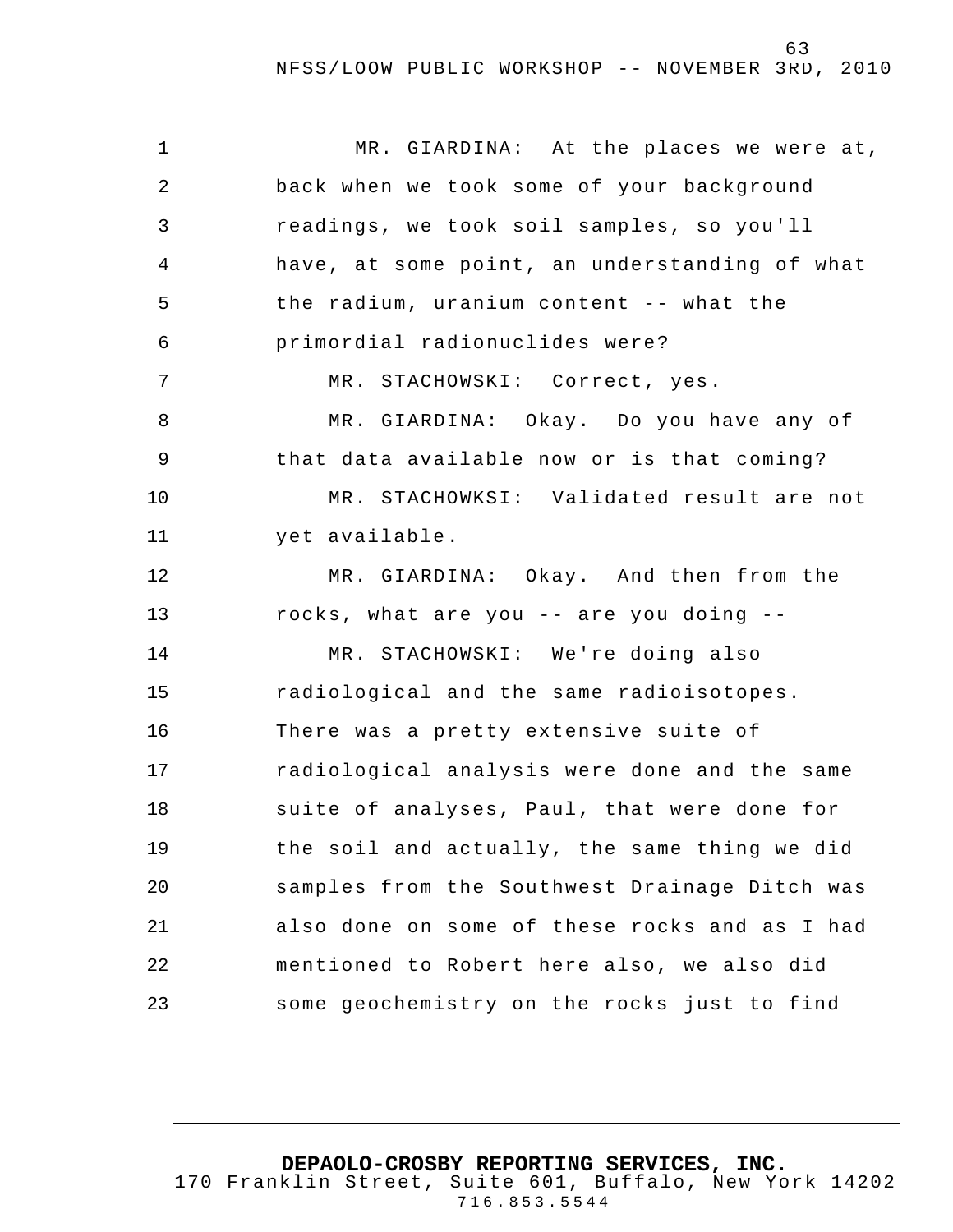MR. GIARDINA: At the places we were at, back when we took some of your background readings, we took soil samples, so you'll have, at some point, an understanding of what the radium, uranium content -- what the primordial radionuclides were?

MR. STACHOWSKI: Correct, yes.

MR. GIARDINA: Okay. Do you have any of that data available now or is that coming?

MR. STACHOWKSI: Validated result are not yet available.

MR. GIARDINA: Okay. And then from the rocks, what are you -- are you doing --

MR. STACHOWSKI: We're doing also radiological and the same radioisotopes. There was a pretty extensive suite of radiological analysis were done and the same suite of analyses, Paul, that were done for the soil and actually, the same thing we did samples from the Southwest Drainage Ditch was also done on some of these rocks and as I had mentioned to Robert here also, we also did some geochemistry on the rocks just to find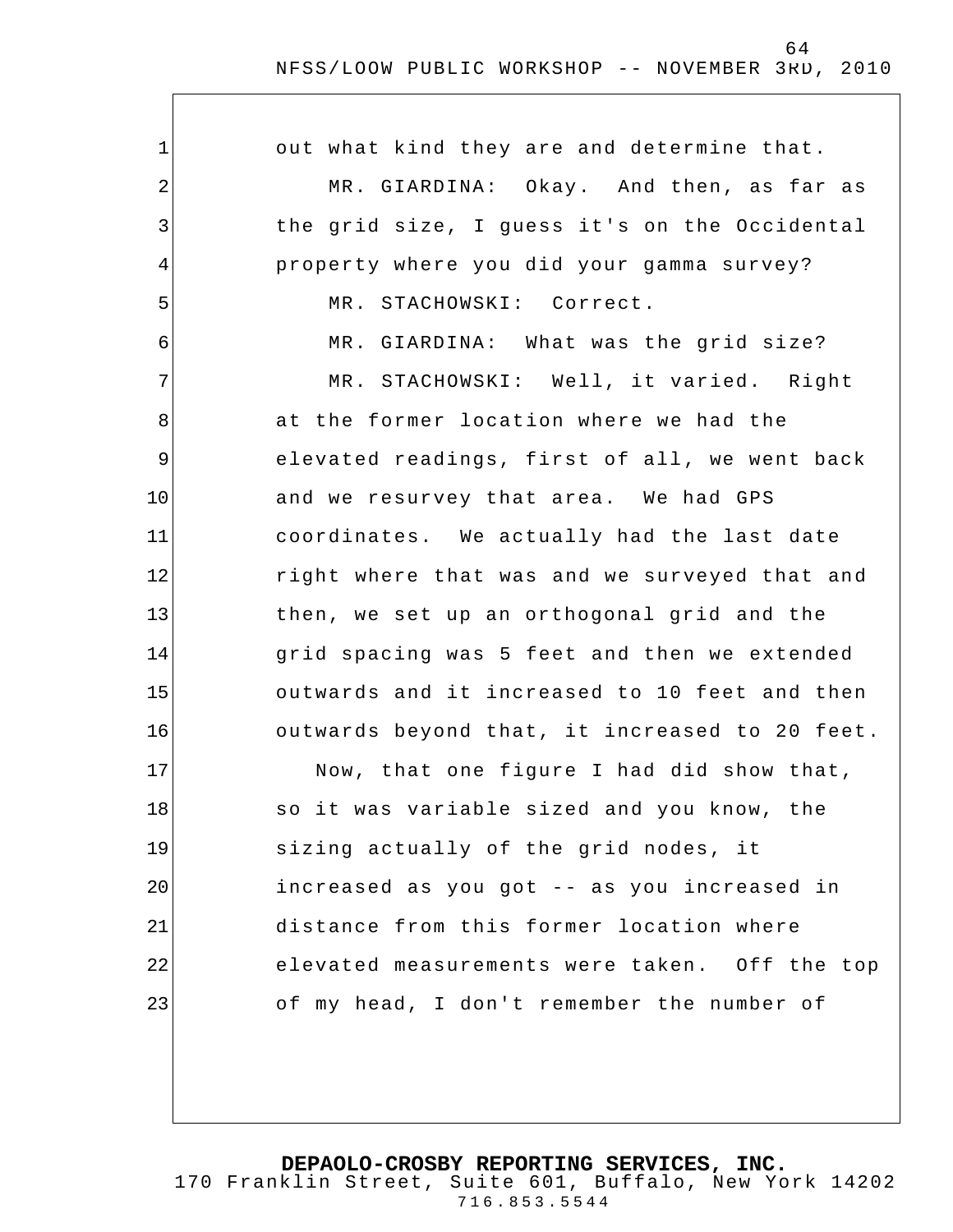out what kind they are and determine that.

MR. GIARDINA: Okay. And then, as far as the grid size, I guess it's on the Occidental property where you did your gamma survey?

MR. STACHOWSKI: Correct.

MR. GIARDINA: What was the grid size?

MR. STACHOWSKI: Well, it varied. Right at the former location where we had the elevated readings, first of all, we went back and we resurvey that area. We had GPS coordinates. We actually had the last date right where that was and we surveyed that and then, we set up an orthogonal grid and the grid spacing was 5 feet and then we extended outwards and it increased to 10 feet and then outwards beyond that, it increased to 20 feet.

Now, that one figure I had did show that, so it was variable sized and you know, the sizing actually of the grid nodes, it increased as you got -- as you increased in distance from this former location where elevated measurements were taken. Off the top of my head, I don't remember the number of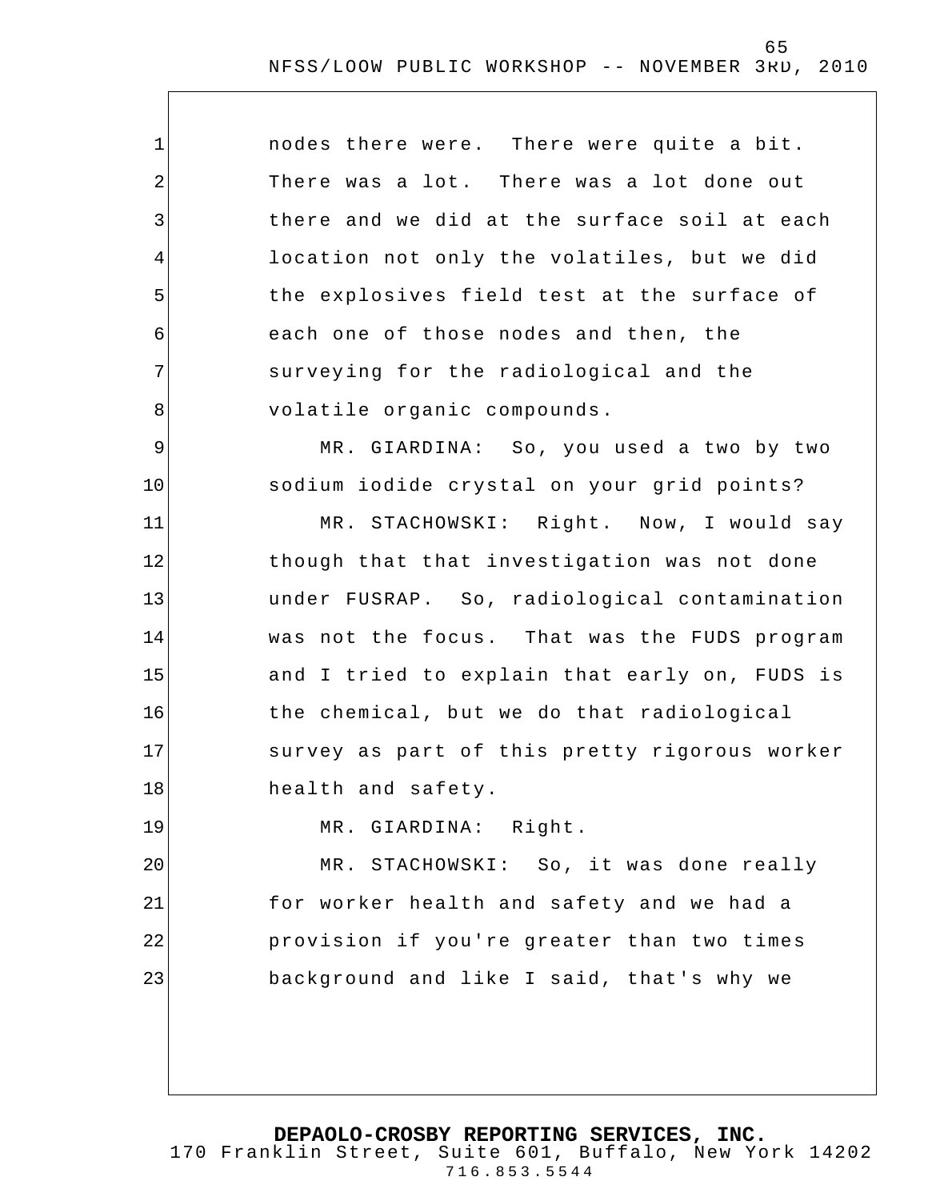nodes there were. There were quite a bit. There was a lot. There was a lot done out there and we did at the surface soil at each location not only the volatiles, but we did the explosives field test at the surface of each one of those nodes and then, the surveying for the radiological and the volatile organic compounds.

MR. GIARDINA: So, you used a two by two sodium iodide crystal on your grid points?

MR. STACHOWSKI: Right. Now, I would say though that that investigation was not done under FUSRAP. So, radiological contamination was not the focus. That was the FUDS program and I tried to explain that early on, FUDS is the chemical, but we do that radiological survey as part of this pretty rigorous worker health and safety.

MR. GIARDINA: Right.

MR. STACHOWSKI: So, it was done really for worker health and safety and we had a provision if you're greater than two times background and like I said, that's why we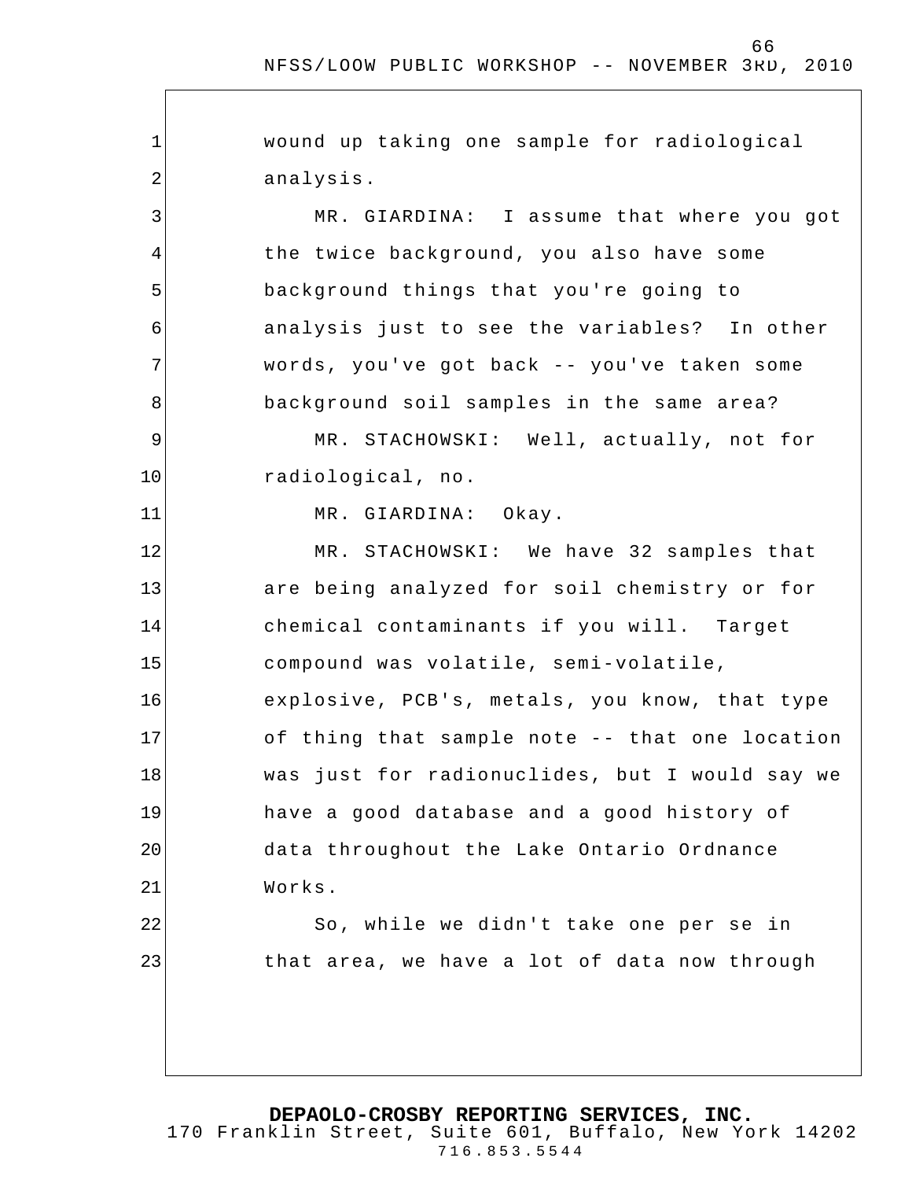wound up taking one sample for radiological analysis.

MR. GIARDINA: I assume that where you got the twice background, you also have some background things that you're going to analysis just to see the variables? In other words, you've got back -- you've taken some background soil samples in the same area?

MR. STACHOWSKI: Well, actually, not for radiological, no.

MR. GIARDINA: Okay.

MR. STACHOWSKI: We have 32 samples that are being analyzed for soil chemistry or for chemical contaminants if you will. Target compound was volatile, semi-volatile, explosive, PCB's, metals, you know, that type of thing that sample note -- that one location was just for radionuclides, but I would say we have a good database and a good history of data throughout the Lake Ontario Ordnance Works.

So, while we didn't take one per se in that area, we have a lot of data now through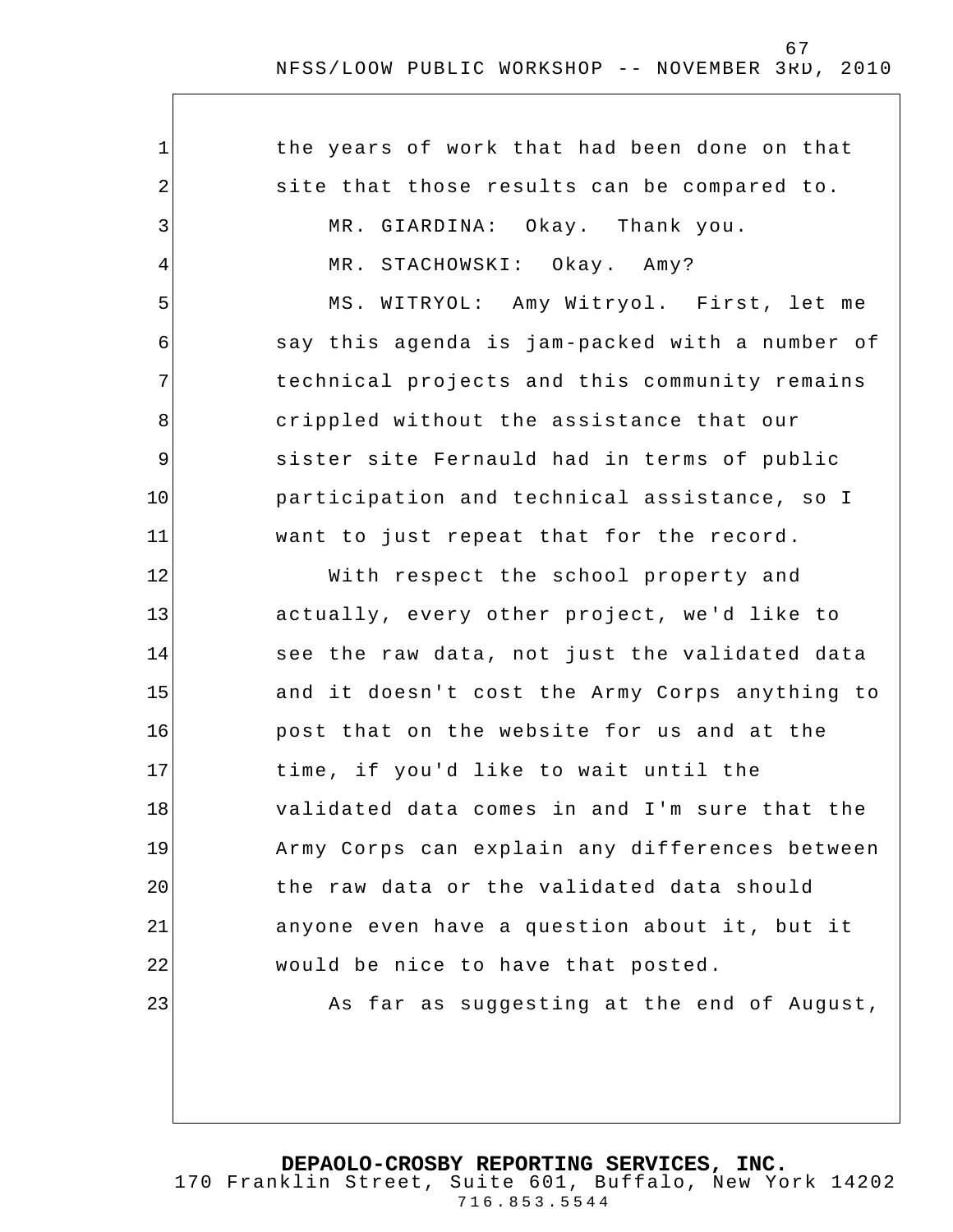the years of work that had been done on that site that those results can be compared to.

MR. GIARDINA: Okay. Thank you.

MR. STACHOWSKI: Okay. Amy?

MS. WITRYOL: Amy Witryol. First, let me say this agenda is jam-packed with a number of technical projects and this community remains crippled without the assistance that our sister site Fernauld had in terms of public participation and technical assistance, so I want to just repeat that for the record.

With respect the school property and actually, every other project, we'd like to see the raw data, not just the validated data and it doesn't cost the Army Corps anything to post that on the website for us and at the time, if you'd like to wait until the validated data comes in and I'm sure that the Army Corps can explain any differences between the raw data or the validated data should anyone even have a question about it, but it would be nice to have that posted.

As far as suggesting at the end of August,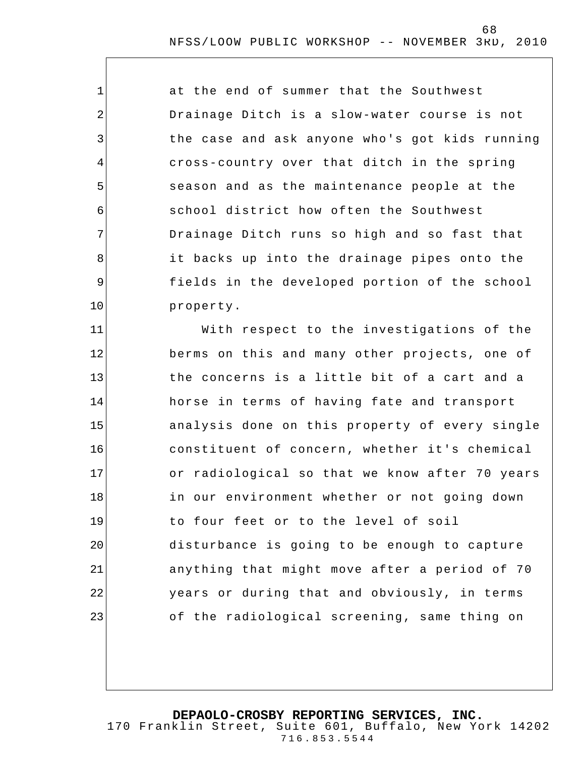at the end of summer that the Southwest Drainage Ditch is a slow-water course is not the case and ask anyone who's got kids running cross-country over that ditch in the spring season and as the maintenance people at the school district how often the Southwest Drainage Ditch runs so high and so fast that it backs up into the drainage pipes onto the fields in the developed portion of the school property.

With respect to the investigations of the berms on this and many other projects, one of the concerns is a little bit of a cart and a horse in terms of having fate and transport analysis done on this property of every single constituent of concern, whether it's chemical or radiological so that we know after 70 years in our environment whether or not going down to four feet or to the level of soil disturbance is going to be enough to capture anything that might move after a period of 70 years or during that and obviously, in terms of the radiological screening, same thing on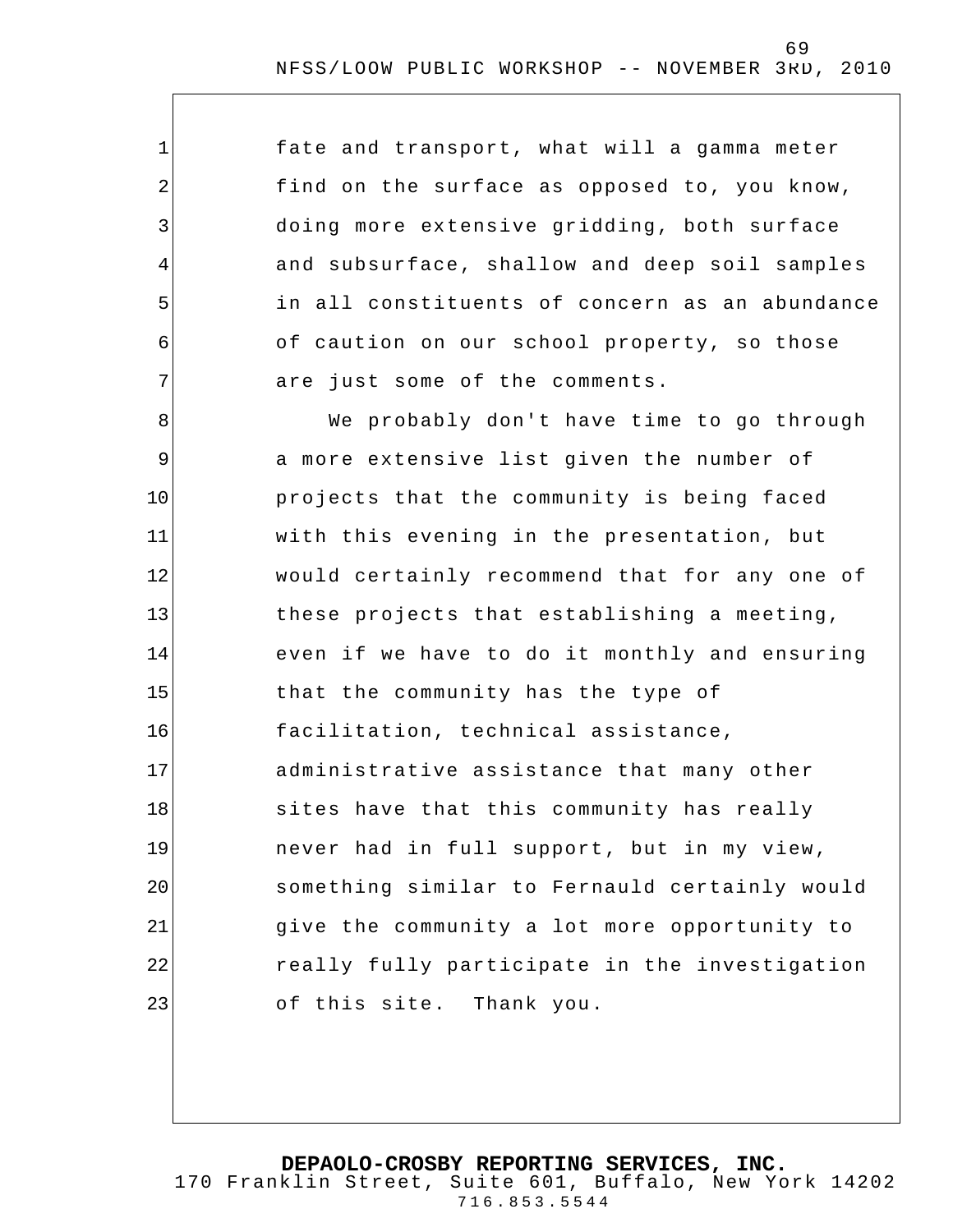fate and transport, what will a gamma meter find on the surface as opposed to, you know, doing more extensive gridding, both surface and subsurface, shallow and deep soil samples in all constituents of concern as an abundance of caution on our school property, so those are just some of the comments.

We probably don't have time to go through a more extensive list given the number of projects that the community is being faced with this evening in the presentation, but would certainly recommend that for any one of these projects that establishing a meeting, even if we have to do it monthly and ensuring that the community has the type of facilitation, technical assistance, administrative assistance that many other sites have that this community has really never had in full support, but in my view, something similar to Fernauld certainly would give the community a lot more opportunity to really fully participate in the investigation of this site. Thank you.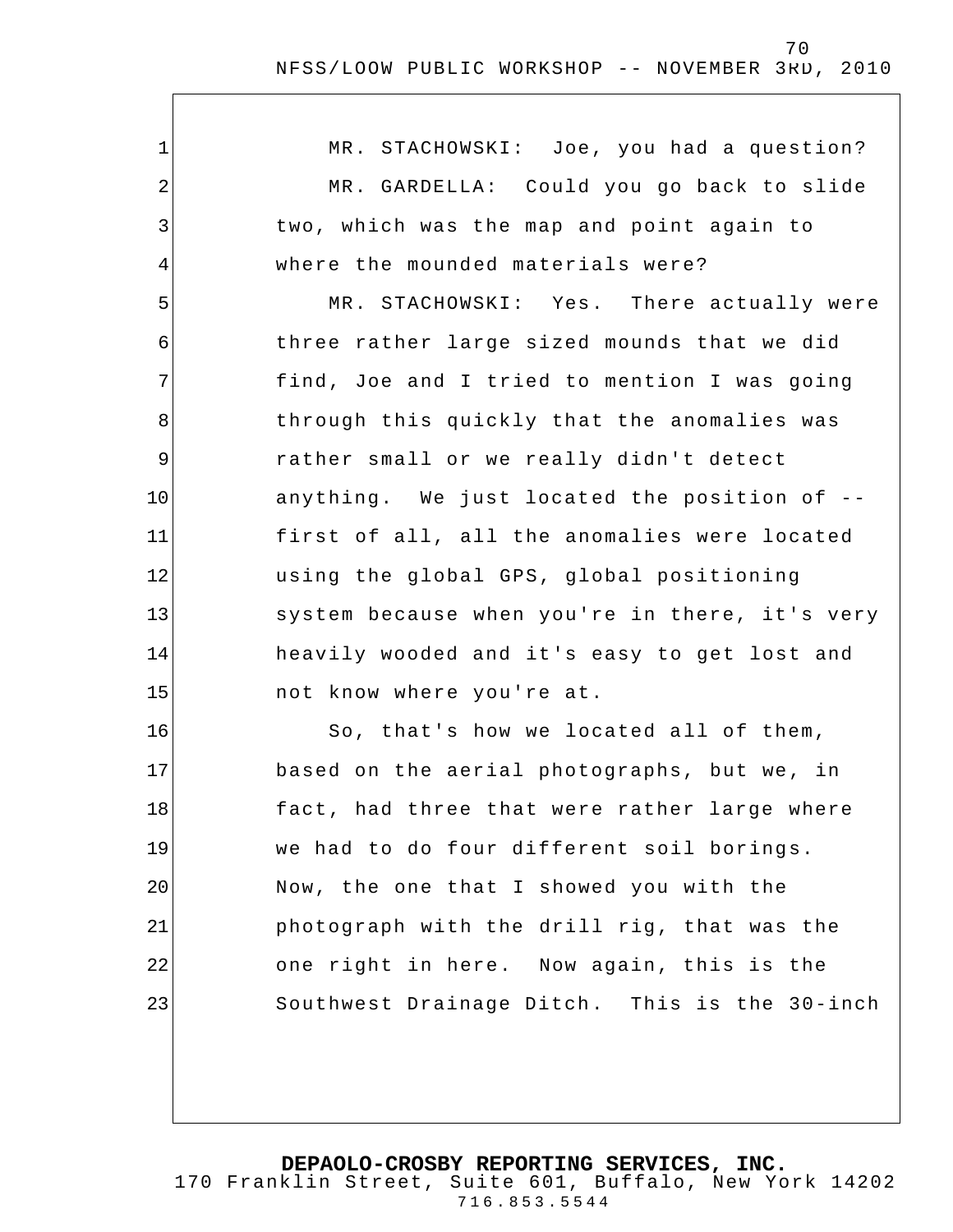MR. STACHOWSKI: Joe, you had a question?

MR. GARDELLA: Could you go back to slide two, which was the map and point again to where the mounded materials were?

MR. STACHOWSKI: Yes. There actually were three rather large sized mounds that we did find, Joe and I tried to mention I was going through this quickly that the anomalies was rather small or we really didn't detect anything. We just located the position of -- first of all, all the anomalies were located using the global GPS, global positioning system because when you're in there, it's very heavily wooded and it's easy to get lost and not know where you're at.

So, that's how we located all of them, based on the aerial photographs, but we, in fact, had three that were rather large where we had to do four different soil borings. Now, the one that I showed you with the photograph with the drill rig, that was the one right in here. Now again, this is the Southwest Drainage Ditch. This is the 30-inch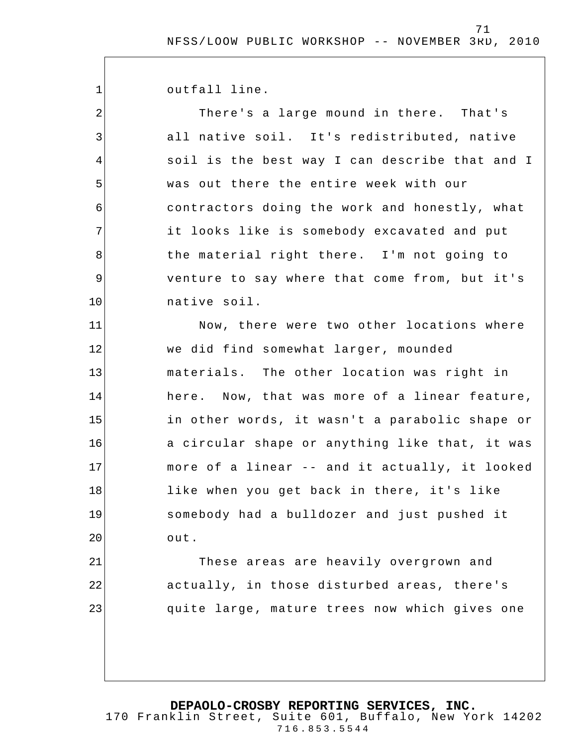outfall line.

There's a large mound in there. That's all native soil. It's redistributed, native soil is the best way I can describe that and I was out there the entire week with our contractors doing the work and honestly, what it looks like is somebody excavated and put the material right there. I'm not going to venture to say where that come from, but it's native soil.

Now, there were two other locations where we did find somewhat larger, mounded materials. The other location was right in here. Now, that was more of a linear feature, in other words, it wasn't a parabolic shape or a circular shape or anything like that, it was more of a linear -- and it actually, it looked like when you get back in there, it's like somebody had a bulldozer and just pushed it out.

These areas are heavily overgrown and actually, in those disturbed areas, there's quite large, mature trees now which gives one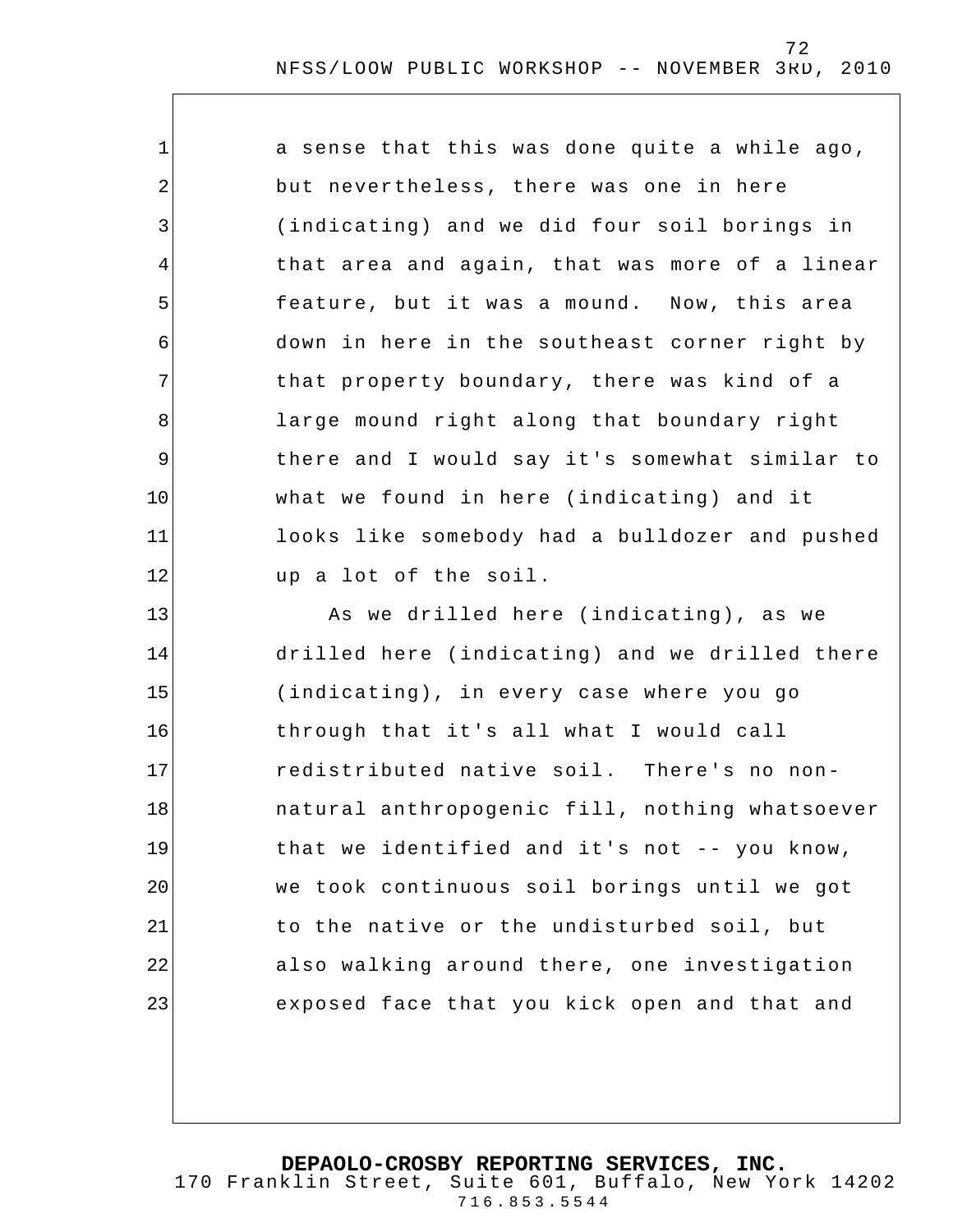a sense that this was done quite a while ago, but nevertheless, there was one in here (indicating) and we did four soil borings in that area and again, that was more of a linear feature, but it was a mound. Now, this area down in here in the southeast corner right by that property boundary, there was kind of a large mound right along that boundary right there and I would say it's somewhat similar to what we found in here (indicating) and it looks like somebody had a bulldozer and pushed up a lot of the soil.

As we drilled here (indicating), as we drilled here (indicating) and we drilled there (indicating), in every case where you go through that it's all what I would call redistributed native soil. There's no non-natural anthropogenic fill, nothing whatsoever that we identified and it's not -- you know, we took continuous soil borings until we got to the native or the undisturbed soil, but also walking around there, one investigation exposed face that you kick open and that and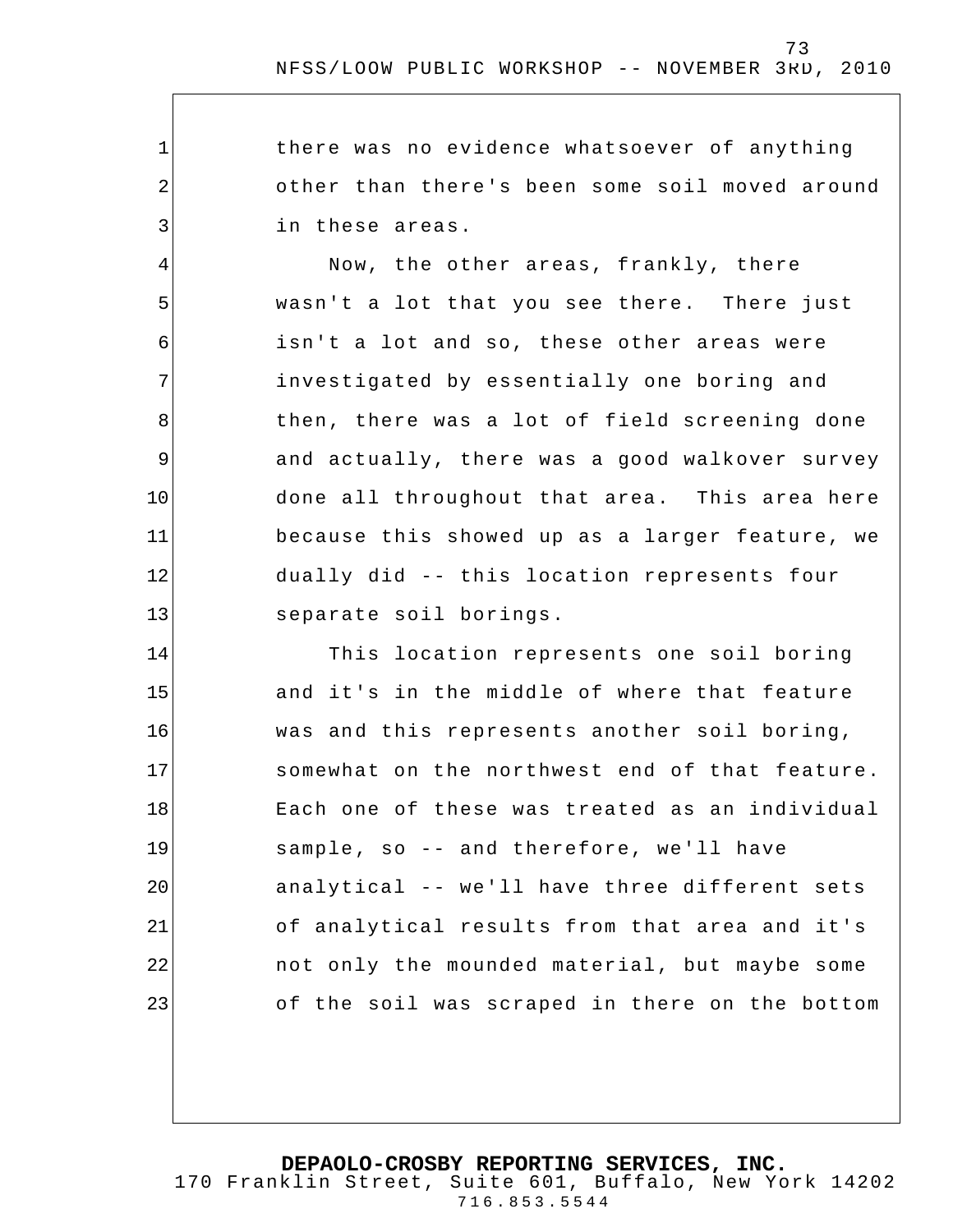there was no evidence whatsoever of anything other than there's been some soil moved around in these areas.

Now, the other areas, frankly, there wasn't a lot that you see there. There just isn't a lot and so, these other areas were investigated by essentially one boring and then, there was a lot of field screening done and actually, there was a good walkover survey done all throughout that area. This area here because this showed up as a larger feature, we dually did -- this location represents four separate soil borings.

This location represents one soil boring and it's in the middle of where that feature was and this represents another soil boring, somewhat on the northwest end of that feature. Each one of these was treated as an individual sample, so -- and therefore, we'll have analytical -- we'll have three different sets of analytical results from that area and it's not only the mounded material, but maybe some of the soil was scraped in there on the bottom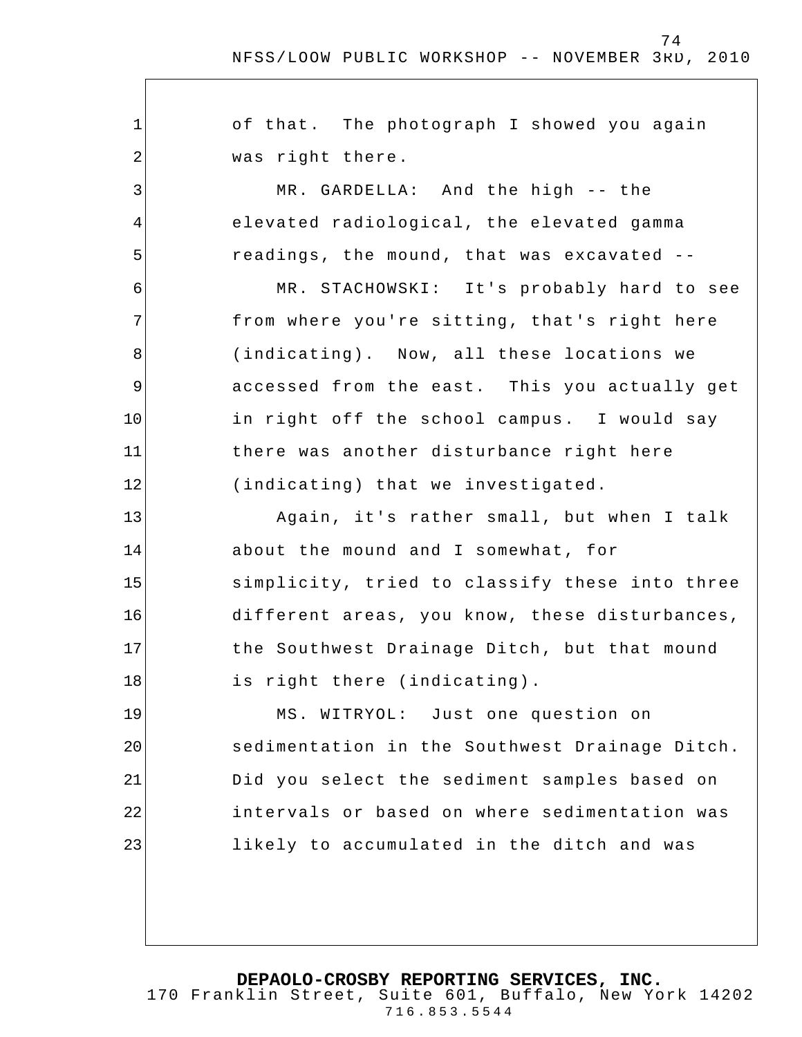of that. The photograph I showed you again was right there.

MR. GARDELLA: And the high -- the elevated radiological, the elevated gamma readings, the mound, that was excavated --

MR. STACHOWSKI: It's probably hard to see from where you're sitting, that's right here (indicating). Now, all these locations we accessed from the east. This you actually get in right off the school campus. I would say there was another disturbance right here (indicating) that we investigated.

Again, it's rather small, but when I talk about the mound and I somewhat, for simplicity, tried to classify these into three different areas, you know, these disturbances, the Southwest Drainage Ditch, but that mound is right there (indicating).

MS. WITRYOL: Just one question on sedimentation in the Southwest Drainage Ditch. Did you select the sediment samples based on intervals or based on where sedimentation was likely to accumulated in the ditch and was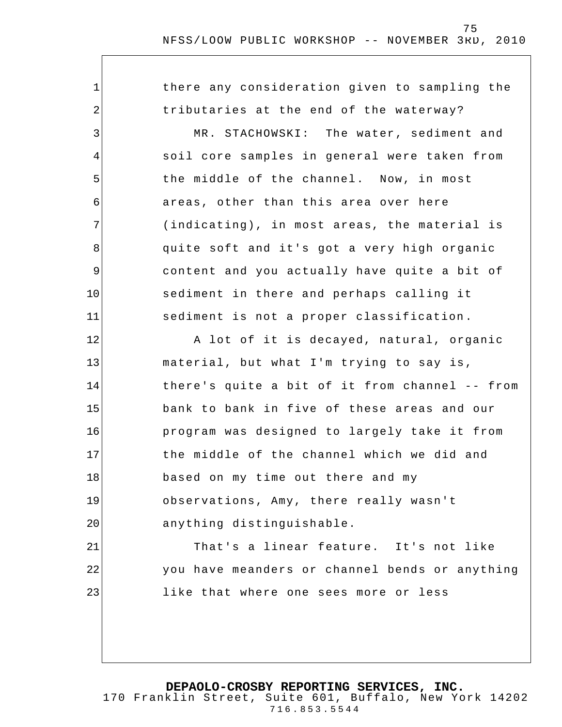there any consideration given to sampling the tributaries at the end of the waterway?

MR. STACHOWSKI: The water, sediment and soil core samples in general were taken from the middle of the channel. Now, in most areas, other than this area over here (indicating), in most areas, the material is quite soft and it's got a very high organic content and you actually have quite a bit of sediment in there and perhaps calling it sediment is not a proper classification.

A lot of it is decayed, natural, organic material, but what I'm trying to say is, there's quite a bit of it from channel -- from bank to bank in five of these areas and our program was designed to largely take it from the middle of the channel which we did and based on my time out there and my observations, Amy, there really wasn't anything distinguishable.

That's a linear feature. It's not like you have meanders or channel bends or anything like that where one sees more or less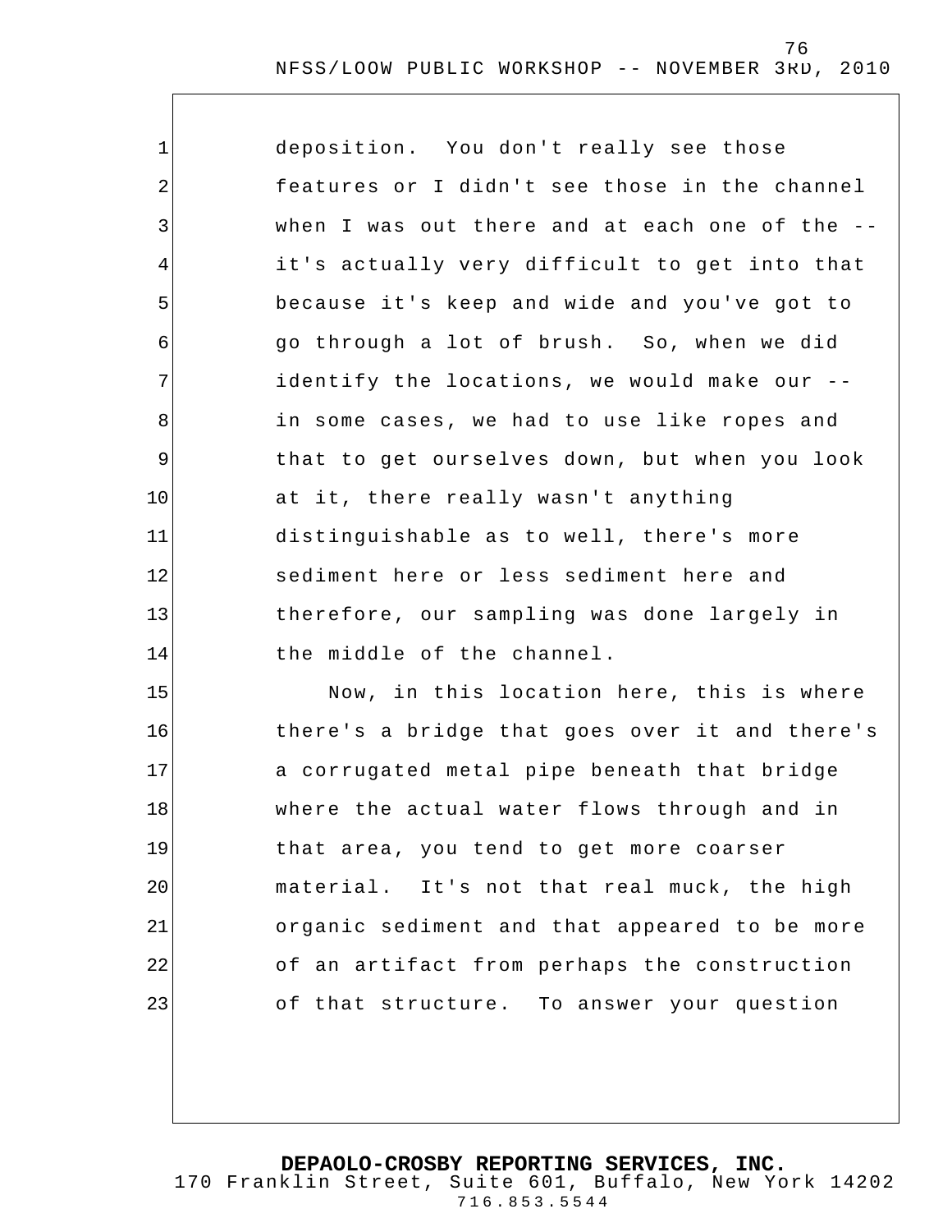deposition. You don't really see those features or I didn't see those in the channel when I was out there and at each one of the -- it's actually very difficult to get into that because it's keep and wide and you've got to go through a lot of brush. So, when we did identify the locations, we would make our -- in some cases, we had to use like ropes and that to get ourselves down, but when you look at it, there really wasn't anything distinguishable as to well, there's more sediment here or less sediment here and therefore, our sampling was done largely in the middle of the channel.

Now, in this location here, this is where there's a bridge that goes over it and there's a corrugated metal pipe beneath that bridge where the actual water flows through and in that area, you tend to get more coarser material. It's not that real muck, the high organic sediment and that appeared to be more of an artifact from perhaps the construction of that structure. To answer your question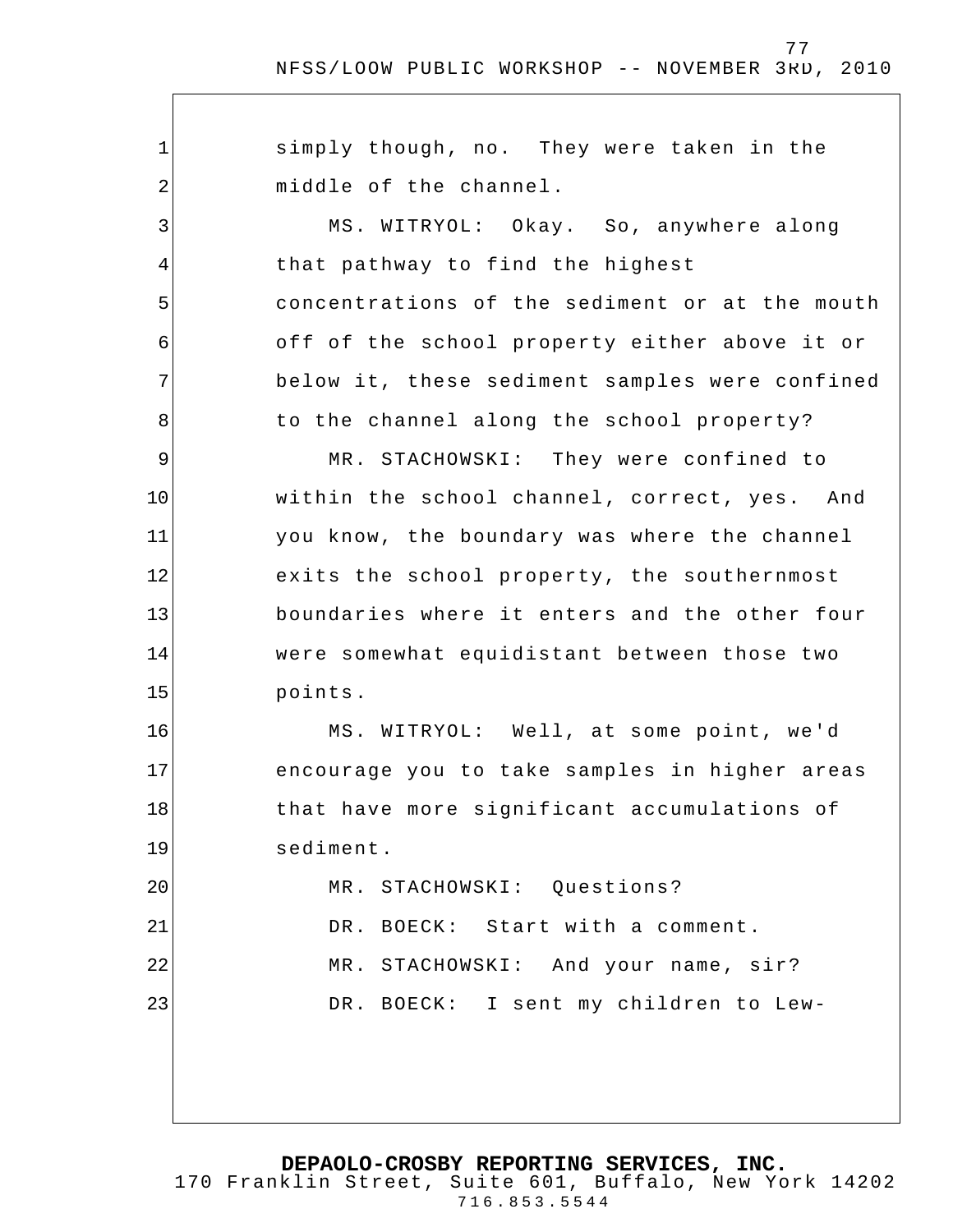simply though, no. They were taken in the middle of the channel.

MS. WITRYOL: Okay. So, anywhere along that pathway to find the highest concentrations of the sediment or at the mouth off of the school property either above it or below it, these sediment samples were confined to the channel along the school property?

MR. STACHOWSKI: They were confined to within the school channel, correct, yes. And you know, the boundary was where the channel exits the school property, the southernmost boundaries where it enters and the other four were somewhat equidistant between those two points.

MS. WITRYOL: Well, at some point, we'd encourage you to take samples in higher areas that have more significant accumulations of sediment.

MR. STACHOWSKI: Questions?

DR. BOECK: Start with a comment.

MR. STACHOWSKI: And your name, sir?

DR. BOECK: I sent my children to Lew-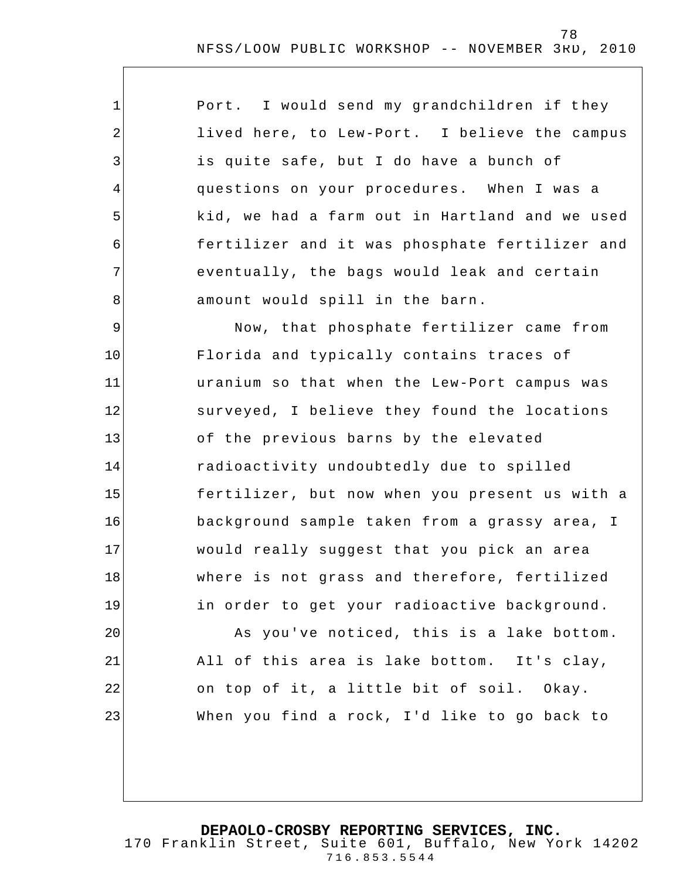Port. I would send my grandchildren if they lived here, to Lew-Port. I believe the campus is quite safe, but I do have a bunch of questions on your procedures. When I was a kid, we had a farm out in Hartland and we used fertilizer and it was phosphate fertilizer and eventually, the bags would leak and certain amount would spill in the barn.

Now, that phosphate fertilizer came from Florida and typically contains traces of uranium so that when the Lew-Port campus was surveyed, I believe they found the locations of the previous barns by the elevated radioactivity undoubtedly due to spilled fertilizer, but now when you present us with a background sample taken from a grassy area, I would really suggest that you pick an area where is not grass and therefore, fertilized in order to get your radioactive background.

As you've noticed, this is a lake bottom. All of this area is lake bottom. It's clay, on top of it, a little bit of soil. Okay. When you find a rock, I'd like to go back to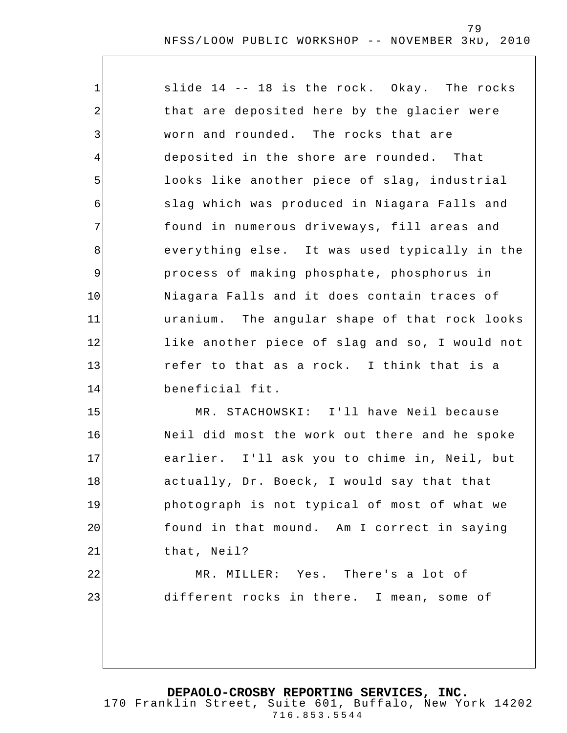slide 14 -- 18 is the rock. Okay. The rocks that are deposited here by the glacier were worn and rounded. The rocks that are deposited in the shore are rounded. That looks like another piece of slag, industrial slag which was produced in Niagara Falls and found in numerous driveways, fill areas and everything else. It was used typically in the process of making phosphate, phosphorus in Niagara Falls and it does contain traces of uranium. The angular shape of that rock looks like another piece of slag and so, I would not refer to that as a rock. I think that is a beneficial fit.

MR. STACHOWSKI: I'll have Neil because Neil did most the work out there and he spoke earlier. I'll ask you to chime in, Neil, but actually, Dr. Boeck, I would say that that photograph is not typical of most of what we found in that mound. Am I correct in saying that, Neil?

MR. MILLER: Yes. There's a lot of different rocks in there. I mean, some of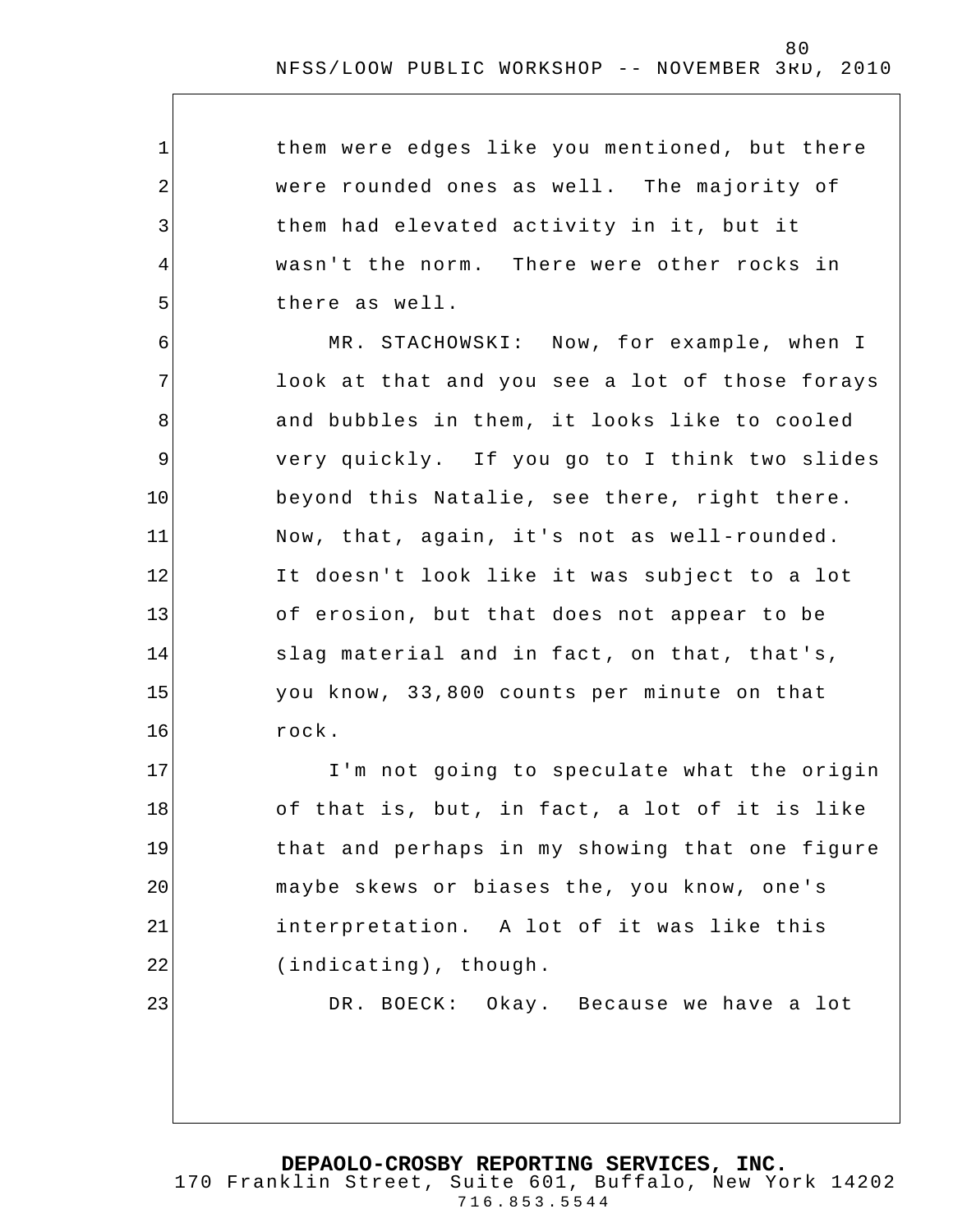them were edges like you mentioned, but there were rounded ones as well. The majority of them had elevated activity in it, but it wasn't the norm. There were other rocks in there as well.

MR. STACHOWSKI: Now, for example, when I look at that and you see a lot of those forays and bubbles in them, it looks like to cooled very quickly. If you go to I think two slides beyond this Natalie, see there, right there. Now, that, again, it's not as well-rounded. It doesn't look like it was subject to a lot of erosion, but that does not appear to be slag material and in fact, on that, that's, you know, 33,800 counts per minute on that rock.

I'm not going to speculate what the origin of that is, but, in fact, a lot of it is like that and perhaps in my showing that one figure maybe skews or biases the, you know, one's interpretation. A lot of it was like this (indicating), though.

DR. BOECK: Okay. Because we have a lot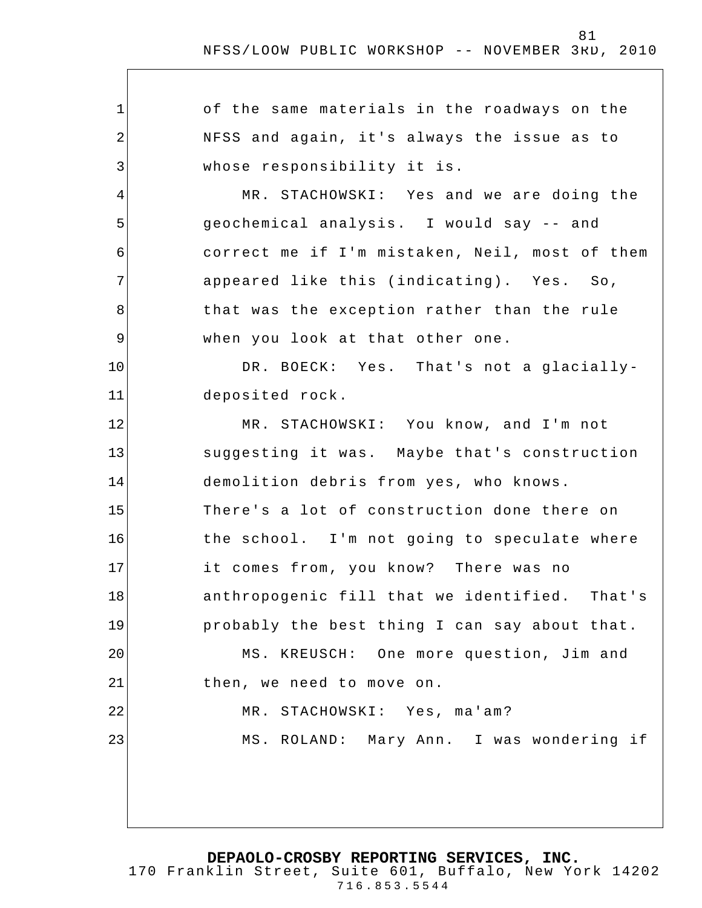1 of the same materials in the roadways on the
2 NFSS and again, it's always the issue as to
3 whose responsibility it is.
4 MR. STACHOWSKI: Yes and we are doing the
5 geochemical analysis. I would say -- and
6 correct me if I'm mistaken, Neil, most of them
7 appeared like this (indicating). Yes. So,
8 that was the exception rather than the rule
9 when you look at that other one.
10 DR. BOECK: Yes. That's not a glacially-
11 deposited rock.
12 MR. STACHOWSKI: You know, and I'm not
13 suggesting it was. Maybe that's construction
14 demolition debris from yes, who knows.
15 There's a lot of construction done there on
16 the school. I'm not going to speculate where
17 it comes from, you know? There was no
18 anthropogenic fill that we identified. That's
19 probably the best thing I can say about that.
20 MS. KREUSCH: One more question, Jim and
21 then, we need to move on.
22 MR. STACHOWSKI: Yes, ma'am?
23 MS. ROLAND: Mary Ann. I was wondering if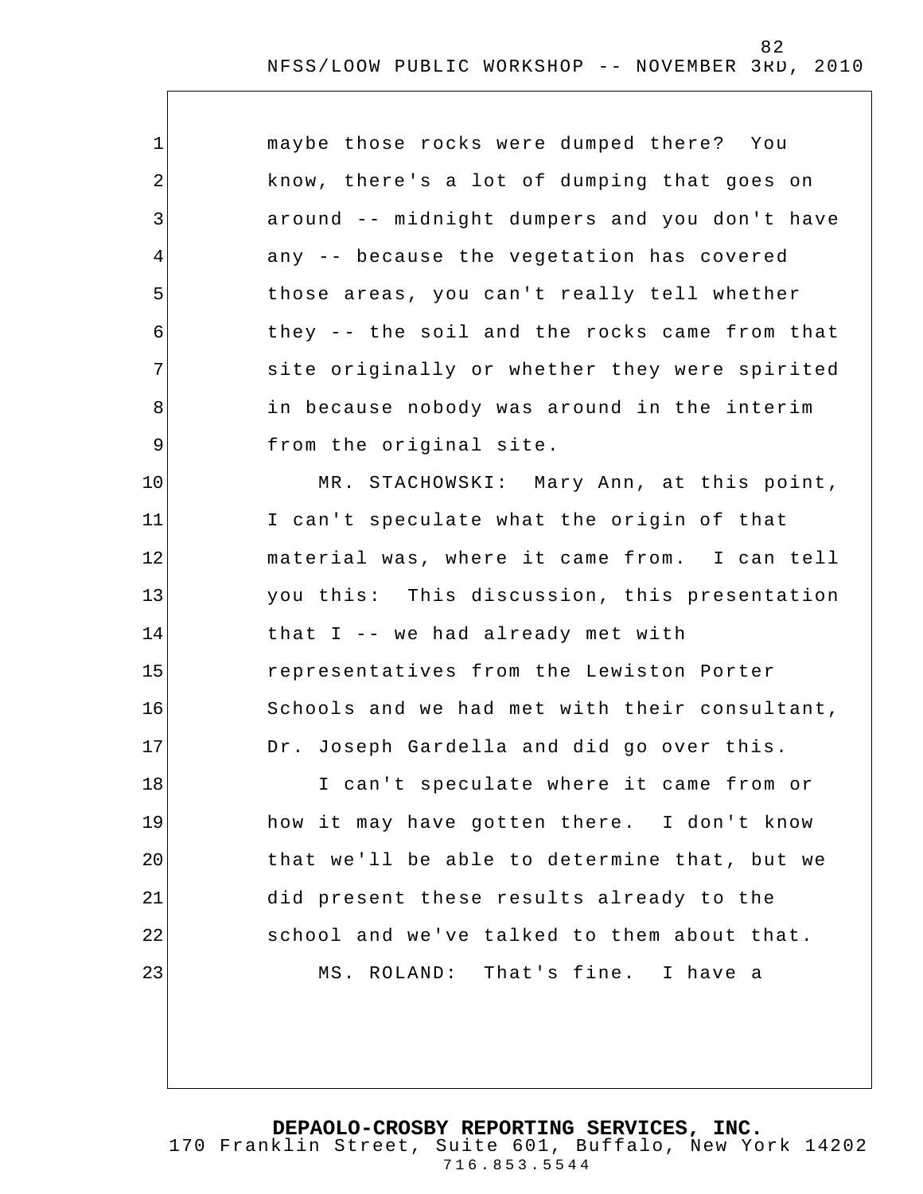maybe those rocks were dumped there? You know, there's a lot of dumping that goes on around -- midnight dumpers and you don't have any -- because the vegetation has covered those areas, you can't really tell whether they -- the soil and the rocks came from that site originally or whether they were spirited in because nobody was around in the interim from the original site.

MR. STACHOWSKI: Mary Ann, at this point, I can't speculate what the origin of that material was, where it came from. I can tell you this: This discussion, this presentation that I -- we had already met with representatives from the Lewiston Porter Schools and we had met with their consultant, Dr. Joseph Gardella and did go over this.

I can't speculate where it came from or how it may have gotten there. I don't know that we'll be able to determine that, but we did present these results already to the school and we've talked to them about that.

MS. ROLAND: That's fine. I have a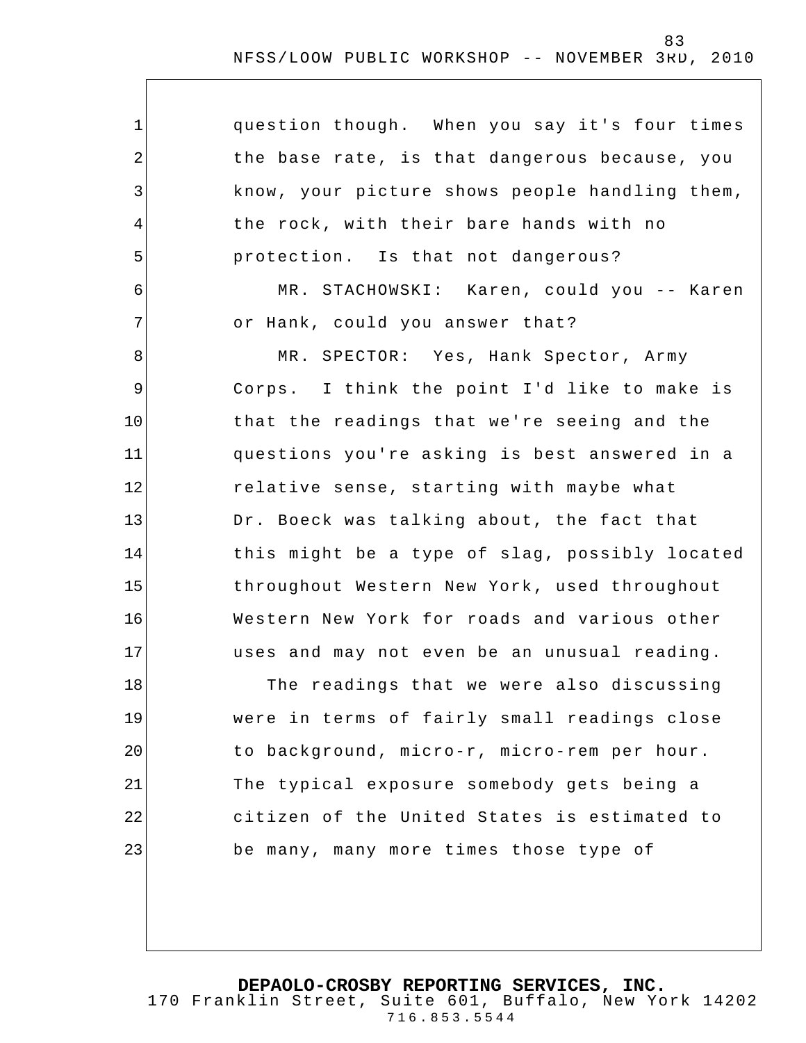question though. When you say it's four times the base rate, is that dangerous because, you know, your picture shows people handling them, the rock, with their bare hands with no protection. Is that not dangerous?

MR. STACHOWSKI: Karen, could you -- Karen or Hank, could you answer that?

MR. SPECTOR: Yes, Hank Spector, Army Corps. I think the point I'd like to make is that the readings that we're seeing and the questions you're asking is best answered in a relative sense, starting with maybe what Dr. Boeck was talking about, the fact that this might be a type of slag, possibly located throughout Western New York, used throughout Western New York for roads and various other uses and may not even be an unusual reading.

The readings that we were also discussing were in terms of fairly small readings close to background, micro-r, micro-rem per hour. The typical exposure somebody gets being a citizen of the United States is estimated to be many, many more times those type of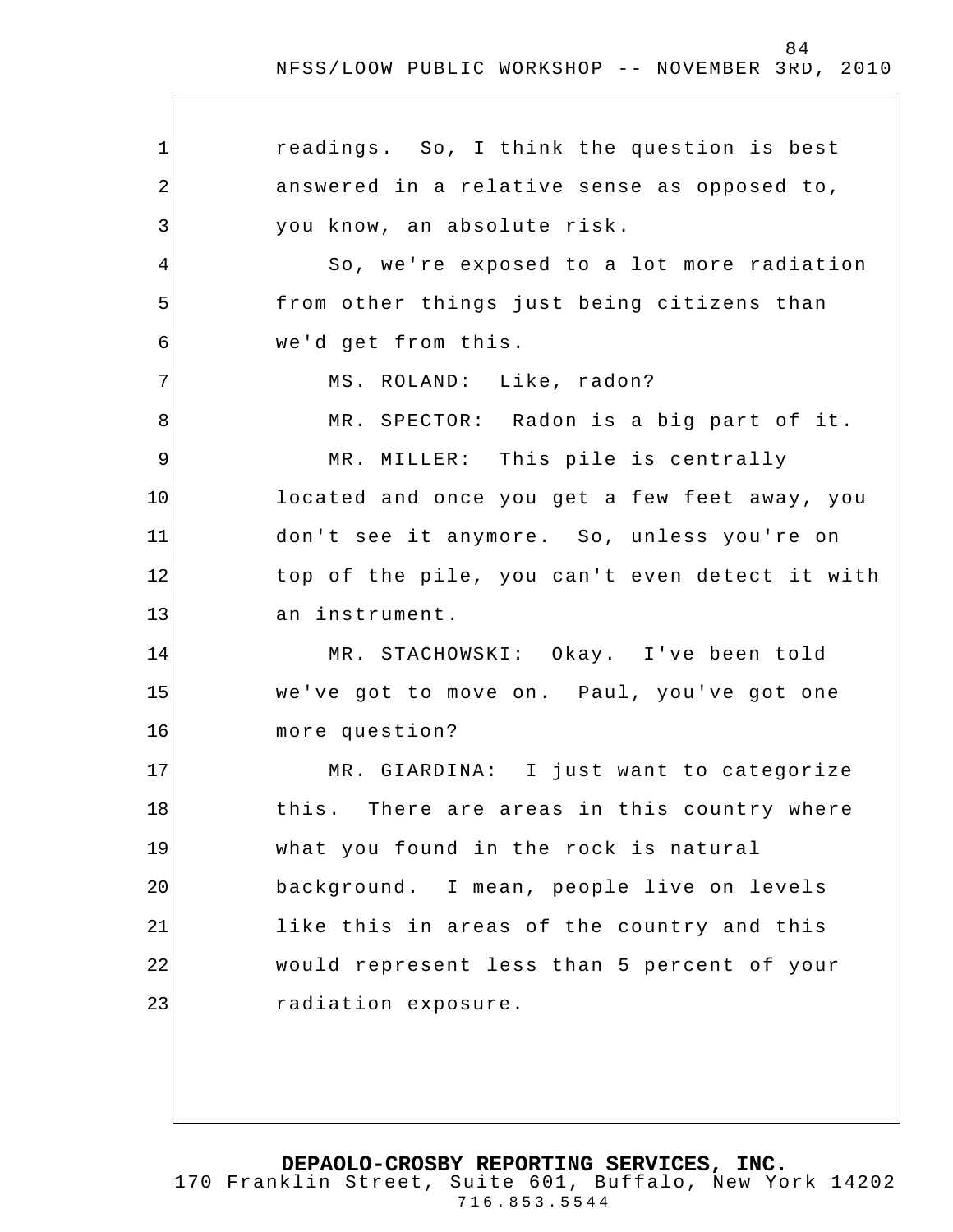readings. So, I think the question is best answered in a relative sense as opposed to, you know, an absolute risk.

So, we're exposed to a lot more radiation from other things just being citizens than we'd get from this.

MS. ROLAND: Like, radon?

MR. SPECTOR: Radon is a big part of it.

MR. MILLER: This pile is centrally located and once you get a few feet away, you don't see it anymore. So, unless you're on top of the pile, you can't even detect it with an instrument.

MR. STACHOWSKI: Okay. I've been told we've got to move on. Paul, you've got one more question?

MR. GIARDINA: I just want to categorize this. There are areas in this country where what you found in the rock is natural background. I mean, people live on levels like this in areas of the country and this would represent less than 5 percent of your radiation exposure.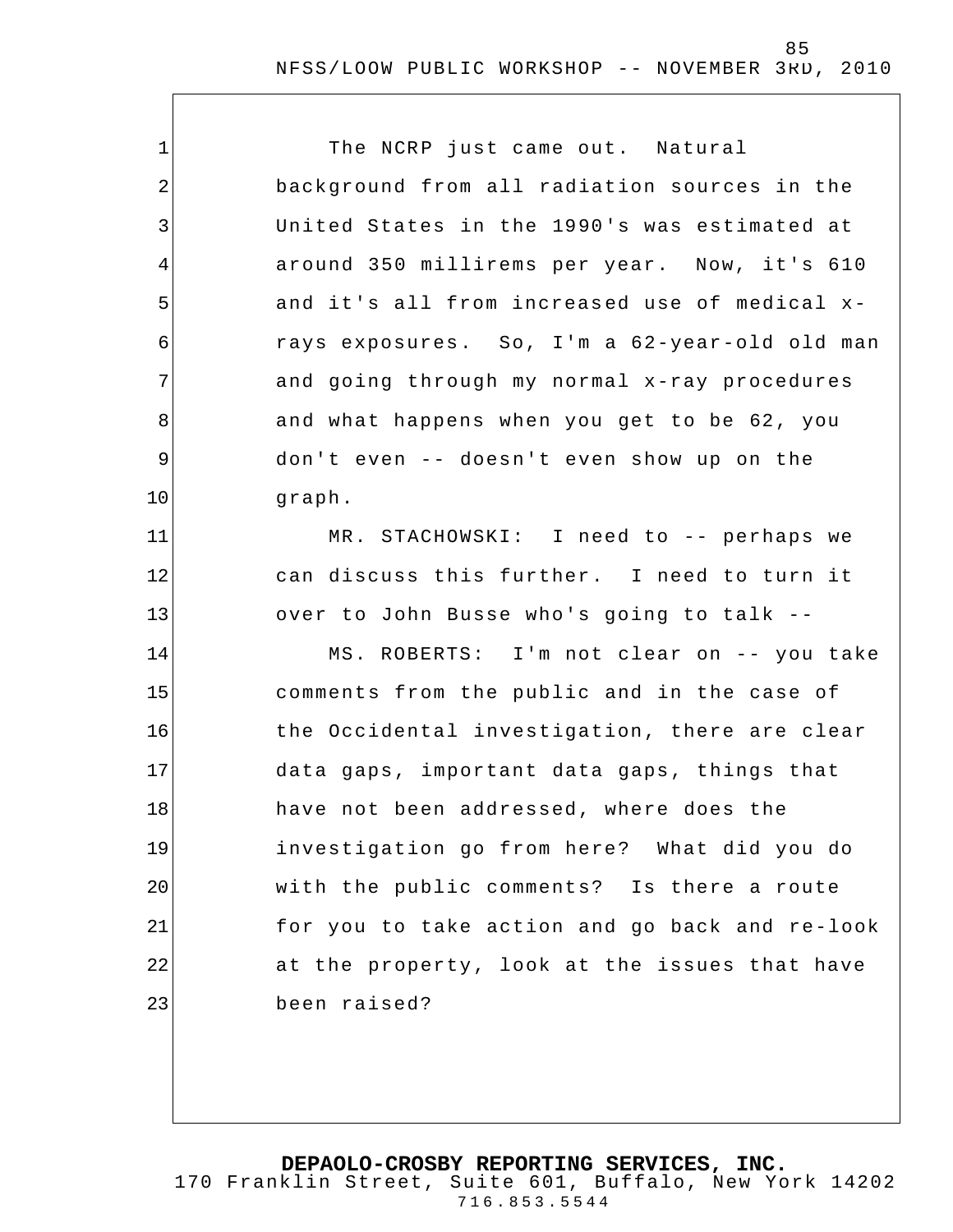The NCRP just came out. Natural background from all radiation sources in the United States in the 1990's was estimated at around 350 millirems per year. Now, it's 610 and it's all from increased use of medical x-rays exposures. So, I'm a 62-year-old old man and going through my normal x-ray procedures and what happens when you get to be 62, you don't even -- doesn't even show up on the graph.

MR. STACHOWSKI: I need to -- perhaps we can discuss this further. I need to turn it over to John Busse who's going to talk --

MS. ROBERTS: I'm not clear on -- you take comments from the public and in the case of the Occidental investigation, there are clear data gaps, important data gaps, things that have not been addressed, where does the investigation go from here? What did you do with the public comments? Is there a route for you to take action and go back and re-look at the property, look at the issues that have been raised?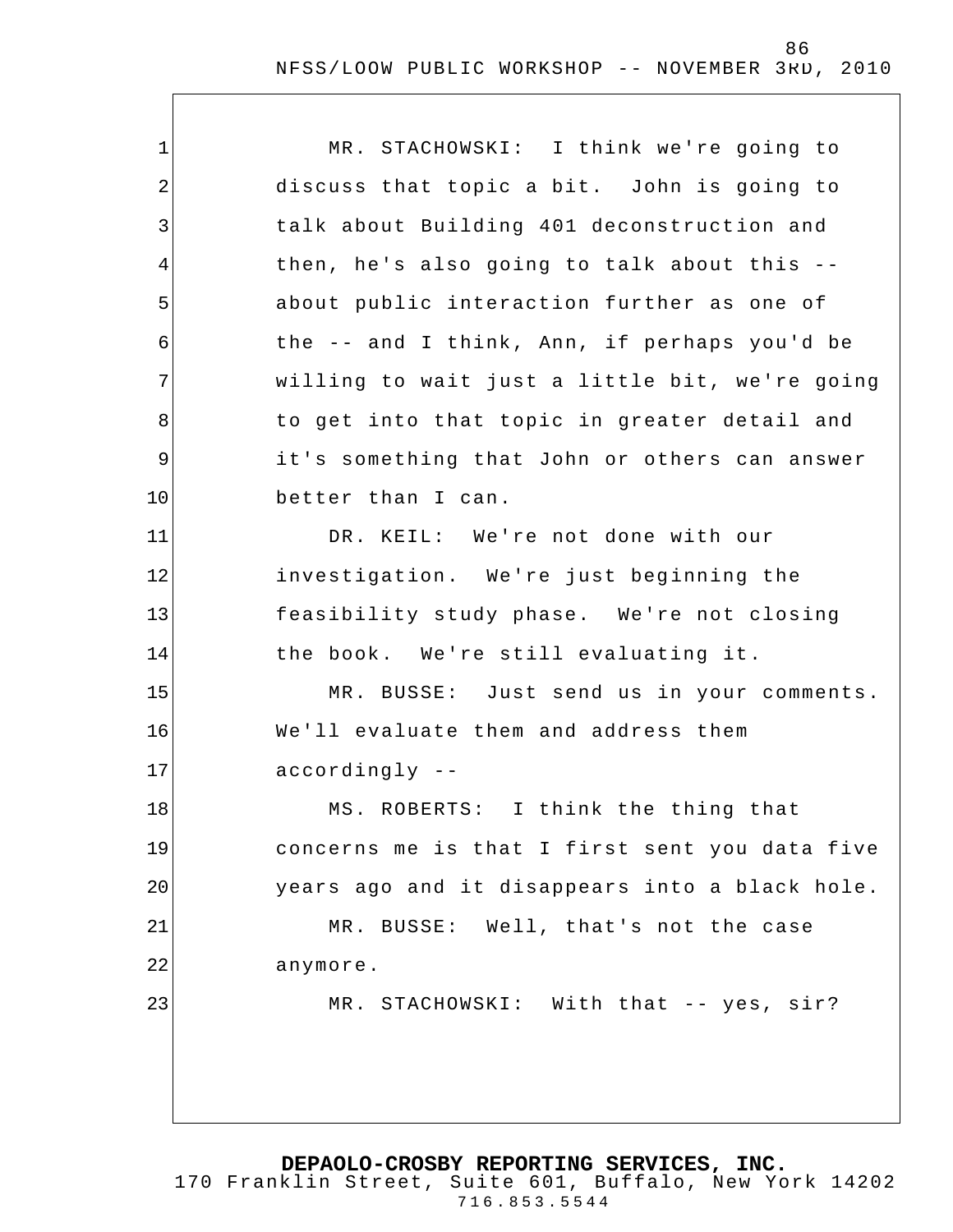MR. STACHOWSKI: I think we're going to discuss that topic a bit. John is going to talk about Building 401 deconstruction and then, he's also going to talk about this -- about public interaction further as one of the -- and I think, Ann, if perhaps you'd be willing to wait just a little bit, we're going to get into that topic in greater detail and it's something that John or others can answer better than I can.

DR. KEIL: We're not done with our investigation. We're just beginning the feasibility study phase. We're not closing the book. We're still evaluating it.

MR. BUSSE: Just send us in your comments. We'll evaluate them and address them accordingly --

MS. ROBERTS: I think the thing that concerns me is that I first sent you data five years ago and it disappears into a black hole.

MR. BUSSE: Well, that's not the case anymore.

MR. STACHOWSKI: With that -- yes, sir?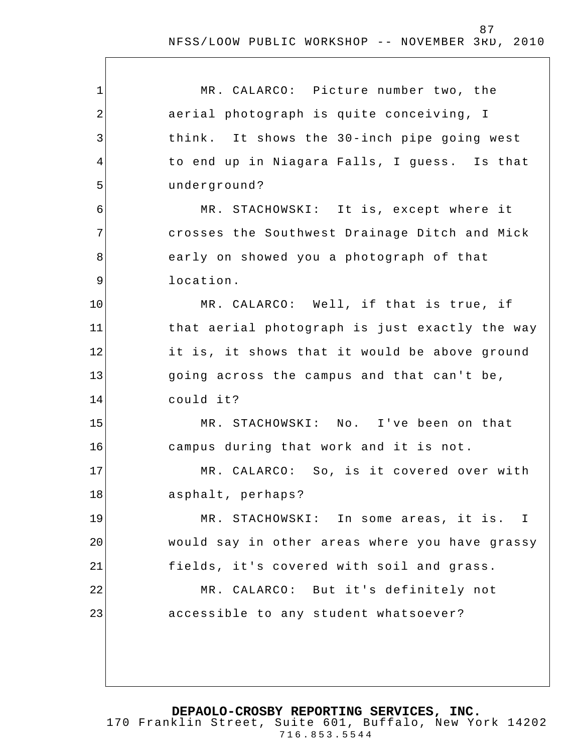MR. CALARCO: Picture number two, the aerial photograph is quite conceiving, I think. It shows the 30-inch pipe going west to end up in Niagara Falls, I guess. Is that underground?

MR. STACHOWSKI: It is, except where it crosses the Southwest Drainage Ditch and Mick early on showed you a photograph of that location.

MR. CALARCO: Well, if that is true, if that aerial photograph is just exactly the way it is, it shows that it would be above ground going across the campus and that can't be, could it?

MR. STACHOWSKI: No. I've been on that campus during that work and it is not.

MR. CALARCO: So, is it covered over with asphalt, perhaps?

MR. STACHOWSKI: In some areas, it is. I would say in other areas where you have grassy fields, it's covered with soil and grass.

MR. CALARCO: But it's definitely not accessible to any student whatsoever?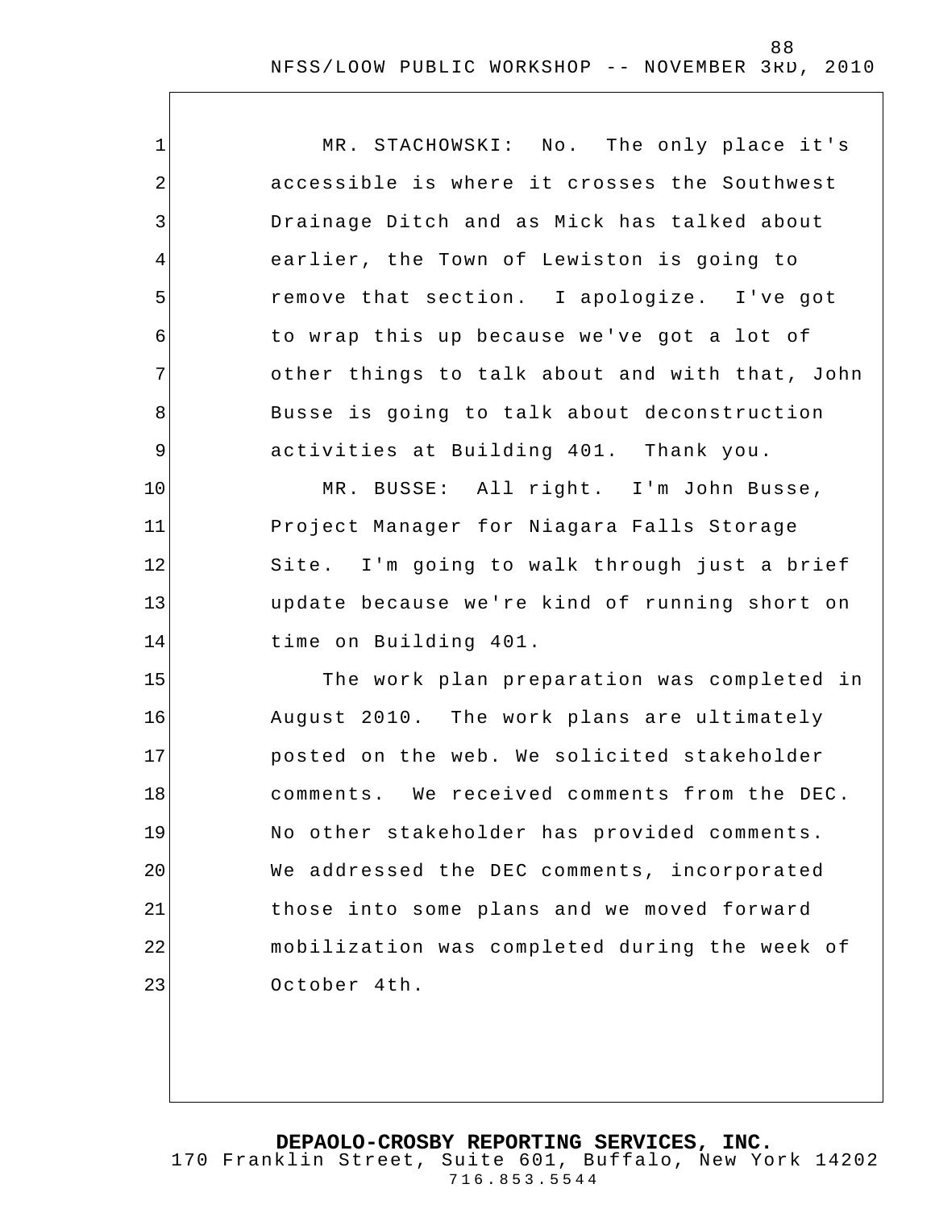MR. STACHOWSKI: No. The only place it's accessible is where it crosses the Southwest Drainage Ditch and as Mick has talked about earlier, the Town of Lewiston is going to remove that section. I apologize. I've got to wrap this up because we've got a lot of other things to talk about and with that, John Busse is going to talk about deconstruction activities at Building 401. Thank you.

MR. BUSSE: All right. I'm John Busse, Project Manager for Niagara Falls Storage Site. I'm going to walk through just a brief update because we're kind of running short on time on Building 401.

The work plan preparation was completed in August 2010. The work plans are ultimately posted on the web. We solicited stakeholder comments. We received comments from the DEC. No other stakeholder has provided comments. We addressed the DEC comments, incorporated those into some plans and we moved forward mobilization was completed during the week of October 4th.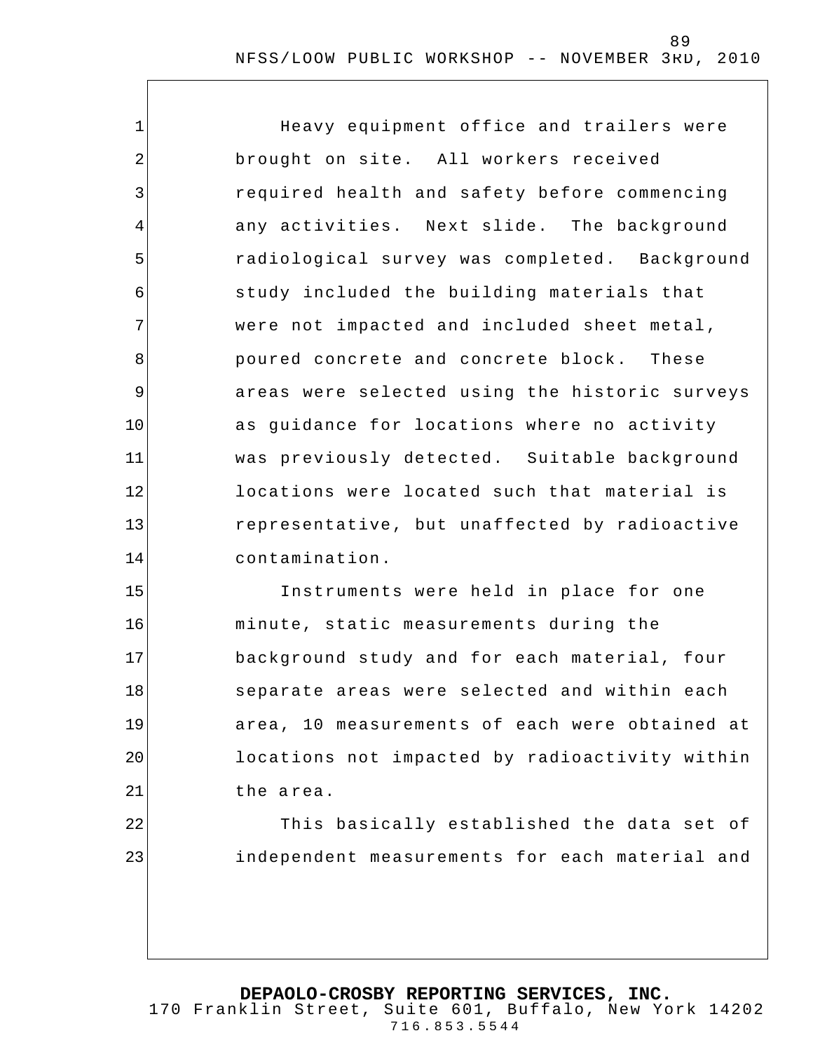Heavy equipment office and trailers were brought on site. All workers received required health and safety before commencing any activities. Next slide. The background radiological survey was completed. Background study included the building materials that were not impacted and included sheet metal, poured concrete and concrete block. These areas were selected using the historic surveys as guidance for locations where no activity was previously detected. Suitable background locations were located such that material is representative, but unaffected by radioactive contamination.

Instruments were held in place for one minute, static measurements during the background study and for each material, four separate areas were selected and within each area, 10 measurements of each were obtained at locations not impacted by radioactivity within the area.

This basically established the data set of independent measurements for each material and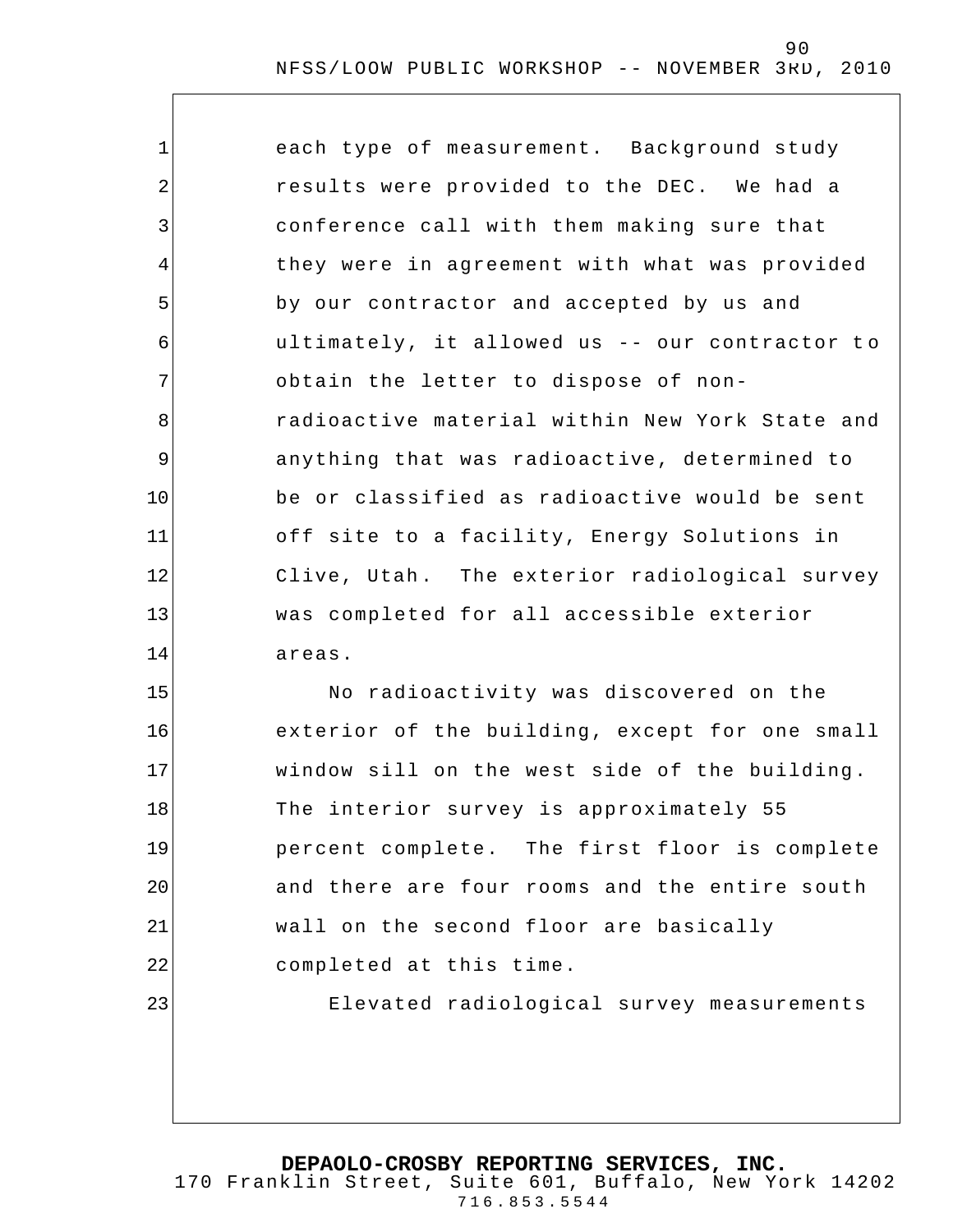each type of measurement. Background study results were provided to the DEC. We had a conference call with them making sure that they were in agreement with what was provided by our contractor and accepted by us and ultimately, it allowed us -- our contractor to obtain the letter to dispose of non-radioactive material within New York State and anything that was radioactive, determined to be or classified as radioactive would be sent off site to a facility, Energy Solutions in Clive, Utah. The exterior radiological survey was completed for all accessible exterior areas.

No radioactivity was discovered on the exterior of the building, except for one small window sill on the west side of the building. The interior survey is approximately 55 percent complete. The first floor is complete and there are four rooms and the entire south wall on the second floor are basically completed at this time.

Elevated radiological survey measurements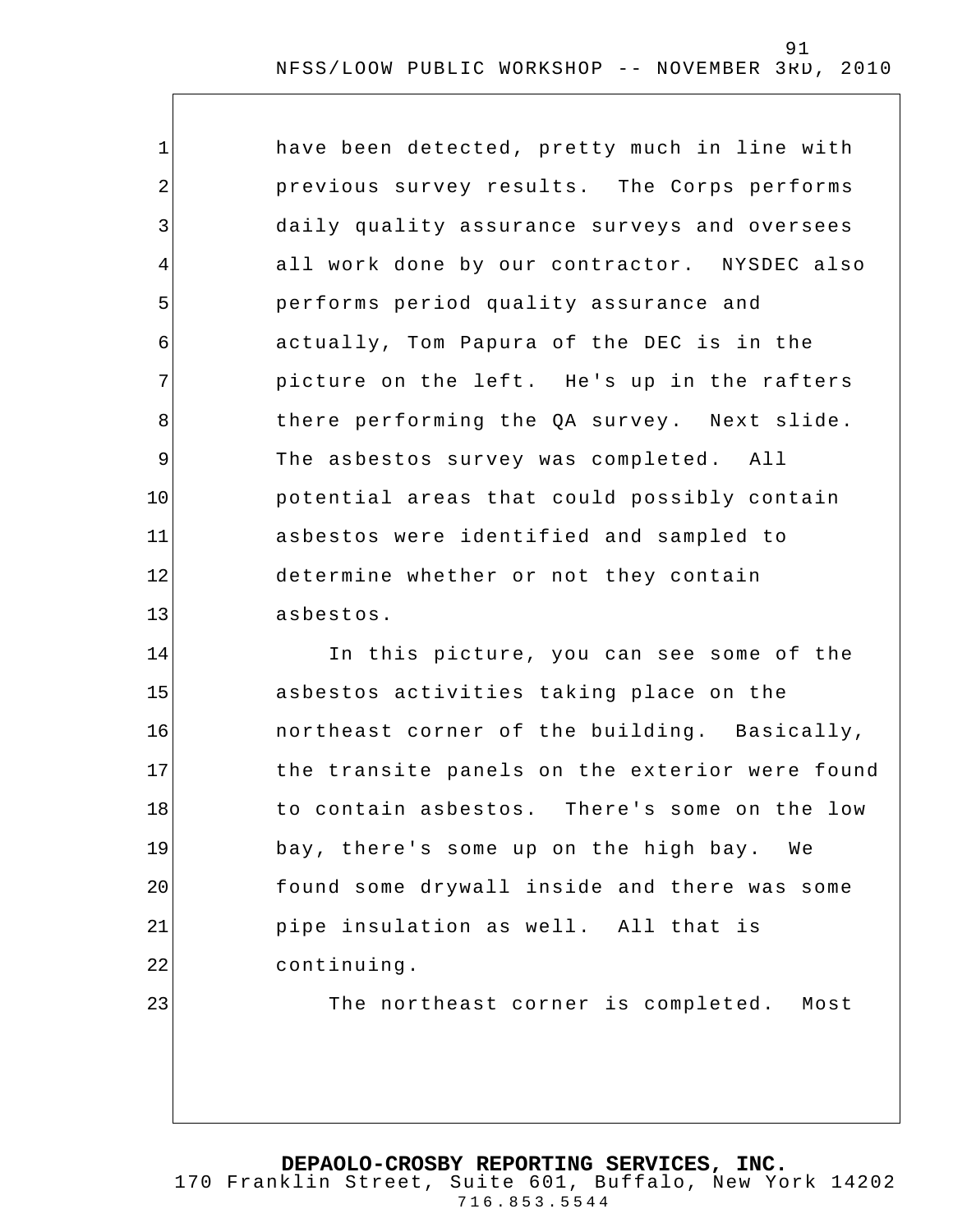have been detected, pretty much in line with previous survey results. The Corps performs daily quality assurance surveys and oversees all work done by our contractor. NYSDEC also performs period quality assurance and actually, Tom Papura of the DEC is in the picture on the left. He's up in the rafters there performing the QA survey. Next slide. The asbestos survey was completed. All potential areas that could possibly contain asbestos were identified and sampled to determine whether or not they contain asbestos.

In this picture, you can see some of the asbestos activities taking place on the northeast corner of the building. Basically, the transite panels on the exterior were found to contain asbestos. There's some on the low bay, there's some up on the high bay. We found some drywall inside and there was some pipe insulation as well. All that is continuing.

The northeast corner is completed. Most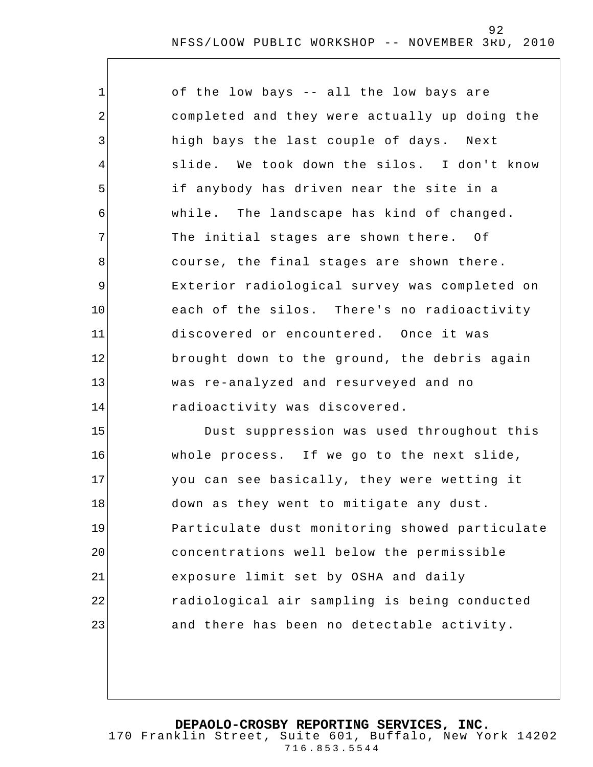of the low bays -- all the low bays are completed and they were actually up doing the high bays the last couple of days. Next slide. We took down the silos. I don't know if anybody has driven near the site in a while. The landscape has kind of changed. The initial stages are shown there. Of course, the final stages are shown there. Exterior radiological survey was completed on each of the silos. There's no radioactivity discovered or encountered. Once it was brought down to the ground, the debris again was re-analyzed and resurveyed and no radioactivity was discovered.

Dust suppression was used throughout this whole process. If we go to the next slide, you can see basically, they were wetting it down as they went to mitigate any dust. Particulate dust monitoring showed particulate concentrations well below the permissible exposure limit set by OSHA and daily radiological air sampling is being conducted and there has been no detectable activity.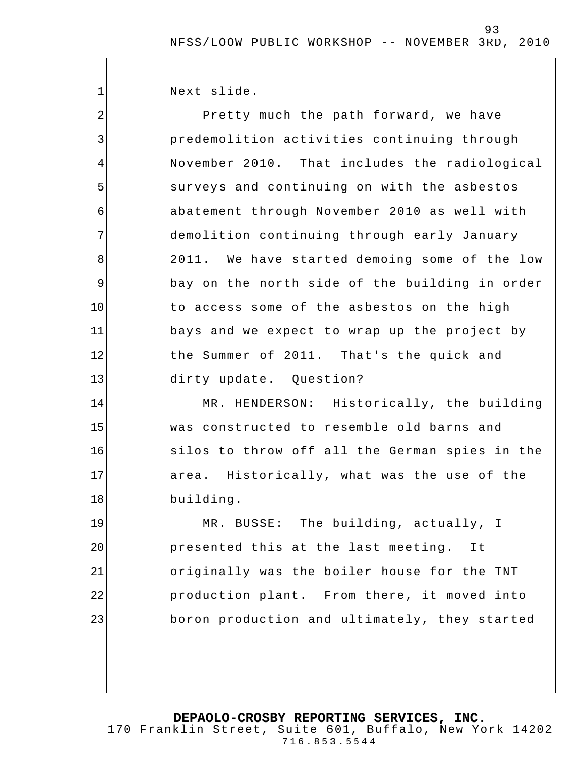Next slide.

Pretty much the path forward, we have predemolition activities continuing through November 2010. That includes the radiological surveys and continuing on with the asbestos abatement through November 2010 as well with demolition continuing through early January 2011. We have started demoing some of the low bay on the north side of the building in order to access some of the asbestos on the high bays and we expect to wrap up the project by the Summer of 2011. That's the quick and dirty update. Question?

MR. HENDERSON: Historically, the building was constructed to resemble old barns and silos to throw off all the German spies in the area. Historically, what was the use of the building.

MR. BUSSE: The building, actually, I presented this at the last meeting. It originally was the boiler house for the TNT production plant. From there, it moved into boron production and ultimately, they started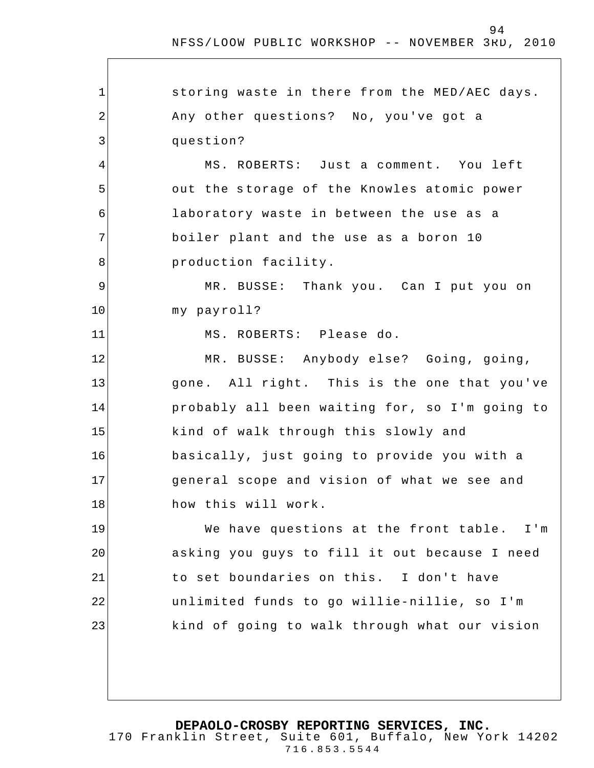storing waste in there from the MED/AEC days. Any other questions? No, you've got a question?

MS. ROBERTS: Just a comment. You left out the storage of the Knowles atomic power laboratory waste in between the use as a boiler plant and the use as a boron 10 production facility.

MR. BUSSE: Thank you. Can I put you on my payroll?

MS. ROBERTS: Please do.

MR. BUSSE: Anybody else? Going, going, gone. All right. This is the one that you've probably all been waiting for, so I'm going to kind of walk through this slowly and basically, just going to provide you with a general scope and vision of what we see and how this will work.

We have questions at the front table. I'm asking you guys to fill it out because I need to set boundaries on this. I don't have unlimited funds to go willie-nillie, so I'm kind of going to walk through what our vision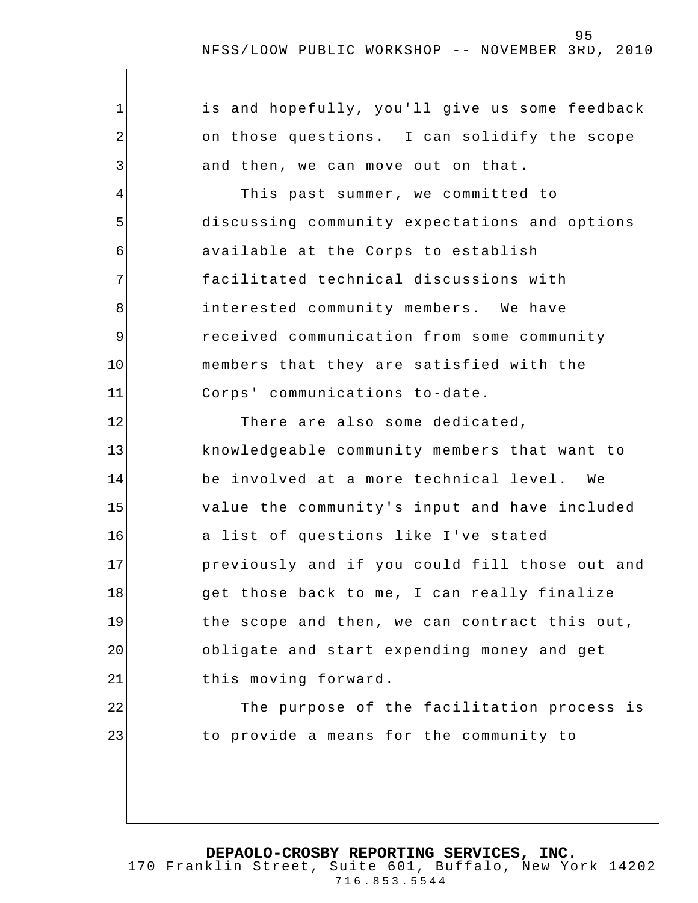is and hopefully, you'll give us some feedback on those questions. I can solidify the scope and then, we can move out on that.

This past summer, we committed to discussing community expectations and options available at the Corps to establish facilitated technical discussions with interested community members. We have received communication from some community members that they are satisfied with the Corps' communications to-date.

There are also some dedicated, knowledgeable community members that want to be involved at a more technical level. We value the community's input and have included a list of questions like I've stated previously and if you could fill those out and get those back to me, I can really finalize the scope and then, we can contract this out, obligate and start expending money and get this moving forward.

The purpose of the facilitation process is to provide a means for the community to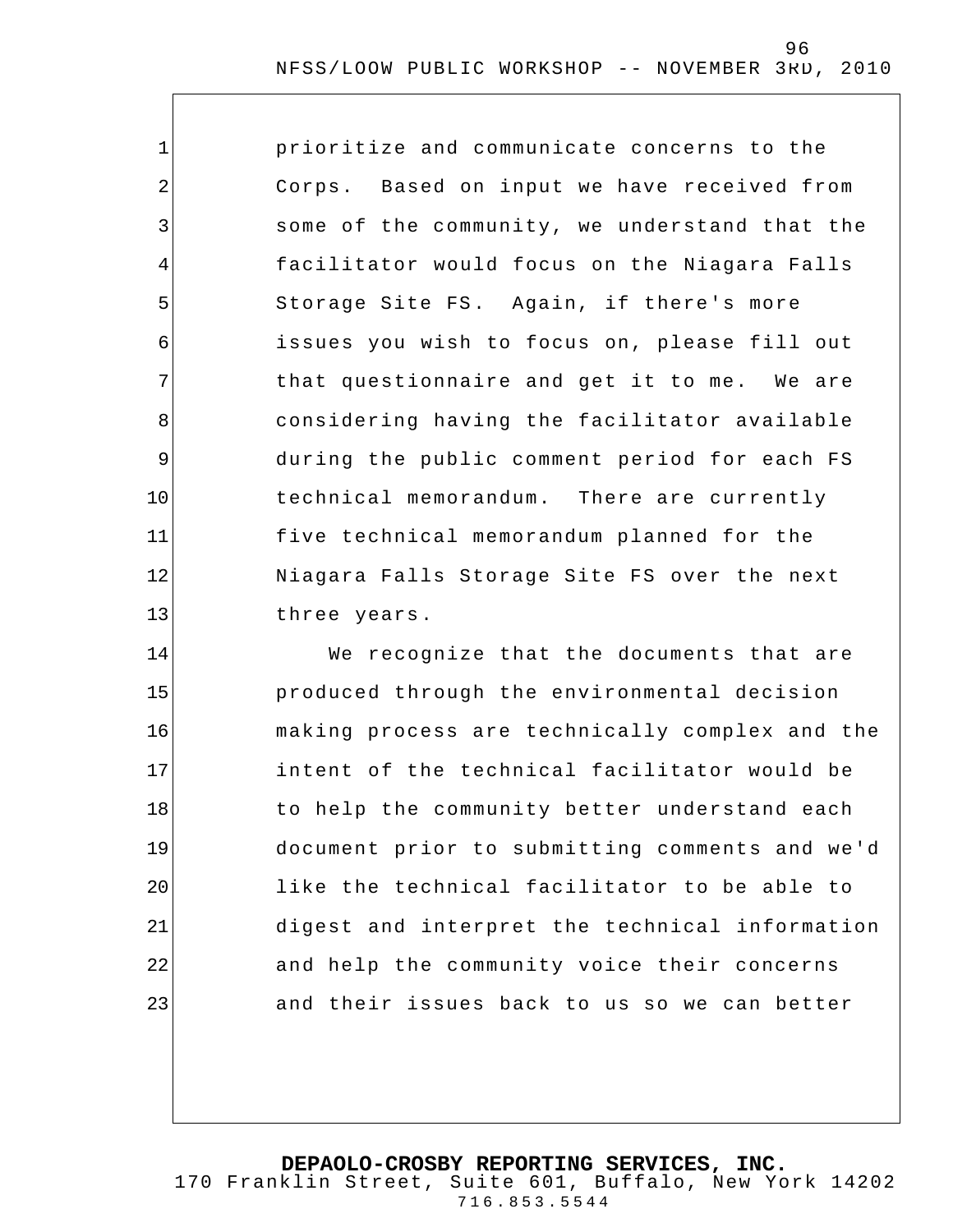prioritize and communicate concerns to the Corps. Based on input we have received from some of the community, we understand that the facilitator would focus on the Niagara Falls Storage Site FS. Again, if there's more issues you wish to focus on, please fill out that questionnaire and get it to me. We are considering having the facilitator available during the public comment period for each FS technical memorandum. There are currently five technical memorandum planned for the Niagara Falls Storage Site FS over the next three years.

We recognize that the documents that are produced through the environmental decision making process are technically complex and the intent of the technical facilitator would be to help the community better understand each document prior to submitting comments and we'd like the technical facilitator to be able to digest and interpret the technical information and help the community voice their concerns and their issues back to us so we can better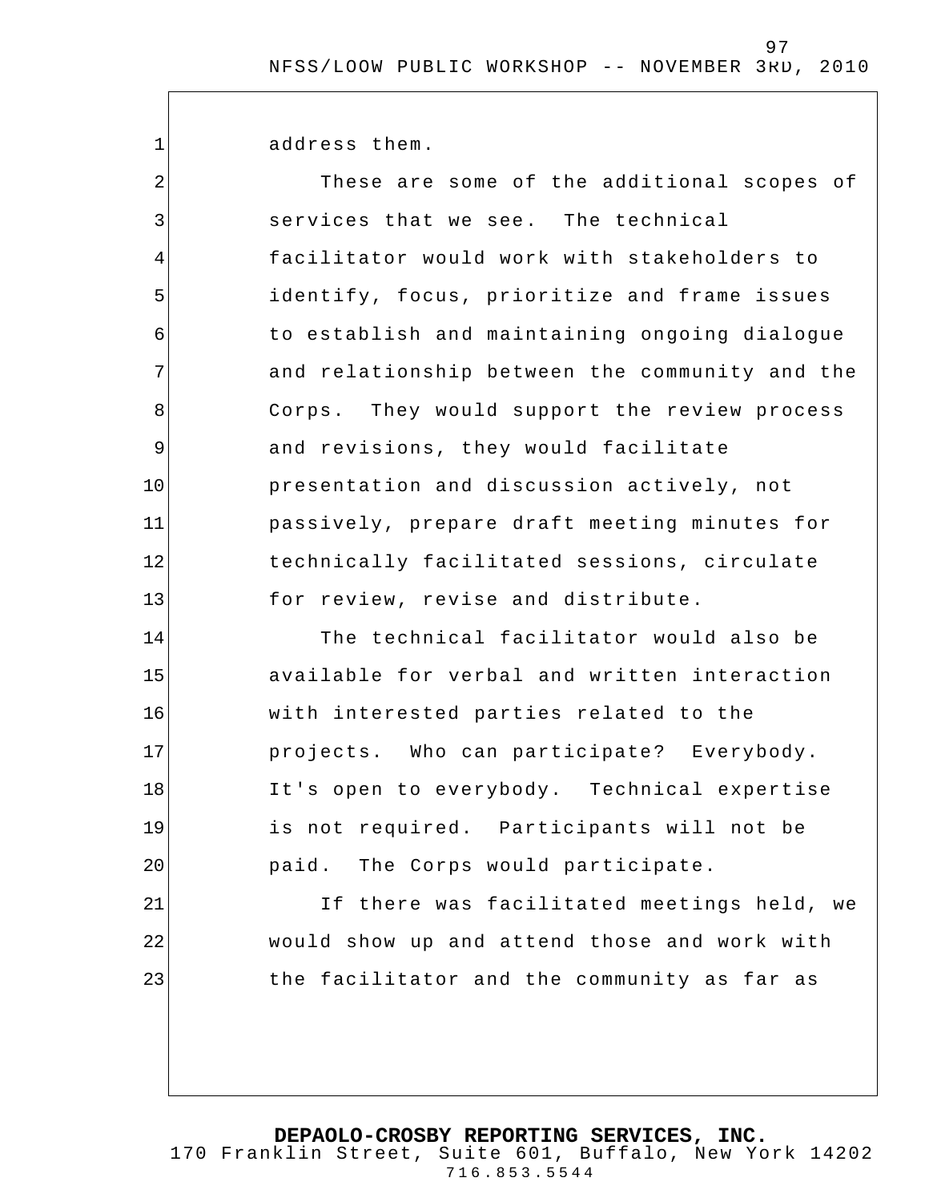address them.

These are some of the additional scopes of services that we see. The technical facilitator would work with stakeholders to identify, focus, prioritize and frame issues to establish and maintaining ongoing dialogue and relationship between the community and the Corps. They would support the review process and revisions, they would facilitate presentation and discussion actively, not passively, prepare draft meeting minutes for technically facilitated sessions, circulate for review, revise and distribute.

The technical facilitator would also be available for verbal and written interaction with interested parties related to the projects. Who can participate? Everybody. It's open to everybody. Technical expertise is not required. Participants will not be paid. The Corps would participate.

If there was facilitated meetings held, we would show up and attend those and work with the facilitator and the community as far as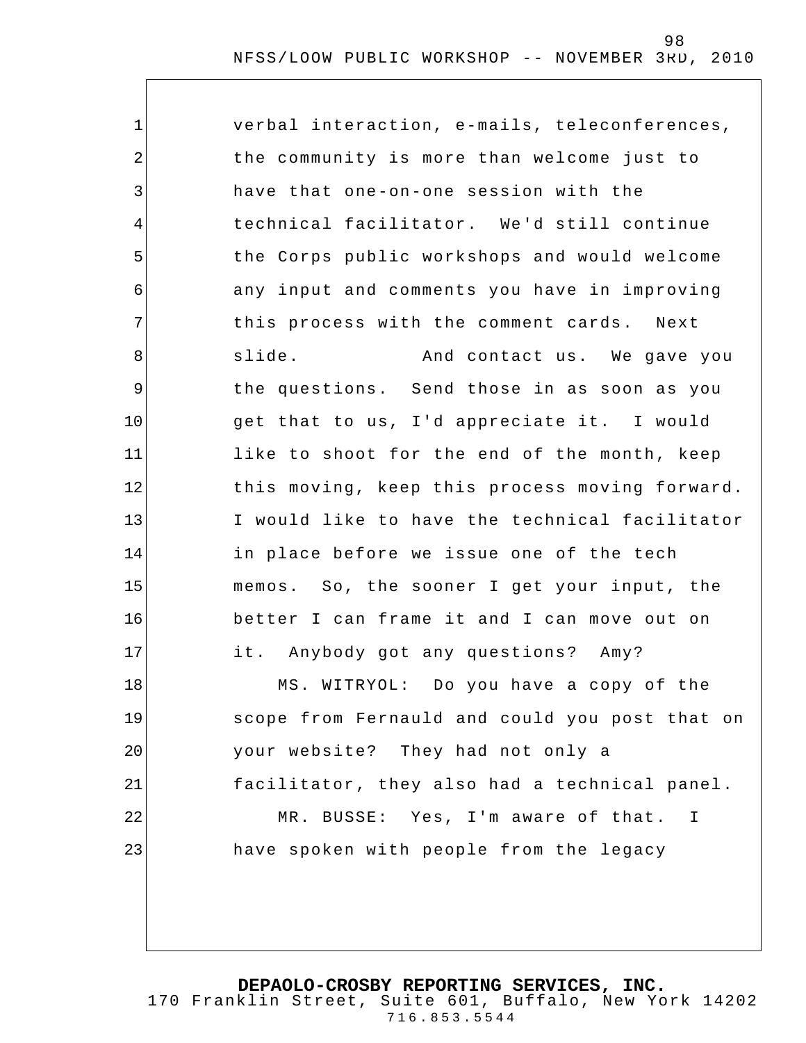verbal interaction, e-mails, teleconferences, the community is more than welcome just to have that one-on-one session with the technical facilitator. We'd still continue the Corps public workshops and would welcome any input and comments you have in improving this process with the comment cards. Next slide. And contact us. We gave you the questions. Send those in as soon as you get that to us, I'd appreciate it. I would like to shoot for the end of the month, keep this moving, keep this process moving forward. I would like to have the technical facilitator in place before we issue one of the tech memos. So, the sooner I get your input, the better I can frame it and I can move out on it. Anybody got any questions? Amy?

MS. WITRYOL: Do you have a copy of the scope from Fernauld and could you post that on your website? They had not only a facilitator, they also had a technical panel.

MR. BUSSE: Yes, I'm aware of that. I have spoken with people from the legacy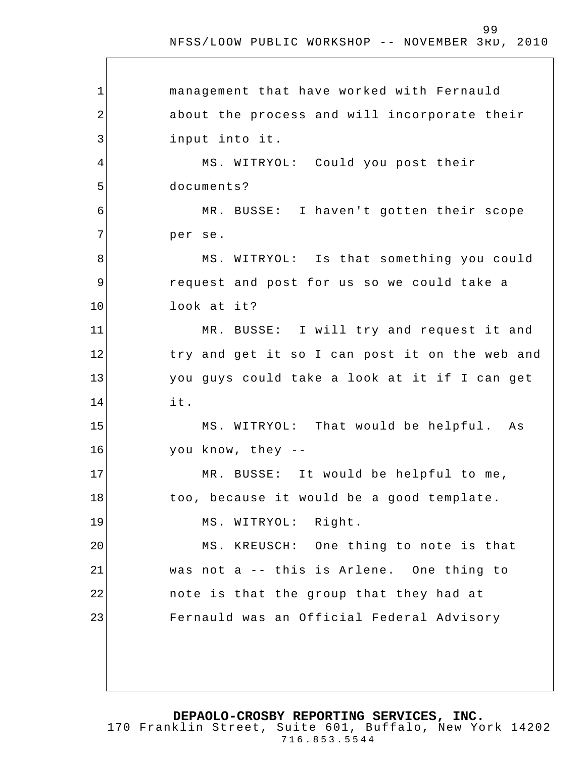management that have worked with Fernauld about the process and will incorporate their input into it.

MS. WITRYOL: Could you post their documents?

MR. BUSSE: I haven't gotten their scope per se.

MS. WITRYOL: Is that something you could request and post for us so we could take a look at it?

MR. BUSSE: I will try and request it and try and get it so I can post it on the web and you guys could take a look at it if I can get it.

MS. WITRYOL: That would be helpful. As you know, they --

MR. BUSSE: It would be helpful to me, too, because it would be a good template.

MS. WITRYOL: Right.

MS. KREUSCH: One thing to note is that was not a -- this is Arlene. One thing to note is that the group that they had at Fernauld was an Official Federal Advisory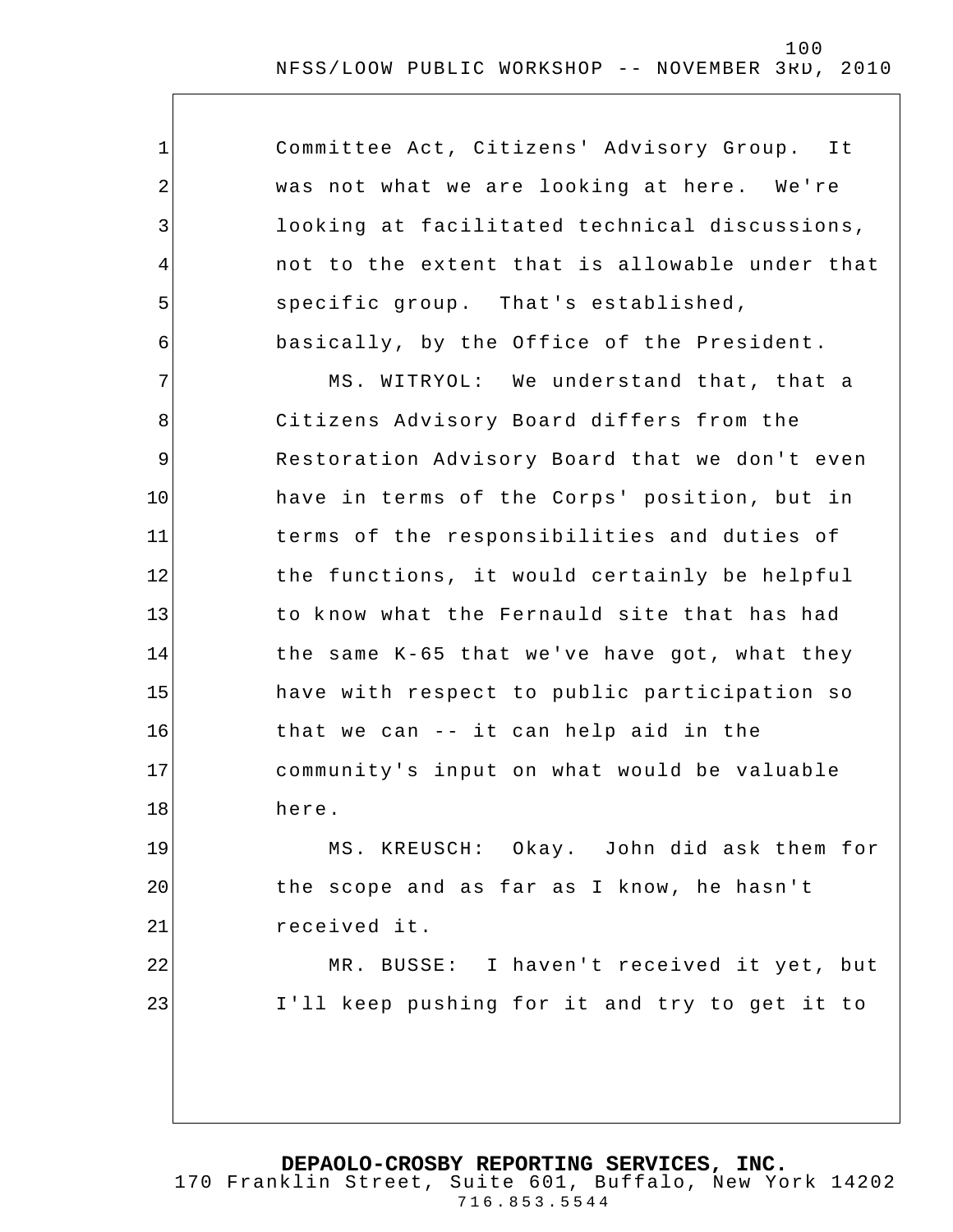Committee Act, Citizens' Advisory Group. It was not what we are looking at here. We're looking at facilitated technical discussions, not to the extent that is allowable under that specific group. That's established, basically, by the Office of the President.

MS. WITRYOL: We understand that, that a Citizens Advisory Board differs from the Restoration Advisory Board that we don't even have in terms of the Corps' position, but in terms of the responsibilities and duties of the functions, it would certainly be helpful to know what the Fernauld site that has had the same K-65 that we've have got, what they have with respect to public participation so that we can -- it can help aid in the community's input on what would be valuable here.

MS. KREUSCH: Okay. John did ask them for the scope and as far as I know, he hasn't received it.

MR. BUSSE: I haven't received it yet, but I'll keep pushing for it and try to get it to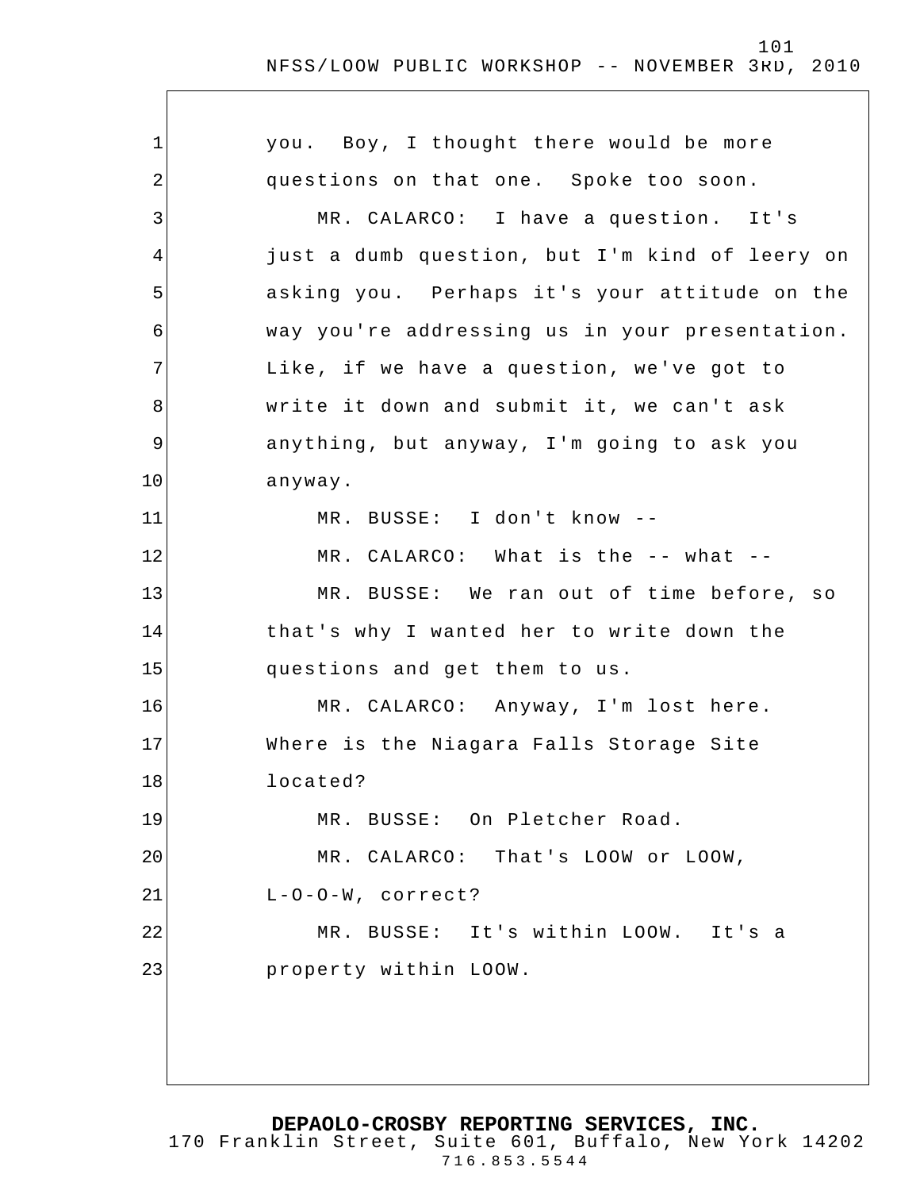you. Boy, I thought there would be more questions on that one. Spoke too soon.

MR. CALARCO: I have a question. It's just a dumb question, but I'm kind of leery on asking you. Perhaps it's your attitude on the way you're addressing us in your presentation. Like, if we have a question, we've got to write it down and submit it, we can't ask anything, but anyway, I'm going to ask you anyway.

MR. BUSSE: I don't know --

MR. CALARCO: What is the -- what --

MR. BUSSE: We ran out of time before, so that's why I wanted her to write down the questions and get them to us.

MR. CALARCO: Anyway, I'm lost here. Where is the Niagara Falls Storage Site located?

MR. BUSSE: On Pletcher Road.

MR. CALARCO: That's LOOW or LOOW, L-O-O-W, correct?

MR. BUSSE: It's within LOOW. It's a property within LOOW.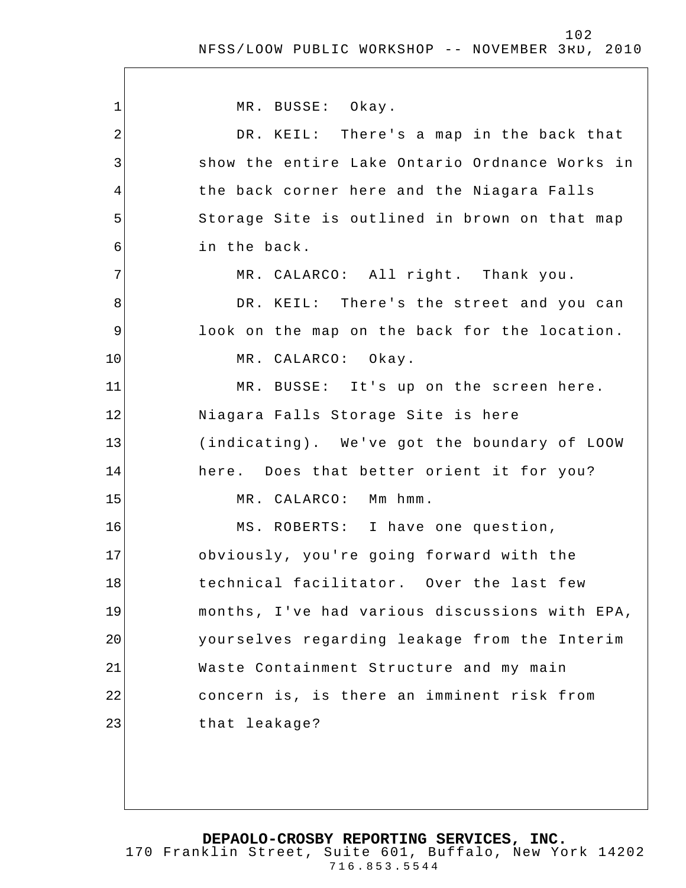MR. BUSSE: Okay.

DR. KEIL: There's a map in the back that show the entire Lake Ontario Ordnance Works in the back corner here and the Niagara Falls Storage Site is outlined in brown on that map in the back.

MR. CALARCO: All right. Thank you.

DR. KEIL: There's the street and you can look on the map on the back for the location.

MR. CALARCO: Okay.

MR. BUSSE: It's up on the screen here. Niagara Falls Storage Site is here (indicating). We've got the boundary of LOOW here. Does that better orient it for you?

MR. CALARCO: Mm hmm.

MS. ROBERTS: I have one question, obviously, you're going forward with the technical facilitator. Over the last few months, I've had various discussions with EPA, yourselves regarding leakage from the Interim Waste Containment Structure and my main concern is, is there an imminent risk from that leakage?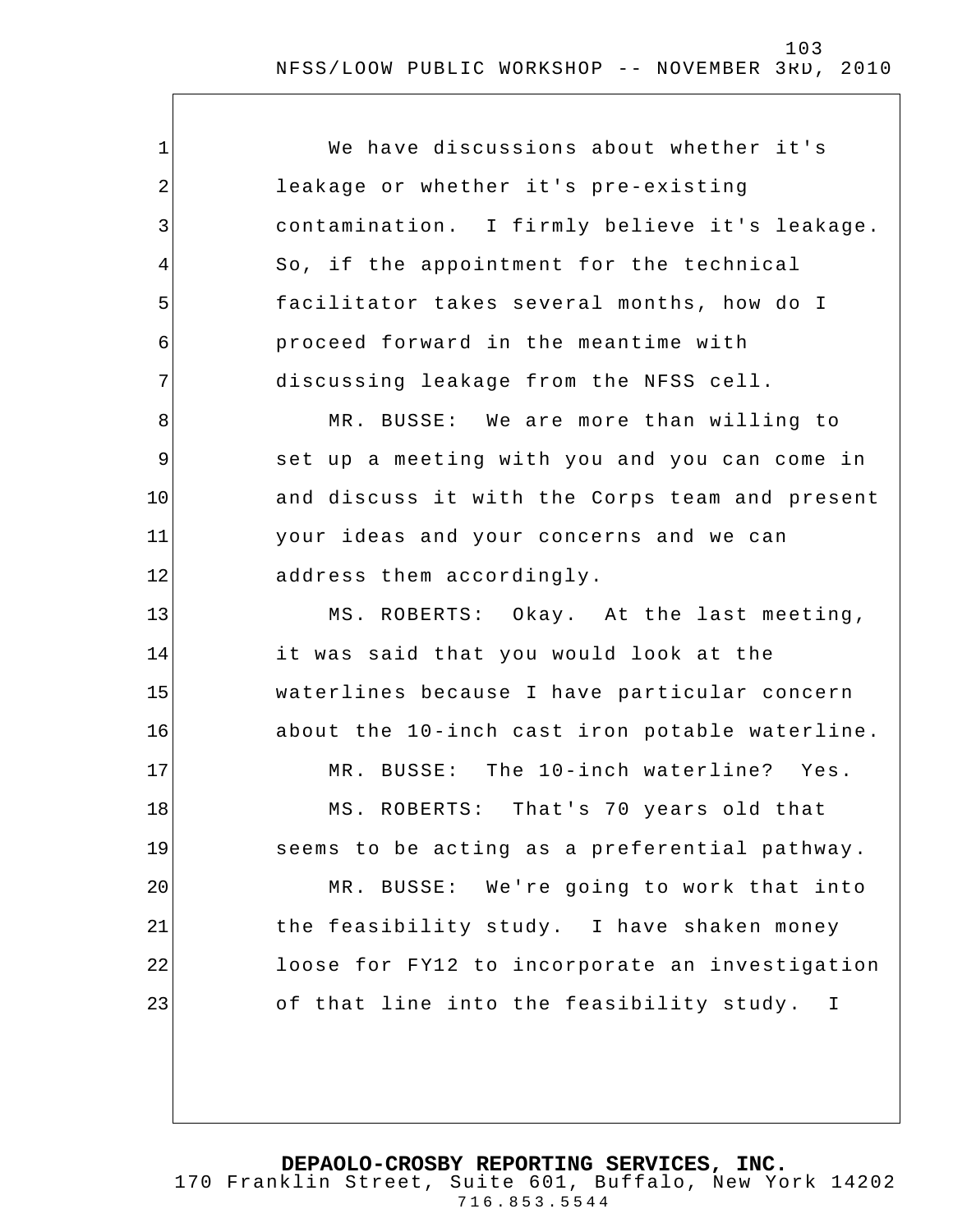We have discussions about whether it's leakage or whether it's pre-existing contamination. I firmly believe it's leakage. So, if the appointment for the technical facilitator takes several months, how do I proceed forward in the meantime with discussing leakage from the NFSS cell.

MR. BUSSE: We are more than willing to set up a meeting with you and you can come in and discuss it with the Corps team and present your ideas and your concerns and we can address them accordingly.

MS. ROBERTS: Okay. At the last meeting, it was said that you would look at the waterlines because I have particular concern about the 10-inch cast iron potable waterline.

MR. BUSSE: The 10-inch waterline? Yes.

MS. ROBERTS: That's 70 years old that seems to be acting as a preferential pathway.

MR. BUSSE: We're going to work that into the feasibility study. I have shaken money loose for FY12 to incorporate an investigation of that line into the feasibility study. I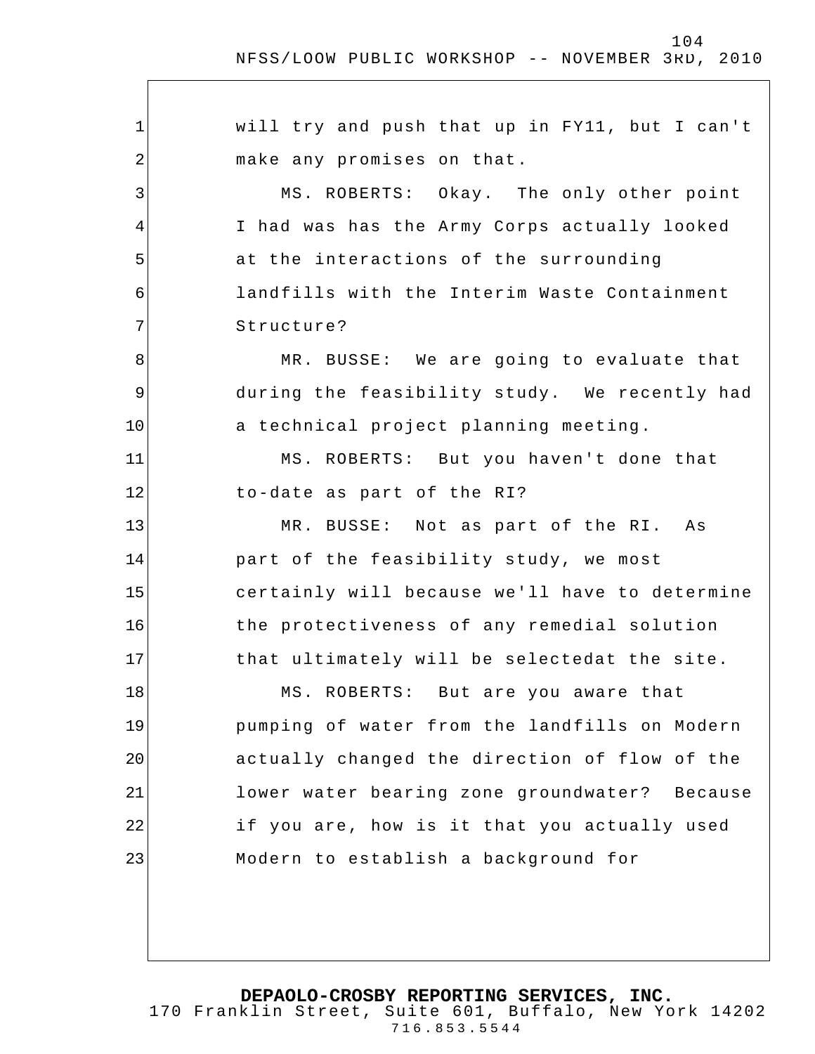will try and push that up in FY11, but I can't make any promises on that.

MS. ROBERTS: Okay. The only other point I had was has the Army Corps actually looked at the interactions of the surrounding landfills with the Interim Waste Containment Structure?

MR. BUSSE: We are going to evaluate that during the feasibility study. We recently had a technical project planning meeting.

MS. ROBERTS: But you haven't done that to-date as part of the RI?

MR. BUSSE: Not as part of the RI. As part of the feasibility study, we most certainly will because we'll have to determine the protectiveness of any remedial solution that ultimately will be selectedat the site.

MS. ROBERTS: But are you aware that pumping of water from the landfills on Modern actually changed the direction of flow of the lower water bearing zone groundwater? Because if you are, how is it that you actually used Modern to establish a background for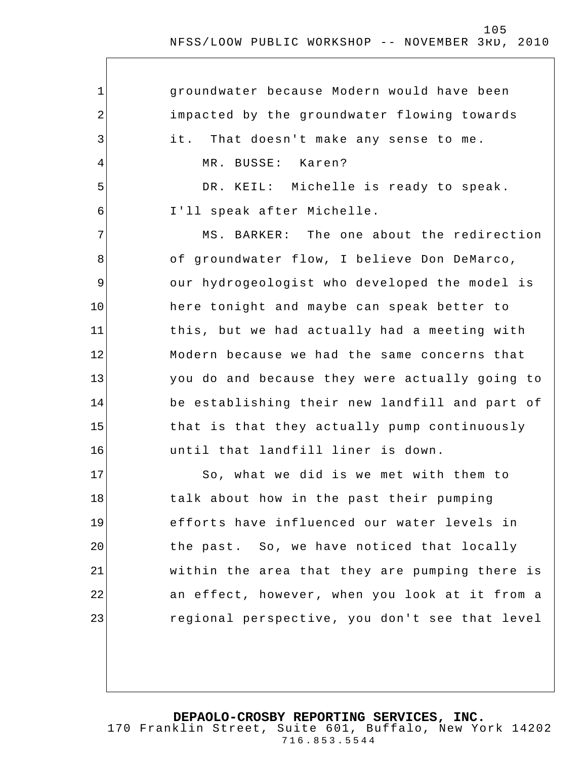groundwater because Modern would have been impacted by the groundwater flowing towards it. That doesn't make any sense to me.

MR. BUSSE: Karen?

DR. KEIL: Michelle is ready to speak. I'll speak after Michelle.

MS. BARKER: The one about the redirection of groundwater flow, I believe Don DeMarco, our hydrogeologist who developed the model is here tonight and maybe can speak better to this, but we had actually had a meeting with Modern because we had the same concerns that you do and because they were actually going to be establishing their new landfill and part of that is that they actually pump continuously until that landfill liner is down.

So, what we did is we met with them to talk about how in the past their pumping efforts have influenced our water levels in the past. So, we have noticed that locally within the area that they are pumping there is an effect, however, when you look at it from a regional perspective, you don't see that level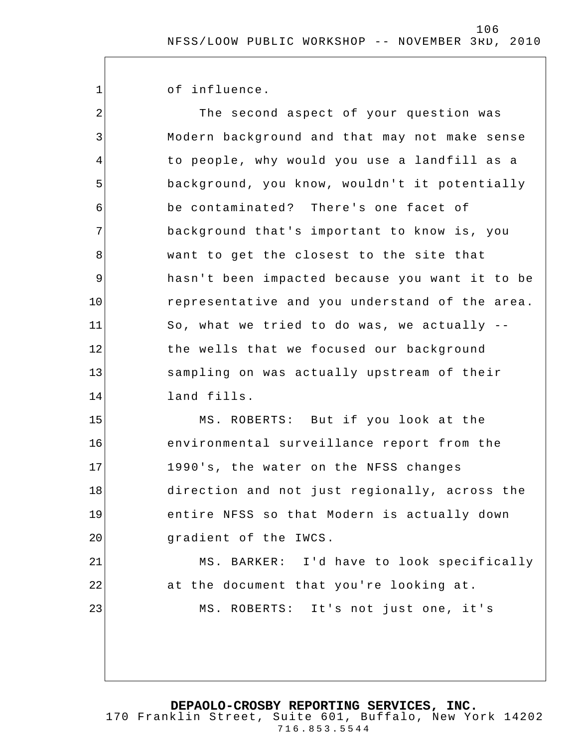of influence.

The second aspect of your question was Modern background and that may not make sense to people, why would you use a landfill as a background, you know, wouldn't it potentially be contaminated? There's one facet of background that's important to know is, you want to get the closest to the site that hasn't been impacted because you want it to be representative and you understand of the area. So, what we tried to do was, we actually -- the wells that we focused our background sampling on was actually upstream of their land fills.

MS. ROBERTS: But if you look at the environmental surveillance report from the 1990's, the water on the NFSS changes direction and not just regionally, across the entire NFSS so that Modern is actually down gradient of the IWCS.

MS. BARKER: I'd have to look specifically at the document that you're looking at.

MS. ROBERTS: It's not just one, it's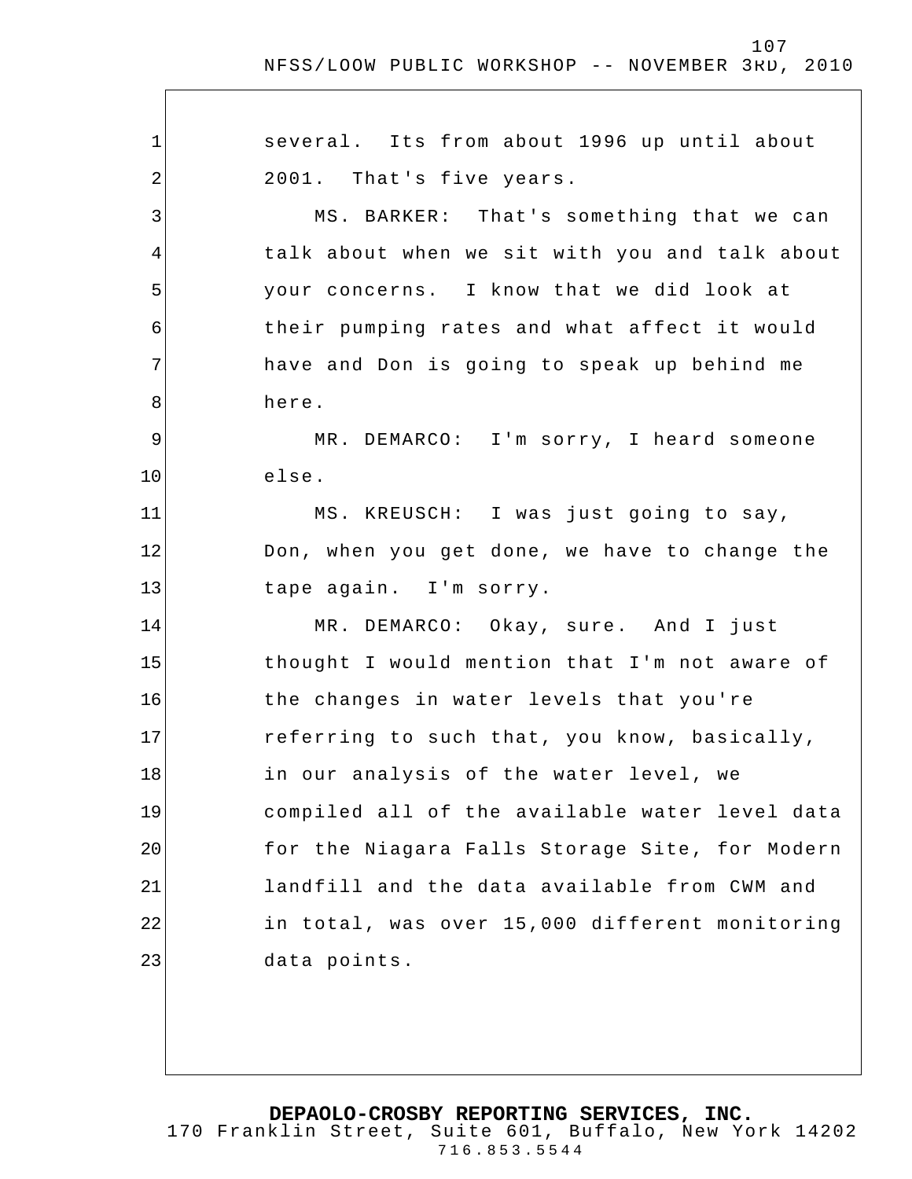several. Its from about 1996 up until about 2001. That's five years.

MS. BARKER: That's something that we can talk about when we sit with you and talk about your concerns. I know that we did look at their pumping rates and what affect it would have and Don is going to speak up behind me here.

MR. DEMARCO: I'm sorry, I heard someone else.

MS. KREUSCH: I was just going to say, Don, when you get done, we have to change the tape again. I'm sorry.

MR. DEMARCO: Okay, sure. And I just thought I would mention that I'm not aware of the changes in water levels that you're referring to such that, you know, basically, in our analysis of the water level, we compiled all of the available water level data for the Niagara Falls Storage Site, for Modern landfill and the data available from CWM and in total, was over 15,000 different monitoring data points.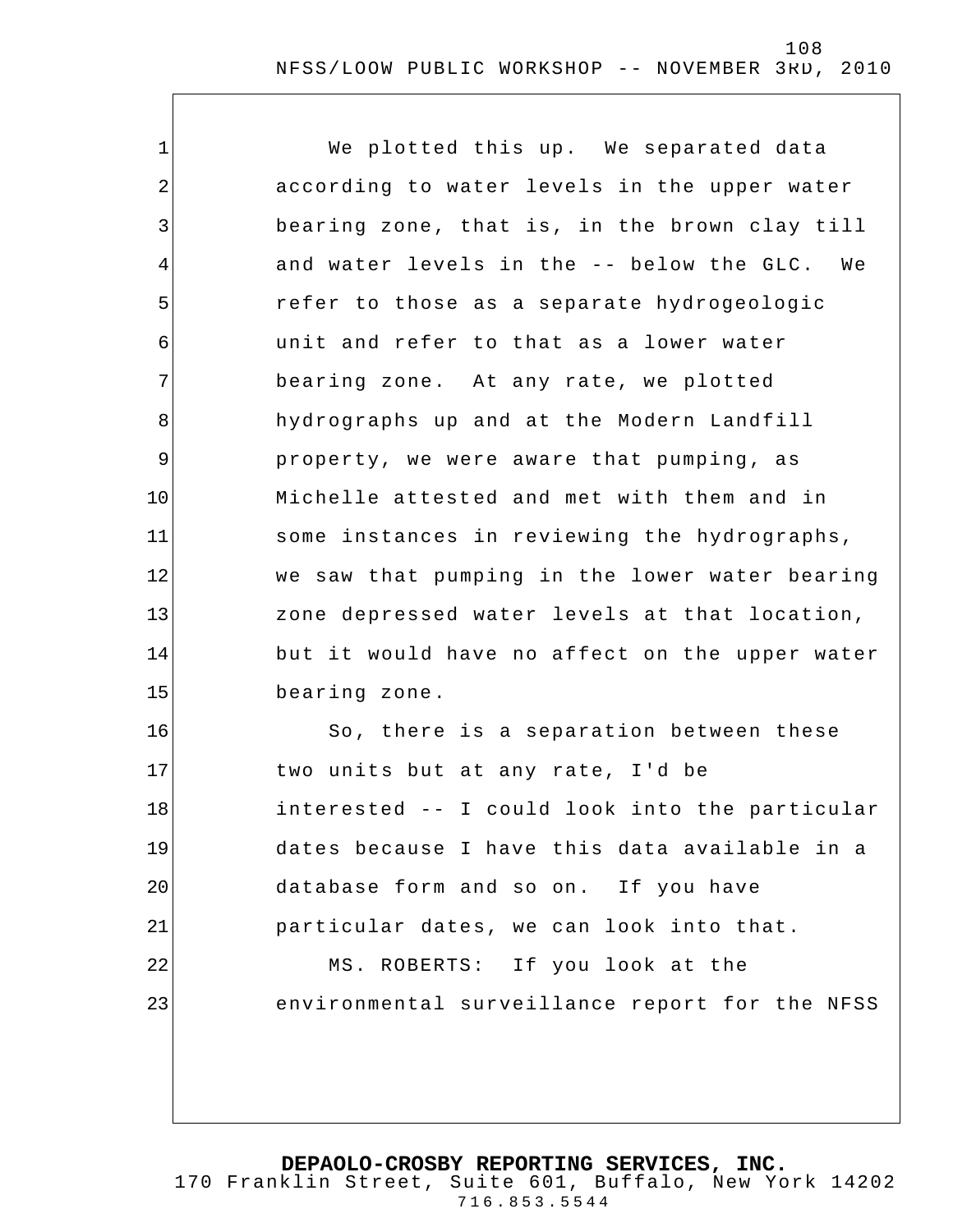We plotted this up. We separated data according to water levels in the upper water bearing zone, that is, in the brown clay till and water levels in the -- below the GLC. We refer to those as a separate hydrogeologic unit and refer to that as a lower water bearing zone. At any rate, we plotted hydrographs up and at the Modern Landfill property, we were aware that pumping, as Michelle attested and met with them and in some instances in reviewing the hydrographs, we saw that pumping in the lower water bearing zone depressed water levels at that location, but it would have no affect on the upper water bearing zone.

So, there is a separation between these two units but at any rate, I'd be interested -- I could look into the particular dates because I have this data available in a database form and so on. If you have particular dates, we can look into that.

MS. ROBERTS: If you look at the environmental surveillance report for the NFSS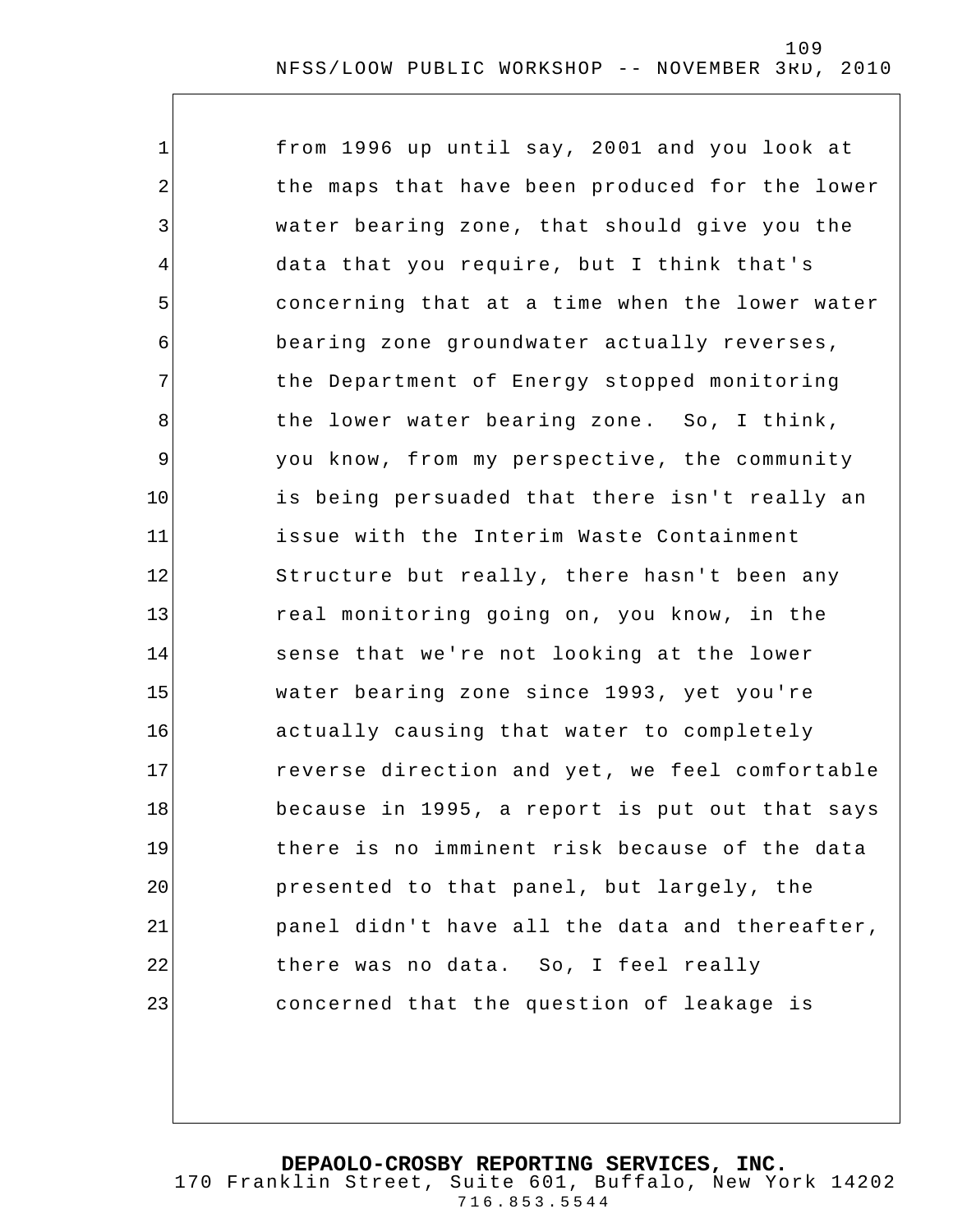from 1996 up until say, 2001 and you look at the maps that have been produced for the lower water bearing zone, that should give you the data that you require, but I think that's concerning that at a time when the lower water bearing zone groundwater actually reverses, the Department of Energy stopped monitoring the lower water bearing zone. So, I think, you know, from my perspective, the community is being persuaded that there isn't really an issue with the Interim Waste Containment Structure but really, there hasn't been any real monitoring going on, you know, in the sense that we're not looking at the lower water bearing zone since 1993, yet you're actually causing that water to completely reverse direction and yet, we feel comfortable because in 1995, a report is put out that says there is no imminent risk because of the data presented to that panel, but largely, the panel didn't have all the data and thereafter, there was no data. So, I feel really concerned that the question of leakage is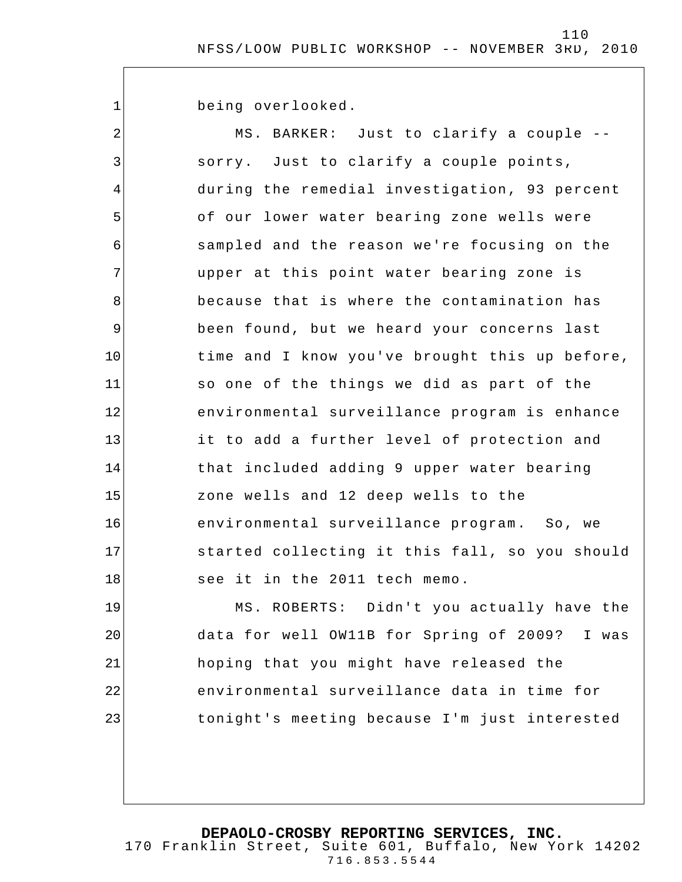being overlooked.

MS. BARKER: Just to clarify a couple -- sorry. Just to clarify a couple points, during the remedial investigation, 93 percent of our lower water bearing zone wells were sampled and the reason we're focusing on the upper at this point water bearing zone is because that is where the contamination has been found, but we heard your concerns last time and I know you've brought this up before, so one of the things we did as part of the environmental surveillance program is enhance it to add a further level of protection and that included adding 9 upper water bearing zone wells and 12 deep wells to the environmental surveillance program. So, we started collecting it this fall, so you should see it in the 2011 tech memo.

MS. ROBERTS: Didn't you actually have the data for well OW11B for Spring of 2009? I was hoping that you might have released the environmental surveillance data in time for tonight's meeting because I'm just interested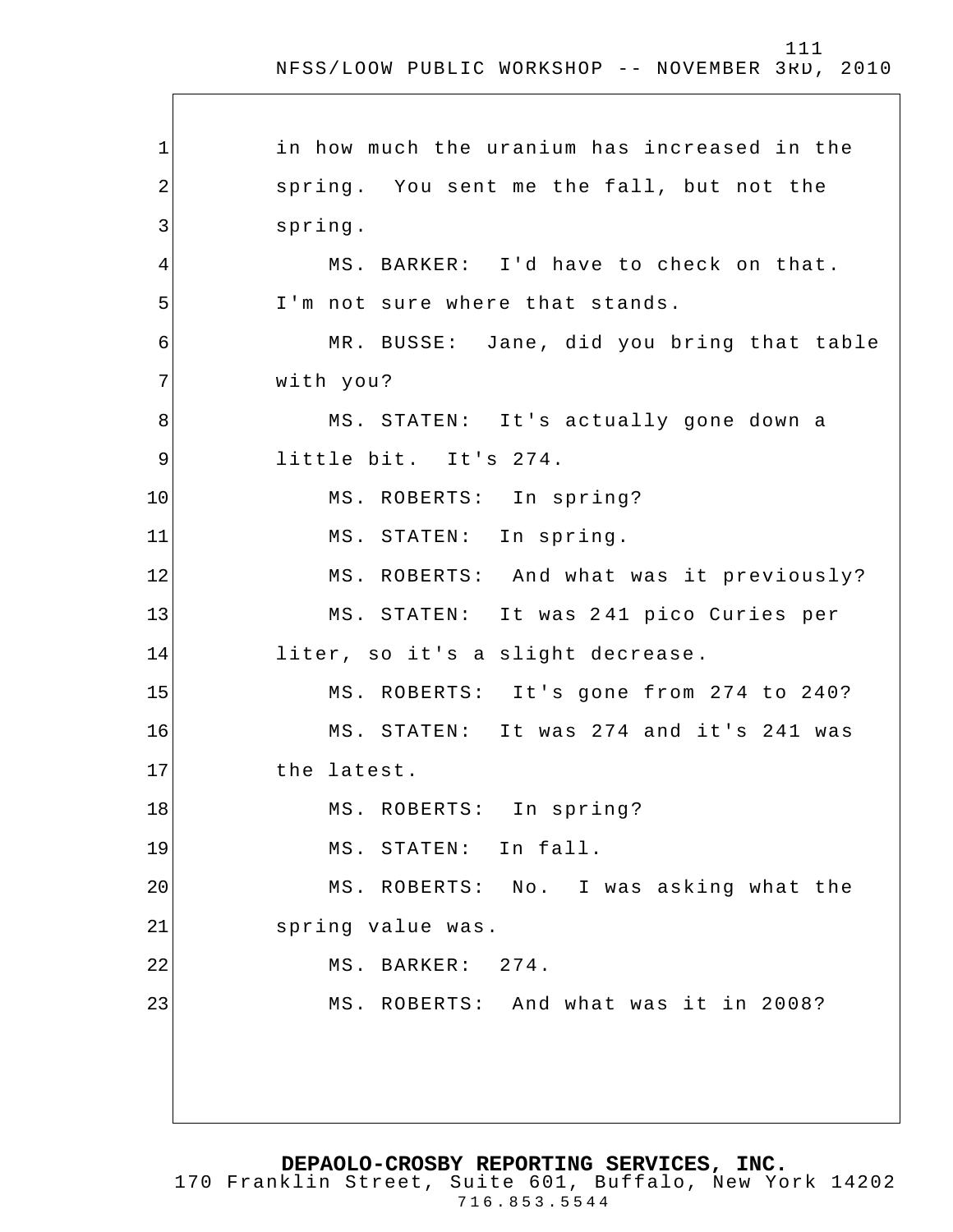in how much the uranium has increased in the spring. You sent me the fall, but not the spring.

MS. BARKER: I'd have to check on that. I'm not sure where that stands.

MR. BUSSE: Jane, did you bring that table with you?

MS. STATEN: It's actually gone down a little bit. It's 274.

MS. ROBERTS: In spring?

MS. STATEN: In spring.

MS. ROBERTS: And what was it previously?

MS. STATEN: It was 241 pico Curies per liter, so it's a slight decrease.

MS. ROBERTS: It's gone from 274 to 240?

MS. STATEN: It was 274 and it's 241 was the latest.

MS. ROBERTS: In spring?

MS. STATEN: In fall.

MS. ROBERTS: No. I was asking what the spring value was.

MS. BARKER: 274.

MS. ROBERTS: And what was it in 2008?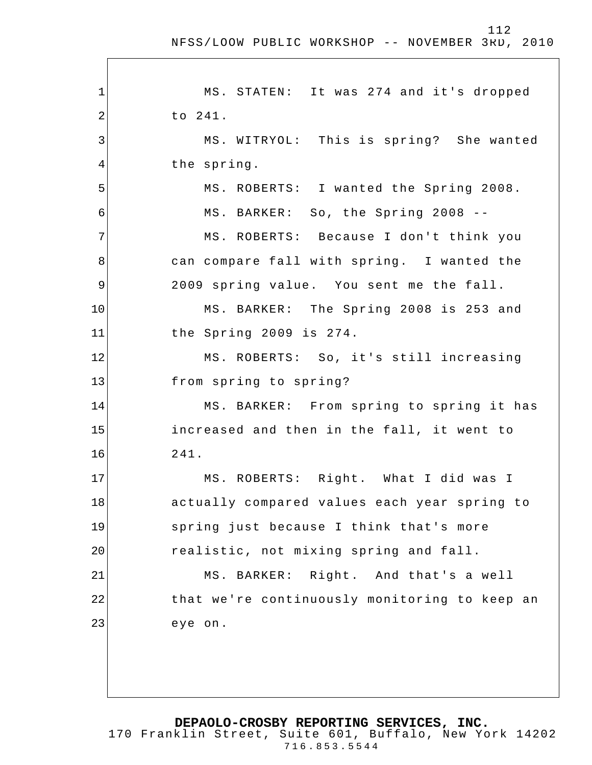MS. STATEN: It was 274 and it's dropped to 241.

MS. WITRYOL: This is spring? She wanted the spring.

MS. ROBERTS: I wanted the Spring 2008.

MS. BARKER: So, the Spring 2008 --

MS. ROBERTS: Because I don't think you can compare fall with spring. I wanted the 2009 spring value. You sent me the fall.

MS. BARKER: The Spring 2008 is 253 and the Spring 2009 is 274.

MS. ROBERTS: So, it's still increasing from spring to spring?

MS. BARKER: From spring to spring it has increased and then in the fall, it went to 241.

MS. ROBERTS: Right. What I did was I actually compared values each year spring to spring just because I think that's more realistic, not mixing spring and fall.

MS. BARKER: Right. And that's a well that we're continuously monitoring to keep an eye on.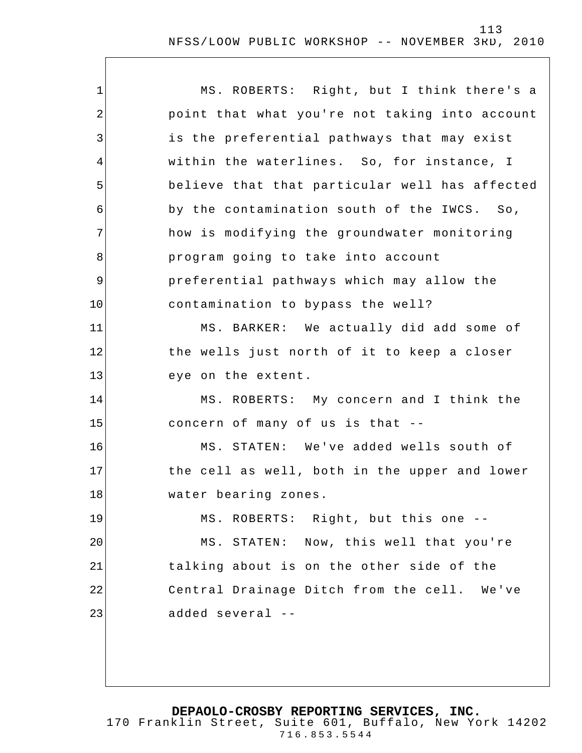MS. ROBERTS: Right, but I think there's a point that what you're not taking into account is the preferential pathways that may exist within the waterlines. So, for instance, I believe that that particular well has affected by the contamination south of the IWCS. So, how is modifying the groundwater monitoring program going to take into account preferential pathways which may allow the contamination to bypass the well?

MS. BARKER: We actually did add some of the wells just north of it to keep a closer eye on the extent.

MS. ROBERTS: My concern and I think the concern of many of us is that --

MS. STATEN: We've added wells south of the cell as well, both in the upper and lower water bearing zones.

MS. ROBERTS: Right, but this one --

MS. STATEN: Now, this well that you're talking about is on the other side of the Central Drainage Ditch from the cell. We've added several --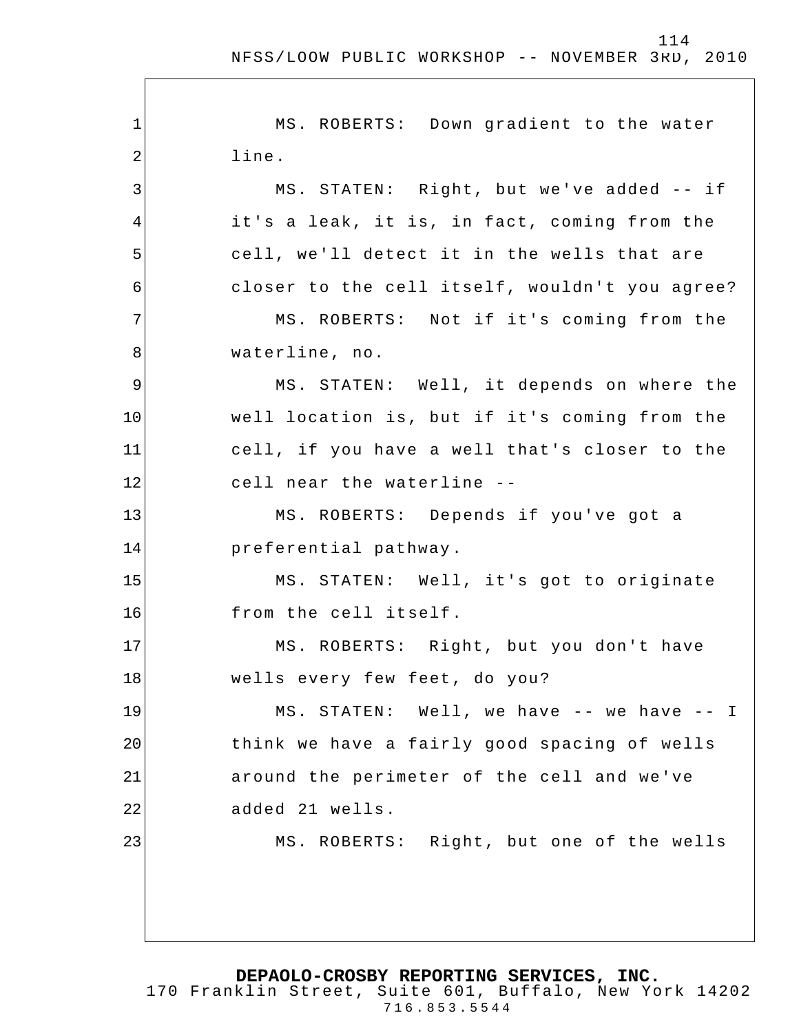MS. ROBERTS: Down gradient to the water line.

MS. STATEN: Right, but we've added -- if it's a leak, it is, in fact, coming from the cell, we'll detect it in the wells that are closer to the cell itself, wouldn't you agree?

MS. ROBERTS: Not if it's coming from the waterline, no.

MS. STATEN: Well, it depends on where the well location is, but if it's coming from the cell, if you have a well that's closer to the cell near the waterline --

MS. ROBERTS: Depends if you've got a preferential pathway.

MS. STATEN: Well, it's got to originate from the cell itself.

MS. ROBERTS: Right, but you don't have wells every few feet, do you?

MS. STATEN: Well, we have -- we have -- I think we have a fairly good spacing of wells around the perimeter of the cell and we've added 21 wells.

MS. ROBERTS: Right, but one of the wells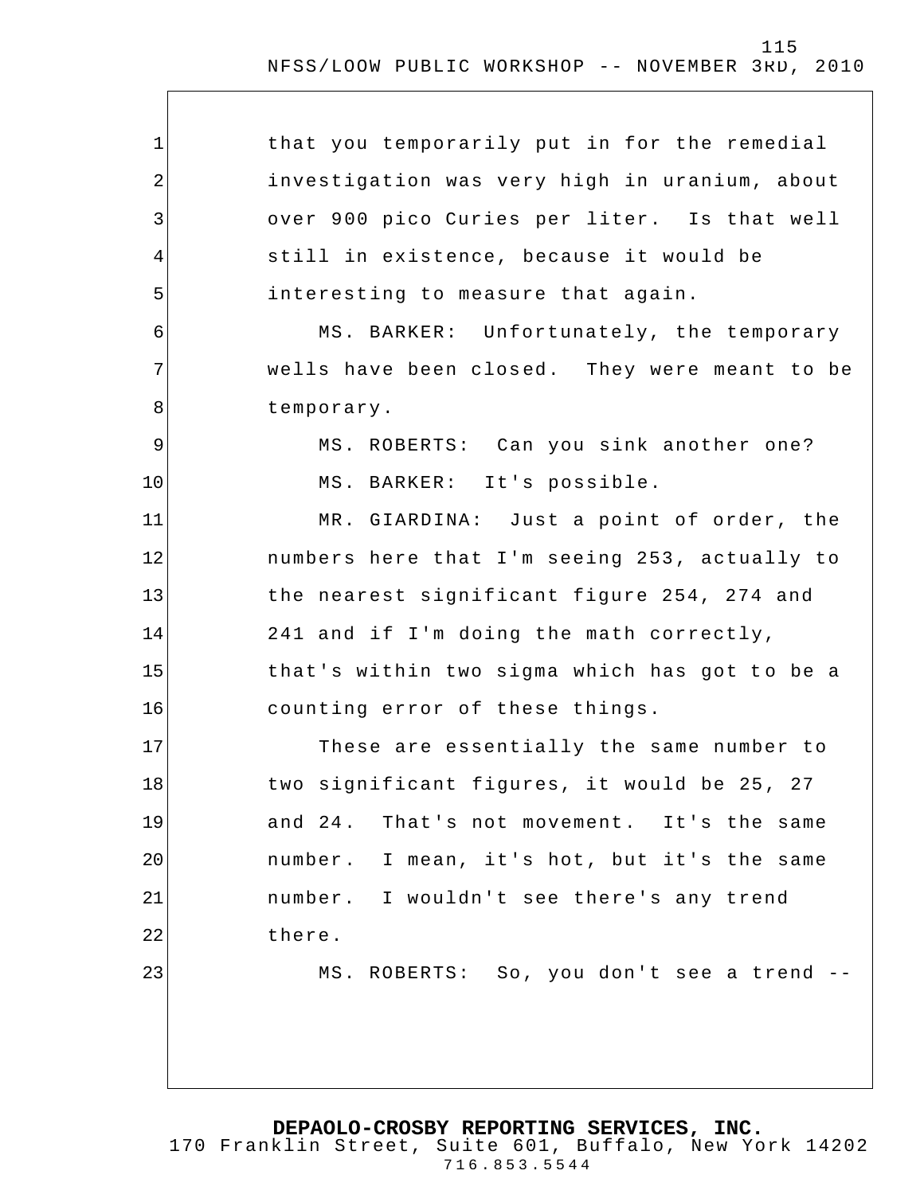that you temporarily put in for the remedial investigation was very high in uranium, about over 900 pico Curies per liter. Is that well still in existence, because it would be interesting to measure that again.

MS. BARKER: Unfortunately, the temporary wells have been closed. They were meant to be temporary.

MS. ROBERTS: Can you sink another one?

MS. BARKER: It's possible.

MR. GIARDINA: Just a point of order, the numbers here that I'm seeing 253, actually to the nearest significant figure 254, 274 and 241 and if I'm doing the math correctly, that's within two sigma which has got to be a counting error of these things.

These are essentially the same number to two significant figures, it would be 25, 27 and 24. That's not movement. It's the same number. I mean, it's hot, but it's the same number. I wouldn't see there's any trend there.

MS. ROBERTS: So, you don't see a trend --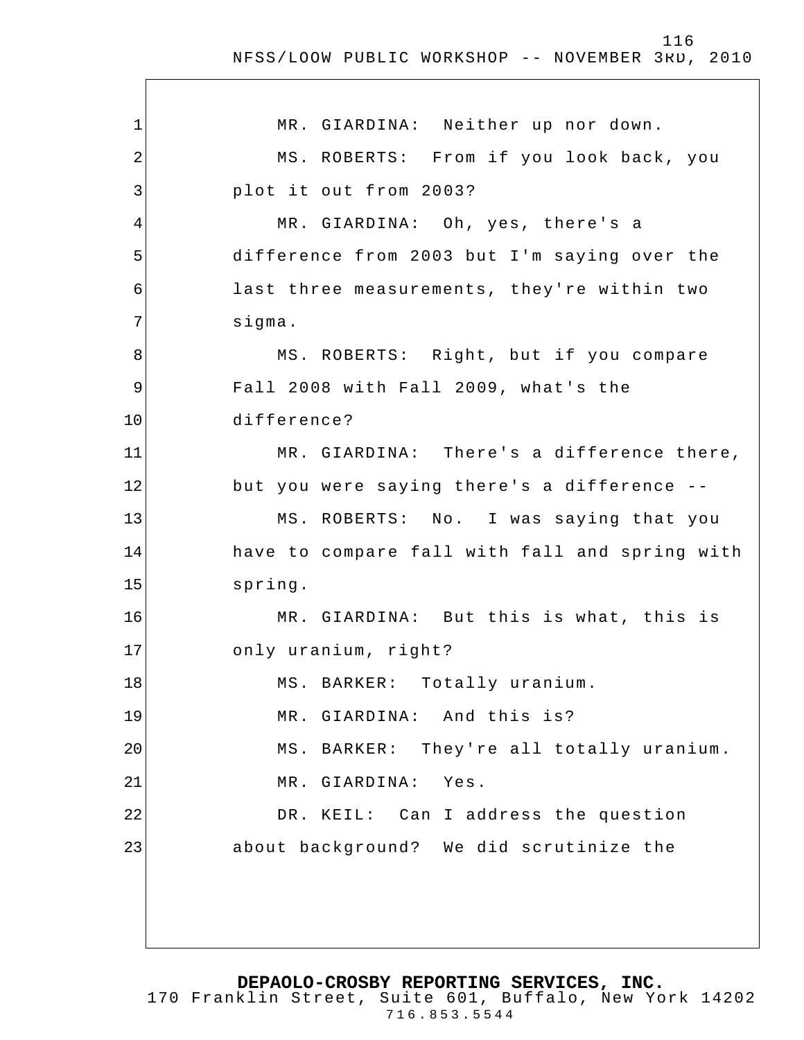MR. GIARDINA: Neither up nor down.

MS. ROBERTS: From if you look back, you plot it out from 2003?

MR. GIARDINA: Oh, yes, there's a difference from 2003 but I'm saying over the last three measurements, they're within two sigma.

MS. ROBERTS: Right, but if you compare Fall 2008 with Fall 2009, what's the difference?

MR. GIARDINA: There's a difference there, but you were saying there's a difference --

MS. ROBERTS: No. I was saying that you have to compare fall with fall and spring with spring.

MR. GIARDINA: But this is what, this is only uranium, right?

MS. BARKER: Totally uranium.

MR. GIARDINA: And this is?

MS. BARKER: They're all totally uranium.

MR. GIARDINA: Yes.

DR. KEIL: Can I address the question about background? We did scrutinize the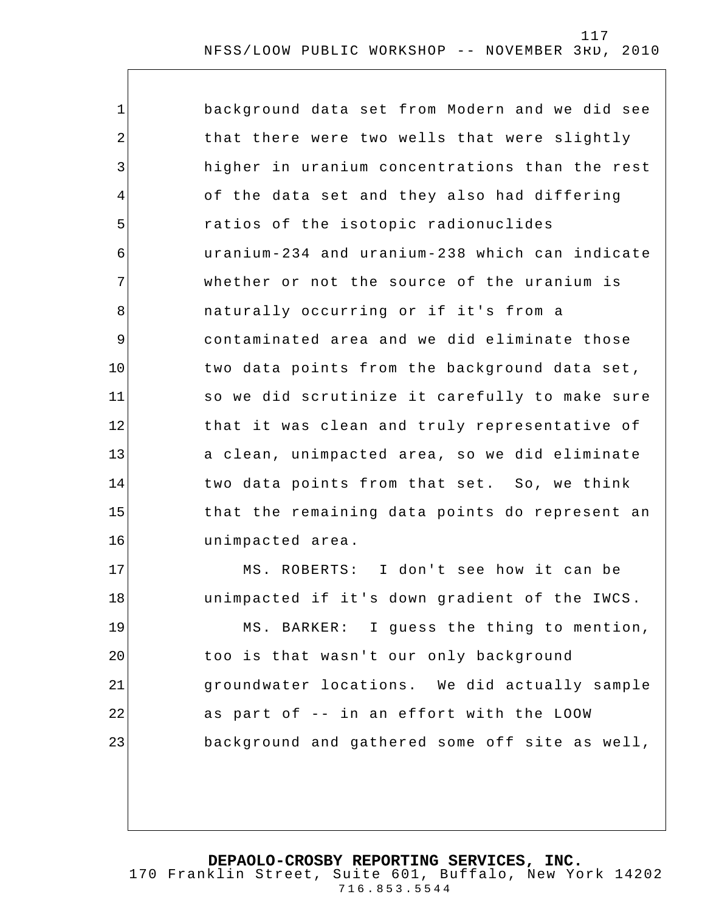background data set from Modern and we did see that there were two wells that were slightly higher in uranium concentrations than the rest of the data set and they also had differing ratios of the isotopic radionuclides uranium-234 and uranium-238 which can indicate whether or not the source of the uranium is naturally occurring or if it's from a contaminated area and we did eliminate those two data points from the background data set, so we did scrutinize it carefully to make sure that it was clean and truly representative of a clean, unimpacted area, so we did eliminate two data points from that set. So, we think that the remaining data points do represent an unimpacted area.

MS. ROBERTS: I don't see how it can be unimpacted if it's down gradient of the IWCS.

MS. BARKER: I guess the thing to mention, too is that wasn't our only background groundwater locations. We did actually sample as part of -- in an effort with the LOOW background and gathered some off site as well,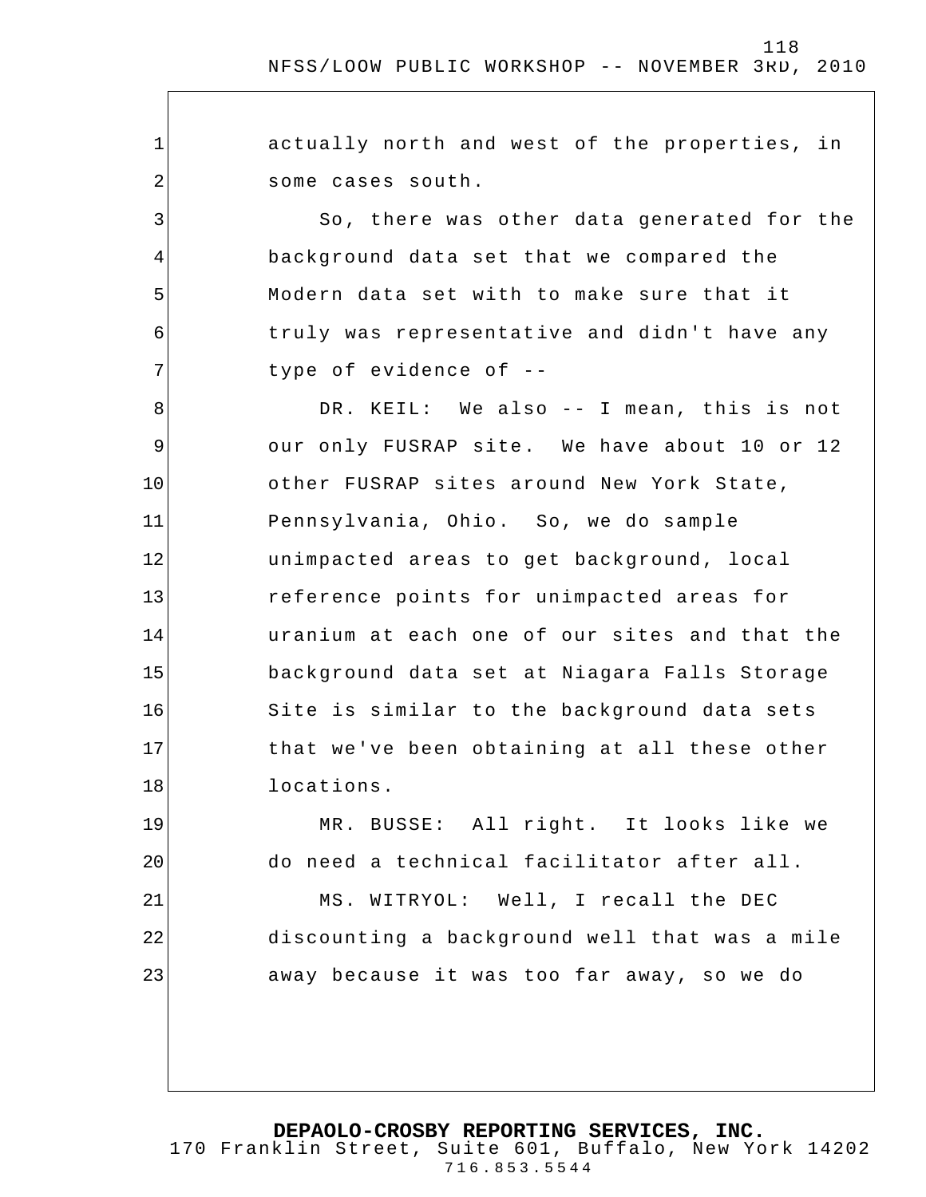actually north and west of the properties, in some cases south.

So, there was other data generated for the background data set that we compared the Modern data set with to make sure that it truly was representative and didn't have any type of evidence of --

DR. KEIL: We also -- I mean, this is not our only FUSRAP site. We have about 10 or 12 other FUSRAP sites around New York State, Pennsylvania, Ohio. So, we do sample unimpacted areas to get background, local reference points for unimpacted areas for uranium at each one of our sites and that the background data set at Niagara Falls Storage Site is similar to the background data sets that we've been obtaining at all these other locations.

MR. BUSSE: All right. It looks like we do need a technical facilitator after all.

MS. WITRYOL: Well, I recall the DEC discounting a background well that was a mile away because it was too far away, so we do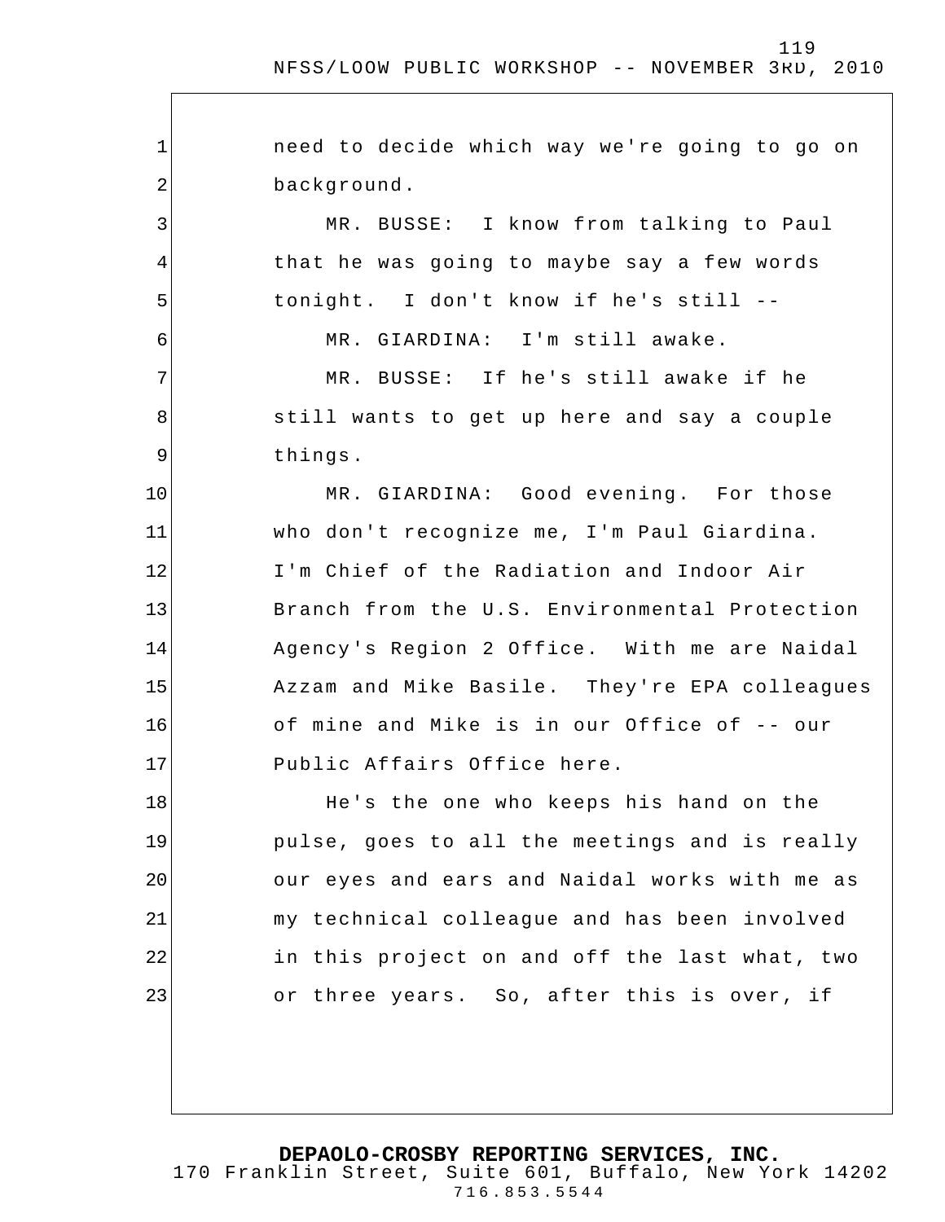need to decide which way we're going to go on background.

MR. BUSSE: I know from talking to Paul that he was going to maybe say a few words tonight. I don't know if he's still --

MR. GIARDINA: I'm still awake.

MR. BUSSE: If he's still awake if he still wants to get up here and say a couple things.

MR. GIARDINA: Good evening. For those who don't recognize me, I'm Paul Giardina. I'm Chief of the Radiation and Indoor Air Branch from the U.S. Environmental Protection Agency's Region 2 Office. With me are Naidal Azzam and Mike Basile. They're EPA colleagues of mine and Mike is in our Office of -- our Public Affairs Office here.

He's the one who keeps his hand on the pulse, goes to all the meetings and is really our eyes and ears and Naidal works with me as my technical colleague and has been involved in this project on and off the last what, two or three years. So, after this is over, if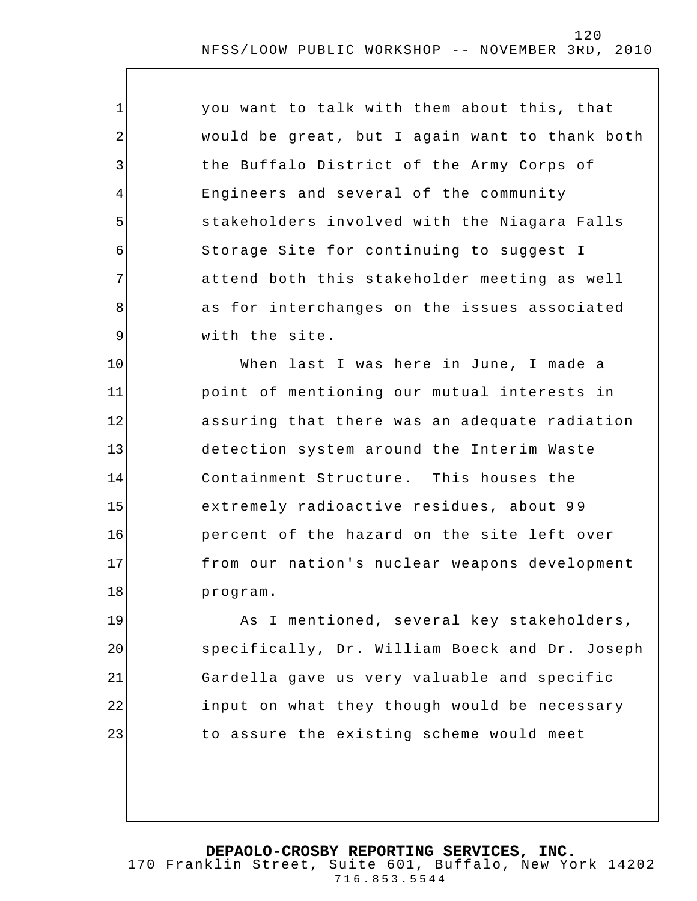you want to talk with them about this, that would be great, but I again want to thank both the Buffalo District of the Army Corps of Engineers and several of the community stakeholders involved with the Niagara Falls Storage Site for continuing to suggest I attend both this stakeholder meeting as well as for interchanges on the issues associated with the site.

When last I was here in June, I made a point of mentioning our mutual interests in assuring that there was an adequate radiation detection system around the Interim Waste Containment Structure. This houses the extremely radioactive residues, about 99 percent of the hazard on the site left over from our nation's nuclear weapons development program.

As I mentioned, several key stakeholders, specifically, Dr. William Boeck and Dr. Joseph Gardella gave us very valuable and specific input on what they though would be necessary to assure the existing scheme would meet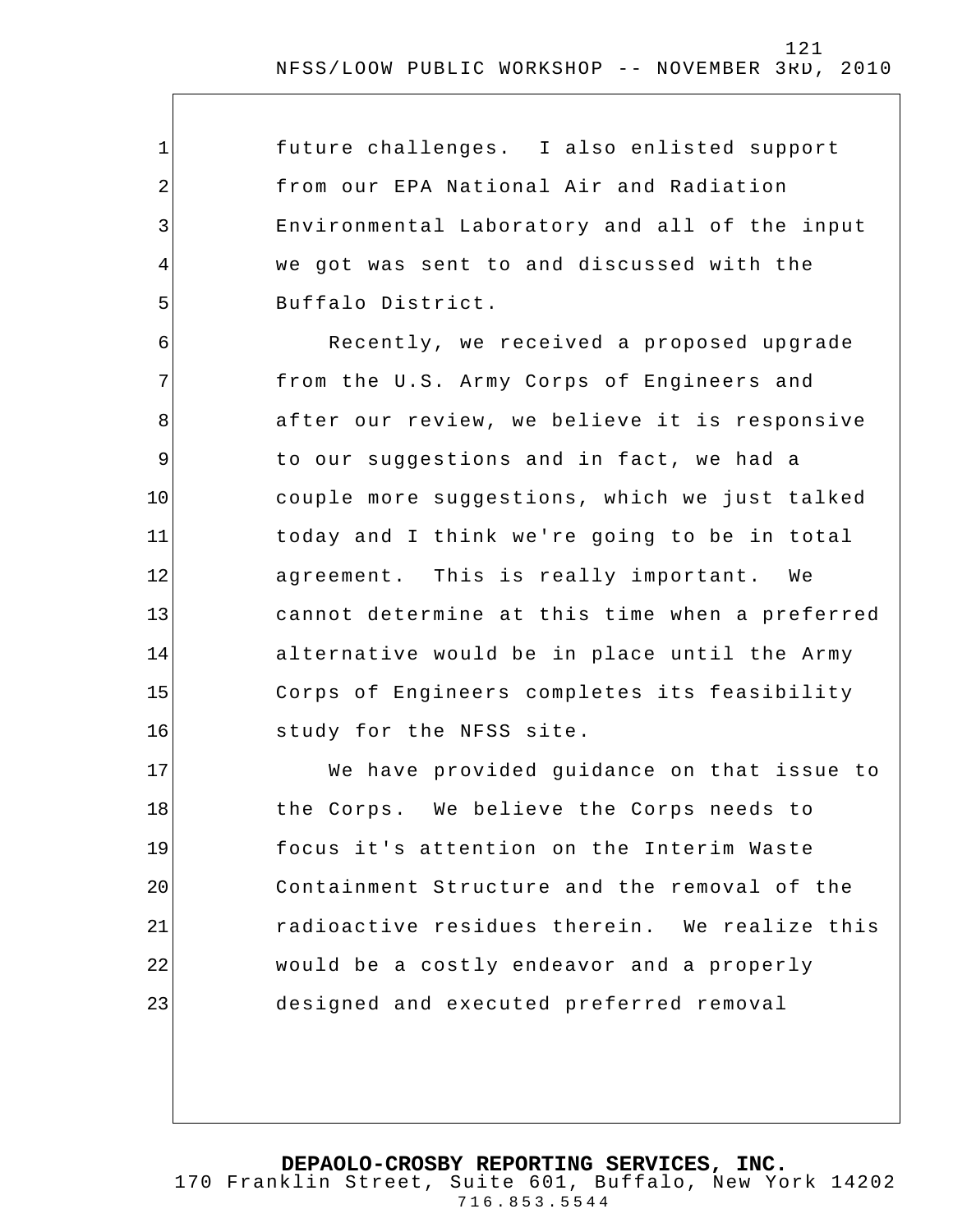future challenges. I also enlisted support from our EPA National Air and Radiation Environmental Laboratory and all of the input we got was sent to and discussed with the Buffalo District.

Recently, we received a proposed upgrade from the U.S. Army Corps of Engineers and after our review, we believe it is responsive to our suggestions and in fact, we had a couple more suggestions, which we just talked today and I think we're going to be in total agreement. This is really important. We cannot determine at this time when a preferred alternative would be in place until the Army Corps of Engineers completes its feasibility study for the NFSS site.

We have provided guidance on that issue to the Corps. We believe the Corps needs to focus it's attention on the Interim Waste Containment Structure and the removal of the radioactive residues therein. We realize this would be a costly endeavor and a properly designed and executed preferred removal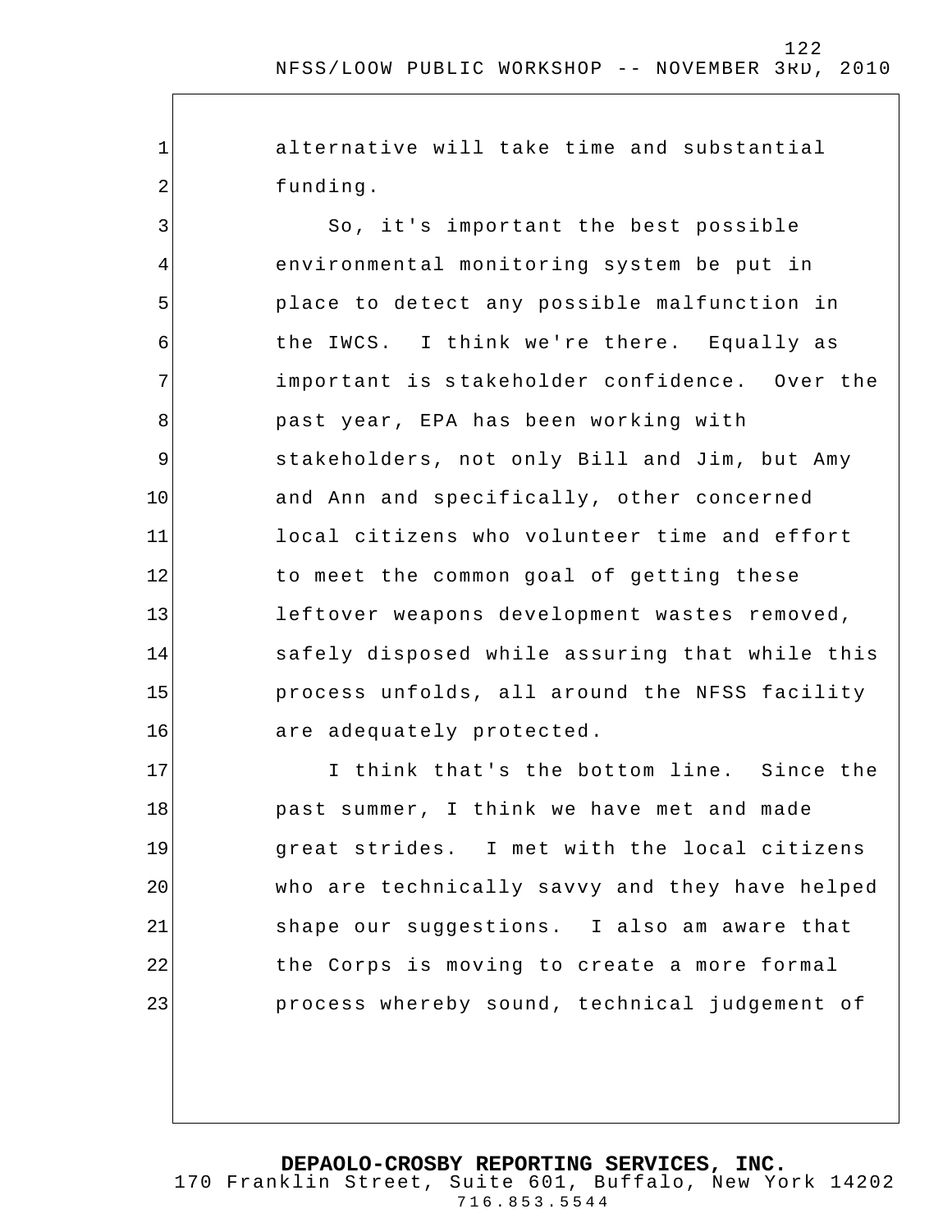alternative will take time and substantial funding.

So, it's important the best possible environmental monitoring system be put in place to detect any possible malfunction in the IWCS. I think we're there. Equally as important is stakeholder confidence. Over the past year, EPA has been working with stakeholders, not only Bill and Jim, but Amy and Ann and specifically, other concerned local citizens who volunteer time and effort to meet the common goal of getting these leftover weapons development wastes removed, safely disposed while assuring that while this process unfolds, all around the NFSS facility are adequately protected.

I think that's the bottom line. Since the past summer, I think we have met and made great strides. I met with the local citizens who are technically savvy and they have helped shape our suggestions. I also am aware that the Corps is moving to create a more formal process whereby sound, technical judgement of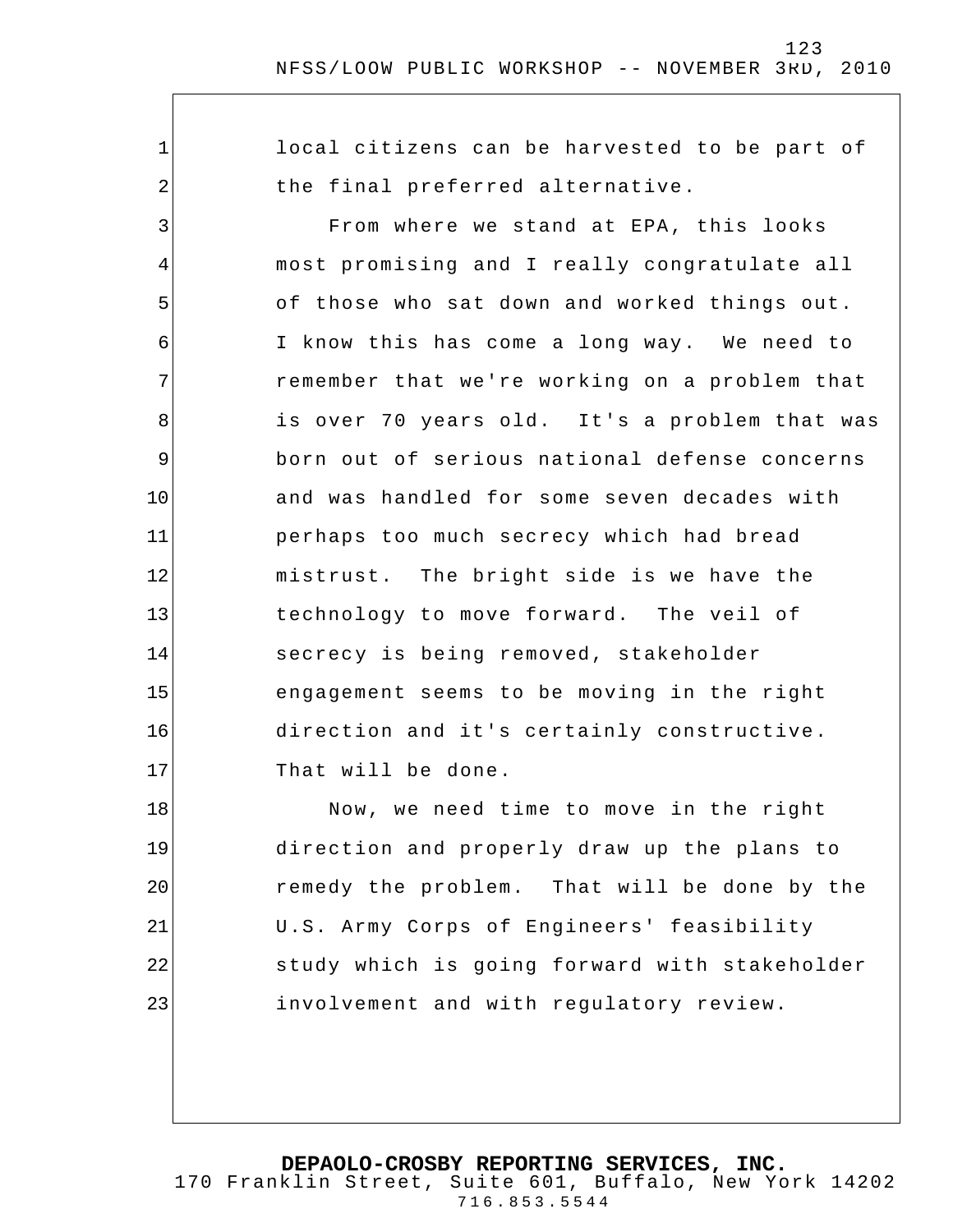local citizens can be harvested to be part of the final preferred alternative.

From where we stand at EPA, this looks most promising and I really congratulate all of those who sat down and worked things out. I know this has come a long way. We need to remember that we're working on a problem that is over 70 years old. It's a problem that was born out of serious national defense concerns and was handled for some seven decades with perhaps too much secrecy which had bread mistrust. The bright side is we have the technology to move forward. The veil of secrecy is being removed, stakeholder engagement seems to be moving in the right direction and it's certainly constructive. That will be done.

Now, we need time to move in the right direction and properly draw up the plans to remedy the problem. That will be done by the U.S. Army Corps of Engineers' feasibility study which is going forward with stakeholder involvement and with regulatory review.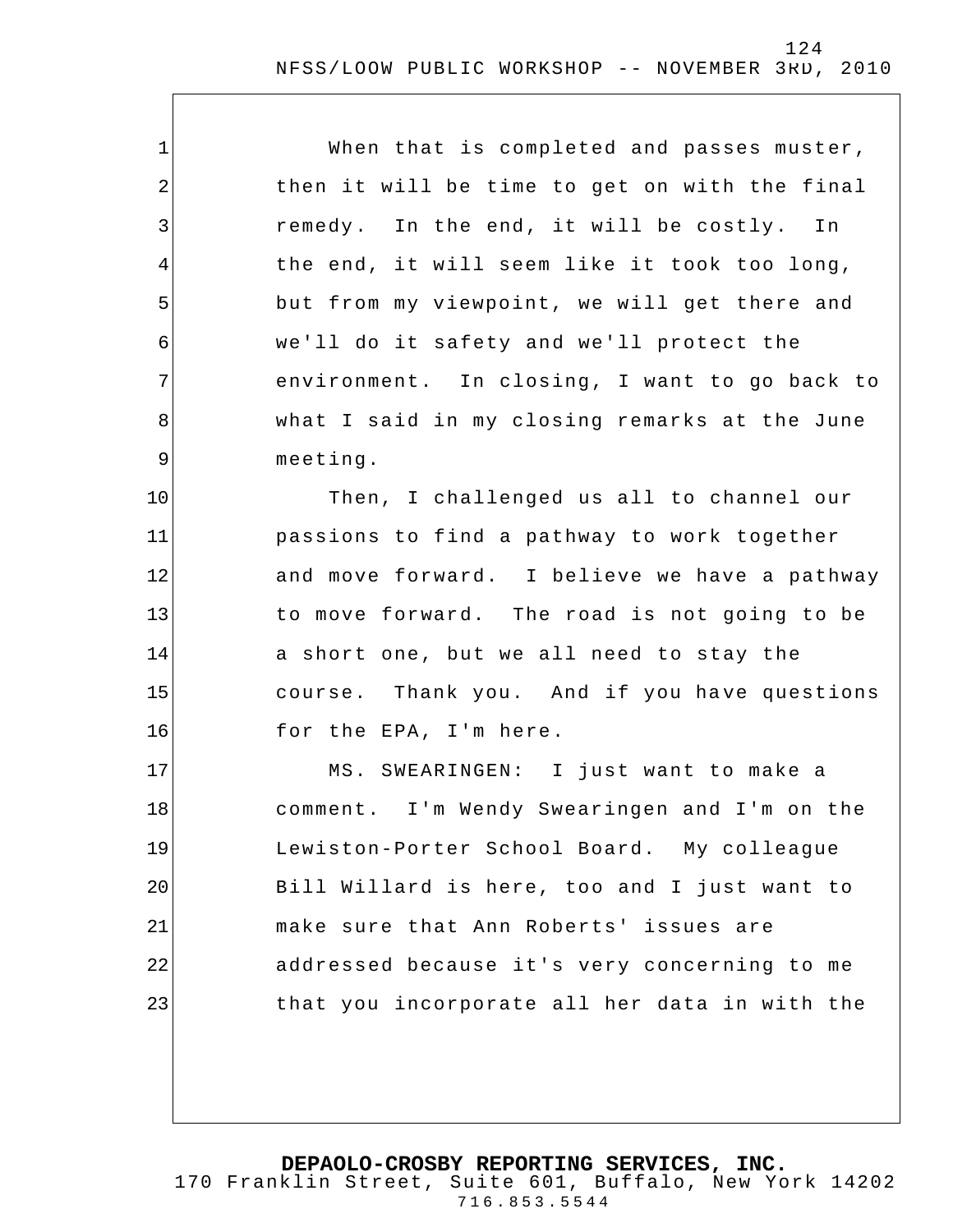When that is completed and passes muster, then it will be time to get on with the final remedy. In the end, it will be costly. In the end, it will seem like it took too long, but from my viewpoint, we will get there and we'll do it safety and we'll protect the environment. In closing, I want to go back to what I said in my closing remarks at the June meeting.

Then, I challenged us all to channel our passions to find a pathway to work together and move forward. I believe we have a pathway to move forward. The road is not going to be a short one, but we all need to stay the course. Thank you. And if you have questions for the EPA, I'm here.

MS. SWEARINGEN: I just want to make a comment. I'm Wendy Swearingen and I'm on the Lewiston-Porter School Board. My colleague Bill Willard is here, too and I just want to make sure that Ann Roberts' issues are addressed because it's very concerning to me that you incorporate all her data in with the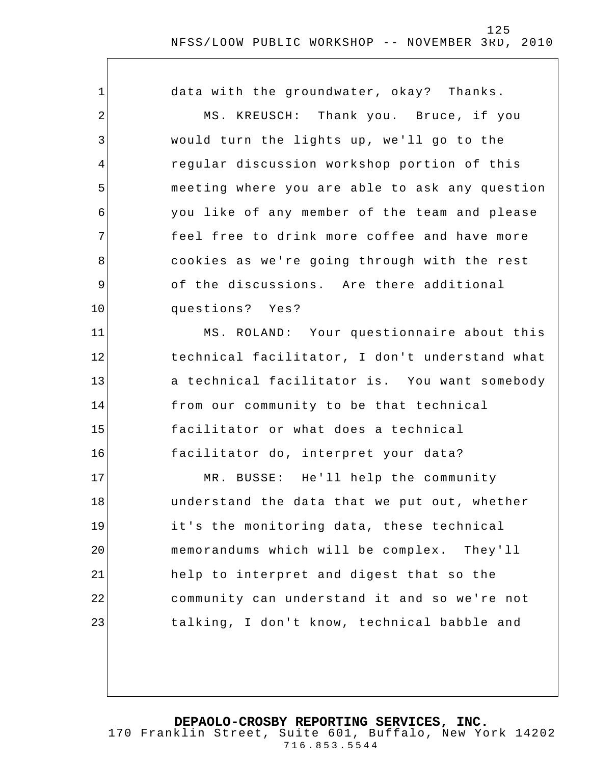data with the groundwater, okay? Thanks.

MS. KREUSCH: Thank you. Bruce, if you would turn the lights up, we'll go to the regular discussion workshop portion of this meeting where you are able to ask any question you like of any member of the team and please feel free to drink more coffee and have more cookies as we're going through with the rest of the discussions. Are there additional questions? Yes?

MS. ROLAND: Your questionnaire about this technical facilitator, I don't understand what a technical facilitator is. You want somebody from our community to be that technical facilitator or what does a technical facilitator do, interpret your data?

MR. BUSSE: He'll help the community understand the data that we put out, whether it's the monitoring data, these technical memorandums which will be complex. They'll help to interpret and digest that so the community can understand it and so we're not talking, I don't know, technical babble and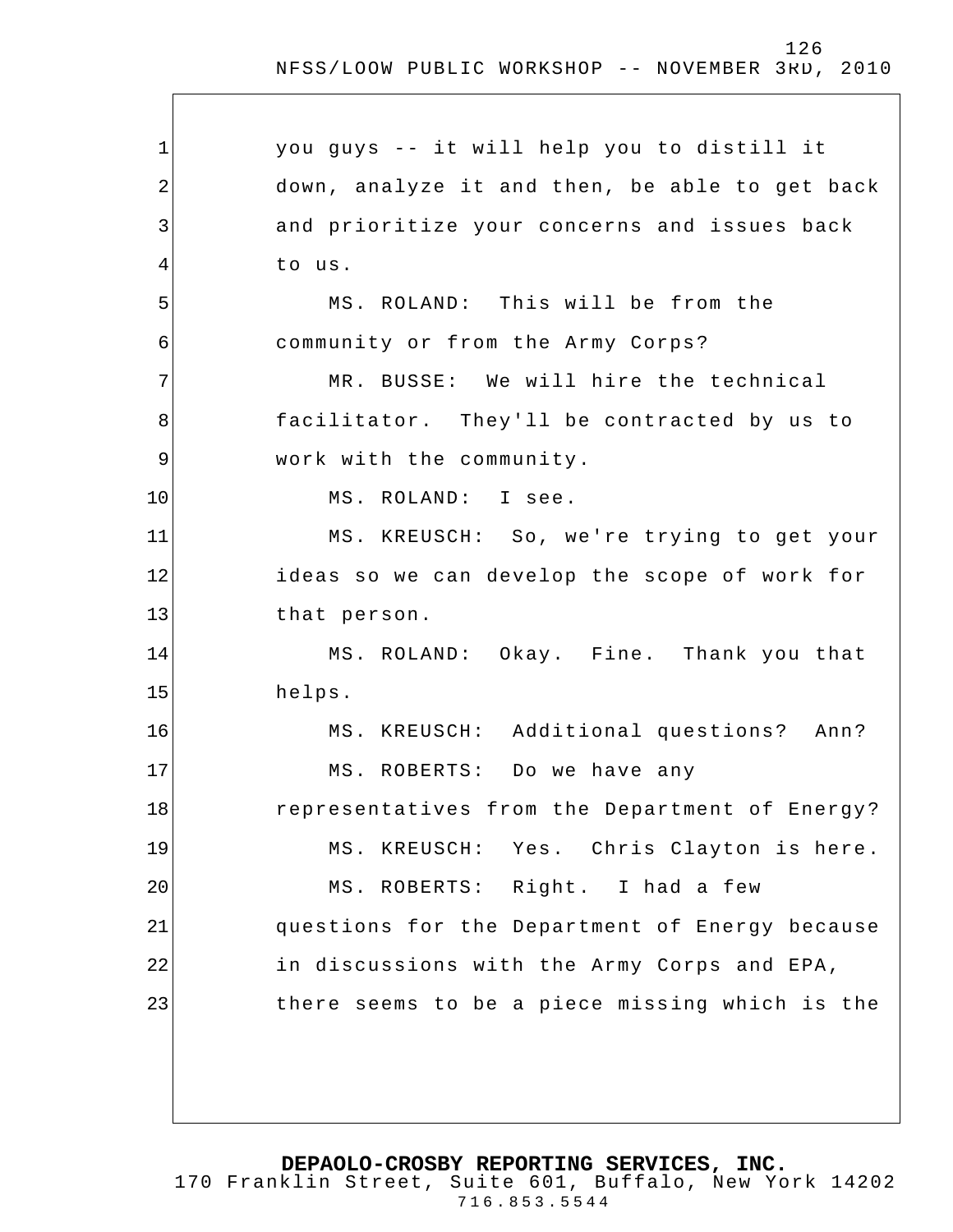you guys -- it will help you to distill it down, analyze it and then, be able to get back and prioritize your concerns and issues back to us.

MS. ROLAND: This will be from the community or from the Army Corps?

MR. BUSSE: We will hire the technical facilitator. They'll be contracted by us to work with the community.

MS. ROLAND: I see.

MS. KREUSCH: So, we're trying to get your ideas so we can develop the scope of work for that person.

MS. ROLAND: Okay. Fine. Thank you that helps.

MS. KREUSCH: Additional questions? Ann?

MS. ROBERTS: Do we have any representatives from the Department of Energy?

MS. KREUSCH: Yes. Chris Clayton is here.

MS. ROBERTS: Right. I had a few questions for the Department of Energy because in discussions with the Army Corps and EPA, there seems to be a piece missing which is the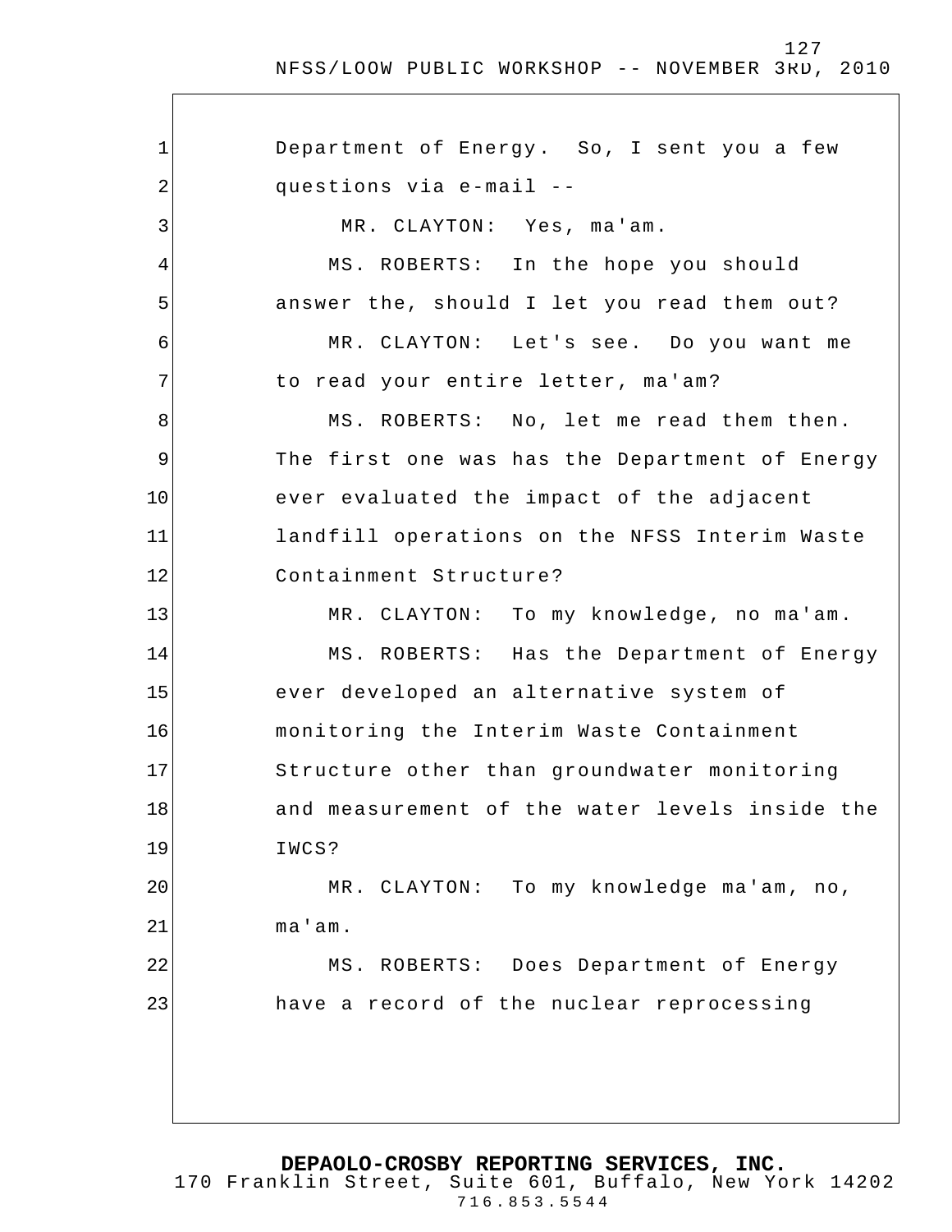Department of Energy. So, I sent you a few questions via e-mail --

MR. CLAYTON: Yes, ma'am.

MS. ROBERTS: In the hope you should answer the, should I let you read them out?

MR. CLAYTON: Let's see. Do you want me to read your entire letter, ma'am?

MS. ROBERTS: No, let me read them then. The first one was has the Department of Energy ever evaluated the impact of the adjacent landfill operations on the NFSS Interim Waste Containment Structure?

MR. CLAYTON: To my knowledge, no ma'am.

MS. ROBERTS: Has the Department of Energy ever developed an alternative system of monitoring the Interim Waste Containment Structure other than groundwater monitoring and measurement of the water levels inside the IWCS?

MR. CLAYTON: To my knowledge ma'am, no, ma'am.

MS. ROBERTS: Does Department of Energy have a record of the nuclear reprocessing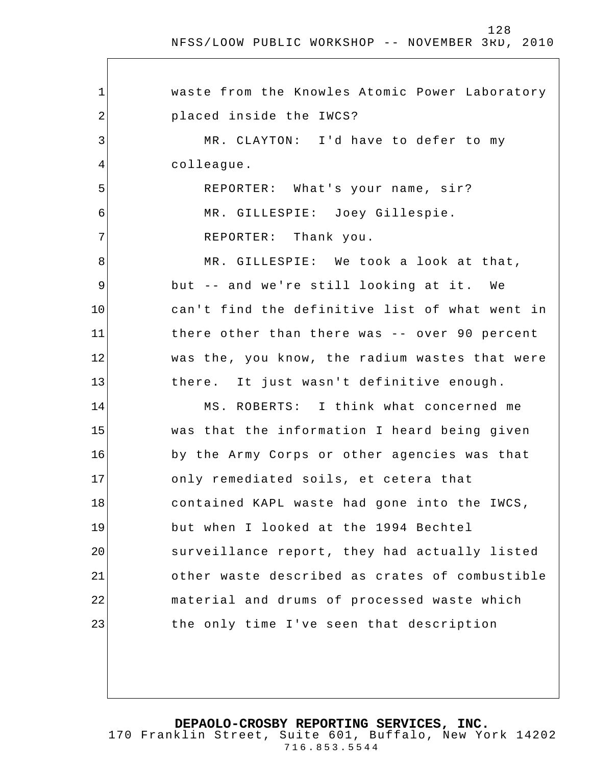waste from the Knowles Atomic Power Laboratory placed inside the IWCS?

MR. CLAYTON: I'd have to defer to my colleague.

REPORTER: What's your name, sir?

MR. GILLESPIE: Joey Gillespie.

REPORTER: Thank you.

MR. GILLESPIE: We took a look at that, but -- and we're still looking at it. We can't find the definitive list of what went in there other than there was -- over 90 percent was the, you know, the radium wastes that were there. It just wasn't definitive enough.

MS. ROBERTS: I think what concerned me was that the information I heard being given by the Army Corps or other agencies was that only remediated soils, et cetera that contained KAPL waste had gone into the IWCS, but when I looked at the 1994 Bechtel surveillance report, they had actually listed other waste described as crates of combustible material and drums of processed waste which the only time I've seen that description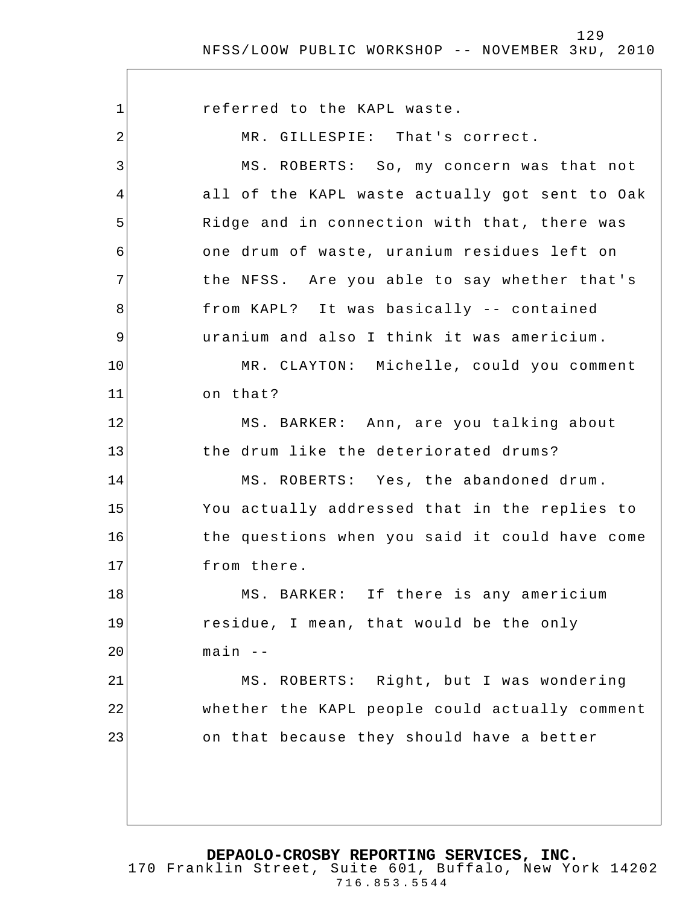referred to the KAPL waste.

MR. GILLESPIE: That's correct.

MS. ROBERTS: So, my concern was that not all of the KAPL waste actually got sent to Oak Ridge and in connection with that, there was one drum of waste, uranium residues left on the NFSS. Are you able to say whether that's from KAPL? It was basically -- contained uranium and also I think it was americium.

MR. CLAYTON: Michelle, could you comment on that?

MS. BARKER: Ann, are you talking about the drum like the deteriorated drums?

MS. ROBERTS: Yes, the abandoned drum. You actually addressed that in the replies to the questions when you said it could have come from there.

MS. BARKER: If there is any americium residue, I mean, that would be the only main --

MS. ROBERTS: Right, but I was wondering whether the KAPL people could actually comment on that because they should have a better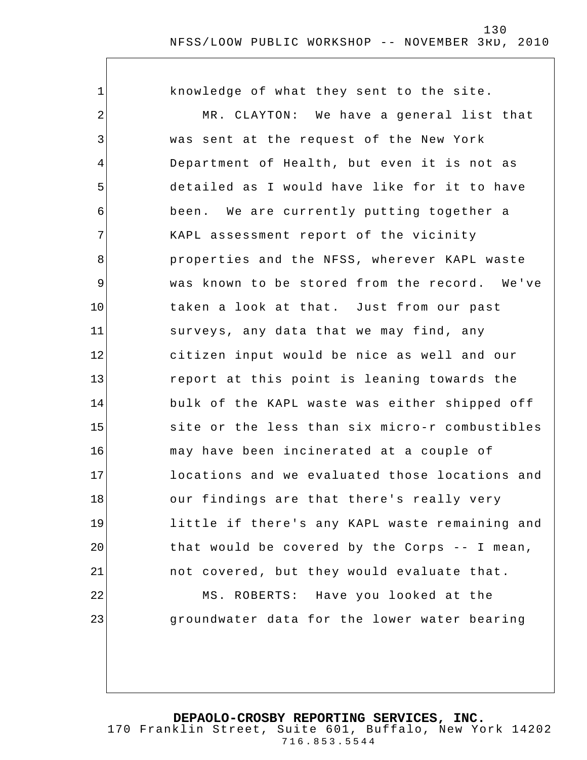knowledge of what they sent to the site.

MR. CLAYTON: We have a general list that was sent at the request of the New York Department of Health, but even it is not as detailed as I would have like for it to have been. We are currently putting together a KAPL assessment report of the vicinity properties and the NFSS, wherever KAPL waste was known to be stored from the record. We've taken a look at that. Just from our past surveys, any data that we may find, any citizen input would be nice as well and our report at this point is leaning towards the bulk of the KAPL waste was either shipped off site or the less than six micro-r combustibles may have been incinerated at a couple of locations and we evaluated those locations and our findings are that there's really very little if there's any KAPL waste remaining and that would be covered by the Corps -- I mean, not covered, but they would evaluate that.

MS. ROBERTS: Have you looked at the groundwater data for the lower water bearing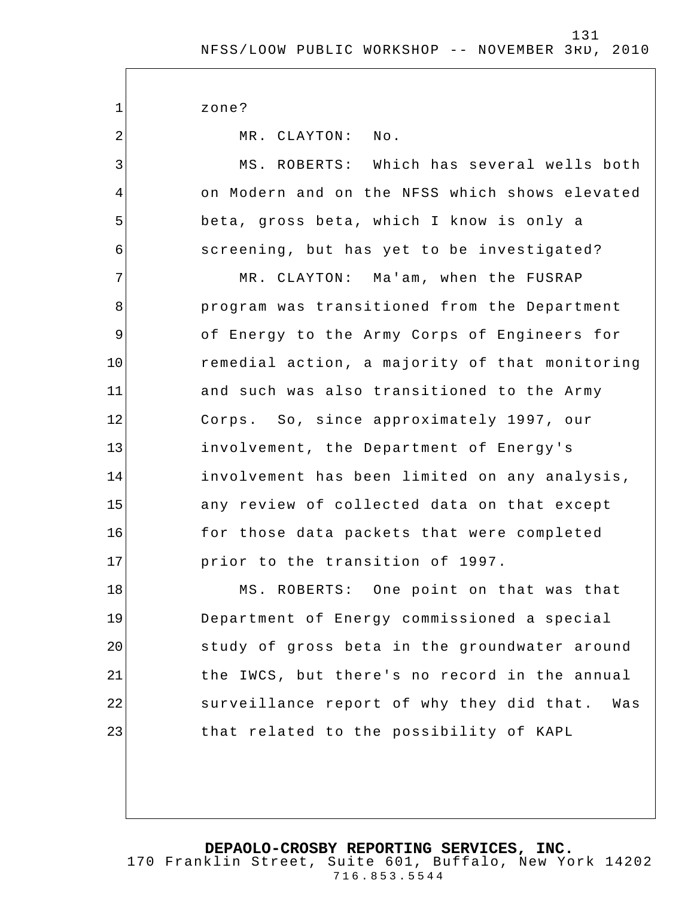zone?

MR. CLAYTON: No.

MS. ROBERTS: Which has several wells both on Modern and on the NFSS which shows elevated beta, gross beta, which I know is only a screening, but has yet to be investigated?

MR. CLAYTON: Ma'am, when the FUSRAP program was transitioned from the Department of Energy to the Army Corps of Engineers for remedial action, a majority of that monitoring and such was also transitioned to the Army Corps. So, since approximately 1997, our involvement, the Department of Energy's involvement has been limited on any analysis, any review of collected data on that except for those data packets that were completed prior to the transition of 1997.

MS. ROBERTS: One point on that was that Department of Energy commissioned a special study of gross beta in the groundwater around the IWCS, but there's no record in the annual surveillance report of why they did that. Was that related to the possibility of KAPL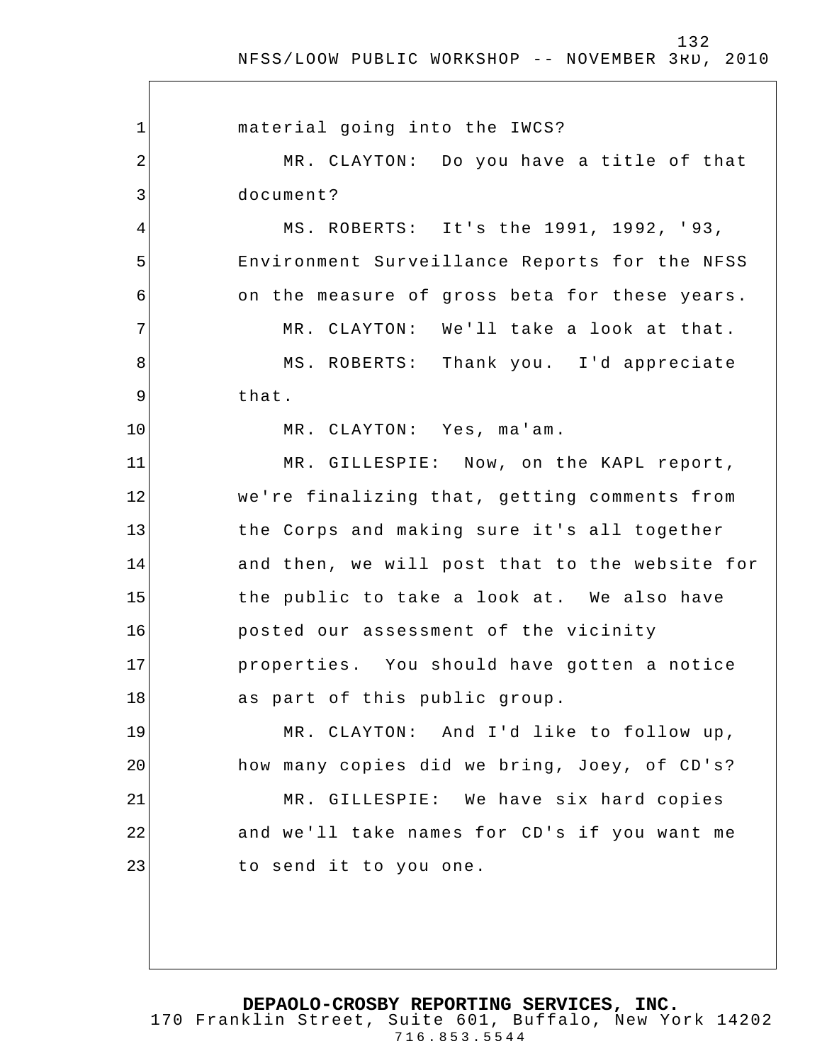material going into the IWCS?

MR. CLAYTON: Do you have a title of that document?

MS. ROBERTS: It's the 1991, 1992, '93, Environment Surveillance Reports for the NFSS on the measure of gross beta for these years.

MR. CLAYTON: We'll take a look at that.

MS. ROBERTS: Thank you. I'd appreciate that.

MR. CLAYTON: Yes, ma'am.

MR. GILLESPIE: Now, on the KAPL report, we're finalizing that, getting comments from the Corps and making sure it's all together and then, we will post that to the website for the public to take a look at. We also have posted our assessment of the vicinity properties. You should have gotten a notice as part of this public group.

MR. CLAYTON: And I'd like to follow up, how many copies did we bring, Joey, of CD's?

MR. GILLESPIE: We have six hard copies and we'll take names for CD's if you want me to send it to you one.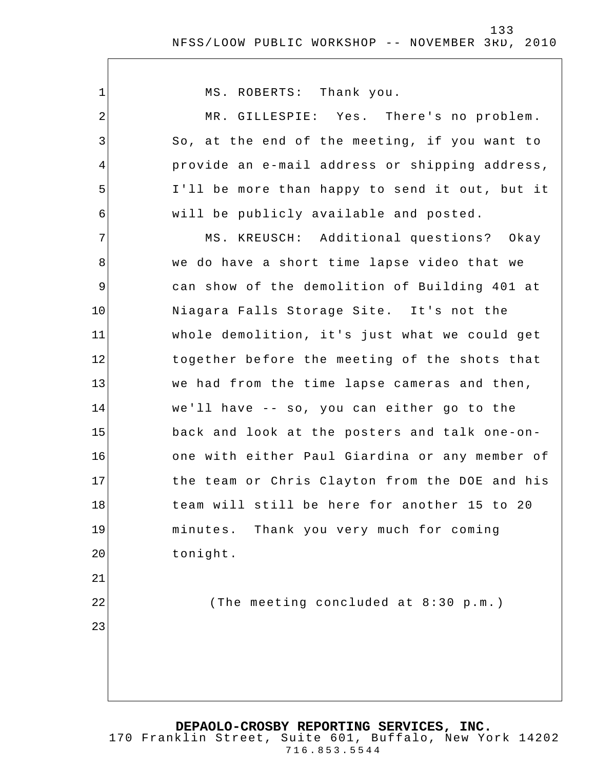MS. ROBERTS: Thank you.

MR. GILLESPIE: Yes. There's no problem. So, at the end of the meeting, if you want to provide an e-mail address or shipping address, I'll be more than happy to send it out, but it will be publicly available and posted.

MS. KREUSCH: Additional questions? Okay we do have a short time lapse video that we can show of the demolition of Building 401 at Niagara Falls Storage Site. It's not the whole demolition, it's just what we could get together before the meeting of the shots that we had from the time lapse cameras and then, we'll have -- so, you can either go to the back and look at the posters and talk one-on-one with either Paul Giardina or any member of the team or Chris Clayton from the DOE and his team will still be here for another 15 to 20 minutes. Thank you very much for coming tonight.

(The meeting concluded at 8:30 p.m.)